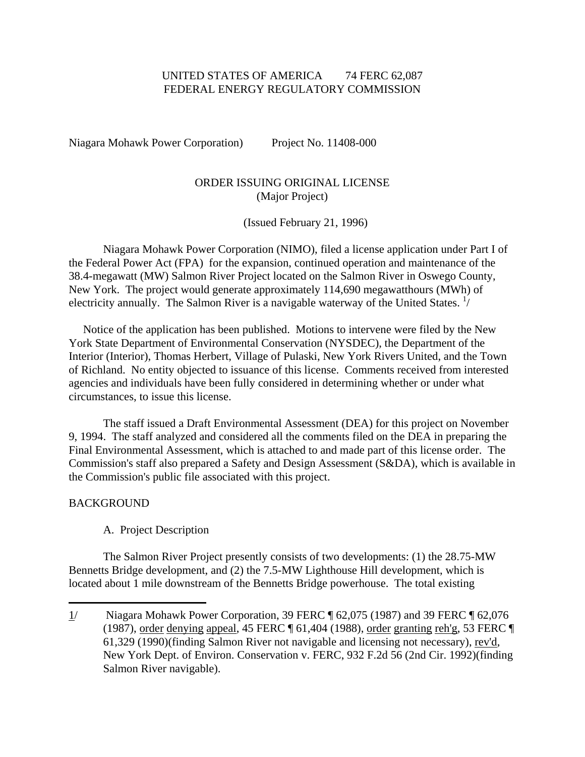UNITED STATES OF AMERICA 74 FERC 62,087
FEDERAL ENERGY REGULATORY COMMISSION

Niagara Mohawk Power Corporation) Project No. 11408-000

# ORDER ISSUING ORIGINAL LICENSE
(Major Project)

(Issued February 21, 1996)

Niagara Mohawk Power Corporation (NIMO), filed a license application under Part I of the Federal Power Act (FPA) for the expansion, continued operation and maintenance of the 38.4-megawatt (MW) Salmon River Project located on the Salmon River in Oswego County, New York. The project would generate approximately 114,690 megawatthours (MWh) of electricity annually. The Salmon River is a navigable waterway of the United States. [1]/

Notice of the application has been published. Motions to intervene were filed by the New York State Department of Environmental Conservation (NYSDEC), the Department of the Interior (Interior), Thomas Herbert, Village of Pulaski, New York Rivers United, and the Town of Richland. No entity objected to issuance of this license. Comments received from interested agencies and individuals have been fully considered in determining whether or under what circumstances, to issue this license.

The staff issued a Draft Environmental Assessment (DEA) for this project on November 9, 1994. The staff analyzed and considered all the comments filed on the DEA in preparing the Final Environmental Assessment, which is attached to and made part of this license order. The Commission's staff also prepared a Safety and Design Assessment (S&DA), which is available in the Commission's public file associated with this project.

## BACKGROUND

### A. Project Description

The Salmon River Project presently consists of two developments: (1) the 28.75-MW Bennetts Bridge development, and (2) the 7.5-MW Lighthouse Hill development, which is located about 1 mile downstream of the Bennetts Bridge powerhouse. The total existing

---

1/ Niagara Mohawk Power Corporation, 39 FERC ¶ 62,075 (1987) and 39 FERC ¶ 62,076 (1987), order denying appeal, 45 FERC ¶ 61,404 (1988), order granting reh'g, 53 FERC ¶ 61,329 (1990)(finding Salmon River not navigable and licensing not necessary), rev'd, New York Dept. of Environ. Conservation v. FERC, 932 F.2d 56 (2nd Cir. 1992)(finding Salmon River navigable).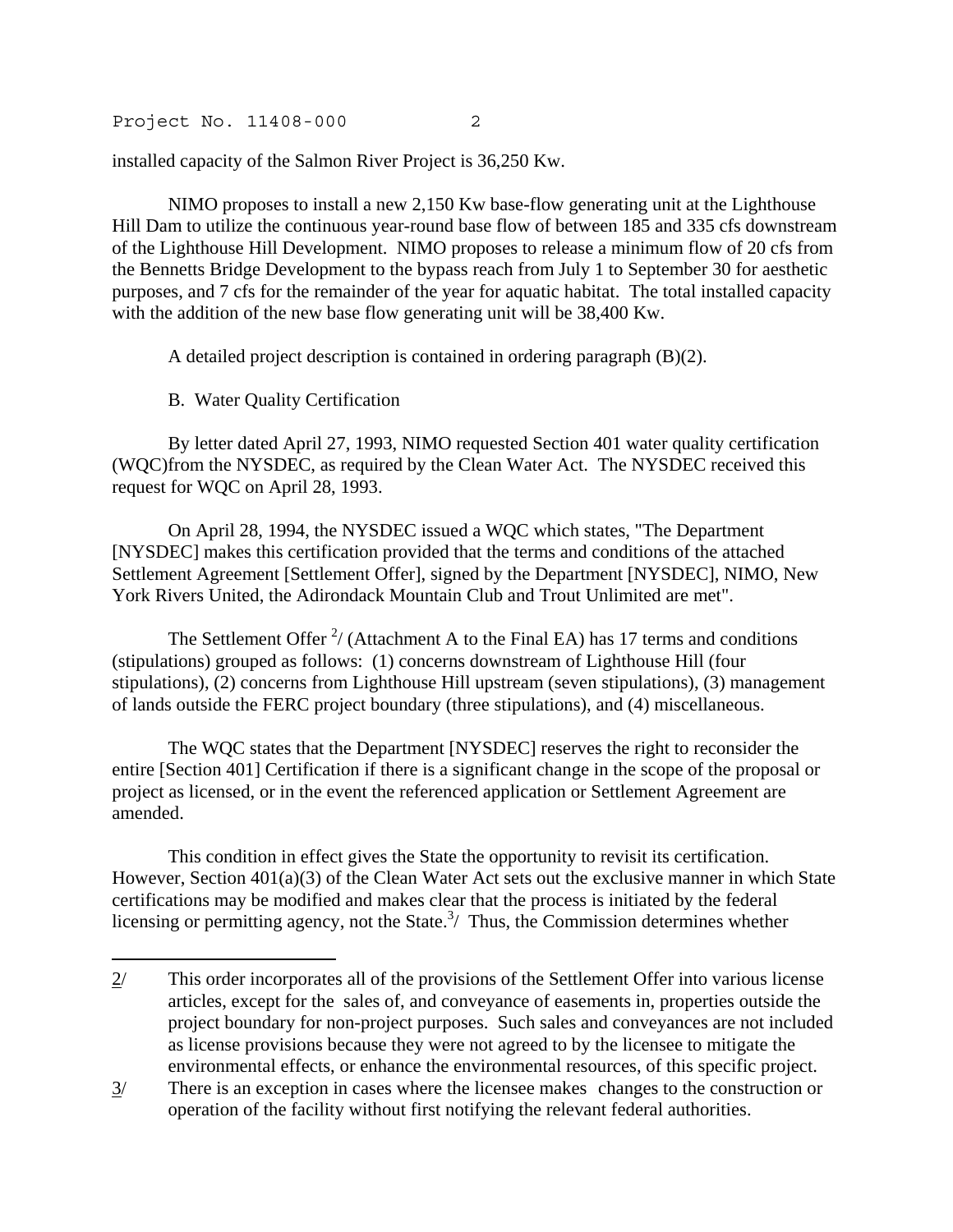installed capacity of the Salmon River Project is 36,250 Kw.

NIMO proposes to install a new 2,150 Kw base-flow generating unit at the Lighthouse Hill Dam to utilize the continuous year-round base flow of between 185 and 335 cfs downstream of the Lighthouse Hill Development. NIMO proposes to release a minimum flow of 20 cfs from the Bennetts Bridge Development to the bypass reach from July 1 to September 30 for aesthetic purposes, and 7 cfs for the remainder of the year for aquatic habitat. The total installed capacity with the addition of the new base flow generating unit will be 38,400 Kw.

A detailed project description is contained in ordering paragraph (B)(2).

B. Water Quality Certification

By letter dated April 27, 1993, NIMO requested Section 401 water quality certification (WQC)from the NYSDEC, as required by the Clean Water Act. The NYSDEC received this request for WQC on April 28, 1993.

On April 28, 1994, the NYSDEC issued a WQC which states, "The Department [NYSDEC] makes this certification provided that the terms and conditions of the attached Settlement Agreement [Settlement Offer], signed by the Department [NYSDEC], NIMO, New York Rivers United, the Adirondack Mountain Club and Trout Unlimited are met".

The Settlement Offer [2]/ (Attachment A to the Final EA) has 17 terms and conditions (stipulations) grouped as follows: (1) concerns downstream of Lighthouse Hill (four stipulations), (2) concerns from Lighthouse Hill upstream (seven stipulations), (3) management of lands outside the FERC project boundary (three stipulations), and (4) miscellaneous.

The WQC states that the Department [NYSDEC] reserves the right to reconsider the entire [Section 401] Certification if there is a significant change in the scope of the proposal or project as licensed, or in the event the referenced application or Settlement Agreement are amended.

This condition in effect gives the State the opportunity to revisit its certification. However, Section 401(a)(3) of the Clean Water Act sets out the exclusive manner in which State certifications may be modified and makes clear that the process is initiated by the federal licensing or permitting agency, not the State.[3]/ Thus, the Commission determines whether

---

2/ This order incorporates all of the provisions of the Settlement Offer into various license articles, except for the sales of, and conveyance of easements in, properties outside the project boundary for non-project purposes. Such sales and conveyances are not included as license provisions because they were not agreed to by the licensee to mitigate the environmental effects, or enhance the environmental resources, of this specific project.

3/ There is an exception in cases where the licensee makes changes to the construction or operation of the facility without first notifying the relevant federal authorities.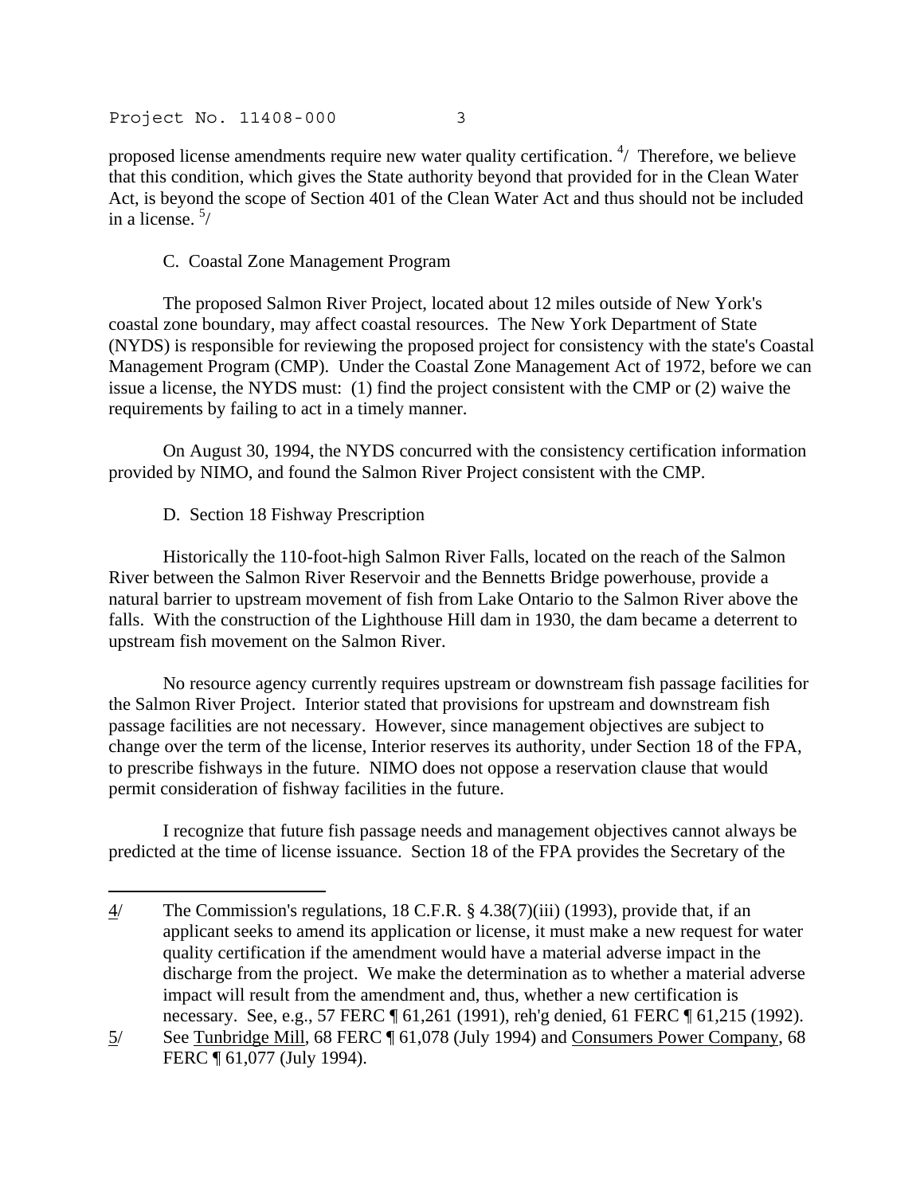proposed license amendments require new water quality certification. [4] Therefore, we believe that this condition, which gives the State authority beyond that provided for in the Clean Water Act, is beyond the scope of Section 401 of the Clean Water Act and thus should not be included in a license. [5]

C. Coastal Zone Management Program

The proposed Salmon River Project, located about 12 miles outside of New York's coastal zone boundary, may affect coastal resources. The New York Department of State (NYDS) is responsible for reviewing the proposed project for consistency with the state's Coastal Management Program (CMP). Under the Coastal Zone Management Act of 1972, before we can issue a license, the NYDS must: (1) find the project consistent with the CMP or (2) waive the requirements by failing to act in a timely manner.

On August 30, 1994, the NYDS concurred with the consistency certification information provided by NIMO, and found the Salmon River Project consistent with the CMP.

D. Section 18 Fishway Prescription

Historically the 110-foot-high Salmon River Falls, located on the reach of the Salmon River between the Salmon River Reservoir and the Bennetts Bridge powerhouse, provide a natural barrier to upstream movement of fish from Lake Ontario to the Salmon River above the falls. With the construction of the Lighthouse Hill dam in 1930, the dam became a deterrent to upstream fish movement on the Salmon River.

No resource agency currently requires upstream or downstream fish passage facilities for the Salmon River Project. Interior stated that provisions for upstream and downstream fish passage facilities are not necessary. However, since management objectives are subject to change over the term of the license, Interior reserves its authority, under Section 18 of the FPA, to prescribe fishways in the future. NIMO does not oppose a reservation clause that would permit consideration of fishway facilities in the future.

I recognize that future fish passage needs and management objectives cannot always be predicted at the time of license issuance. Section 18 of the FPA provides the Secretary of the

---

4/ The Commission's regulations, 18 C.F.R. § 4.38(7)(iii) (1993), provide that, if an applicant seeks to amend its application or license, it must make a new request for water quality certification if the amendment would have a material adverse impact in the discharge from the project. We make the determination as to whether a material adverse impact will result from the amendment and, thus, whether a new certification is necessary. See, e.g., 57 FERC ¶ 61,261 (1991), reh'g denied, 61 FERC ¶ 61,215 (1992).

5/ See Tunbridge Mill, 68 FERC ¶ 61,078 (July 1994) and Consumers Power Company, 68 FERC ¶ 61,077 (July 1994).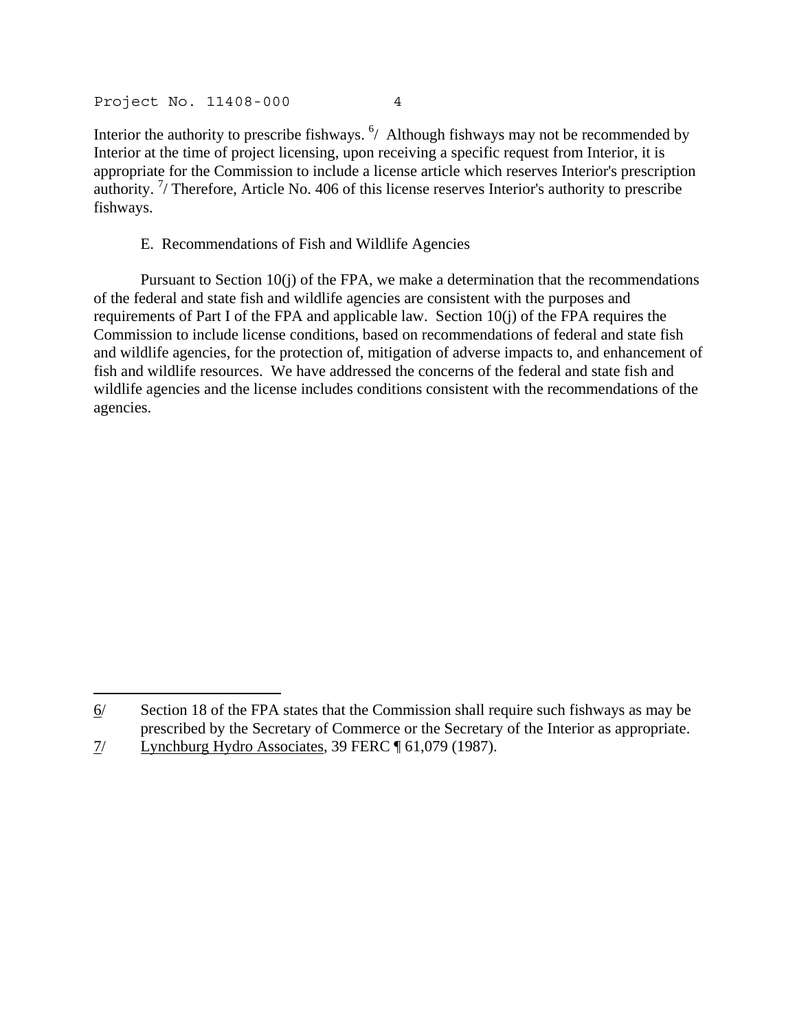Interior the authority to prescribe fishways. [6] Although fishways may not be recommended by Interior at the time of project licensing, upon receiving a specific request from Interior, it is appropriate for the Commission to include a license article which reserves Interior's prescription authority. [7] Therefore, Article No. 406 of this license reserves Interior's authority to prescribe fishways.

E. Recommendations of Fish and Wildlife Agencies

Pursuant to Section 10(j) of the FPA, we make a determination that the recommendations of the federal and state fish and wildlife agencies are consistent with the purposes and requirements of Part I of the FPA and applicable law. Section 10(j) of the FPA requires the Commission to include license conditions, based on recommendations of federal and state fish and wildlife agencies, for the protection of, mitigation of adverse impacts to, and enhancement of fish and wildlife resources. We have addressed the concerns of the federal and state fish and wildlife agencies and the license includes conditions consistent with the recommendations of the agencies.

---

6/ Section 18 of the FPA states that the Commission shall require such fishways as may be prescribed by the Secretary of Commerce or the Secretary of the Interior as appropriate.

7/ Lynchburg Hydro Associates, 39 FERC ¶ 61,079 (1987).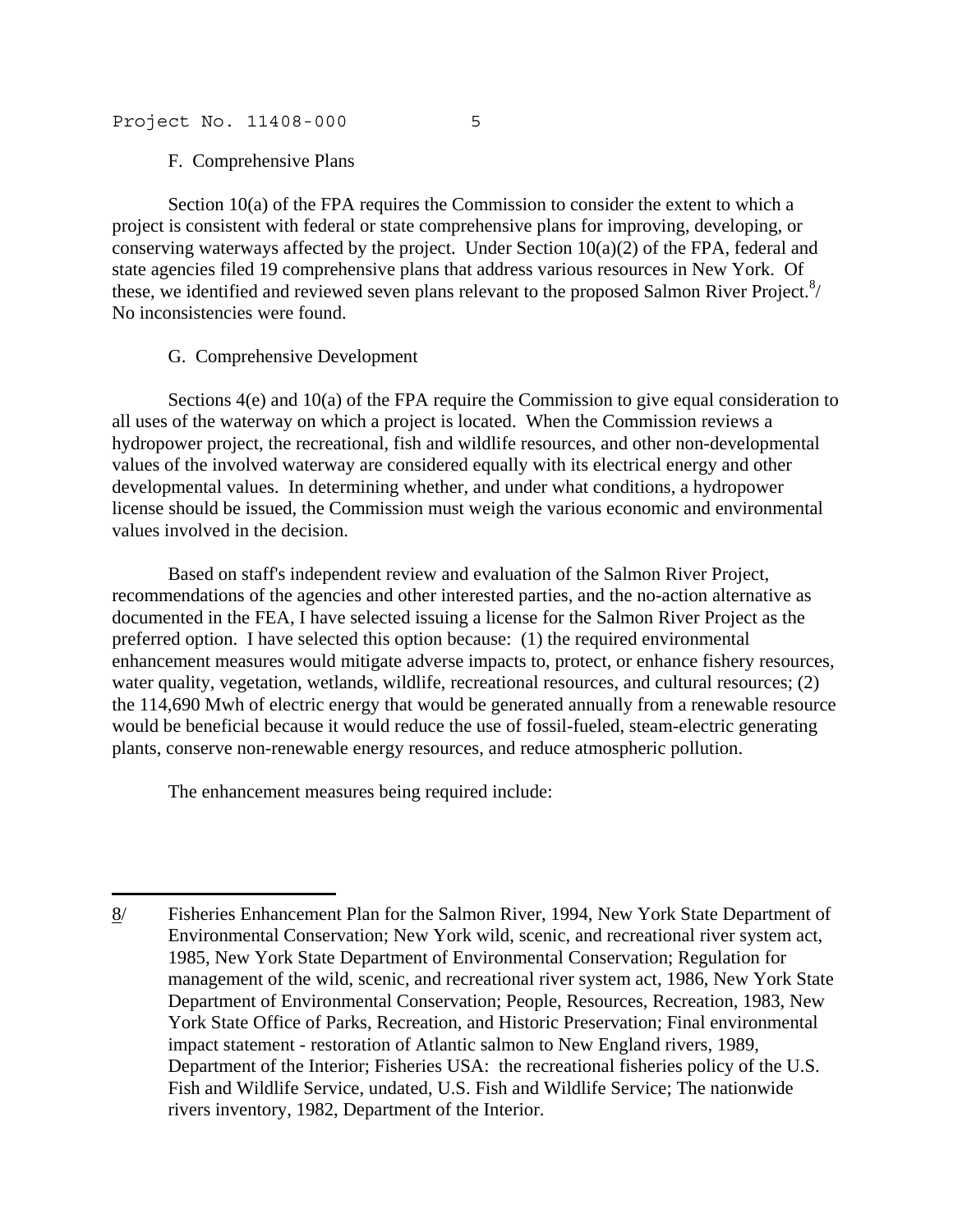### F. Comprehensive Plans

Section 10(a) of the FPA requires the Commission to consider the extent to which a project is consistent with federal or state comprehensive plans for improving, developing, or conserving waterways affected by the project. Under Section 10(a)(2) of the FPA, federal and state agencies filed 19 comprehensive plans that address various resources in New York. Of these, we identified and reviewed seven plans relevant to the proposed Salmon River Project.[8]/ No inconsistencies were found.

### G. Comprehensive Development

Sections 4(e) and 10(a) of the FPA require the Commission to give equal consideration to all uses of the waterway on which a project is located. When the Commission reviews a hydropower project, the recreational, fish and wildlife resources, and other non-developmental values of the involved waterway are considered equally with its electrical energy and other developmental values. In determining whether, and under what conditions, a hydropower license should be issued, the Commission must weigh the various economic and environmental values involved in the decision.

Based on staff's independent review and evaluation of the Salmon River Project, recommendations of the agencies and other interested parties, and the no-action alternative as documented in the FEA, I have selected issuing a license for the Salmon River Project as the preferred option. I have selected this option because: (1) the required environmental enhancement measures would mitigate adverse impacts to, protect, or enhance fishery resources, water quality, vegetation, wetlands, wildlife, recreational resources, and cultural resources; (2) the 114,690 Mwh of electric energy that would be generated annually from a renewable resource would be beneficial because it would reduce the use of fossil-fueled, steam-electric generating plants, conserve non-renewable energy resources, and reduce atmospheric pollution.

The enhancement measures being required include:

---

8/ Fisheries Enhancement Plan for the Salmon River, 1994, New York State Department of Environmental Conservation; New York wild, scenic, and recreational river system act, 1985, New York State Department of Environmental Conservation; Regulation for management of the wild, scenic, and recreational river system act, 1986, New York State Department of Environmental Conservation; People, Resources, Recreation, 1983, New York State Office of Parks, Recreation, and Historic Preservation; Final environmental impact statement - restoration of Atlantic salmon to New England rivers, 1989, Department of the Interior; Fisheries USA: the recreational fisheries policy of the U.S. Fish and Wildlife Service, undated, U.S. Fish and Wildlife Service; The nationwide rivers inventory, 1982, Department of the Interior.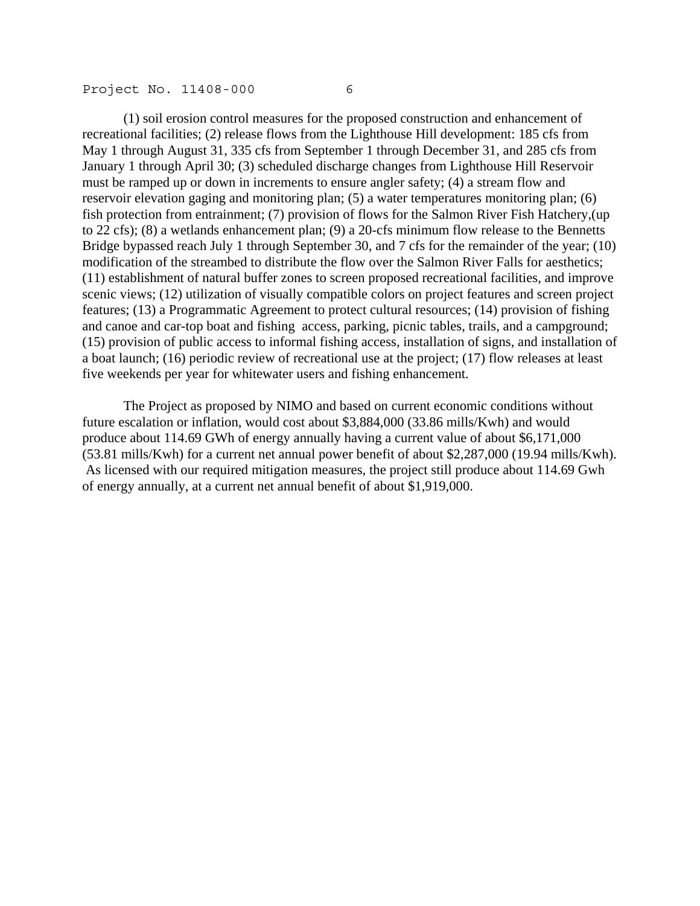(1) soil erosion control measures for the proposed construction and enhancement of recreational facilities; (2) release flows from the Lighthouse Hill development: 185 cfs from May 1 through August 31, 335 cfs from September 1 through December 31, and 285 cfs from January 1 through April 30; (3) scheduled discharge changes from Lighthouse Hill Reservoir must be ramped up or down in increments to ensure angler safety; (4) a stream flow and reservoir elevation gaging and monitoring plan; (5) a water temperatures monitoring plan; (6) fish protection from entrainment; (7) provision of flows for the Salmon River Fish Hatchery,(up to 22 cfs); (8) a wetlands enhancement plan; (9) a 20-cfs minimum flow release to the Bennetts Bridge bypassed reach July 1 through September 30, and 7 cfs for the remainder of the year; (10) modification of the streambed to distribute the flow over the Salmon River Falls for aesthetics; (11) establishment of natural buffer zones to screen proposed recreational facilities, and improve scenic views; (12) utilization of visually compatible colors on project features and screen project features; (13) a Programmatic Agreement to protect cultural resources; (14) provision of fishing and canoe and car-top boat and fishing access, parking, picnic tables, trails, and a campground; (15) provision of public access to informal fishing access, installation of signs, and installation of a boat launch; (16) periodic review of recreational use at the project; (17) flow releases at least five weekends per year for whitewater users and fishing enhancement.

The Project as proposed by NIMO and based on current economic conditions without future escalation or inflation, would cost about $3,884,000 (33.86 mills/Kwh) and would produce about 114.69 GWh of energy annually having a current value of about $6,171,000 (53.81 mills/Kwh) for a current net annual power benefit of about $2,287,000 (19.94 mills/Kwh). As licensed with our required mitigation measures, the project still produce about 114.69 Gwh of energy annually, at a current net annual benefit of about $1,919,000.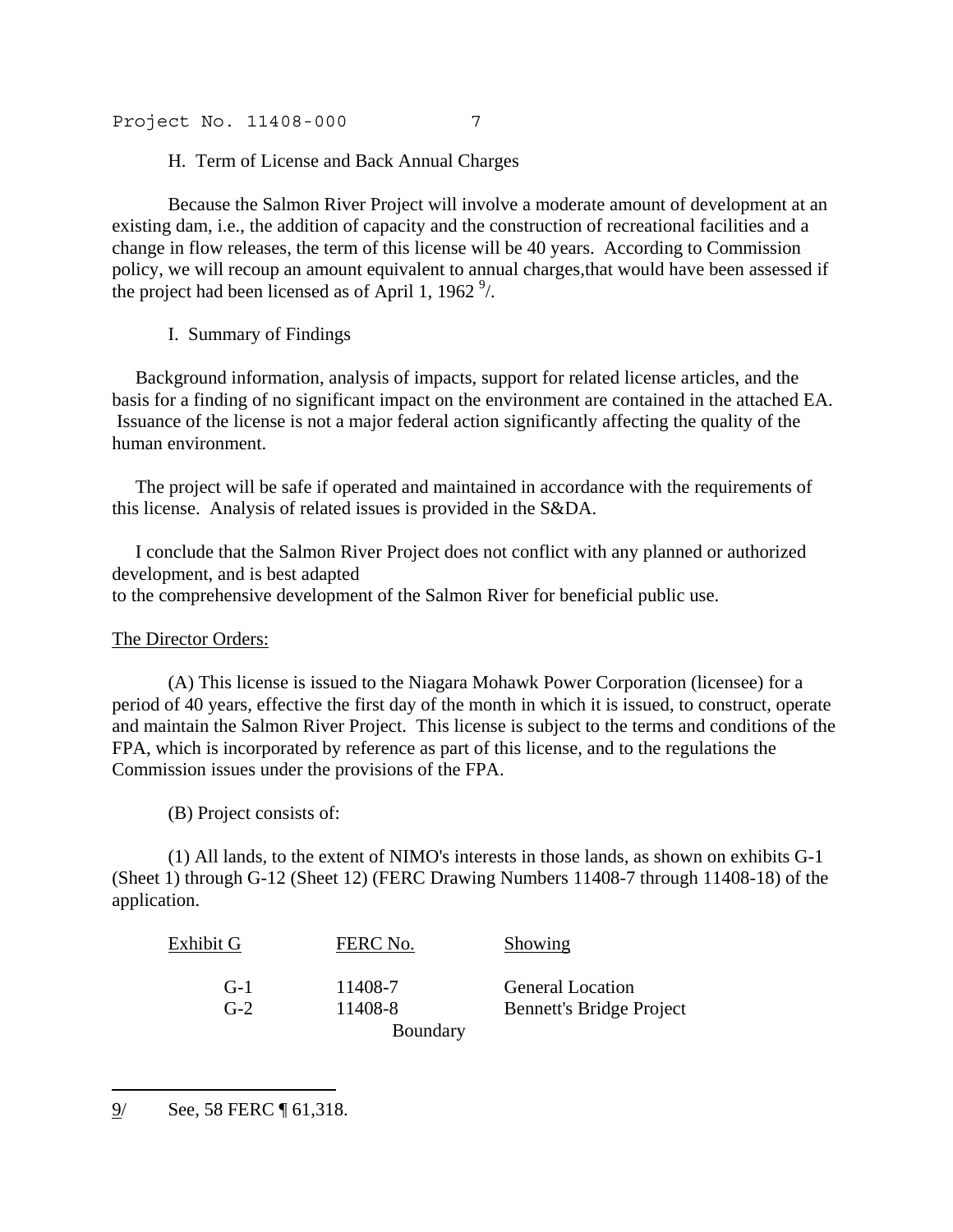H. Term of License and Back Annual Charges

Because the Salmon River Project will involve a moderate amount of development at an existing dam, i.e., the addition of capacity and the construction of recreational facilities and a change in flow releases, the term of this license will be 40 years. According to Commission policy, we will recoup an amount equivalent to annual charges,that would have been assessed if the project had been licensed as of April 1, 1962 [9]/.

I. Summary of Findings

Background information, analysis of impacts, support for related license articles, and the basis for a finding of no significant impact on the environment are contained in the attached EA. Issuance of the license is not a major federal action significantly affecting the quality of the human environment.

The project will be safe if operated and maintained in accordance with the requirements of this license. Analysis of related issues is provided in the S&DA.

I conclude that the Salmon River Project does not conflict with any planned or authorized development, and is best adapted
to the comprehensive development of the Salmon River for beneficial public use.

The Director Orders:

(A) This license is issued to the Niagara Mohawk Power Corporation (licensee) for a period of 40 years, effective the first day of the month in which it is issued, to construct, operate and maintain the Salmon River Project. This license is subject to the terms and conditions of the FPA, which is incorporated by reference as part of this license, and to the regulations the Commission issues under the provisions of the FPA.

(B) Project consists of:

(1) All lands, to the extent of NIMO's interests in those lands, as shown on exhibits G-1 (Sheet 1) through G-12 (Sheet 12) (FERC Drawing Numbers 11408-7 through 11408-18) of the application.

| Exhibit G | FERC No. | Showing |
|---|---|---|
| G-1 | 11408-7 | General Location |
| G-2 | 11408-8 | Bennett's Bridge Project Boundary |

9/ See, 58 FERC ¶ 61,318.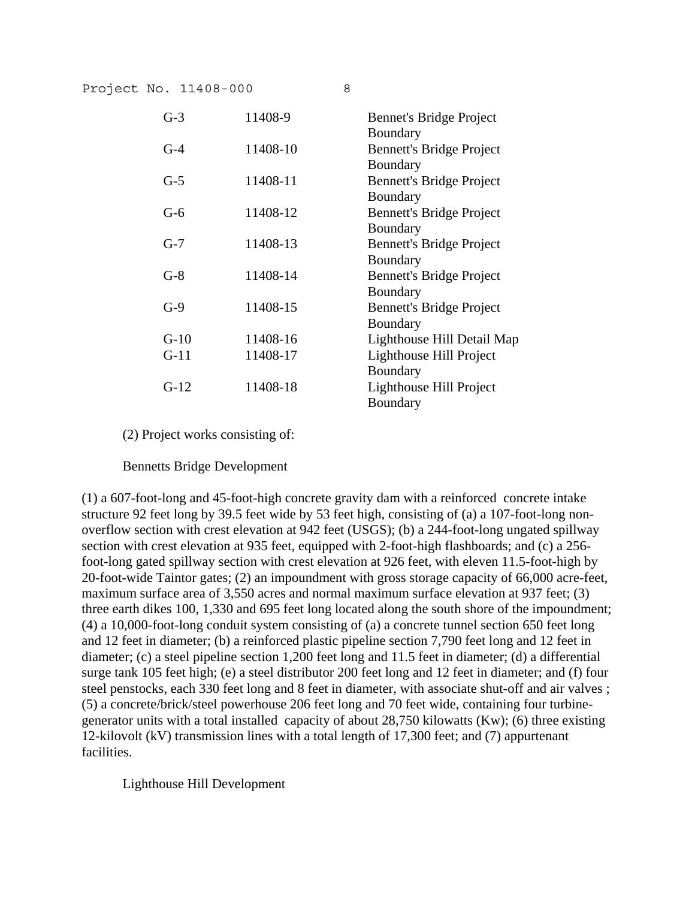| | | |
|---|---|---|
| G-3 | 11408-9 | Bennet's Bridge Project Boundary |
| G-4 | 11408-10 | Bennett's Bridge Project Boundary |
| G-5 | 11408-11 | Bennett's Bridge Project Boundary |
| G-6 | 11408-12 | Bennett's Bridge Project Boundary |
| G-7 | 11408-13 | Bennett's Bridge Project Boundary |
| G-8 | 11408-14 | Bennett's Bridge Project Boundary |
| G-9 | 11408-15 | Bennett's Bridge Project Boundary |
| G-10 | 11408-16 | Lighthouse Hill Detail Map |
| G-11 | 11408-17 | Lighthouse Hill Project Boundary |
| G-12 | 11408-18 | Lighthouse Hill Project Boundary |

(2) Project works consisting of:

Bennetts Bridge Development

(1) a 607-foot-long and 45-foot-high concrete gravity dam with a reinforced concrete intake structure 92 feet long by 39.5 feet wide by 53 feet high, consisting of (a) a 107-foot-long non-overflow section with crest elevation at 942 feet (USGS); (b) a 244-foot-long ungated spillway section with crest elevation at 935 feet, equipped with 2-foot-high flashboards; and (c) a 256-foot-long gated spillway section with crest elevation at 926 feet, with eleven 11.5-foot-high by 20-foot-wide Taintor gates; (2) an impoundment with gross storage capacity of 66,000 acre-feet, maximum surface area of 3,550 acres and normal maximum surface elevation at 937 feet; (3) three earth dikes 100, 1,330 and 695 feet long located along the south shore of the impoundment; (4) a 10,000-foot-long conduit system consisting of (a) a concrete tunnel section 650 feet long and 12 feet in diameter; (b) a reinforced plastic pipeline section 7,790 feet long and 12 feet in diameter; (c) a steel pipeline section 1,200 feet long and 11.5 feet in diameter; (d) a differential surge tank 105 feet high; (e) a steel distributor 200 feet long and 12 feet in diameter; and (f) four steel penstocks, each 330 feet long and 8 feet in diameter, with associate shut-off and air valves ; (5) a concrete/brick/steel powerhouse 206 feet long and 70 feet wide, containing four turbine-generator units with a total installed capacity of about 28,750 kilowatts (Kw); (6) three existing 12-kilovolt (kV) transmission lines with a total length of 17,300 feet; and (7) appurtenant facilities.

Lighthouse Hill Development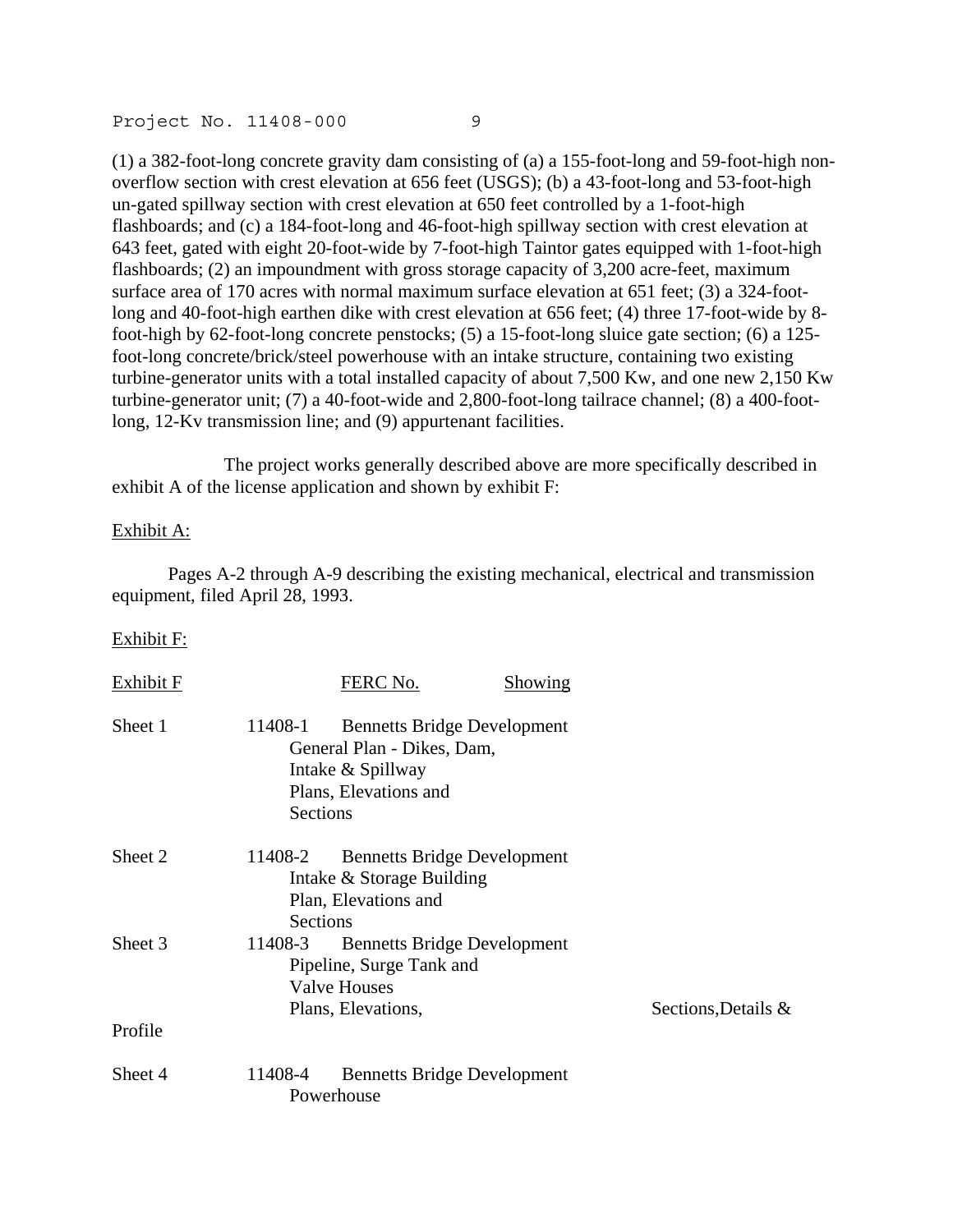(1) a 382-foot-long concrete gravity dam consisting of (a) a 155-foot-long and 59-foot-high non-overflow section with crest elevation at 656 feet (USGS); (b) a 43-foot-long and 53-foot-high un-gated spillway section with crest elevation at 650 feet controlled by a 1-foot-high flashboards; and (c) a 184-foot-long and 46-foot-high spillway section with crest elevation at 643 feet, gated with eight 20-foot-wide by 7-foot-high Taintor gates equipped with 1-foot-high flashboards; (2) an impoundment with gross storage capacity of 3,200 acre-feet, maximum surface area of 170 acres with normal maximum surface elevation at 651 feet; (3) a 324-foot-long and 40-foot-high earthen dike with crest elevation at 656 feet; (4) three 17-foot-wide by 8-foot-high by 62-foot-long concrete penstocks; (5) a 15-foot-long sluice gate section; (6) a 125-foot-long concrete/brick/steel powerhouse with an intake structure, containing two existing turbine-generator units with a total installed capacity of about 7,500 Kw, and one new 2,150 Kw turbine-generator unit; (7) a 40-foot-wide and 2,800-foot-long tailrace channel; (8) a 400-foot-long, 12-Kv transmission line; and (9) appurtenant facilities.

The project works generally described above are more specifically described in exhibit A of the license application and shown by exhibit F:

Exhibit A:

Pages A-2 through A-9 describing the existing mechanical, electrical and transmission equipment, filed April 28, 1993.

Exhibit F:

| Exhibit F | FERC No. | Showing |
|---|---|---|
| Sheet 1 | 11408-1 | Bennetts Bridge Development General Plan - Dikes, Dam, Intake & Spillway Plans, Elevations and Sections |
| Sheet 2 | 11408-2 | Bennetts Bridge Development Intake & Storage Building Plan, Elevations and Sections |
| Sheet 3 | 11408-3 | Bennetts Bridge Development Pipeline, Surge Tank and Valve Houses Plans, Elevations, Sections,Details & Profile |
| Sheet 4 | 11408-4 | Bennetts Bridge Development Powerhouse |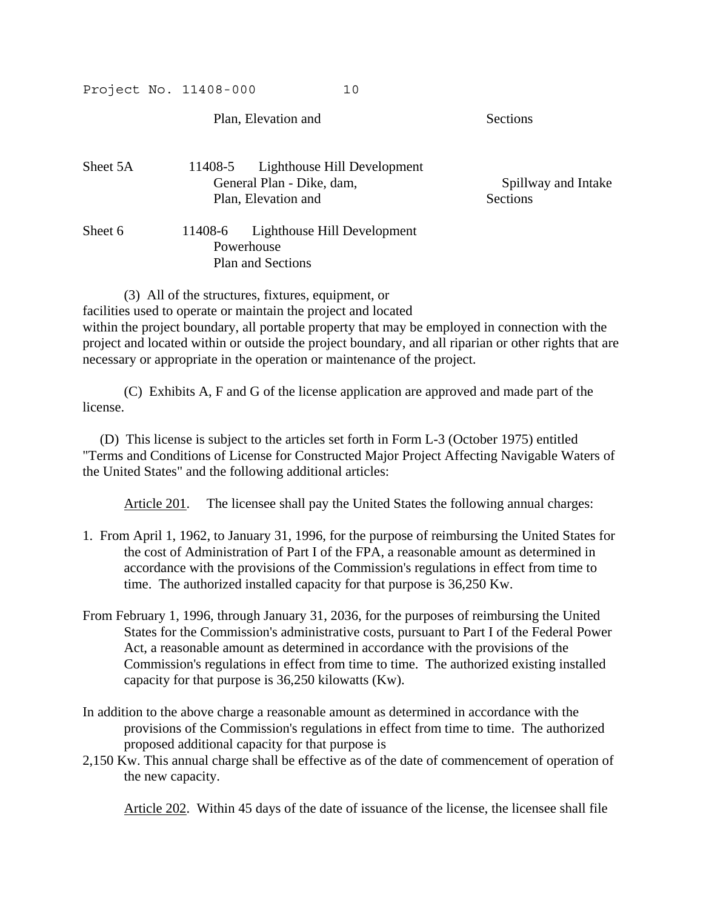Plan, Elevation and Sections

Sheet 5A 11408-5 Lighthouse Hill Development
General Plan - Dike, dam, Spillway and Intake
Plan, Elevation and Sections

Sheet 6 11408-6 Lighthouse Hill Development
Powerhouse
Plan and Sections

(3) All of the structures, fixtures, equipment, or facilities used to operate or maintain the project and located within the project boundary, all portable property that may be employed in connection with the project and located within or outside the project boundary, and all riparian or other rights that are necessary or appropriate in the operation or maintenance of the project.

(C) Exhibits A, F and G of the license application are approved and made part of the license.

(D) This license is subject to the articles set forth in Form L-3 (October 1975) entitled "Terms and Conditions of License for Constructed Major Project Affecting Navigable Waters of the United States" and the following additional articles:

Article 201. The licensee shall pay the United States the following annual charges:

1. From April 1, 1962, to January 31, 1996, for the purpose of reimbursing the United States for the cost of Administration of Part I of the FPA, a reasonable amount as determined in accordance with the provisions of the Commission's regulations in effect from time to time. The authorized installed capacity for that purpose is 36,250 Kw.

From February 1, 1996, through January 31, 2036, for the purposes of reimbursing the United States for the Commission's administrative costs, pursuant to Part I of the Federal Power Act, a reasonable amount as determined in accordance with the provisions of the Commission's regulations in effect from time to time. The authorized existing installed capacity for that purpose is 36,250 kilowatts (Kw).

In addition to the above charge a reasonable amount as determined in accordance with the provisions of the Commission's regulations in effect from time to time. The authorized proposed additional capacity for that purpose is 2,150 Kw. This annual charge shall be effective as of the date of commencement of operation of the new capacity.

Article 202. Within 45 days of the date of issuance of the license, the licensee shall file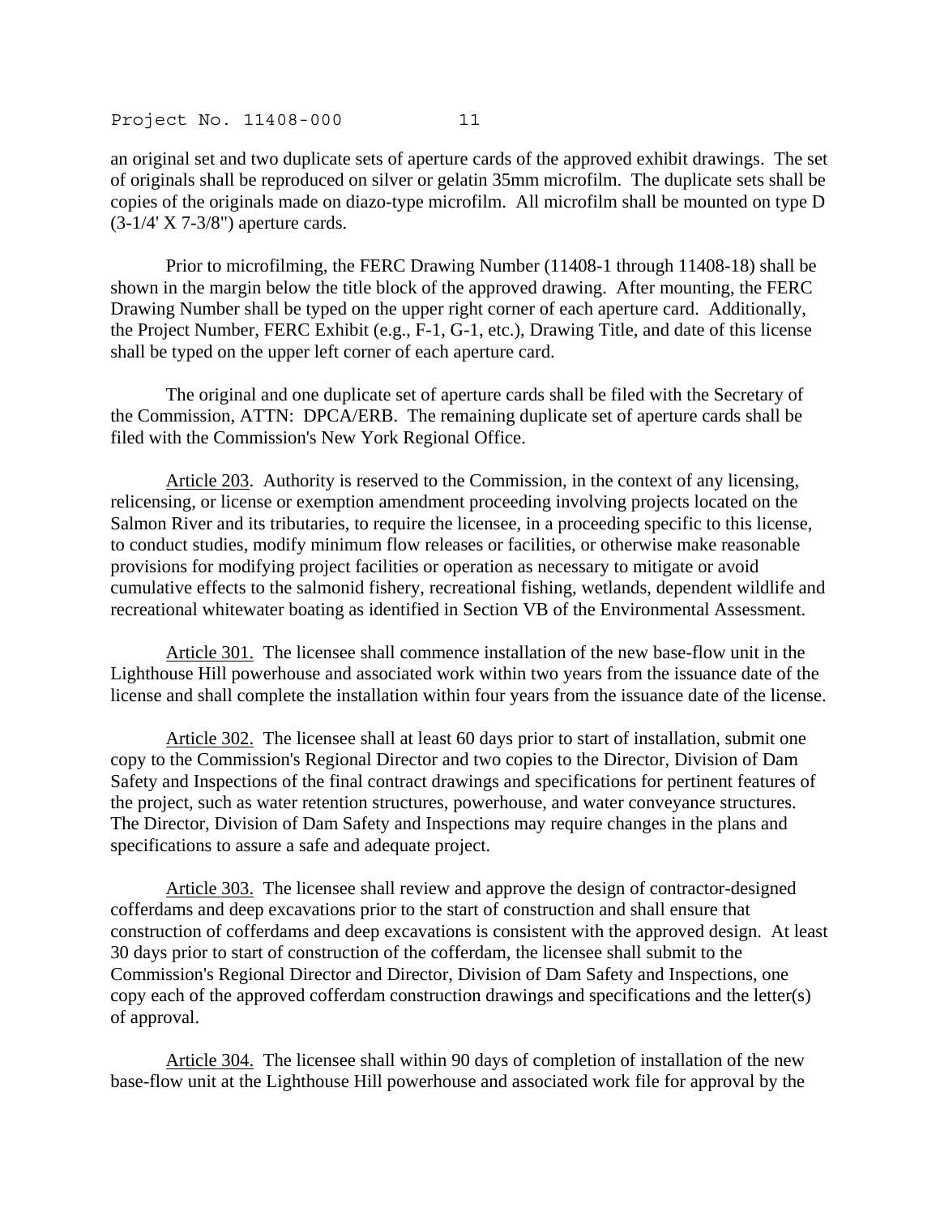an original set and two duplicate sets of aperture cards of the approved exhibit drawings. The set of originals shall be reproduced on silver or gelatin 35mm microfilm. The duplicate sets shall be copies of the originals made on diazo-type microfilm. All microfilm shall be mounted on type D (3-1/4' X 7-3/8") aperture cards.

Prior to microfilming, the FERC Drawing Number (11408-1 through 11408-18) shall be shown in the margin below the title block of the approved drawing. After mounting, the FERC Drawing Number shall be typed on the upper right corner of each aperture card. Additionally, the Project Number, FERC Exhibit (e.g., F-1, G-1, etc.), Drawing Title, and date of this license shall be typed on the upper left corner of each aperture card.

The original and one duplicate set of aperture cards shall be filed with the Secretary of the Commission, ATTN: DPCA/ERB. The remaining duplicate set of aperture cards shall be filed with the Commission's New York Regional Office.

Article 203. Authority is reserved to the Commission, in the context of any licensing, relicensing, or license or exemption amendment proceeding involving projects located on the Salmon River and its tributaries, to require the licensee, in a proceeding specific to this license, to conduct studies, modify minimum flow releases or facilities, or otherwise make reasonable provisions for modifying project facilities or operation as necessary to mitigate or avoid cumulative effects to the salmonid fishery, recreational fishing, wetlands, dependent wildlife and recreational whitewater boating as identified in Section VB of the Environmental Assessment.

Article 301. The licensee shall commence installation of the new base-flow unit in the Lighthouse Hill powerhouse and associated work within two years from the issuance date of the license and shall complete the installation within four years from the issuance date of the license.

Article 302. The licensee shall at least 60 days prior to start of installation, submit one copy to the Commission's Regional Director and two copies to the Director, Division of Dam Safety and Inspections of the final contract drawings and specifications for pertinent features of the project, such as water retention structures, powerhouse, and water conveyance structures. The Director, Division of Dam Safety and Inspections may require changes in the plans and specifications to assure a safe and adequate project.

Article 303. The licensee shall review and approve the design of contractor-designed cofferdams and deep excavations prior to the start of construction and shall ensure that construction of cofferdams and deep excavations is consistent with the approved design. At least 30 days prior to start of construction of the cofferdam, the licensee shall submit to the Commission's Regional Director and Director, Division of Dam Safety and Inspections, one copy each of the approved cofferdam construction drawings and specifications and the letter(s) of approval.

Article 304. The licensee shall within 90 days of completion of installation of the new base-flow unit at the Lighthouse Hill powerhouse and associated work file for approval by the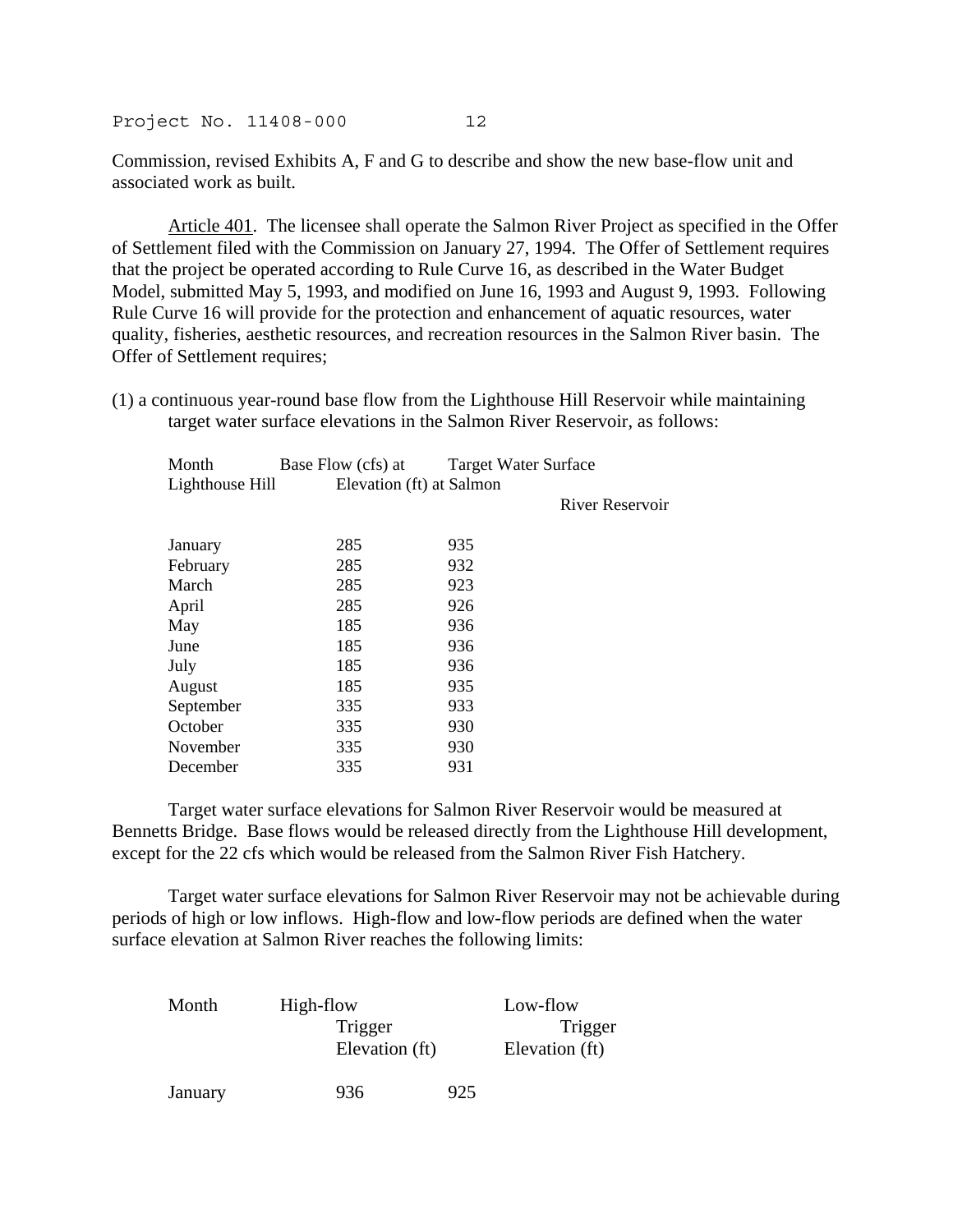Commission, revised Exhibits A, F and G to describe and show the new base-flow unit and associated work as built.

Article 401. The licensee shall operate the Salmon River Project as specified in the Offer of Settlement filed with the Commission on January 27, 1994. The Offer of Settlement requires that the project be operated according to Rule Curve 16, as described in the Water Budget Model, submitted May 5, 1993, and modified on June 16, 1993 and August 9, 1993. Following Rule Curve 16 will provide for the protection and enhancement of aquatic resources, water quality, fisheries, aesthetic resources, and recreation resources in the Salmon River basin. The Offer of Settlement requires;

(1) a continuous year-round base flow from the Lighthouse Hill Reservoir while maintaining target water surface elevations in the Salmon River Reservoir, as follows:

| Month | Base Flow (cfs) at Lighthouse Hill | Target Water Surface Elevation (ft) at Salmon River Reservoir |
|---|---|---|
| January | 285 | 935 |
| February | 285 | 932 |
| March | 285 | 923 |
| April | 285 | 926 |
| May | 185 | 936 |
| June | 185 | 936 |
| July | 185 | 936 |
| August | 185 | 935 |
| September | 335 | 933 |
| October | 335 | 930 |
| November | 335 | 930 |
| December | 335 | 931 |

Target water surface elevations for Salmon River Reservoir would be measured at Bennetts Bridge. Base flows would be released directly from the Lighthouse Hill development, except for the 22 cfs which would be released from the Salmon River Fish Hatchery.

Target water surface elevations for Salmon River Reservoir may not be achievable during periods of high or low inflows. High-flow and low-flow periods are defined when the water surface elevation at Salmon River reaches the following limits:

| Month | High-flow Trigger Elevation (ft) | Low-flow Trigger Elevation (ft) |
|---|---|---|
| January | 936 | 925 |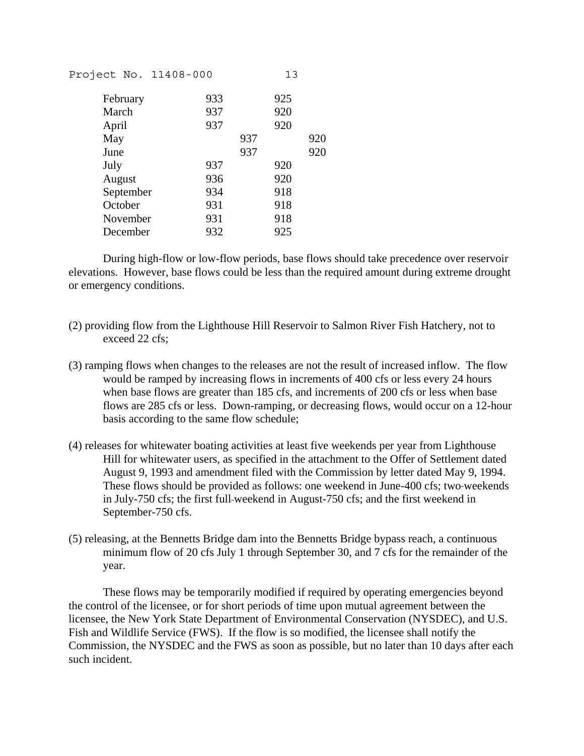| | | |
|---|---|---|
| February | 933 | 925 |
| March | 937 | 920 |
| April | 937 | 920 |
| May | 937 | 920 |
| June | 937 | 920 |
| July | 937 | 920 |
| August | 936 | 920 |
| September | 934 | 918 |
| October | 931 | 918 |
| November | 931 | 918 |
| December | 932 | 925 |

During high-flow or low-flow periods, base flows should take precedence over reservoir elevations. However, base flows could be less than the required amount during extreme drought or emergency conditions.

(2) providing flow from the Lighthouse Hill Reservoir to Salmon River Fish Hatchery, not to exceed 22 cfs;

(3) ramping flows when changes to the releases are not the result of increased inflow. The flow would be ramped by increasing flows in increments of 400 cfs or less every 24 hours when base flows are greater than 185 cfs, and increments of 200 cfs or less when base flows are 285 cfs or less. Down-ramping, or decreasing flows, would occur on a 12-hour basis according to the same flow schedule;

(4) releases for whitewater boating activities at least five weekends per year from Lighthouse Hill for whitewater users, as specified in the attachment to the Offer of Settlement dated August 9, 1993 and amendment filed with the Commission by letter dated May 9, 1994. These flows should be provided as follows: one weekend in June-400 cfs; two-weekends in July-750 cfs; the first full-weekend in August-750 cfs; and the first weekend in September-750 cfs.

(5) releasing, at the Bennetts Bridge dam into the Bennetts Bridge bypass reach, a continuous minimum flow of 20 cfs July 1 through September 30, and 7 cfs for the remainder of the year.

These flows may be temporarily modified if required by operating emergencies beyond the control of the licensee, or for short periods of time upon mutual agreement between the licensee, the New York State Department of Environmental Conservation (NYSDEC), and U.S. Fish and Wildlife Service (FWS). If the flow is so modified, the licensee shall notify the Commission, the NYSDEC and the FWS as soon as possible, but no later than 10 days after each such incident.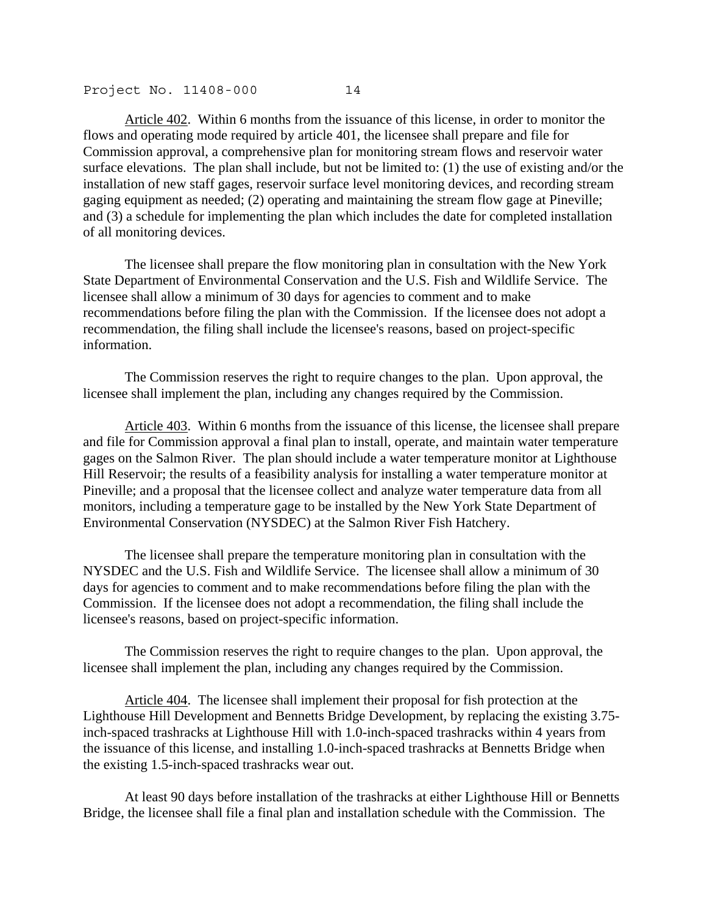Article 402. Within 6 months from the issuance of this license, in order to monitor the flows and operating mode required by article 401, the licensee shall prepare and file for Commission approval, a comprehensive plan for monitoring stream flows and reservoir water surface elevations. The plan shall include, but not be limited to: (1) the use of existing and/or the installation of new staff gages, reservoir surface level monitoring devices, and recording stream gaging equipment as needed; (2) operating and maintaining the stream flow gage at Pineville; and (3) a schedule for implementing the plan which includes the date for completed installation of all monitoring devices.

The licensee shall prepare the flow monitoring plan in consultation with the New York State Department of Environmental Conservation and the U.S. Fish and Wildlife Service. The licensee shall allow a minimum of 30 days for agencies to comment and to make recommendations before filing the plan with the Commission. If the licensee does not adopt a recommendation, the filing shall include the licensee's reasons, based on project-specific information.

The Commission reserves the right to require changes to the plan. Upon approval, the licensee shall implement the plan, including any changes required by the Commission.

Article 403. Within 6 months from the issuance of this license, the licensee shall prepare and file for Commission approval a final plan to install, operate, and maintain water temperature gages on the Salmon River. The plan should include a water temperature monitor at Lighthouse Hill Reservoir; the results of a feasibility analysis for installing a water temperature monitor at Pineville; and a proposal that the licensee collect and analyze water temperature data from all monitors, including a temperature gage to be installed by the New York State Department of Environmental Conservation (NYSDEC) at the Salmon River Fish Hatchery.

The licensee shall prepare the temperature monitoring plan in consultation with the NYSDEC and the U.S. Fish and Wildlife Service. The licensee shall allow a minimum of 30 days for agencies to comment and to make recommendations before filing the plan with the Commission. If the licensee does not adopt a recommendation, the filing shall include the licensee's reasons, based on project-specific information.

The Commission reserves the right to require changes to the plan. Upon approval, the licensee shall implement the plan, including any changes required by the Commission.

Article 404. The licensee shall implement their proposal for fish protection at the Lighthouse Hill Development and Bennetts Bridge Development, by replacing the existing 3.75-inch-spaced trashracks at Lighthouse Hill with 1.0-inch-spaced trashracks within 4 years from the issuance of this license, and installing 1.0-inch-spaced trashracks at Bennetts Bridge when the existing 1.5-inch-spaced trashracks wear out.

At least 90 days before installation of the trashracks at either Lighthouse Hill or Bennetts Bridge, the licensee shall file a final plan and installation schedule with the Commission. The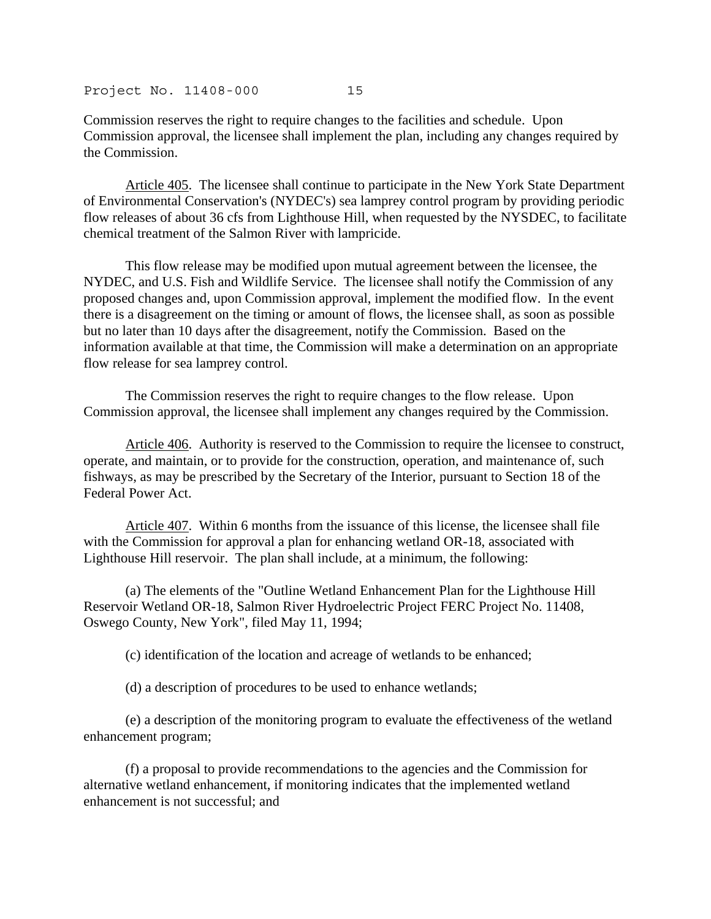Commission reserves the right to require changes to the facilities and schedule. Upon Commission approval, the licensee shall implement the plan, including any changes required by the Commission.

Article 405. The licensee shall continue to participate in the New York State Department of Environmental Conservation's (NYDEC's) sea lamprey control program by providing periodic flow releases of about 36 cfs from Lighthouse Hill, when requested by the NYSDEC, to facilitate chemical treatment of the Salmon River with lampricide.

This flow release may be modified upon mutual agreement between the licensee, the NYDEC, and U.S. Fish and Wildlife Service. The licensee shall notify the Commission of any proposed changes and, upon Commission approval, implement the modified flow. In the event there is a disagreement on the timing or amount of flows, the licensee shall, as soon as possible but no later than 10 days after the disagreement, notify the Commission. Based on the information available at that time, the Commission will make a determination on an appropriate flow release for sea lamprey control.

The Commission reserves the right to require changes to the flow release. Upon Commission approval, the licensee shall implement any changes required by the Commission.

Article 406. Authority is reserved to the Commission to require the licensee to construct, operate, and maintain, or to provide for the construction, operation, and maintenance of, such fishways, as may be prescribed by the Secretary of the Interior, pursuant to Section 18 of the Federal Power Act.

Article 407. Within 6 months from the issuance of this license, the licensee shall file with the Commission for approval a plan for enhancing wetland OR-18, associated with Lighthouse Hill reservoir. The plan shall include, at a minimum, the following:

(a) The elements of the "Outline Wetland Enhancement Plan for the Lighthouse Hill Reservoir Wetland OR-18, Salmon River Hydroelectric Project FERC Project No. 11408, Oswego County, New York", filed May 11, 1994;

(c) identification of the location and acreage of wetlands to be enhanced;

(d) a description of procedures to be used to enhance wetlands;

(e) a description of the monitoring program to evaluate the effectiveness of the wetland enhancement program;

(f) a proposal to provide recommendations to the agencies and the Commission for alternative wetland enhancement, if monitoring indicates that the implemented wetland enhancement is not successful; and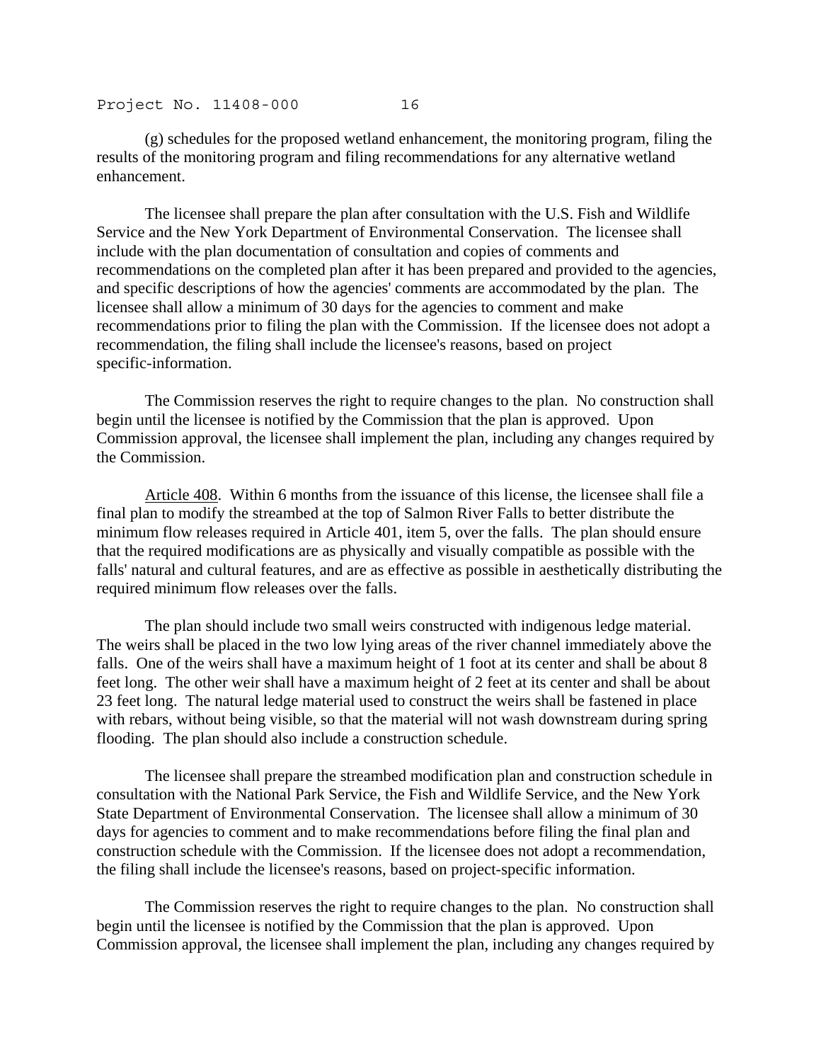(g) schedules for the proposed wetland enhancement, the monitoring program, filing the results of the monitoring program and filing recommendations for any alternative wetland enhancement.

The licensee shall prepare the plan after consultation with the U.S. Fish and Wildlife Service and the New York Department of Environmental Conservation. The licensee shall include with the plan documentation of consultation and copies of comments and recommendations on the completed plan after it has been prepared and provided to the agencies, and specific descriptions of how the agencies' comments are accommodated by the plan. The licensee shall allow a minimum of 30 days for the agencies to comment and make recommendations prior to filing the plan with the Commission. If the licensee does not adopt a recommendation, the filing shall include the licensee's reasons, based on project specific-information.

The Commission reserves the right to require changes to the plan. No construction shall begin until the licensee is notified by the Commission that the plan is approved. Upon Commission approval, the licensee shall implement the plan, including any changes required by the Commission.

Article 408. Within 6 months from the issuance of this license, the licensee shall file a final plan to modify the streambed at the top of Salmon River Falls to better distribute the minimum flow releases required in Article 401, item 5, over the falls. The plan should ensure that the required modifications are as physically and visually compatible as possible with the falls' natural and cultural features, and are as effective as possible in aesthetically distributing the required minimum flow releases over the falls.

The plan should include two small weirs constructed with indigenous ledge material. The weirs shall be placed in the two low lying areas of the river channel immediately above the falls. One of the weirs shall have a maximum height of 1 foot at its center and shall be about 8 feet long. The other weir shall have a maximum height of 2 feet at its center and shall be about 23 feet long. The natural ledge material used to construct the weirs shall be fastened in place with rebars, without being visible, so that the material will not wash downstream during spring flooding. The plan should also include a construction schedule.

The licensee shall prepare the streambed modification plan and construction schedule in consultation with the National Park Service, the Fish and Wildlife Service, and the New York State Department of Environmental Conservation. The licensee shall allow a minimum of 30 days for agencies to comment and to make recommendations before filing the final plan and construction schedule with the Commission. If the licensee does not adopt a recommendation, the filing shall include the licensee's reasons, based on project-specific information.

The Commission reserves the right to require changes to the plan. No construction shall begin until the licensee is notified by the Commission that the plan is approved. Upon Commission approval, the licensee shall implement the plan, including any changes required by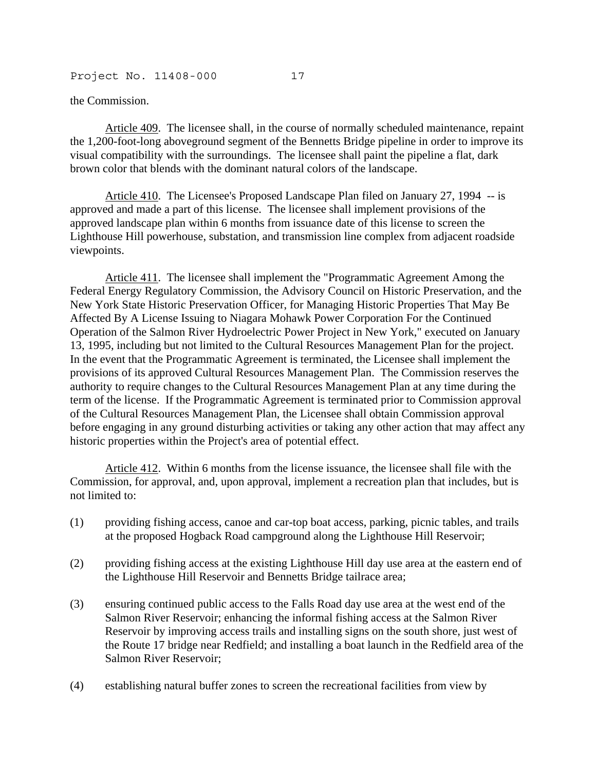the Commission.

Article 409. The licensee shall, in the course of normally scheduled maintenance, repaint the 1,200-foot-long aboveground segment of the Bennetts Bridge pipeline in order to improve its visual compatibility with the surroundings. The licensee shall paint the pipeline a flat, dark brown color that blends with the dominant natural colors of the landscape.

Article 410. The Licensee's Proposed Landscape Plan filed on January 27, 1994 -- is approved and made a part of this license. The licensee shall implement provisions of the approved landscape plan within 6 months from issuance date of this license to screen the Lighthouse Hill powerhouse, substation, and transmission line complex from adjacent roadside viewpoints.

Article 411. The licensee shall implement the "Programmatic Agreement Among the Federal Energy Regulatory Commission, the Advisory Council on Historic Preservation, and the New York State Historic Preservation Officer, for Managing Historic Properties That May Be Affected By A License Issuing to Niagara Mohawk Power Corporation For the Continued Operation of the Salmon River Hydroelectric Power Project in New York," executed on January 13, 1995, including but not limited to the Cultural Resources Management Plan for the project. In the event that the Programmatic Agreement is terminated, the Licensee shall implement the provisions of its approved Cultural Resources Management Plan. The Commission reserves the authority to require changes to the Cultural Resources Management Plan at any time during the term of the license. If the Programmatic Agreement is terminated prior to Commission approval of the Cultural Resources Management Plan, the Licensee shall obtain Commission approval before engaging in any ground disturbing activities or taking any other action that may affect any historic properties within the Project's area of potential effect.

Article 412. Within 6 months from the license issuance, the licensee shall file with the Commission, for approval, and, upon approval, implement a recreation plan that includes, but is not limited to:

(1) providing fishing access, canoe and car-top boat access, parking, picnic tables, and trails at the proposed Hogback Road campground along the Lighthouse Hill Reservoir;

(2) providing fishing access at the existing Lighthouse Hill day use area at the eastern end of the Lighthouse Hill Reservoir and Bennetts Bridge tailrace area;

(3) ensuring continued public access to the Falls Road day use area at the west end of the Salmon River Reservoir; enhancing the informal fishing access at the Salmon River Reservoir by improving access trails and installing signs on the south shore, just west of the Route 17 bridge near Redfield; and installing a boat launch in the Redfield area of the Salmon River Reservoir;

(4) establishing natural buffer zones to screen the recreational facilities from view by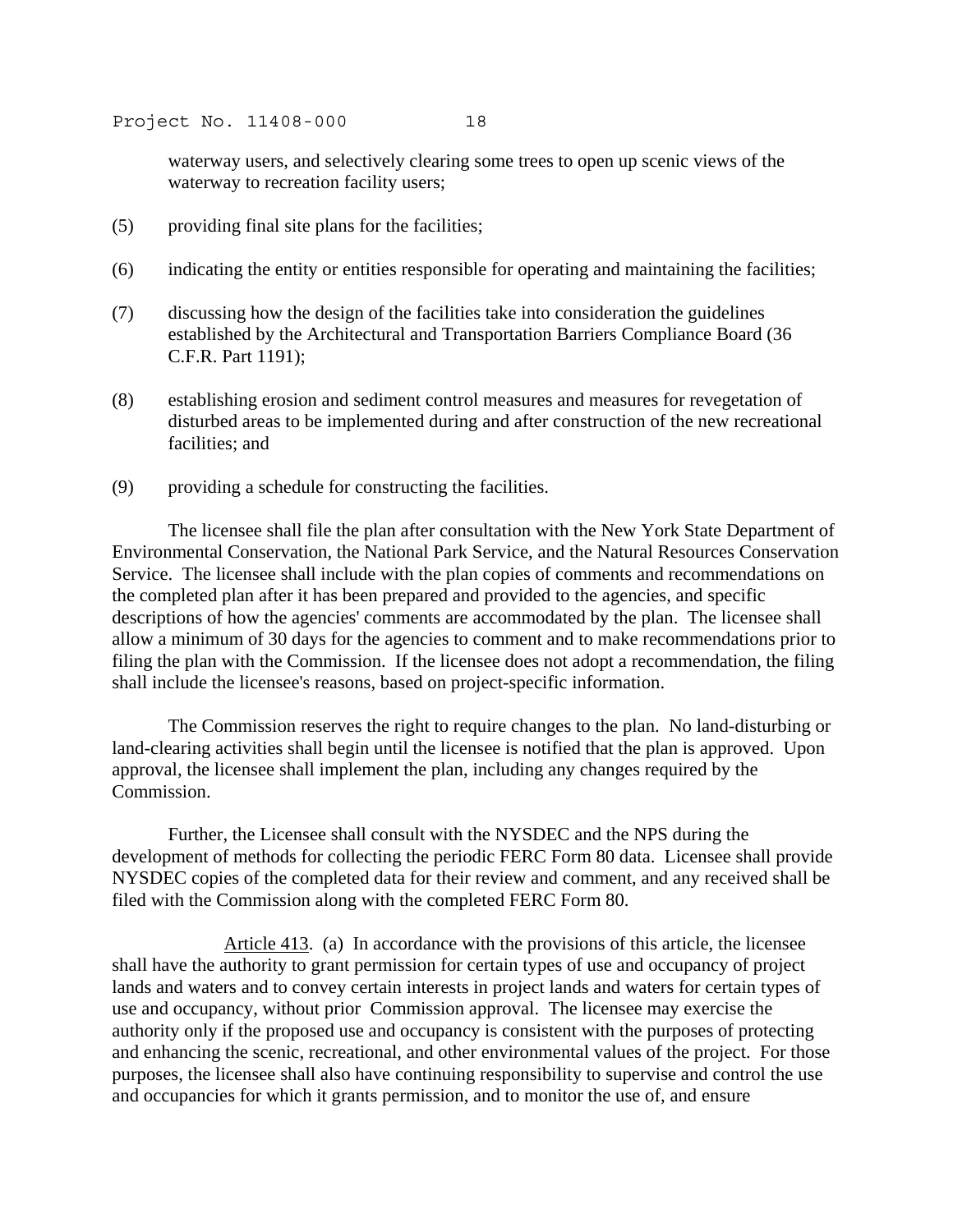waterway users, and selectively clearing some trees to open up scenic views of the waterway to recreation facility users;

(5) providing final site plans for the facilities;

(6) indicating the entity or entities responsible for operating and maintaining the facilities;

(7) discussing how the design of the facilities take into consideration the guidelines established by the Architectural and Transportation Barriers Compliance Board (36 C.F.R. Part 1191);

(8) establishing erosion and sediment control measures and measures for revegetation of disturbed areas to be implemented during and after construction of the new recreational facilities; and

(9) providing a schedule for constructing the facilities.

The licensee shall file the plan after consultation with the New York State Department of Environmental Conservation, the National Park Service, and the Natural Resources Conservation Service. The licensee shall include with the plan copies of comments and recommendations on the completed plan after it has been prepared and provided to the agencies, and specific descriptions of how the agencies' comments are accommodated by the plan. The licensee shall allow a minimum of 30 days for the agencies to comment and to make recommendations prior to filing the plan with the Commission. If the licensee does not adopt a recommendation, the filing shall include the licensee's reasons, based on project-specific information.

The Commission reserves the right to require changes to the plan. No land-disturbing or land-clearing activities shall begin until the licensee is notified that the plan is approved. Upon approval, the licensee shall implement the plan, including any changes required by the Commission.

Further, the Licensee shall consult with the NYSDEC and the NPS during the development of methods for collecting the periodic FERC Form 80 data. Licensee shall provide NYSDEC copies of the completed data for their review and comment, and any received shall be filed with the Commission along with the completed FERC Form 80.

Article 413. (a) In accordance with the provisions of this article, the licensee shall have the authority to grant permission for certain types of use and occupancy of project lands and waters and to convey certain interests in project lands and waters for certain types of use and occupancy, without prior Commission approval. The licensee may exercise the authority only if the proposed use and occupancy is consistent with the purposes of protecting and enhancing the scenic, recreational, and other environmental values of the project. For those purposes, the licensee shall also have continuing responsibility to supervise and control the use and occupancies for which it grants permission, and to monitor the use of, and ensure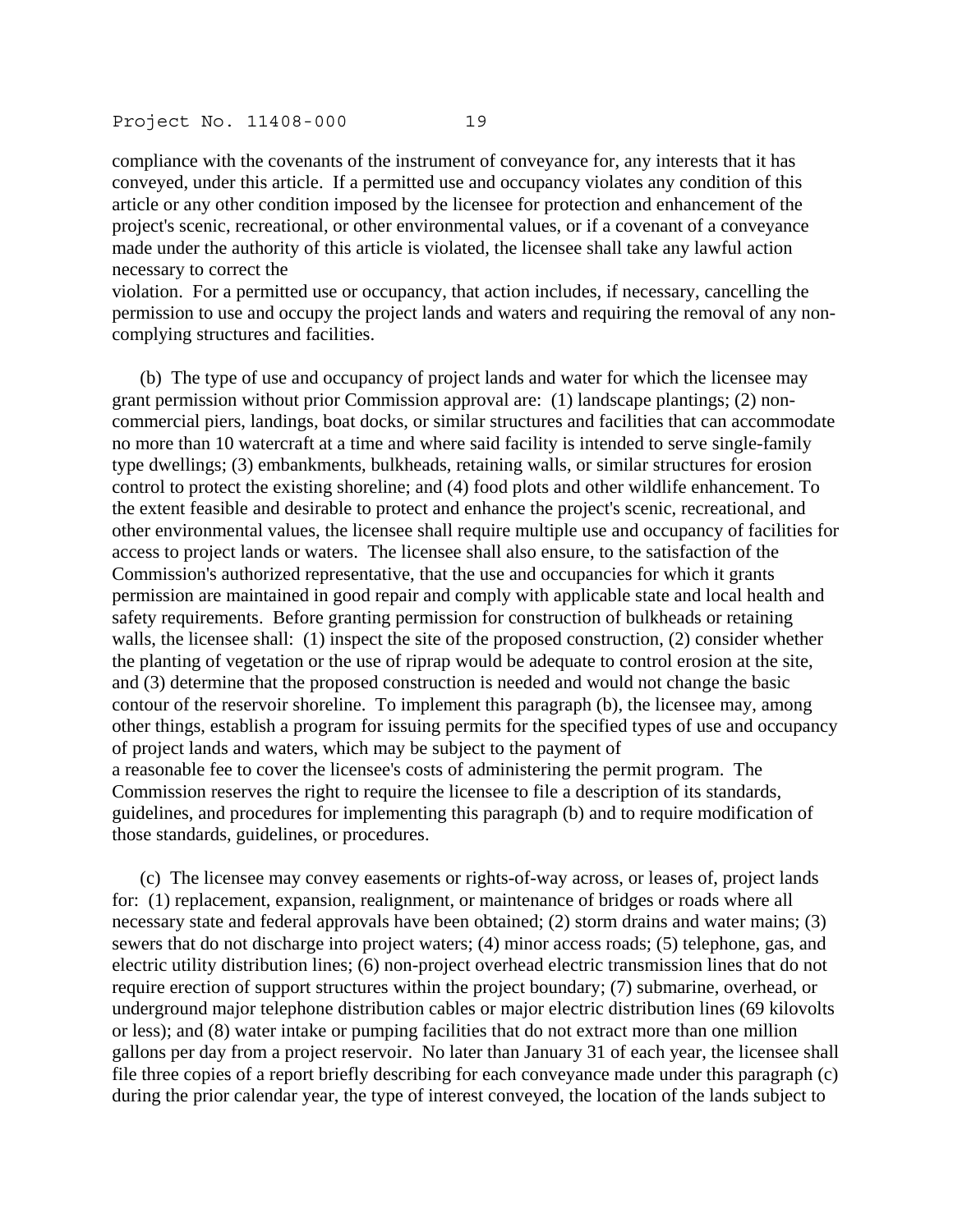compliance with the covenants of the instrument of conveyance for, any interests that it has conveyed, under this article. If a permitted use and occupancy violates any condition of this article or any other condition imposed by the licensee for protection and enhancement of the project's scenic, recreational, or other environmental values, or if a covenant of a conveyance made under the authority of this article is violated, the licensee shall take any lawful action necessary to correct the violation. For a permitted use or occupancy, that action includes, if necessary, cancelling the permission to use and occupy the project lands and waters and requiring the removal of any non-complying structures and facilities.

(b) The type of use and occupancy of project lands and water for which the licensee may grant permission without prior Commission approval are: (1) landscape plantings; (2) non-commercial piers, landings, boat docks, or similar structures and facilities that can accommodate no more than 10 watercraft at a time and where said facility is intended to serve single-family type dwellings; (3) embankments, bulkheads, retaining walls, or similar structures for erosion control to protect the existing shoreline; and (4) food plots and other wildlife enhancement. To the extent feasible and desirable to protect and enhance the project's scenic, recreational, and other environmental values, the licensee shall require multiple use and occupancy of facilities for access to project lands or waters. The licensee shall also ensure, to the satisfaction of the Commission's authorized representative, that the use and occupancies for which it grants permission are maintained in good repair and comply with applicable state and local health and safety requirements. Before granting permission for construction of bulkheads or retaining walls, the licensee shall: (1) inspect the site of the proposed construction, (2) consider whether the planting of vegetation or the use of riprap would be adequate to control erosion at the site, and (3) determine that the proposed construction is needed and would not change the basic contour of the reservoir shoreline. To implement this paragraph (b), the licensee may, among other things, establish a program for issuing permits for the specified types of use and occupancy of project lands and waters, which may be subject to the payment of a reasonable fee to cover the licensee's costs of administering the permit program. The Commission reserves the right to require the licensee to file a description of its standards, guidelines, and procedures for implementing this paragraph (b) and to require modification of those standards, guidelines, or procedures.

(c) The licensee may convey easements or rights-of-way across, or leases of, project lands for: (1) replacement, expansion, realignment, or maintenance of bridges or roads where all necessary state and federal approvals have been obtained; (2) storm drains and water mains; (3) sewers that do not discharge into project waters; (4) minor access roads; (5) telephone, gas, and electric utility distribution lines; (6) non-project overhead electric transmission lines that do not require erection of support structures within the project boundary; (7) submarine, overhead, or underground major telephone distribution cables or major electric distribution lines (69 kilovolts or less); and (8) water intake or pumping facilities that do not extract more than one million gallons per day from a project reservoir. No later than January 31 of each year, the licensee shall file three copies of a report briefly describing for each conveyance made under this paragraph (c) during the prior calendar year, the type of interest conveyed, the location of the lands subject to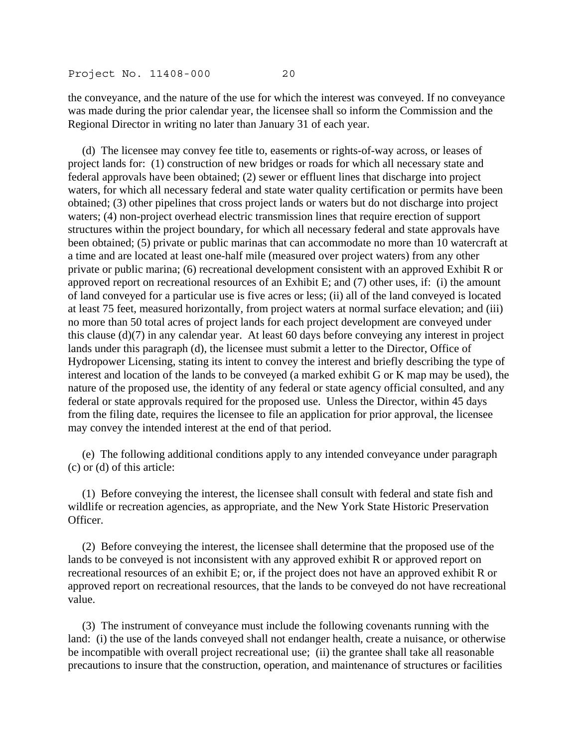the conveyance, and the nature of the use for which the interest was conveyed. If no conveyance was made during the prior calendar year, the licensee shall so inform the Commission and the Regional Director in writing no later than January 31 of each year.

(d) The licensee may convey fee title to, easements or rights-of-way across, or leases of project lands for: (1) construction of new bridges or roads for which all necessary state and federal approvals have been obtained; (2) sewer or effluent lines that discharge into project waters, for which all necessary federal and state water quality certification or permits have been obtained; (3) other pipelines that cross project lands or waters but do not discharge into project waters; (4) non-project overhead electric transmission lines that require erection of support structures within the project boundary, for which all necessary federal and state approvals have been obtained; (5) private or public marinas that can accommodate no more than 10 watercraft at a time and are located at least one-half mile (measured over project waters) from any other private or public marina; (6) recreational development consistent with an approved Exhibit R or approved report on recreational resources of an Exhibit E; and (7) other uses, if: (i) the amount of land conveyed for a particular use is five acres or less; (ii) all of the land conveyed is located at least 75 feet, measured horizontally, from project waters at normal surface elevation; and (iii) no more than 50 total acres of project lands for each project development are conveyed under this clause (d)(7) in any calendar year. At least 60 days before conveying any interest in project lands under this paragraph (d), the licensee must submit a letter to the Director, Office of Hydropower Licensing, stating its intent to convey the interest and briefly describing the type of interest and location of the lands to be conveyed (a marked exhibit G or K map may be used), the nature of the proposed use, the identity of any federal or state agency official consulted, and any federal or state approvals required for the proposed use. Unless the Director, within 45 days from the filing date, requires the licensee to file an application for prior approval, the licensee may convey the intended interest at the end of that period.

(e) The following additional conditions apply to any intended conveyance under paragraph (c) or (d) of this article:

(1) Before conveying the interest, the licensee shall consult with federal and state fish and wildlife or recreation agencies, as appropriate, and the New York State Historic Preservation Officer.

(2) Before conveying the interest, the licensee shall determine that the proposed use of the lands to be conveyed is not inconsistent with any approved exhibit R or approved report on recreational resources of an exhibit E; or, if the project does not have an approved exhibit R or approved report on recreational resources, that the lands to be conveyed do not have recreational value.

(3) The instrument of conveyance must include the following covenants running with the land: (i) the use of the lands conveyed shall not endanger health, create a nuisance, or otherwise be incompatible with overall project recreational use; (ii) the grantee shall take all reasonable precautions to insure that the construction, operation, and maintenance of structures or facilities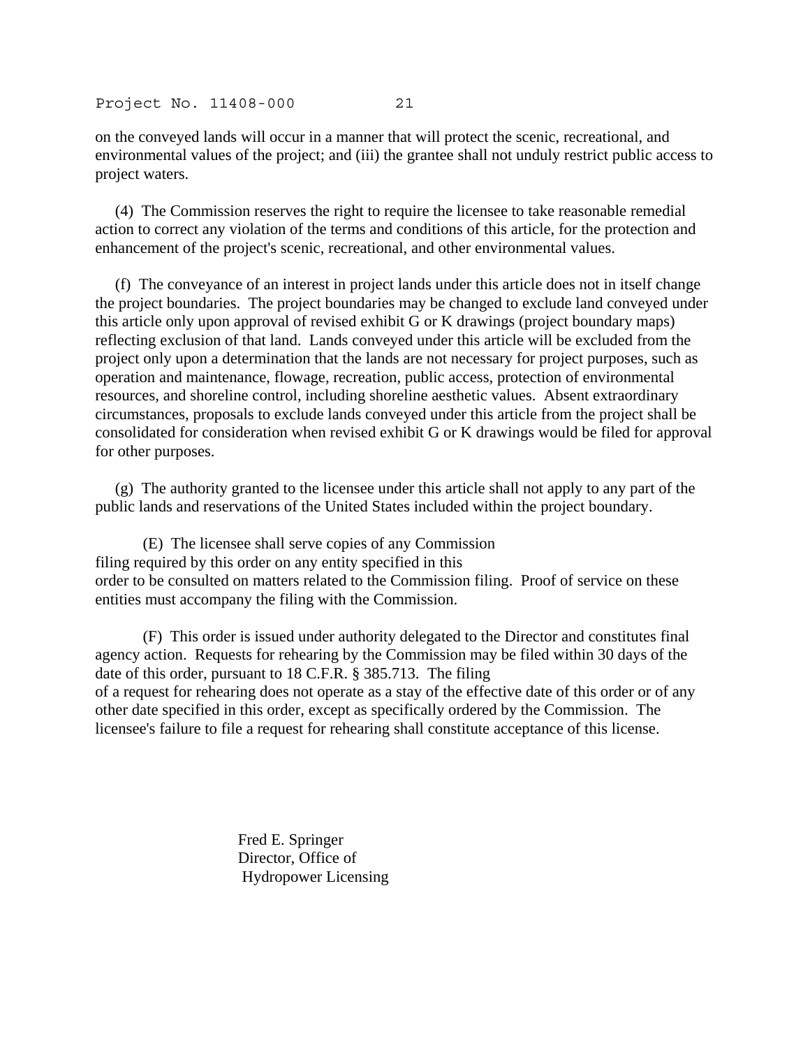on the conveyed lands will occur in a manner that will protect the scenic, recreational, and environmental values of the project; and (iii) the grantee shall not unduly restrict public access to project waters.

(4) The Commission reserves the right to require the licensee to take reasonable remedial action to correct any violation of the terms and conditions of this article, for the protection and enhancement of the project's scenic, recreational, and other environmental values.

(f) The conveyance of an interest in project lands under this article does not in itself change the project boundaries. The project boundaries may be changed to exclude land conveyed under this article only upon approval of revised exhibit G or K drawings (project boundary maps) reflecting exclusion of that land. Lands conveyed under this article will be excluded from the project only upon a determination that the lands are not necessary for project purposes, such as operation and maintenance, flowage, recreation, public access, protection of environmental resources, and shoreline control, including shoreline aesthetic values. Absent extraordinary circumstances, proposals to exclude lands conveyed under this article from the project shall be consolidated for consideration when revised exhibit G or K drawings would be filed for approval for other purposes.

(g) The authority granted to the licensee under this article shall not apply to any part of the public lands and reservations of the United States included within the project boundary.

(E) The licensee shall serve copies of any Commission filing required by this order on any entity specified in this order to be consulted on matters related to the Commission filing. Proof of service on these entities must accompany the filing with the Commission.

(F) This order is issued under authority delegated to the Director and constitutes final agency action. Requests for rehearing by the Commission may be filed within 30 days of the date of this order, pursuant to 18 C.F.R. § 385.713. The filing of a request for rehearing does not operate as a stay of the effective date of this order or of any other date specified in this order, except as specifically ordered by the Commission. The licensee's failure to file a request for rehearing shall constitute acceptance of this license.

Fred E. Springer
Director, Office of
Hydropower Licensing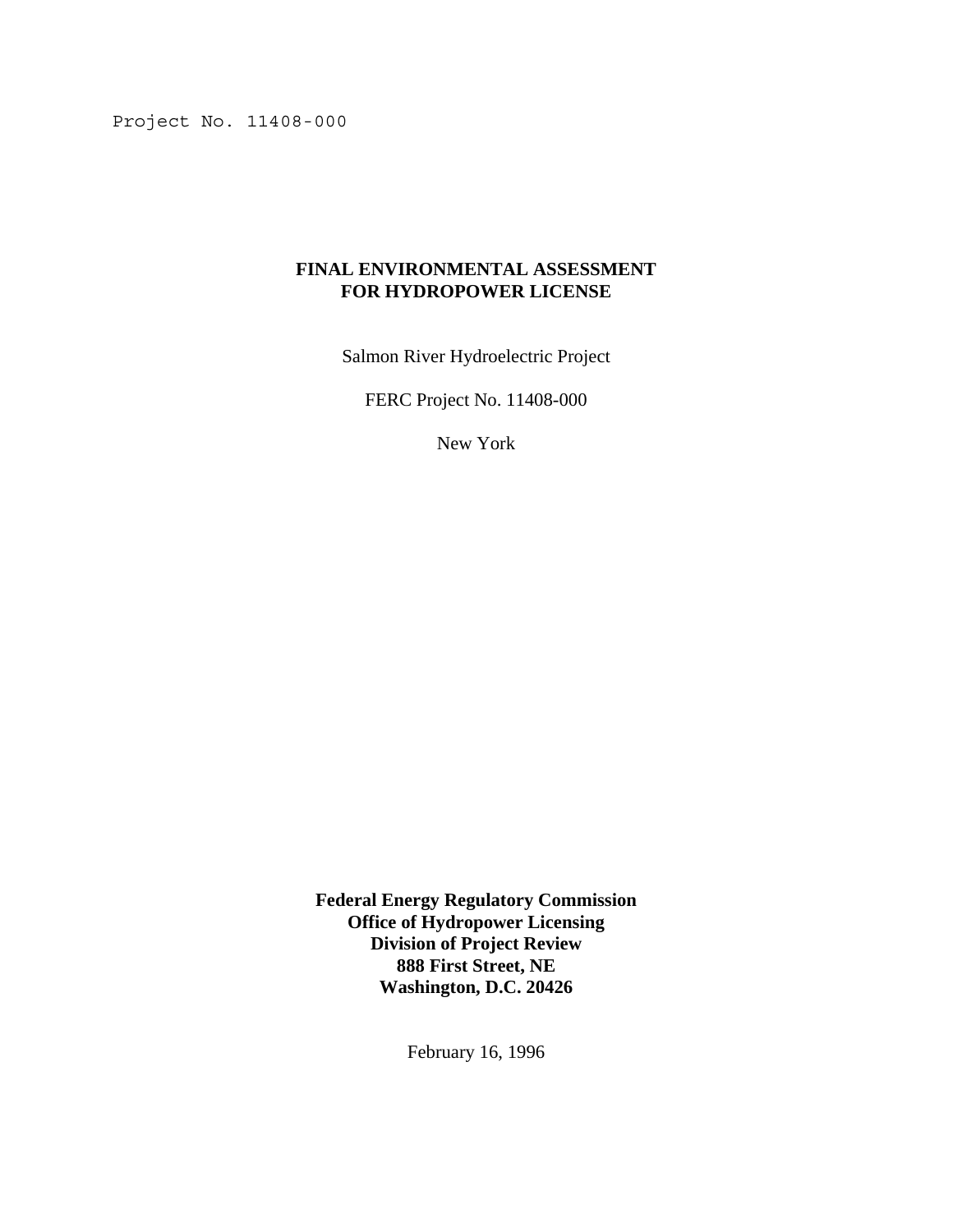Project No. 11408-000

**FINAL ENVIRONMENTAL ASSESSMENT**
**FOR HYDROPOWER LICENSE**

Salmon River Hydroelectric Project

FERC Project No. 11408-000

New York

**Federal Energy Regulatory Commission**
**Office of Hydropower Licensing**
**Division of Project Review**
**888 First Street, NE**
**Washington, D.C. 20426**

February 16, 1996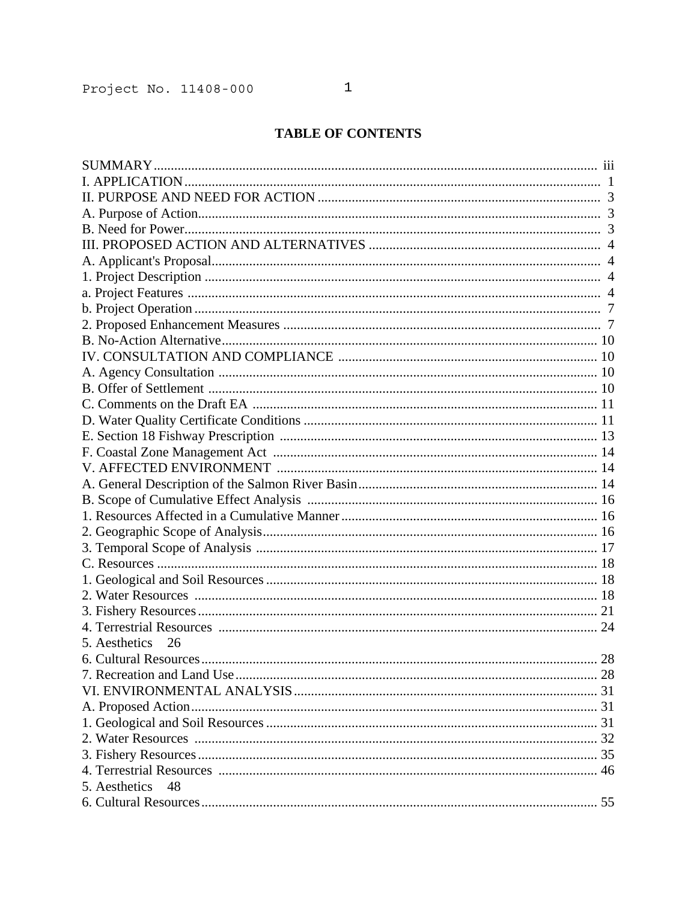# TABLE OF CONTENTS

SUMMARY ........................................................................................................................ iii
I. APPLICATION ................................................................................................................ 1
II. PURPOSE AND NEED FOR ACTION ......................................................................... 3
A. Purpose of Action.......................................................................................................... 3
B. Need for Power.............................................................................................................. 3
III. PROPOSED ACTION AND ALTERNATIVES ........................................................... 4
A. Applicant's Proposal...................................................................................................... 4
1. Project Description ........................................................................................................ 4
a. Project Features ............................................................................................................. 4
b. Project Operation ........................................................................................................... 7
2. Proposed Enhancement Measures .................................................................................. 7
B. No-Action Alternative................................................................................................... 10
IV. CONSULTATION AND COMPLIANCE .................................................................. 10
A. Agency Consultation ................................................................................................... 10
B. Offer of Settlement ...................................................................................................... 10
C. Comments on the Draft EA ......................................................................................... 11
D. Water Quality Certificate Conditions .......................................................................... 11
E. Section 18 Fishway Prescription ................................................................................. 13
F. Coastal Zone Management Act ................................................................................... 14
V. AFFECTED ENVIRONMENT .................................................................................... 14
A. General Description of the Salmon River Basin........................................................... 14
B. Scope of Cumulative Effect Analysis ......................................................................... 16
1. Resources Affected in a Cumulative Manner ................................................................ 16
2. Geographic Scope of Analysis...................................................................................... 16
3. Temporal Scope of Analysis ........................................................................................ 17
C. Resources ..................................................................................................................... 18
1. Geological and Soil Resources ..................................................................................... 18
2. Water Resources ........................................................................................................... 18
3. Fishery Resources ......................................................................................................... 21
4. Terrestrial Resources ................................................................................................... 24
5. Aesthetics 26
6. Cultural Resources........................................................................................................ 28
7. Recreation and Land Use.............................................................................................. 28
VI. ENVIRONMENTAL ANALYSIS .............................................................................. 31
A. Proposed Action........................................................................................................... 31
1. Geological and Soil Resources ..................................................................................... 31
2. Water Resources ........................................................................................................... 32
3. Fishery Resources ......................................................................................................... 35
4. Terrestrial Resources ................................................................................................... 46
5. Aesthetics 48
6. Cultural Resources........................................................................................................ 55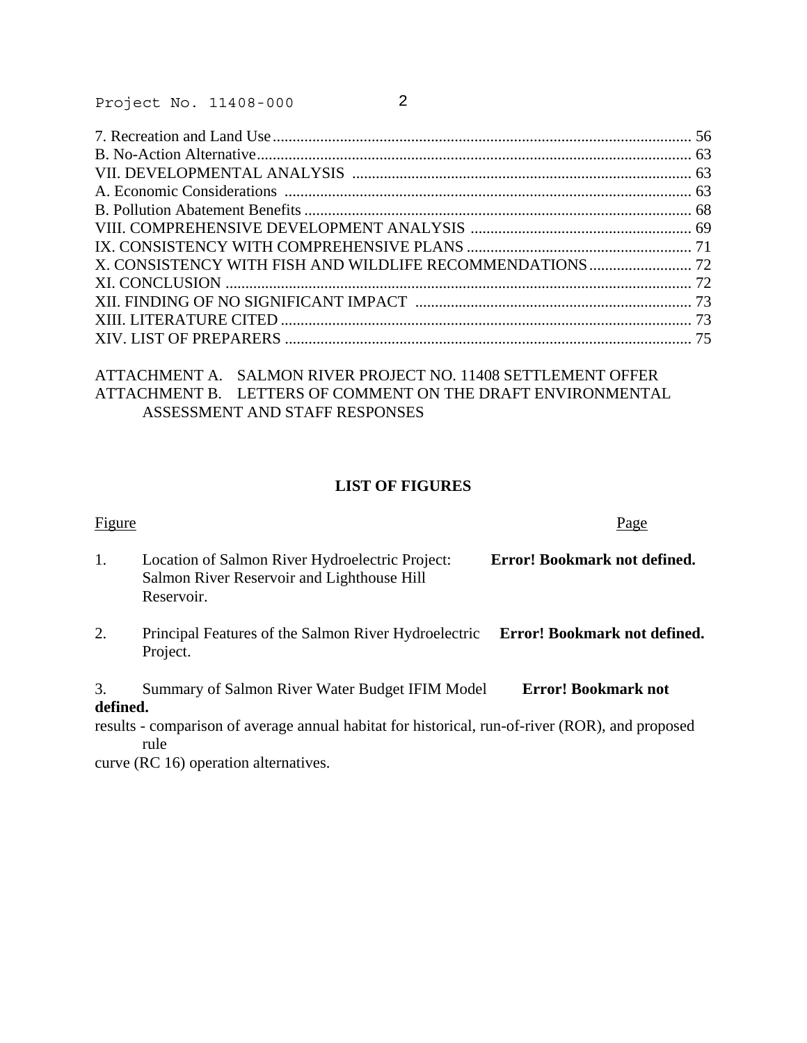7. Recreation and Land Use ........................................................................................................ 56
B. No-Action Alternative ............................................................................................................. 63
VII. DEVELOPMENTAL ANALYSIS ..................................................................................... 63
A. Economic Considerations ....................................................................................................... 63
B. Pollution Abatement Benefits .................................................................................................. 68
VIII. COMPREHENSIVE DEVELOPMENT ANALYSIS ........................................................ 69
IX. CONSISTENCY WITH COMPREHENSIVE PLANS ......................................................... 71
X. CONSISTENCY WITH FISH AND WILDLIFE RECOMMENDATIONS .......................... 72
XI. CONCLUSION ..................................................................................................................... 72
XII. FINDING OF NO SIGNIFICANT IMPACT ..................................................................... 73
XIII. LITERATURE CITED ....................................................................................................... 73
XIV. LIST OF PREPARERS ...................................................................................................... 75

ATTACHMENT A. SALMON RIVER PROJECT NO. 11408 SETTLEMENT OFFER
ATTACHMENT B. LETTERS OF COMMENT ON THE DRAFT ENVIRONMENTAL ASSESSMENT AND STAFF RESPONSES

## LIST OF FIGURES

| Figure | | Page |
|---|---|---|
| 1. | Location of Salmon River Hydroelectric Project: Salmon River Reservoir and Lighthouse Hill Reservoir. | **Error! Bookmark not defined.** |
| 2. | Principal Features of the Salmon River Hydroelectric Project. | **Error! Bookmark not defined.** |
| 3. | Summary of Salmon River Water Budget IFIM Model results - comparison of average annual habitat for historical, run-of-river (ROR), and proposed rule curve (RC 16) operation alternatives. | **Error! Bookmark not defined.** |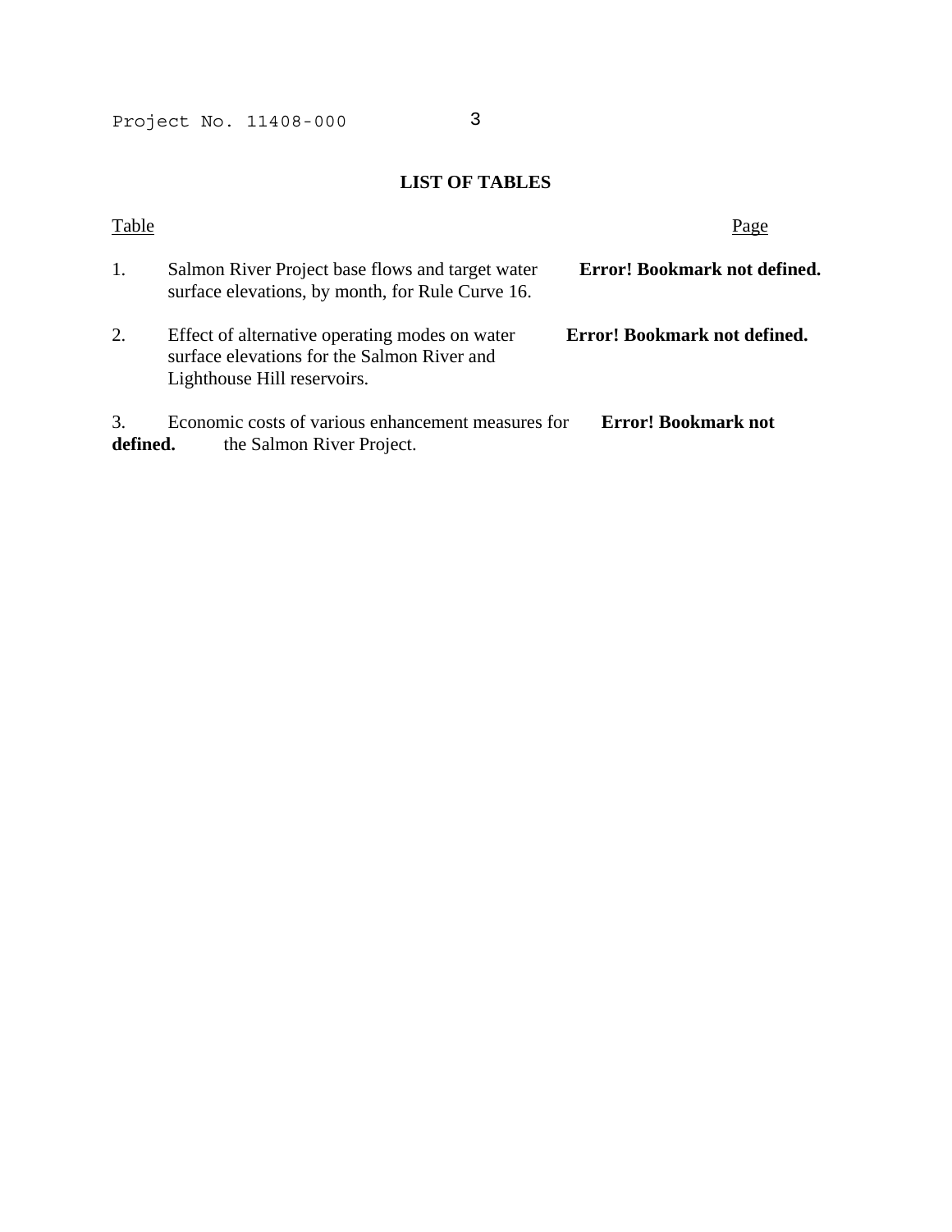## LIST OF TABLES

| Table | | Page |
|---|---|---|
| 1. | Salmon River Project base flows and target water surface elevations, by month, for Rule Curve 16. | **Error! Bookmark not defined.** |
| 2. | Effect of alternative operating modes on water surface elevations for the Salmon River and Lighthouse Hill reservoirs. | **Error! Bookmark not defined.** |
| 3. | Economic costs of various enhancement measures for the Salmon River Project. | **Error! Bookmark not defined.** |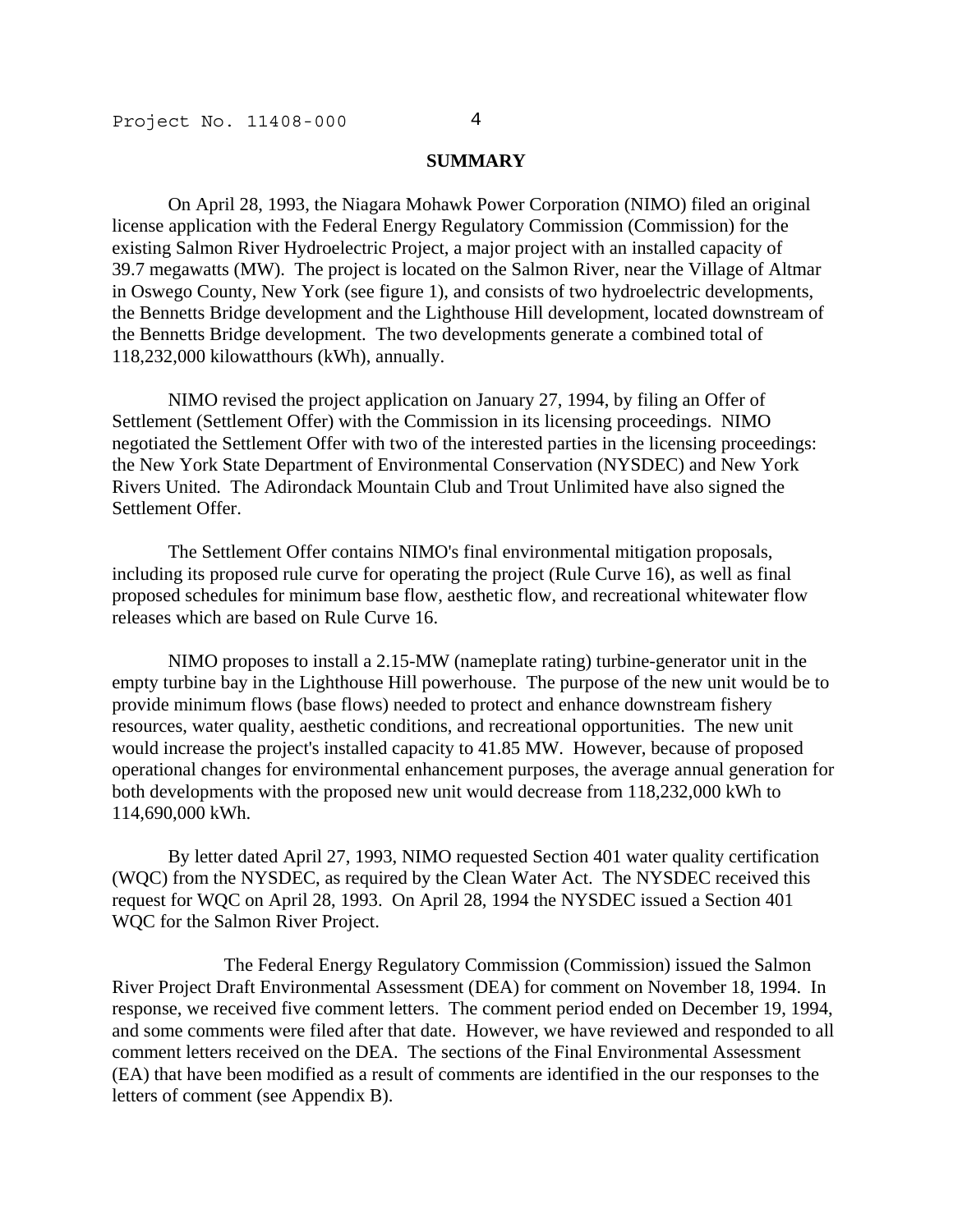## SUMMARY

On April 28, 1993, the Niagara Mohawk Power Corporation (NIMO) filed an original license application with the Federal Energy Regulatory Commission (Commission) for the existing Salmon River Hydroelectric Project, a major project with an installed capacity of 39.7 megawatts (MW). The project is located on the Salmon River, near the Village of Altmar in Oswego County, New York (see figure 1), and consists of two hydroelectric developments, the Bennetts Bridge development and the Lighthouse Hill development, located downstream of the Bennetts Bridge development. The two developments generate a combined total of 118,232,000 kilowatthours (kWh), annually.

NIMO revised the project application on January 27, 1994, by filing an Offer of Settlement (Settlement Offer) with the Commission in its licensing proceedings. NIMO negotiated the Settlement Offer with two of the interested parties in the licensing proceedings: the New York State Department of Environmental Conservation (NYSDEC) and New York Rivers United. The Adirondack Mountain Club and Trout Unlimited have also signed the Settlement Offer.

The Settlement Offer contains NIMO's final environmental mitigation proposals, including its proposed rule curve for operating the project (Rule Curve 16), as well as final proposed schedules for minimum base flow, aesthetic flow, and recreational whitewater flow releases which are based on Rule Curve 16.

NIMO proposes to install a 2.15-MW (nameplate rating) turbine-generator unit in the empty turbine bay in the Lighthouse Hill powerhouse. The purpose of the new unit would be to provide minimum flows (base flows) needed to protect and enhance downstream fishery resources, water quality, aesthetic conditions, and recreational opportunities. The new unit would increase the project's installed capacity to 41.85 MW. However, because of proposed operational changes for environmental enhancement purposes, the average annual generation for both developments with the proposed new unit would decrease from 118,232,000 kWh to 114,690,000 kWh.

By letter dated April 27, 1993, NIMO requested Section 401 water quality certification (WQC) from the NYSDEC, as required by the Clean Water Act. The NYSDEC received this request for WQC on April 28, 1993. On April 28, 1994 the NYSDEC issued a Section 401 WQC for the Salmon River Project.

The Federal Energy Regulatory Commission (Commission) issued the Salmon River Project Draft Environmental Assessment (DEA) for comment on November 18, 1994. In response, we received five comment letters. The comment period ended on December 19, 1994, and some comments were filed after that date. However, we have reviewed and responded to all comment letters received on the DEA. The sections of the Final Environmental Assessment (EA) that have been modified as a result of comments are identified in the our responses to the letters of comment (see Appendix B).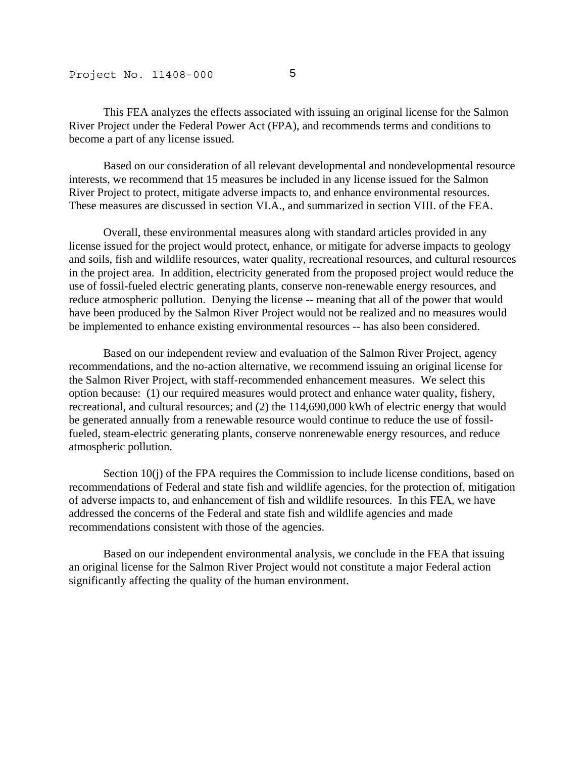This FEA analyzes the effects associated with issuing an original license for the Salmon River Project under the Federal Power Act (FPA), and recommends terms and conditions to become a part of any license issued.

Based on our consideration of all relevant developmental and nondevelopmental resource interests, we recommend that 15 measures be included in any license issued for the Salmon River Project to protect, mitigate adverse impacts to, and enhance environmental resources. These measures are discussed in section VI.A., and summarized in section VIII. of the FEA.

Overall, these environmental measures along with standard articles provided in any license issued for the project would protect, enhance, or mitigate for adverse impacts to geology and soils, fish and wildlife resources, water quality, recreational resources, and cultural resources in the project area. In addition, electricity generated from the proposed project would reduce the use of fossil-fueled electric generating plants, conserve non-renewable energy resources, and reduce atmospheric pollution. Denying the license -- meaning that all of the power that would have been produced by the Salmon River Project would not be realized and no measures would be implemented to enhance existing environmental resources -- has also been considered.

Based on our independent review and evaluation of the Salmon River Project, agency recommendations, and the no-action alternative, we recommend issuing an original license for the Salmon River Project, with staff-recommended enhancement measures. We select this option because: (1) our required measures would protect and enhance water quality, fishery, recreational, and cultural resources; and (2) the 114,690,000 kWh of electric energy that would be generated annually from a renewable resource would continue to reduce the use of fossil-fueled, steam-electric generating plants, conserve nonrenewable energy resources, and reduce atmospheric pollution.

Section 10(j) of the FPA requires the Commission to include license conditions, based on recommendations of Federal and state fish and wildlife agencies, for the protection of, mitigation of adverse impacts to, and enhancement of fish and wildlife resources. In this FEA, we have addressed the concerns of the Federal and state fish and wildlife agencies and made recommendations consistent with those of the agencies.

Based on our independent environmental analysis, we conclude in the FEA that issuing an original license for the Salmon River Project would not constitute a major Federal action significantly affecting the quality of the human environment.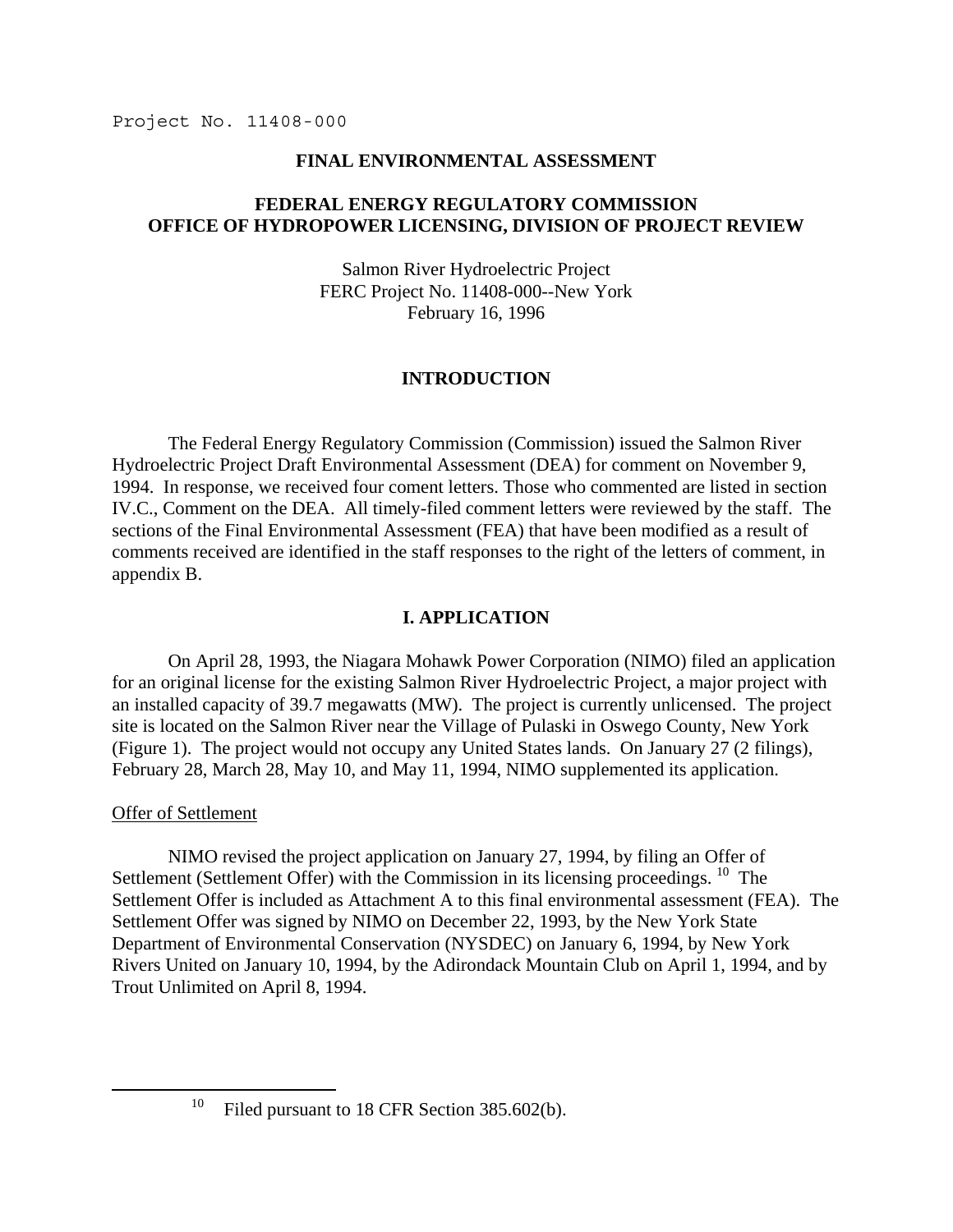Project No. 11408-000

## FINAL ENVIRONMENTAL ASSESSMENT

## FEDERAL ENERGY REGULATORY COMMISSION
## OFFICE OF HYDROPOWER LICENSING, DIVISION OF PROJECT REVIEW

Salmon River Hydroelectric Project
FERC Project No. 11408-000--New York
February 16, 1996

## INTRODUCTION

The Federal Energy Regulatory Commission (Commission) issued the Salmon River Hydroelectric Project Draft Environmental Assessment (DEA) for comment on November 9, 1994. In response, we received four coment letters. Those who commented are listed in section IV.C., Comment on the DEA. All timely-filed comment letters were reviewed by the staff. The sections of the Final Environmental Assessment (FEA) that have been modified as a result of comments received are identified in the staff responses to the right of the letters of comment, in appendix B.

## I. APPLICATION

On April 28, 1993, the Niagara Mohawk Power Corporation (NIMO) filed an application for an original license for the existing Salmon River Hydroelectric Project, a major project with an installed capacity of 39.7 megawatts (MW). The project is currently unlicensed. The project site is located on the Salmon River near the Village of Pulaski in Oswego County, New York (Figure 1). The project would not occupy any United States lands. On January 27 (2 filings), February 28, March 28, May 10, and May 11, 1994, NIMO supplemented its application.

<u>Offer of Settlement</u>

NIMO revised the project application on January 27, 1994, by filing an Offer of Settlement (Settlement Offer) with the Commission in its licensing proceedings. [10] The Settlement Offer is included as Attachment A to this final environmental assessment (FEA). The Settlement Offer was signed by NIMO on December 22, 1993, by the New York State Department of Environmental Conservation (NYSDEC) on January 6, 1994, by New York Rivers United on January 10, 1994, by the Adirondack Mountain Club on April 1, 1994, and by Trout Unlimited on April 8, 1994.

[10] Filed pursuant to 18 CFR Section 385.602(b).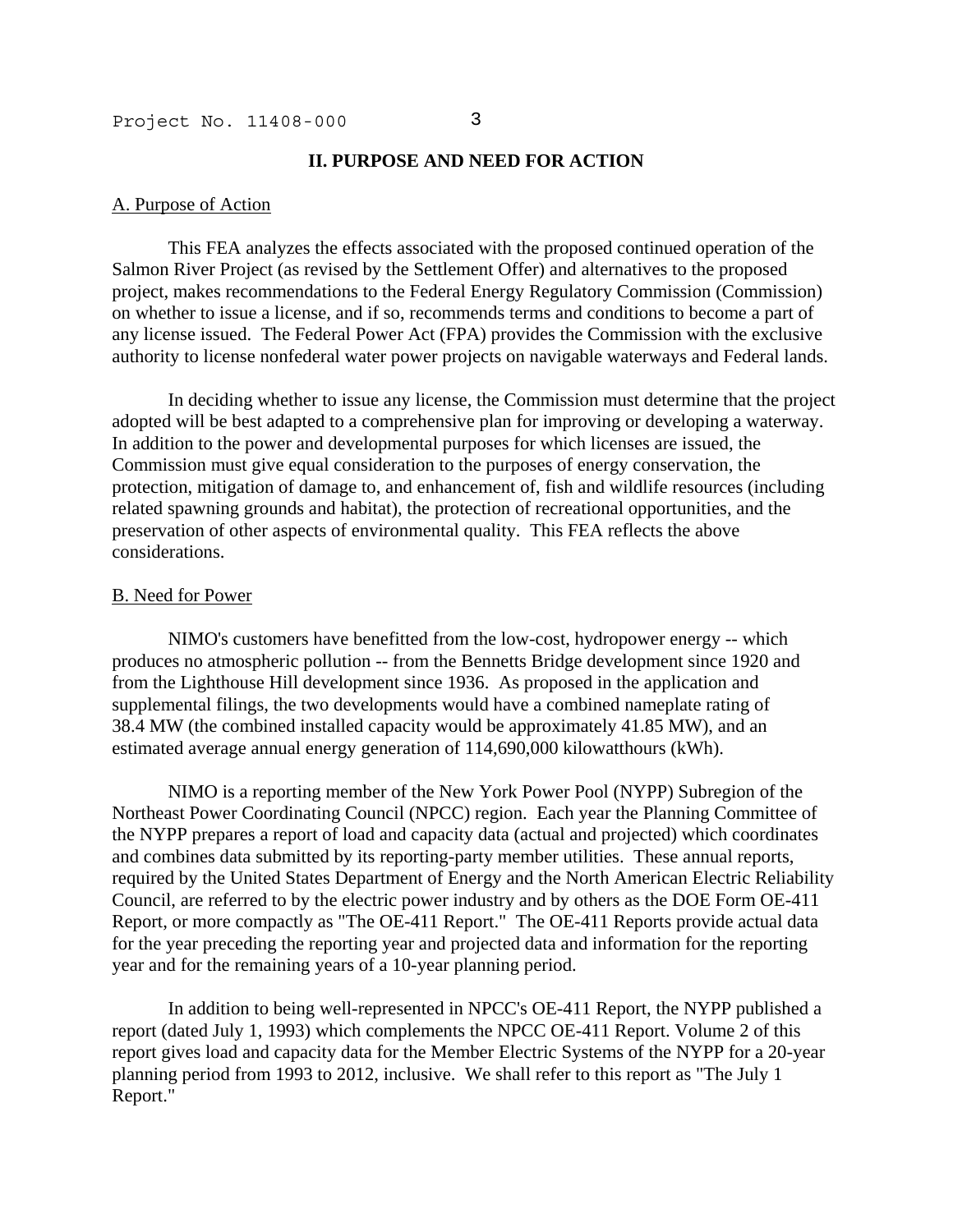## II. PURPOSE AND NEED FOR ACTION

### A. Purpose of Action

This FEA analyzes the effects associated with the proposed continued operation of the Salmon River Project (as revised by the Settlement Offer) and alternatives to the proposed project, makes recommendations to the Federal Energy Regulatory Commission (Commission) on whether to issue a license, and if so, recommends terms and conditions to become a part of any license issued. The Federal Power Act (FPA) provides the Commission with the exclusive authority to license nonfederal water power projects on navigable waterways and Federal lands.

In deciding whether to issue any license, the Commission must determine that the project adopted will be best adapted to a comprehensive plan for improving or developing a waterway. In addition to the power and developmental purposes for which licenses are issued, the Commission must give equal consideration to the purposes of energy conservation, the protection, mitigation of damage to, and enhancement of, fish and wildlife resources (including related spawning grounds and habitat), the protection of recreational opportunities, and the preservation of other aspects of environmental quality. This FEA reflects the above considerations.

### B. Need for Power

NIMO's customers have benefitted from the low-cost, hydropower energy -- which produces no atmospheric pollution -- from the Bennetts Bridge development since 1920 and from the Lighthouse Hill development since 1936. As proposed in the application and supplemental filings, the two developments would have a combined nameplate rating of 38.4 MW (the combined installed capacity would be approximately 41.85 MW), and an estimated average annual energy generation of 114,690,000 kilowatthours (kWh).

NIMO is a reporting member of the New York Power Pool (NYPP) Subregion of the Northeast Power Coordinating Council (NPCC) region. Each year the Planning Committee of the NYPP prepares a report of load and capacity data (actual and projected) which coordinates and combines data submitted by its reporting-party member utilities. These annual reports, required by the United States Department of Energy and the North American Electric Reliability Council, are referred to by the electric power industry and by others as the DOE Form OE-411 Report, or more compactly as "The OE-411 Report." The OE-411 Reports provide actual data for the year preceding the reporting year and projected data and information for the reporting year and for the remaining years of a 10-year planning period.

In addition to being well-represented in NPCC's OE-411 Report, the NYPP published a report (dated July 1, 1993) which complements the NPCC OE-411 Report. Volume 2 of this report gives load and capacity data for the Member Electric Systems of the NYPP for a 20-year planning period from 1993 to 2012, inclusive. We shall refer to this report as "The July 1 Report."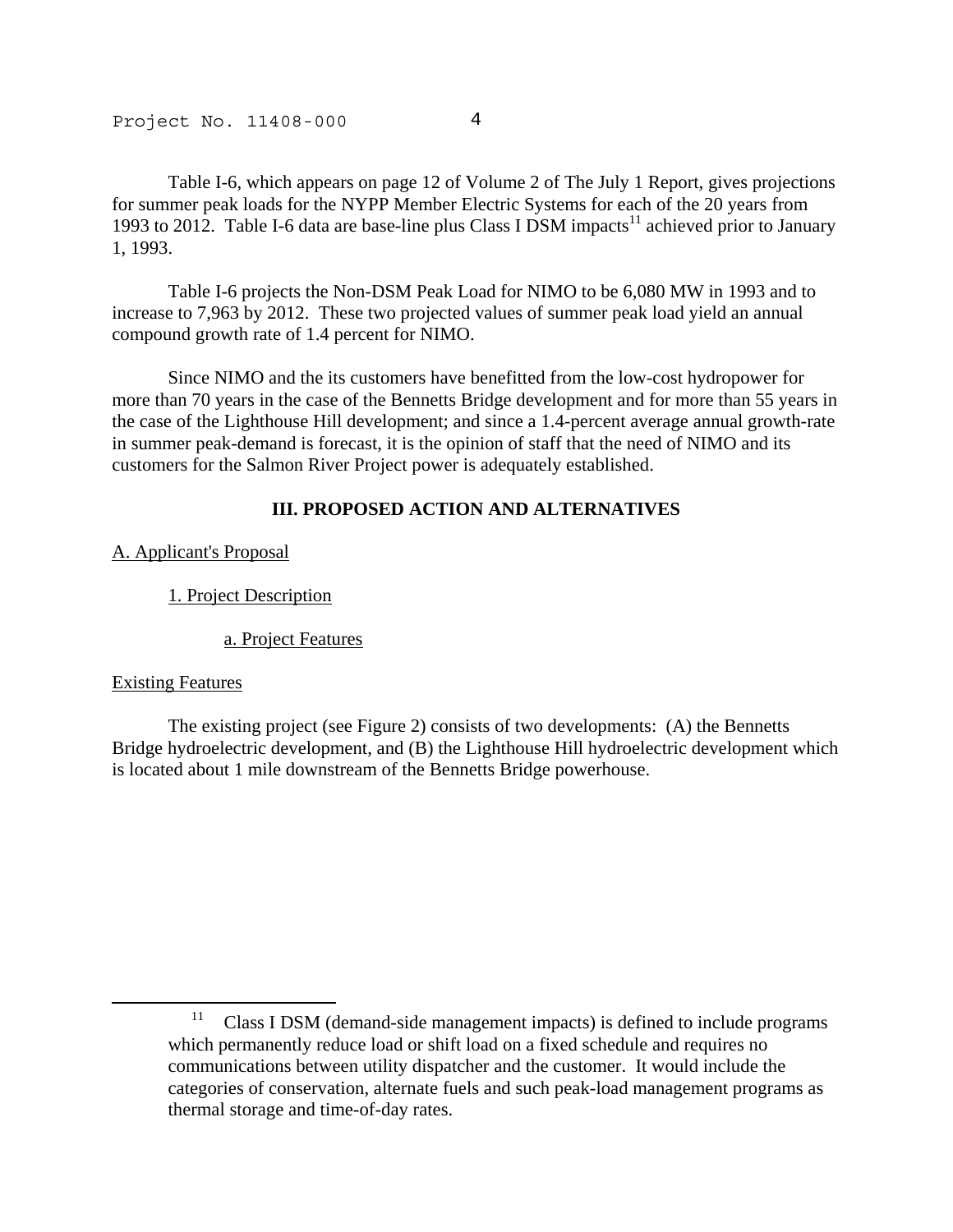Table I-6, which appears on page 12 of Volume 2 of The July 1 Report, gives projections for summer peak loads for the NYPP Member Electric Systems for each of the 20 years from 1993 to 2012. Table I-6 data are base-line plus Class I DSM impacts[11] achieved prior to January 1, 1993.

Table I-6 projects the Non-DSM Peak Load for NIMO to be 6,080 MW in 1993 and to increase to 7,963 by 2012. These two projected values of summer peak load yield an annual compound growth rate of 1.4 percent for NIMO.

Since NIMO and the its customers have benefitted from the low-cost hydropower for more than 70 years in the case of the Bennetts Bridge development and for more than 55 years in the case of the Lighthouse Hill development; and since a 1.4-percent average annual growth-rate in summer peak-demand is forecast, it is the opinion of staff that the need of NIMO and its customers for the Salmon River Project power is adequately established.

## III. PROPOSED ACTION AND ALTERNATIVES

A. Applicant's Proposal

1. Project Description

a. Project Features

Existing Features

The existing project (see Figure 2) consists of two developments: (A) the Bennetts Bridge hydroelectric development, and (B) the Lighthouse Hill hydroelectric development which is located about 1 mile downstream of the Bennetts Bridge powerhouse.

---

[11] Class I DSM (demand-side management impacts) is defined to include programs which permanently reduce load or shift load on a fixed schedule and requires no communications between utility dispatcher and the customer. It would include the categories of conservation, alternate fuels and such peak-load management programs as thermal storage and time-of-day rates.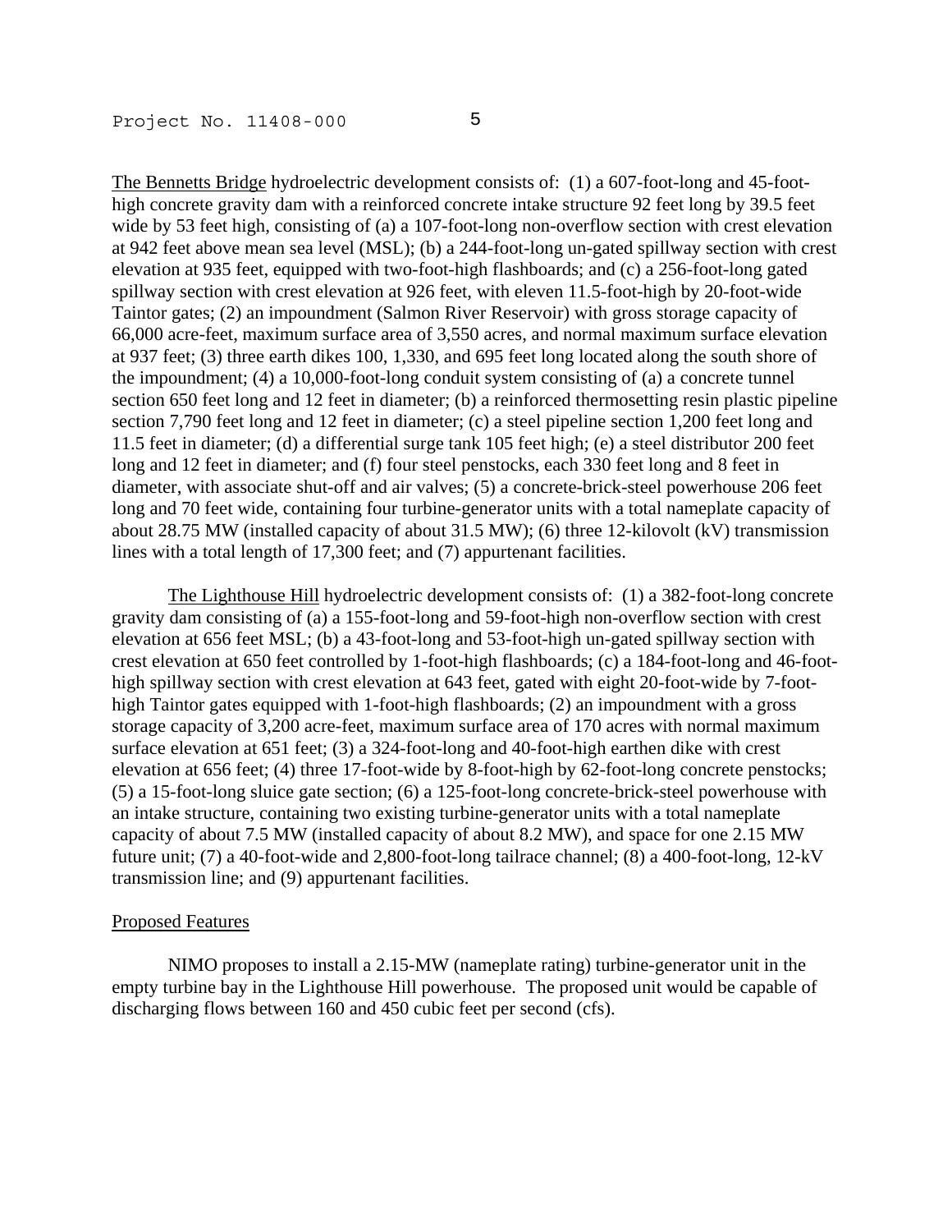The Bennetts Bridge hydroelectric development consists of: (1) a 607-foot-long and 45-foot-high concrete gravity dam with a reinforced concrete intake structure 92 feet long by 39.5 feet wide by 53 feet high, consisting of (a) a 107-foot-long non-overflow section with crest elevation at 942 feet above mean sea level (MSL); (b) a 244-foot-long un-gated spillway section with crest elevation at 935 feet, equipped with two-foot-high flashboards; and (c) a 256-foot-long gated spillway section with crest elevation at 926 feet, with eleven 11.5-foot-high by 20-foot-wide Taintor gates; (2) an impoundment (Salmon River Reservoir) with gross storage capacity of 66,000 acre-feet, maximum surface area of 3,550 acres, and normal maximum surface elevation at 937 feet; (3) three earth dikes 100, 1,330, and 695 feet long located along the south shore of the impoundment; (4) a 10,000-foot-long conduit system consisting of (a) a concrete tunnel section 650 feet long and 12 feet in diameter; (b) a reinforced thermosetting resin plastic pipeline section 7,790 feet long and 12 feet in diameter; (c) a steel pipeline section 1,200 feet long and 11.5 feet in diameter; (d) a differential surge tank 105 feet high; (e) a steel distributor 200 feet long and 12 feet in diameter; and (f) four steel penstocks, each 330 feet long and 8 feet in diameter, with associate shut-off and air valves; (5) a concrete-brick-steel powerhouse 206 feet long and 70 feet wide, containing four turbine-generator units with a total nameplate capacity of about 28.75 MW (installed capacity of about 31.5 MW); (6) three 12-kilovolt (kV) transmission lines with a total length of 17,300 feet; and (7) appurtenant facilities.

The Lighthouse Hill hydroelectric development consists of: (1) a 382-foot-long concrete gravity dam consisting of (a) a 155-foot-long and 59-foot-high non-overflow section with crest elevation at 656 feet MSL; (b) a 43-foot-long and 53-foot-high un-gated spillway section with crest elevation at 650 feet controlled by 1-foot-high flashboards; (c) a 184-foot-long and 46-foot-high spillway section with crest elevation at 643 feet, gated with eight 20-foot-wide by 7-foot-high Taintor gates equipped with 1-foot-high flashboards; (2) an impoundment with a gross storage capacity of 3,200 acre-feet, maximum surface area of 170 acres with normal maximum surface elevation at 651 feet; (3) a 324-foot-long and 40-foot-high earthen dike with crest elevation at 656 feet; (4) three 17-foot-wide by 8-foot-high by 62-foot-long concrete penstocks; (5) a 15-foot-long sluice gate section; (6) a 125-foot-long concrete-brick-steel powerhouse with an intake structure, containing two existing turbine-generator units with a total nameplate capacity of about 7.5 MW (installed capacity of about 8.2 MW), and space for one 2.15 MW future unit; (7) a 40-foot-wide and 2,800-foot-long tailrace channel; (8) a 400-foot-long, 12-kV transmission line; and (9) appurtenant facilities.

Proposed Features

NIMO proposes to install a 2.15-MW (nameplate rating) turbine-generator unit in the empty turbine bay in the Lighthouse Hill powerhouse. The proposed unit would be capable of discharging flows between 160 and 450 cubic feet per second (cfs).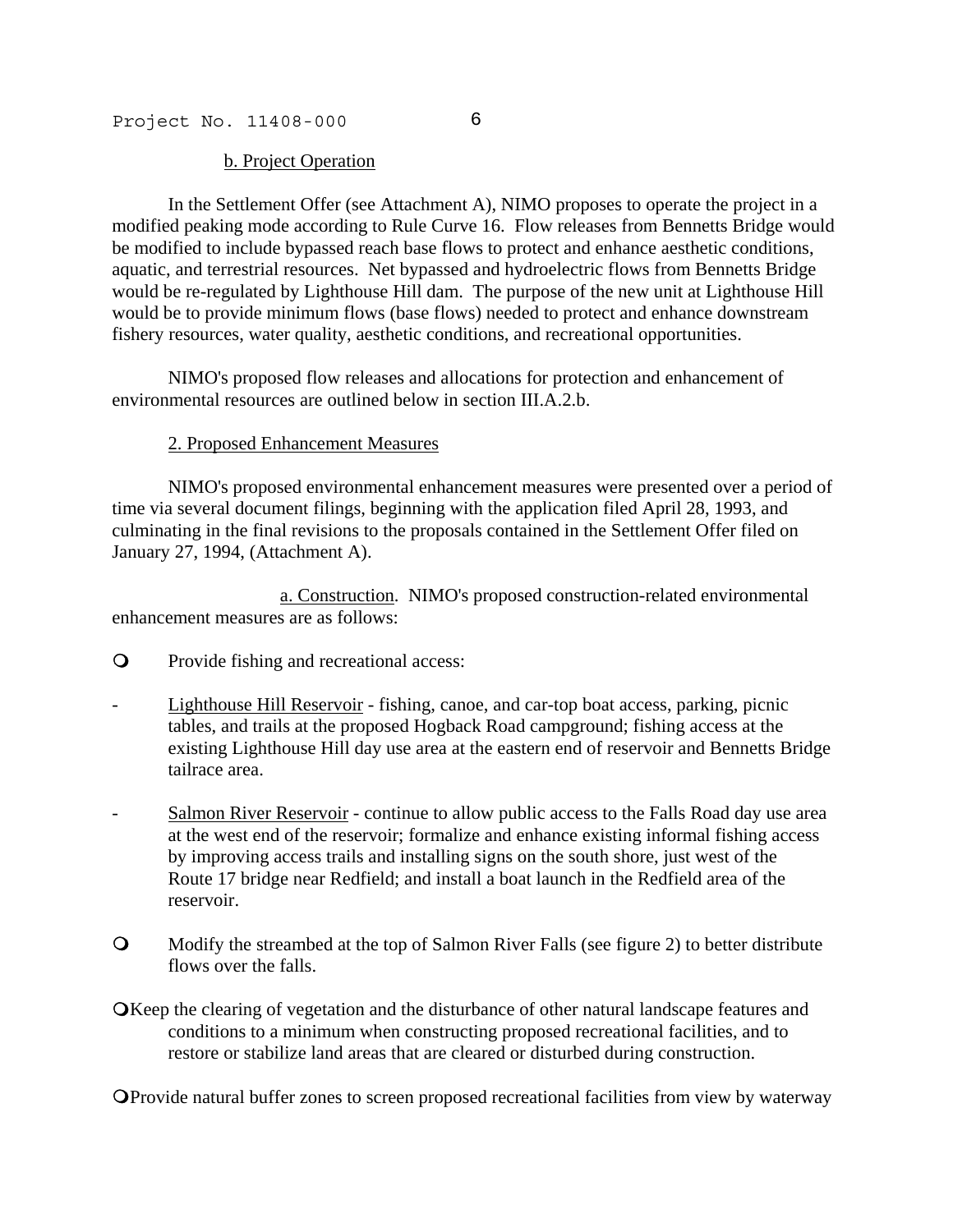b. Project Operation

In the Settlement Offer (see Attachment A), NIMO proposes to operate the project in a modified peaking mode according to Rule Curve 16. Flow releases from Bennetts Bridge would be modified to include bypassed reach base flows to protect and enhance aesthetic conditions, aquatic, and terrestrial resources. Net bypassed and hydroelectric flows from Bennetts Bridge would be re-regulated by Lighthouse Hill dam. The purpose of the new unit at Lighthouse Hill would be to provide minimum flows (base flows) needed to protect and enhance downstream fishery resources, water quality, aesthetic conditions, and recreational opportunities.

NIMO's proposed flow releases and allocations for protection and enhancement of environmental resources are outlined below in section III.A.2.b.

2. Proposed Enhancement Measures

NIMO's proposed environmental enhancement measures were presented over a period of time via several document filings, beginning with the application filed April 28, 1993, and culminating in the final revisions to the proposals contained in the Settlement Offer filed on January 27, 1994, (Attachment A).

a. Construction. NIMO's proposed construction-related environmental enhancement measures are as follows:

- Provide fishing and recreational access:
  - Lighthouse Hill Reservoir - fishing, canoe, and car-top boat access, parking, picnic tables, and trails at the proposed Hogback Road campground; fishing access at the existing Lighthouse Hill day use area at the eastern end of reservoir and Bennetts Bridge tailrace area.
  - Salmon River Reservoir - continue to allow public access to the Falls Road day use area at the west end of the reservoir; formalize and enhance existing informal fishing access by improving access trails and installing signs on the south shore, just west of the Route 17 bridge near Redfield; and install a boat launch in the Redfield area of the reservoir.
- Modify the streambed at the top of Salmon River Falls (see figure 2) to better distribute flows over the falls.
- Keep the clearing of vegetation and the disturbance of other natural landscape features and conditions to a minimum when constructing proposed recreational facilities, and to restore or stabilize land areas that are cleared or disturbed during construction.
- Provide natural buffer zones to screen proposed recreational facilities from view by waterway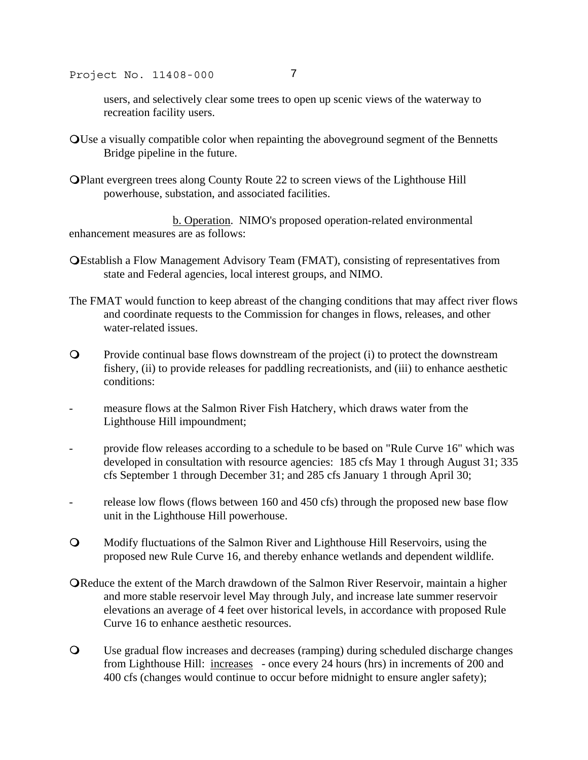users, and selectively clear some trees to open up scenic views of the waterway to recreation facility users.

- Use a visually compatible color when repainting the aboveground segment of the Bennetts Bridge pipeline in the future.

- Plant evergreen trees along County Route 22 to screen views of the Lighthouse Hill powerhouse, substation, and associated facilities.

b. Operation. NIMO's proposed operation-related environmental enhancement measures are as follows:

- Establish a Flow Management Advisory Team (FMAT), consisting of representatives from state and Federal agencies, local interest groups, and NIMO.

The FMAT would function to keep abreast of the changing conditions that may affect river flows and coordinate requests to the Commission for changes in flows, releases, and other water-related issues.

- Provide continual base flows downstream of the project (i) to protect the downstream fishery, (ii) to provide releases for paddling recreationists, and (iii) to enhance aesthetic conditions:

  - measure flows at the Salmon River Fish Hatchery, which draws water from the Lighthouse Hill impoundment;

  - provide flow releases according to a schedule to be based on "Rule Curve 16" which was developed in consultation with resource agencies: 185 cfs May 1 through August 31; 335 cfs September 1 through December 31; and 285 cfs January 1 through April 30;

  - release low flows (flows between 160 and 450 cfs) through the proposed new base flow unit in the Lighthouse Hill powerhouse.

- Modify fluctuations of the Salmon River and Lighthouse Hill Reservoirs, using the proposed new Rule Curve 16, and thereby enhance wetlands and dependent wildlife.

- Reduce the extent of the March drawdown of the Salmon River Reservoir, maintain a higher and more stable reservoir level May through July, and increase late summer reservoir elevations an average of 4 feet over historical levels, in accordance with proposed Rule Curve 16 to enhance aesthetic resources.

- Use gradual flow increases and decreases (ramping) during scheduled discharge changes from Lighthouse Hill: increases - once every 24 hours (hrs) in increments of 200 and 400 cfs (changes would continue to occur before midnight to ensure angler safety);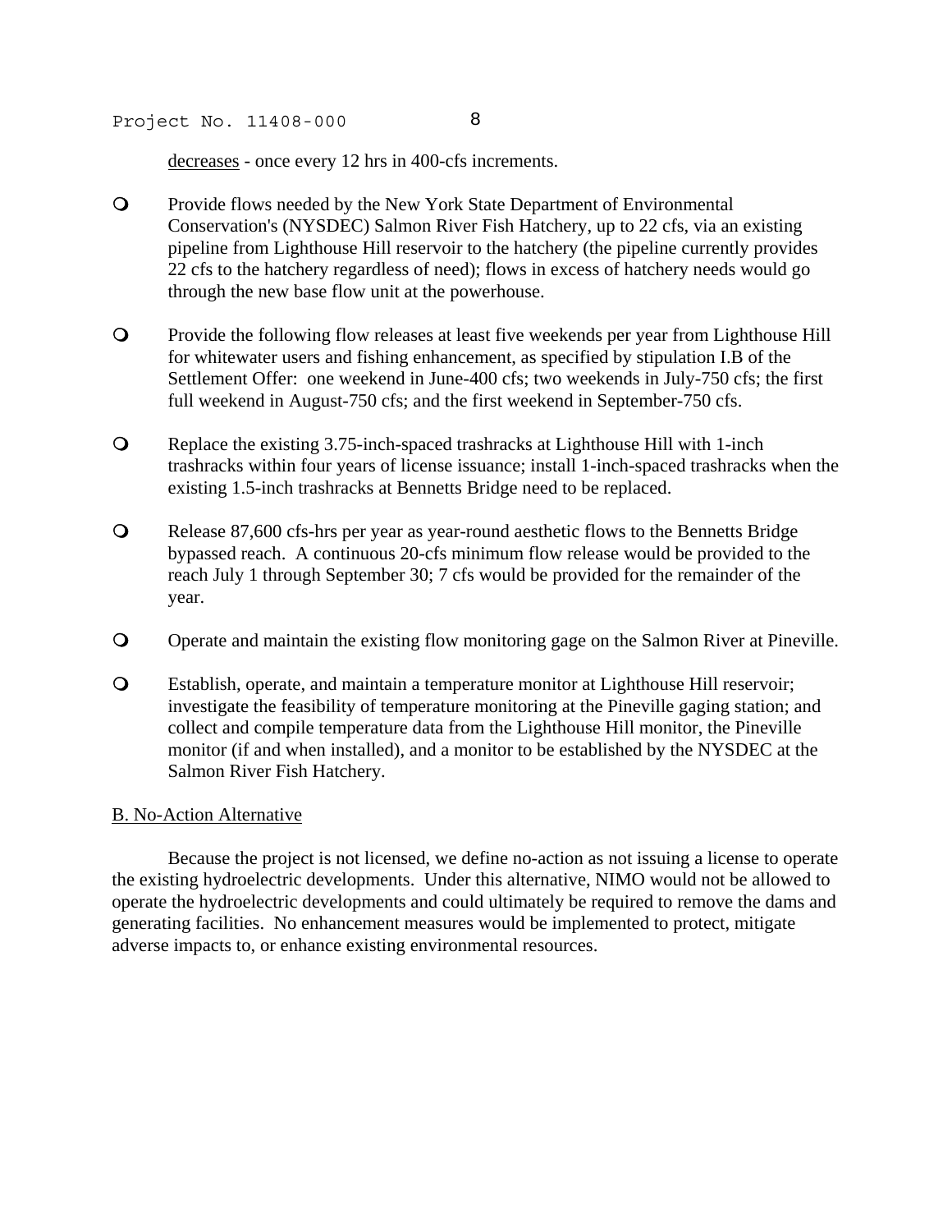decreases - once every 12 hrs in 400-cfs increments.

- Provide flows needed by the New York State Department of Environmental Conservation's (NYSDEC) Salmon River Fish Hatchery, up to 22 cfs, via an existing pipeline from Lighthouse Hill reservoir to the hatchery (the pipeline currently provides 22 cfs to the hatchery regardless of need); flows in excess of hatchery needs would go through the new base flow unit at the powerhouse.

- Provide the following flow releases at least five weekends per year from Lighthouse Hill for whitewater users and fishing enhancement, as specified by stipulation I.B of the Settlement Offer: one weekend in June-400 cfs; two weekends in July-750 cfs; the first full weekend in August-750 cfs; and the first weekend in September-750 cfs.

- Replace the existing 3.75-inch-spaced trashracks at Lighthouse Hill with 1-inch trashracks within four years of license issuance; install 1-inch-spaced trashracks when the existing 1.5-inch trashracks at Bennetts Bridge need to be replaced.

- Release 87,600 cfs-hrs per year as year-round aesthetic flows to the Bennetts Bridge bypassed reach. A continuous 20-cfs minimum flow release would be provided to the reach July 1 through September 30; 7 cfs would be provided for the remainder of the year.

- Operate and maintain the existing flow monitoring gage on the Salmon River at Pineville.

- Establish, operate, and maintain a temperature monitor at Lighthouse Hill reservoir; investigate the feasibility of temperature monitoring at the Pineville gaging station; and collect and compile temperature data from the Lighthouse Hill monitor, the Pineville monitor (if and when installed), and a monitor to be established by the NYSDEC at the Salmon River Fish Hatchery.

## B. No-Action Alternative

Because the project is not licensed, we define no-action as not issuing a license to operate the existing hydroelectric developments. Under this alternative, NIMO would not be allowed to operate the hydroelectric developments and could ultimately be required to remove the dams and generating facilities. No enhancement measures would be implemented to protect, mitigate adverse impacts to, or enhance existing environmental resources.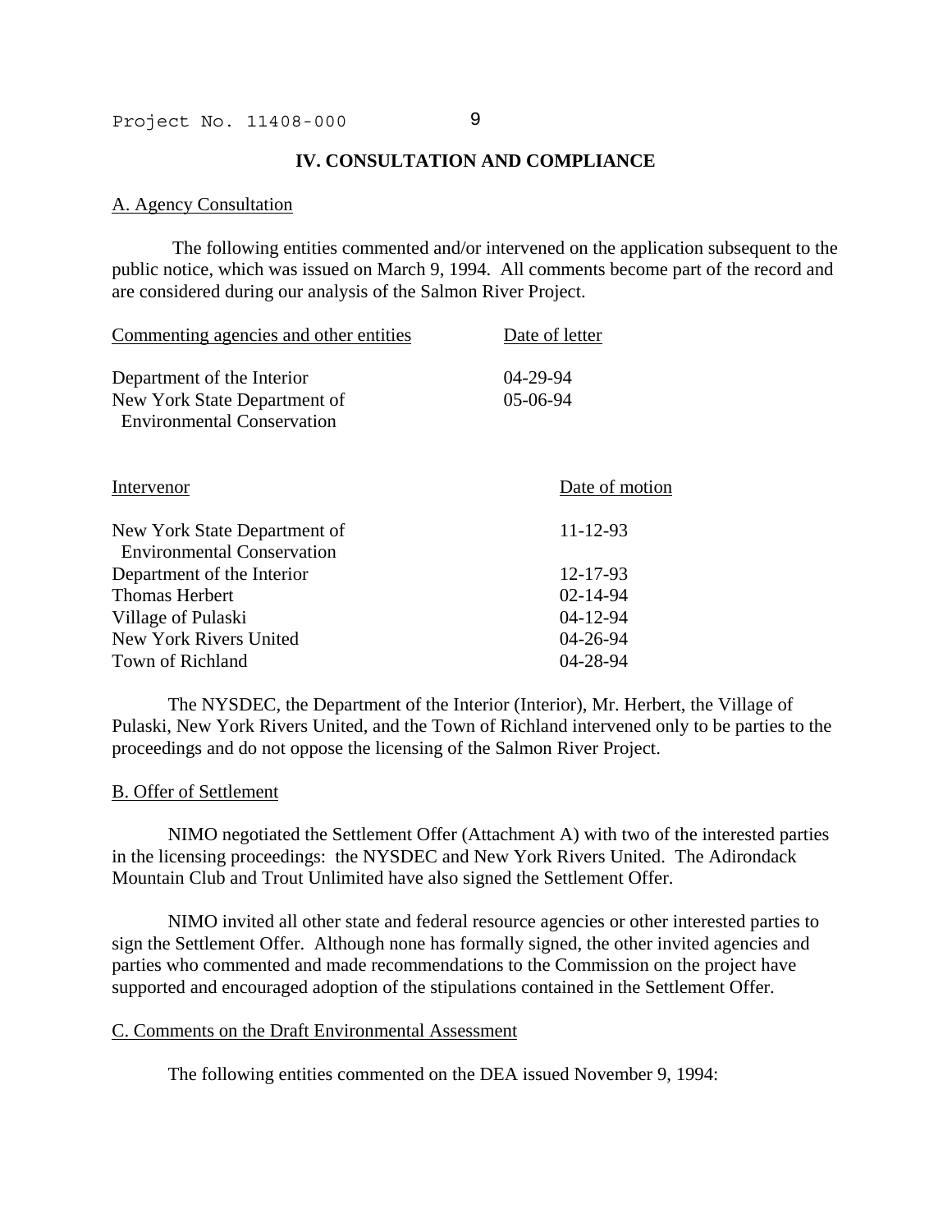## IV. CONSULTATION AND COMPLIANCE

### A. Agency Consultation

The following entities commented and/or intervened on the application subsequent to the public notice, which was issued on March 9, 1994. All comments become part of the record and are considered during our analysis of the Salmon River Project.

| Commenting agencies and other entities | Date of letter |
|---|---|
| Department of the Interior | 04-29-94 |
| New York State Department of Environmental Conservation | 05-06-94 |

| Intervenor | Date of motion |
|---|---|
| New York State Department of Environmental Conservation | 11-12-93 |
| Department of the Interior | 12-17-93 |
| Thomas Herbert | 02-14-94 |
| Village of Pulaski | 04-12-94 |
| New York Rivers United | 04-26-94 |
| Town of Richland | 04-28-94 |

The NYSDEC, the Department of the Interior (Interior), Mr. Herbert, the Village of Pulaski, New York Rivers United, and the Town of Richland intervened only to be parties to the proceedings and do not oppose the licensing of the Salmon River Project.

### B. Offer of Settlement

NIMO negotiated the Settlement Offer (Attachment A) with two of the interested parties in the licensing proceedings: the NYSDEC and New York Rivers United. The Adirondack Mountain Club and Trout Unlimited have also signed the Settlement Offer.

NIMO invited all other state and federal resource agencies or other interested parties to sign the Settlement Offer. Although none has formally signed, the other invited agencies and parties who commented and made recommendations to the Commission on the project have supported and encouraged adoption of the stipulations contained in the Settlement Offer.

### C. Comments on the Draft Environmental Assessment

The following entities commented on the DEA issued November 9, 1994: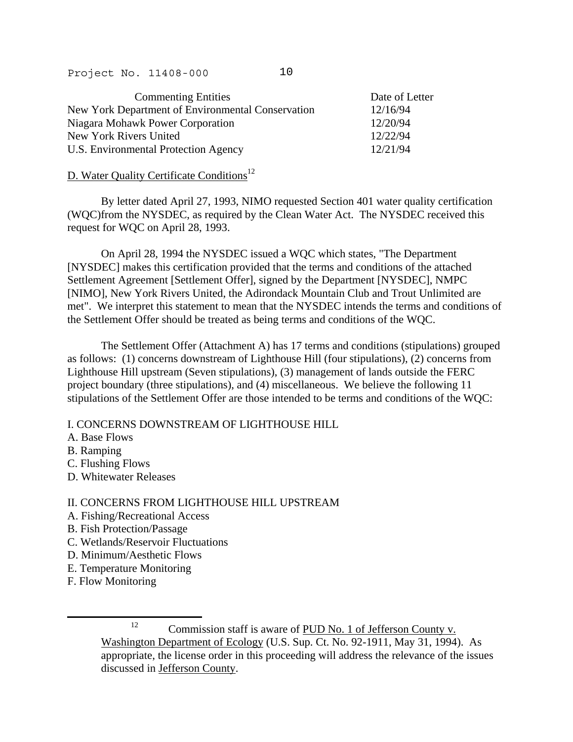| Commenting Entities | Date of Letter |
|---|---|
| New York Department of Environmental Conservation | 12/16/94 |
| Niagara Mohawk Power Corporation | 12/20/94 |
| New York Rivers United | 12/22/94 |
| U.S. Environmental Protection Agency | 12/21/94 |

D. Water Quality Certificate Conditions[12]

By letter dated April 27, 1993, NIMO requested Section 401 water quality certification (WQC)from the NYSDEC, as required by the Clean Water Act. The NYSDEC received this request for WQC on April 28, 1993.

On April 28, 1994 the NYSDEC issued a WQC which states, "The Department [NYSDEC] makes this certification provided that the terms and conditions of the attached Settlement Agreement [Settlement Offer], signed by the Department [NYSDEC], NMPC [NIMO], New York Rivers United, the Adirondack Mountain Club and Trout Unlimited are met". We interpret this statement to mean that the NYSDEC intends the terms and conditions of the Settlement Offer should be treated as being terms and conditions of the WQC.

The Settlement Offer (Attachment A) has 17 terms and conditions (stipulations) grouped as follows: (1) concerns downstream of Lighthouse Hill (four stipulations), (2) concerns from Lighthouse Hill upstream (Seven stipulations), (3) management of lands outside the FERC project boundary (three stipulations), and (4) miscellaneous. We believe the following 11 stipulations of the Settlement Offer are those intended to be terms and conditions of the WQC:

I. CONCERNS DOWNSTREAM OF LIGHTHOUSE HILL
A. Base Flows
B. Ramping
C. Flushing Flows
D. Whitewater Releases

II. CONCERNS FROM LIGHTHOUSE HILL UPSTREAM
A. Fishing/Recreational Access
B. Fish Protection/Passage
C. Wetlands/Reservoir Fluctuations
D. Minimum/Aesthetic Flows
E. Temperature Monitoring
F. Flow Monitoring

---

[12] Commission staff is aware of PUD No. 1 of Jefferson County v. Washington Department of Ecology (U.S. Sup. Ct. No. 92-1911, May 31, 1994). As appropriate, the license order in this proceeding will address the relevance of the issues discussed in Jefferson County.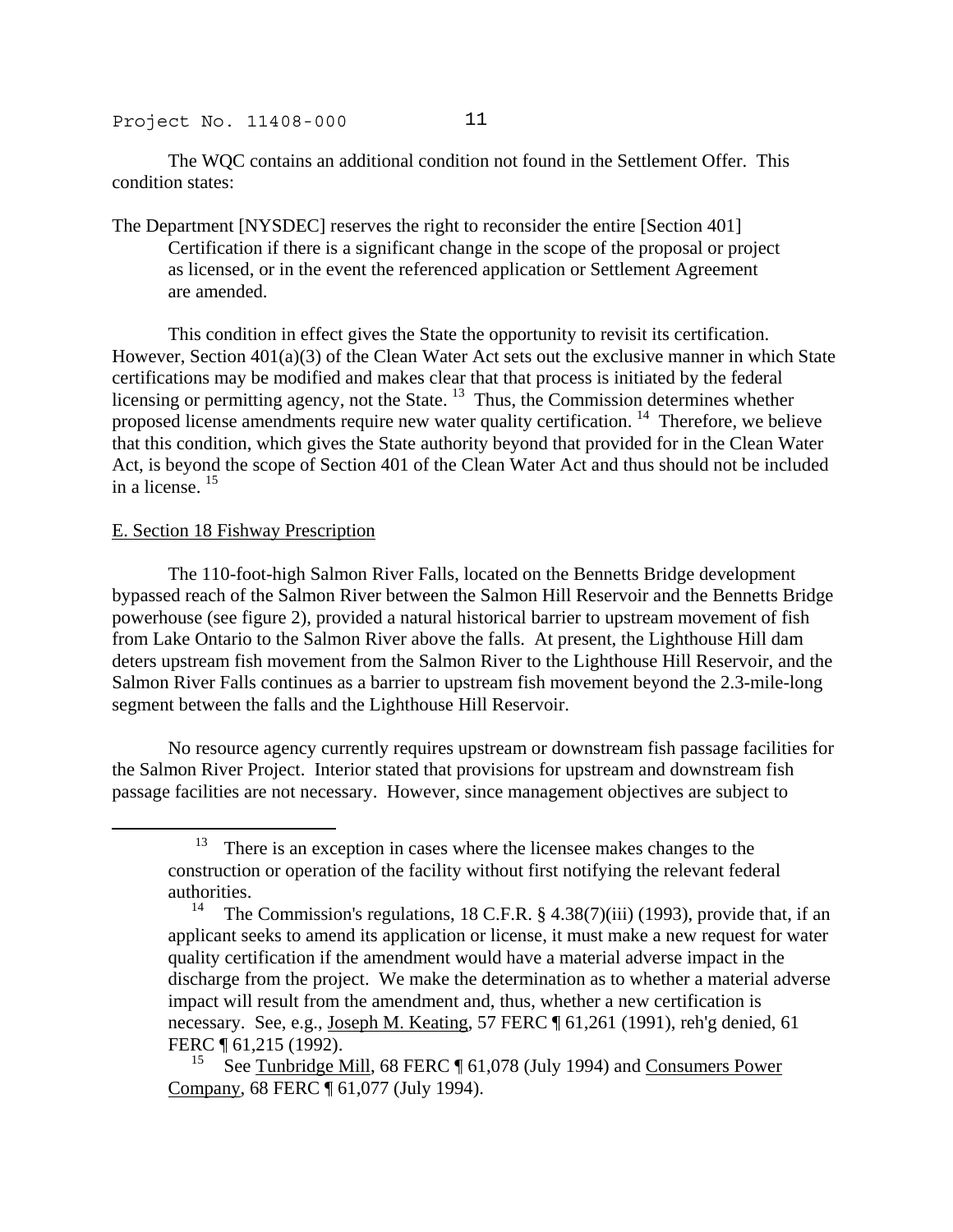The WQC contains an additional condition not found in the Settlement Offer. This condition states:

> The Department [NYSDEC] reserves the right to reconsider the entire [Section 401] Certification if there is a significant change in the scope of the proposal or project as licensed, or in the event the referenced application or Settlement Agreement are amended.

This condition in effect gives the State the opportunity to revisit its certification. However, Section 401(a)(3) of the Clean Water Act sets out the exclusive manner in which State certifications may be modified and makes clear that that process is initiated by the federal licensing or permitting agency, not the State. [13] Thus, the Commission determines whether proposed license amendments require new water quality certification. [14] Therefore, we believe that this condition, which gives the State authority beyond that provided for in the Clean Water Act, is beyond the scope of Section 401 of the Clean Water Act and thus should not be included in a license. [15]

E. Section 18 Fishway Prescription

The 110-foot-high Salmon River Falls, located on the Bennetts Bridge development bypassed reach of the Salmon River between the Salmon Hill Reservoir and the Bennetts Bridge powerhouse (see figure 2), provided a natural historical barrier to upstream movement of fish from Lake Ontario to the Salmon River above the falls. At present, the Lighthouse Hill dam deters upstream fish movement from the Salmon River to the Lighthouse Hill Reservoir, and the Salmon River Falls continues as a barrier to upstream fish movement beyond the 2.3-mile-long segment between the falls and the Lighthouse Hill Reservoir.

No resource agency currently requires upstream or downstream fish passage facilities for the Salmon River Project. Interior stated that provisions for upstream and downstream fish passage facilities are not necessary. However, since management objectives are subject to

---

[13] There is an exception in cases where the licensee makes changes to the construction or operation of the facility without first notifying the relevant federal authorities.

[14] The Commission's regulations, 18 C.F.R. § 4.38(7)(iii) (1993), provide that, if an applicant seeks to amend its application or license, it must make a new request for water quality certification if the amendment would have a material adverse impact in the discharge from the project. We make the determination as to whether a material adverse impact will result from the amendment and, thus, whether a new certification is necessary. See, e.g., Joseph M. Keating, 57 FERC ¶ 61,261 (1991), reh'g denied, 61 FERC ¶ 61,215 (1992).

[15] See Tunbridge Mill, 68 FERC ¶ 61,078 (July 1994) and Consumers Power Company, 68 FERC ¶ 61,077 (July 1994).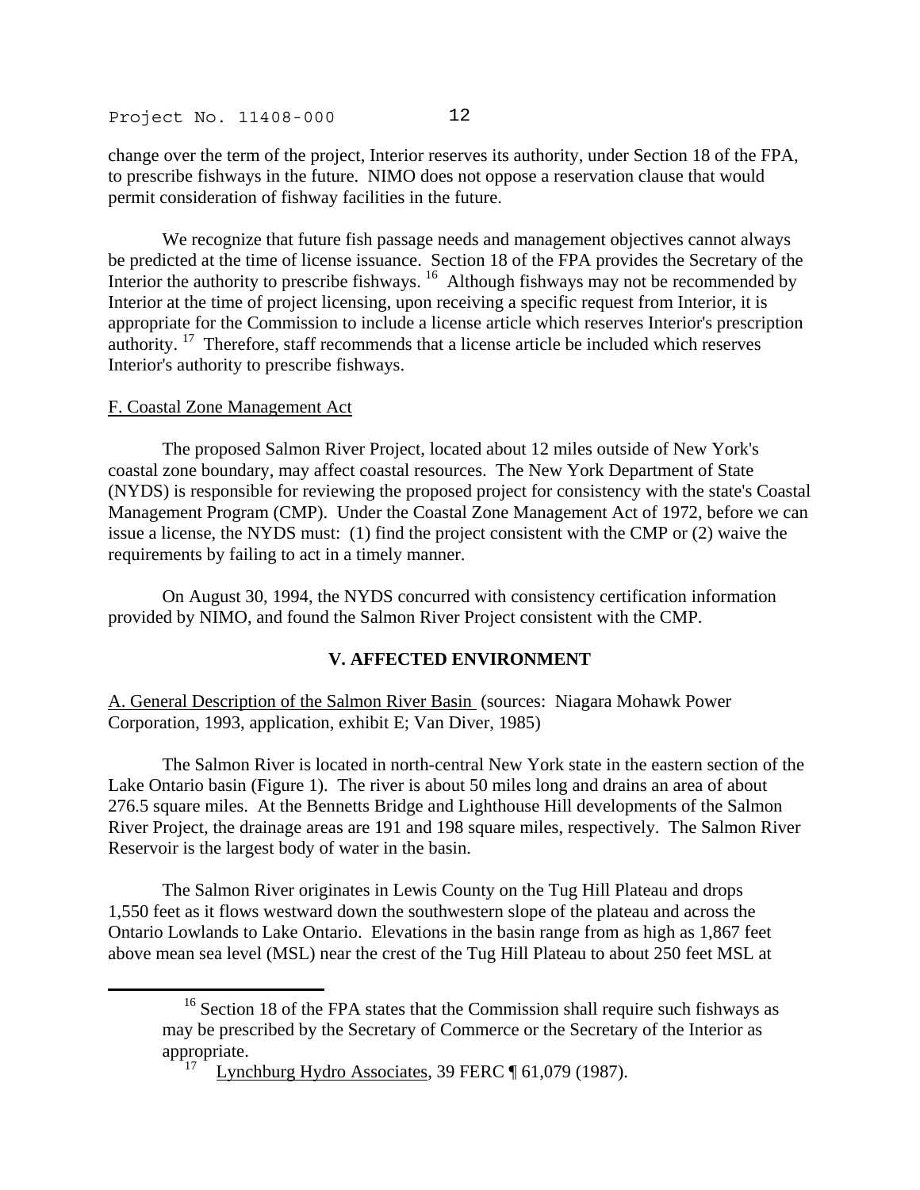change over the term of the project, Interior reserves its authority, under Section 18 of the FPA, to prescribe fishways in the future. NIMO does not oppose a reservation clause that would permit consideration of fishway facilities in the future.

We recognize that future fish passage needs and management objectives cannot always be predicted at the time of license issuance. Section 18 of the FPA provides the Secretary of the Interior the authority to prescribe fishways. [16] Although fishways may not be recommended by Interior at the time of project licensing, upon receiving a specific request from Interior, it is appropriate for the Commission to include a license article which reserves Interior's prescription authority. [17] Therefore, staff recommends that a license article be included which reserves Interior's authority to prescribe fishways.

F. Coastal Zone Management Act

The proposed Salmon River Project, located about 12 miles outside of New York's coastal zone boundary, may affect coastal resources. The New York Department of State (NYDS) is responsible for reviewing the proposed project for consistency with the state's Coastal Management Program (CMP). Under the Coastal Zone Management Act of 1972, before we can issue a license, the NYDS must: (1) find the project consistent with the CMP or (2) waive the requirements by failing to act in a timely manner.

On August 30, 1994, the NYDS concurred with consistency certification information provided by NIMO, and found the Salmon River Project consistent with the CMP.

## V. AFFECTED ENVIRONMENT

A. General Description of the Salmon River Basin (sources: Niagara Mohawk Power Corporation, 1993, application, exhibit E; Van Diver, 1985)

The Salmon River is located in north-central New York state in the eastern section of the Lake Ontario basin (Figure 1). The river is about 50 miles long and drains an area of about 276.5 square miles. At the Bennetts Bridge and Lighthouse Hill developments of the Salmon River Project, the drainage areas are 191 and 198 square miles, respectively. The Salmon River Reservoir is the largest body of water in the basin.

The Salmon River originates in Lewis County on the Tug Hill Plateau and drops 1,550 feet as it flows westward down the southwestern slope of the plateau and across the Ontario Lowlands to Lake Ontario. Elevations in the basin range from as high as 1,867 feet above mean sea level (MSL) near the crest of the Tug Hill Plateau to about 250 feet MSL at

---

[16] Section 18 of the FPA states that the Commission shall require such fishways as may be prescribed by the Secretary of Commerce or the Secretary of the Interior as appropriate.

[17] Lynchburg Hydro Associates, 39 FERC ¶ 61,079 (1987).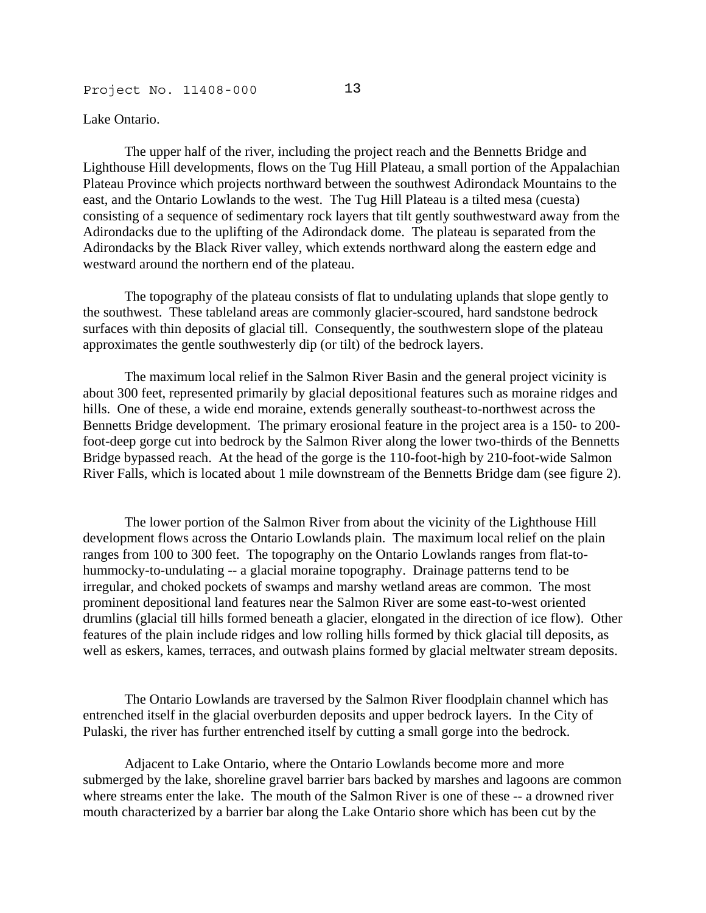Lake Ontario.

The upper half of the river, including the project reach and the Bennetts Bridge and Lighthouse Hill developments, flows on the Tug Hill Plateau, a small portion of the Appalachian Plateau Province which projects northward between the southwest Adirondack Mountains to the east, and the Ontario Lowlands to the west. The Tug Hill Plateau is a tilted mesa (cuesta) consisting of a sequence of sedimentary rock layers that tilt gently southwestward away from the Adirondacks due to the uplifting of the Adirondack dome. The plateau is separated from the Adirondacks by the Black River valley, which extends northward along the eastern edge and westward around the northern end of the plateau.

The topography of the plateau consists of flat to undulating uplands that slope gently to the southwest. These tableland areas are commonly glacier-scoured, hard sandstone bedrock surfaces with thin deposits of glacial till. Consequently, the southwestern slope of the plateau approximates the gentle southwesterly dip (or tilt) of the bedrock layers.

The maximum local relief in the Salmon River Basin and the general project vicinity is about 300 feet, represented primarily by glacial depositional features such as moraine ridges and hills. One of these, a wide end moraine, extends generally southeast-to-northwest across the Bennetts Bridge development. The primary erosional feature in the project area is a 150- to 200-foot-deep gorge cut into bedrock by the Salmon River along the lower two-thirds of the Bennetts Bridge bypassed reach. At the head of the gorge is the 110-foot-high by 210-foot-wide Salmon River Falls, which is located about 1 mile downstream of the Bennetts Bridge dam (see figure 2).

The lower portion of the Salmon River from about the vicinity of the Lighthouse Hill development flows across the Ontario Lowlands plain. The maximum local relief on the plain ranges from 100 to 300 feet. The topography on the Ontario Lowlands ranges from flat-to-hummocky-to-undulating -- a glacial moraine topography. Drainage patterns tend to be irregular, and choked pockets of swamps and marshy wetland areas are common. The most prominent depositional land features near the Salmon River are some east-to-west oriented drumlins (glacial till hills formed beneath a glacier, elongated in the direction of ice flow). Other features of the plain include ridges and low rolling hills formed by thick glacial till deposits, as well as eskers, kames, terraces, and outwash plains formed by glacial meltwater stream deposits.

The Ontario Lowlands are traversed by the Salmon River floodplain channel which has entrenched itself in the glacial overburden deposits and upper bedrock layers. In the City of Pulaski, the river has further entrenched itself by cutting a small gorge into the bedrock.

Adjacent to Lake Ontario, where the Ontario Lowlands become more and more submerged by the lake, shoreline gravel barrier bars backed by marshes and lagoons are common where streams enter the lake. The mouth of the Salmon River is one of these -- a drowned river mouth characterized by a barrier bar along the Lake Ontario shore which has been cut by the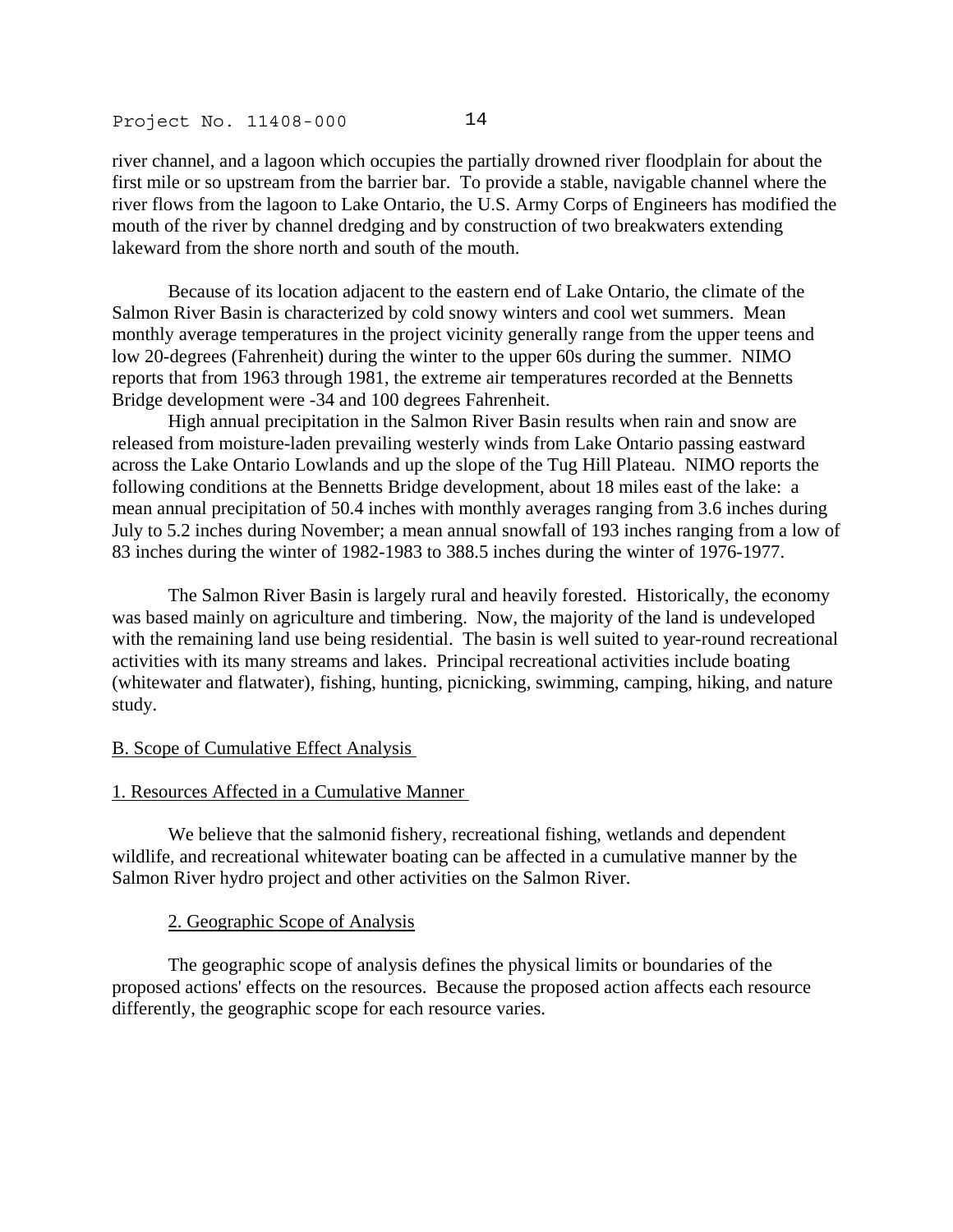river channel, and a lagoon which occupies the partially drowned river floodplain for about the first mile or so upstream from the barrier bar. To provide a stable, navigable channel where the river flows from the lagoon to Lake Ontario, the U.S. Army Corps of Engineers has modified the mouth of the river by channel dredging and by construction of two breakwaters extending lakeward from the shore north and south of the mouth.

Because of its location adjacent to the eastern end of Lake Ontario, the climate of the Salmon River Basin is characterized by cold snowy winters and cool wet summers. Mean monthly average temperatures in the project vicinity generally range from the upper teens and low 20-degrees (Fahrenheit) during the winter to the upper 60s during the summer. NIMO reports that from 1963 through 1981, the extreme air temperatures recorded at the Bennetts Bridge development were -34 and 100 degrees Fahrenheit.

High annual precipitation in the Salmon River Basin results when rain and snow are released from moisture-laden prevailing westerly winds from Lake Ontario passing eastward across the Lake Ontario Lowlands and up the slope of the Tug Hill Plateau. NIMO reports the following conditions at the Bennetts Bridge development, about 18 miles east of the lake: a mean annual precipitation of 50.4 inches with monthly averages ranging from 3.6 inches during July to 5.2 inches during November; a mean annual snowfall of 193 inches ranging from a low of 83 inches during the winter of 1982-1983 to 388.5 inches during the winter of 1976-1977.

The Salmon River Basin is largely rural and heavily forested. Historically, the economy was based mainly on agriculture and timbering. Now, the majority of the land is undeveloped with the remaining land use being residential. The basin is well suited to year-round recreational activities with its many streams and lakes. Principal recreational activities include boating (whitewater and flatwater), fishing, hunting, picnicking, swimming, camping, hiking, and nature study.

## B. Scope of Cumulative Effect Analysis

### 1. Resources Affected in a Cumulative Manner

We believe that the salmonid fishery, recreational fishing, wetlands and dependent wildlife, and recreational whitewater boating can be affected in a cumulative manner by the Salmon River hydro project and other activities on the Salmon River.

### 2. Geographic Scope of Analysis

The geographic scope of analysis defines the physical limits or boundaries of the proposed actions' effects on the resources. Because the proposed action affects each resource differently, the geographic scope for each resource varies.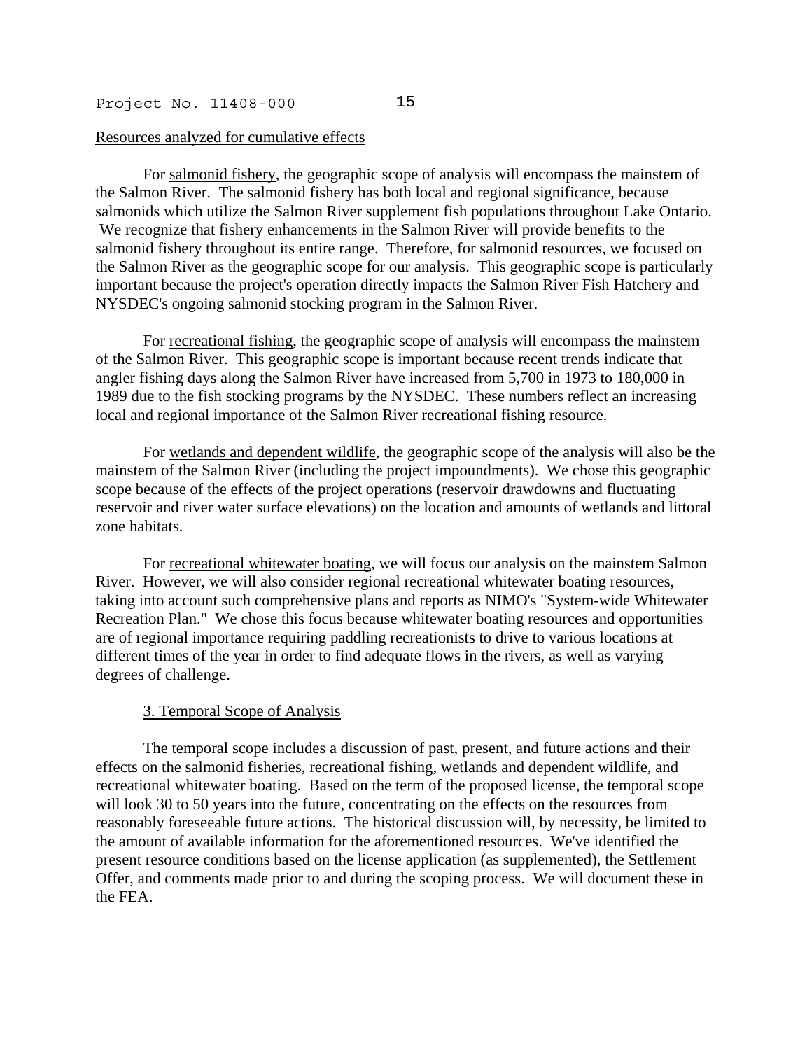Resources analyzed for cumulative effects

For salmonid fishery, the geographic scope of analysis will encompass the mainstem of the Salmon River. The salmonid fishery has both local and regional significance, because salmonids which utilize the Salmon River supplement fish populations throughout Lake Ontario. We recognize that fishery enhancements in the Salmon River will provide benefits to the salmonid fishery throughout its entire range. Therefore, for salmonid resources, we focused on the Salmon River as the geographic scope for our analysis. This geographic scope is particularly important because the project's operation directly impacts the Salmon River Fish Hatchery and NYSDEC's ongoing salmonid stocking program in the Salmon River.

For recreational fishing, the geographic scope of analysis will encompass the mainstem of the Salmon River. This geographic scope is important because recent trends indicate that angler fishing days along the Salmon River have increased from 5,700 in 1973 to 180,000 in 1989 due to the fish stocking programs by the NYSDEC. These numbers reflect an increasing local and regional importance of the Salmon River recreational fishing resource.

For wetlands and dependent wildlife, the geographic scope of the analysis will also be the mainstem of the Salmon River (including the project impoundments). We chose this geographic scope because of the effects of the project operations (reservoir drawdowns and fluctuating reservoir and river water surface elevations) on the location and amounts of wetlands and littoral zone habitats.

For recreational whitewater boating, we will focus our analysis on the mainstem Salmon River. However, we will also consider regional recreational whitewater boating resources, taking into account such comprehensive plans and reports as NIMO's "System-wide Whitewater Recreation Plan." We chose this focus because whitewater boating resources and opportunities are of regional importance requiring paddling recreationists to drive to various locations at different times of the year in order to find adequate flows in the rivers, as well as varying degrees of challenge.

### 3. Temporal Scope of Analysis

The temporal scope includes a discussion of past, present, and future actions and their effects on the salmonid fisheries, recreational fishing, wetlands and dependent wildlife, and recreational whitewater boating. Based on the term of the proposed license, the temporal scope will look 30 to 50 years into the future, concentrating on the effects on the resources from reasonably foreseeable future actions. The historical discussion will, by necessity, be limited to the amount of available information for the aforementioned resources. We've identified the present resource conditions based on the license application (as supplemented), the Settlement Offer, and comments made prior to and during the scoping process. We will document these in the FEA.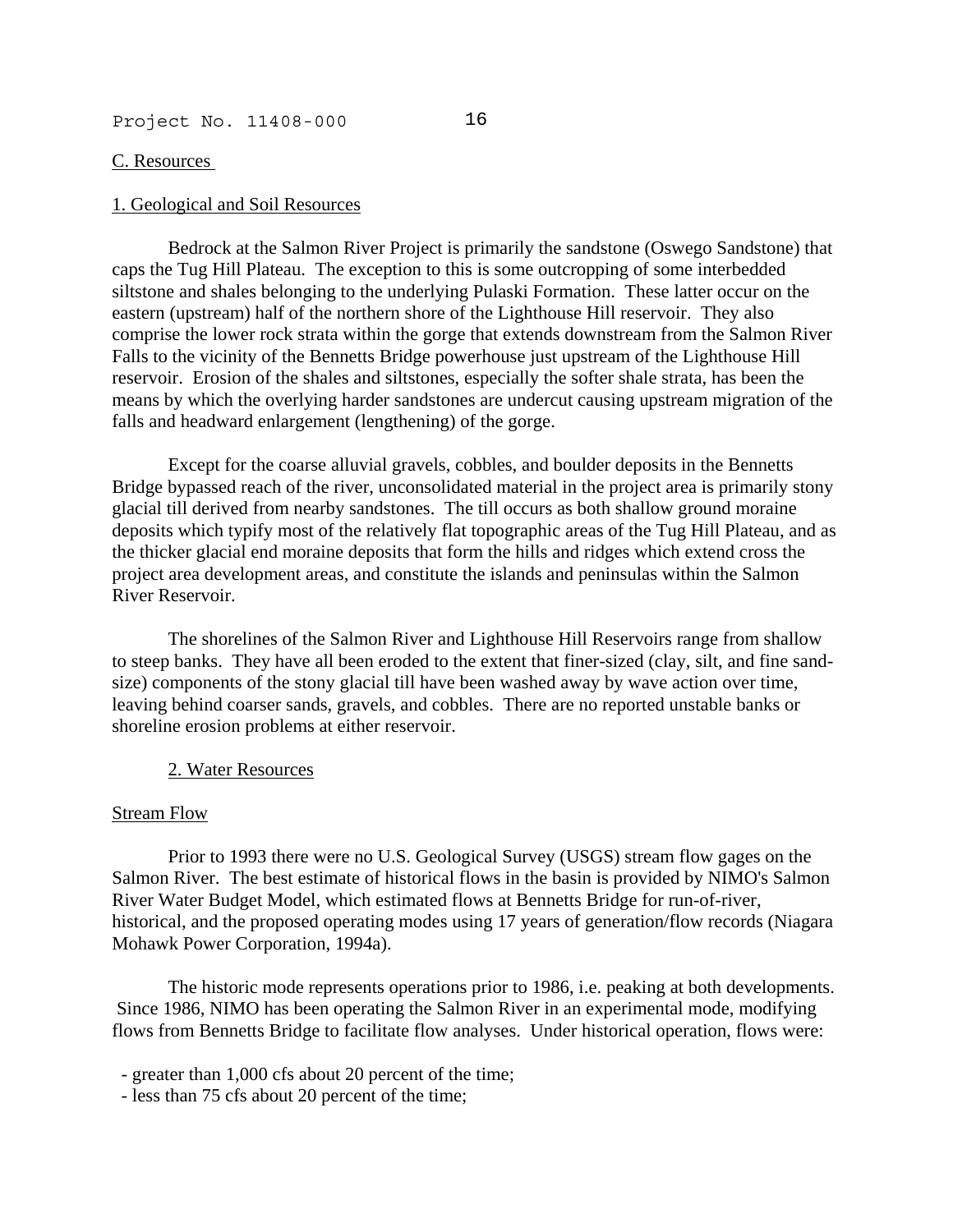C. Resources

1. Geological and Soil Resources

Bedrock at the Salmon River Project is primarily the sandstone (Oswego Sandstone) that caps the Tug Hill Plateau. The exception to this is some outcropping of some interbedded siltstone and shales belonging to the underlying Pulaski Formation. These latter occur on the eastern (upstream) half of the northern shore of the Lighthouse Hill reservoir. They also comprise the lower rock strata within the gorge that extends downstream from the Salmon River Falls to the vicinity of the Bennetts Bridge powerhouse just upstream of the Lighthouse Hill reservoir. Erosion of the shales and siltstones, especially the softer shale strata, has been the means by which the overlying harder sandstones are undercut causing upstream migration of the falls and headward enlargement (lengthening) of the gorge.

Except for the coarse alluvial gravels, cobbles, and boulder deposits in the Bennetts Bridge bypassed reach of the river, unconsolidated material in the project area is primarily stony glacial till derived from nearby sandstones. The till occurs as both shallow ground moraine deposits which typify most of the relatively flat topographic areas of the Tug Hill Plateau, and as the thicker glacial end moraine deposits that form the hills and ridges which extend cross the project area development areas, and constitute the islands and peninsulas within the Salmon River Reservoir.

The shorelines of the Salmon River and Lighthouse Hill Reservoirs range from shallow to steep banks. They have all been eroded to the extent that finer-sized (clay, silt, and fine sand-size) components of the stony glacial till have been washed away by wave action over time, leaving behind coarser sands, gravels, and cobbles. There are no reported unstable banks or shoreline erosion problems at either reservoir.

2. Water Resources

Stream Flow

Prior to 1993 there were no U.S. Geological Survey (USGS) stream flow gages on the Salmon River. The best estimate of historical flows in the basin is provided by NIMO's Salmon River Water Budget Model, which estimated flows at Bennetts Bridge for run-of-river, historical, and the proposed operating modes using 17 years of generation/flow records (Niagara Mohawk Power Corporation, 1994a).

The historic mode represents operations prior to 1986, i.e. peaking at both developments. Since 1986, NIMO has been operating the Salmon River in an experimental mode, modifying flows from Bennetts Bridge to facilitate flow analyses. Under historical operation, flows were:

- greater than 1,000 cfs about 20 percent of the time;
- less than 75 cfs about 20 percent of the time;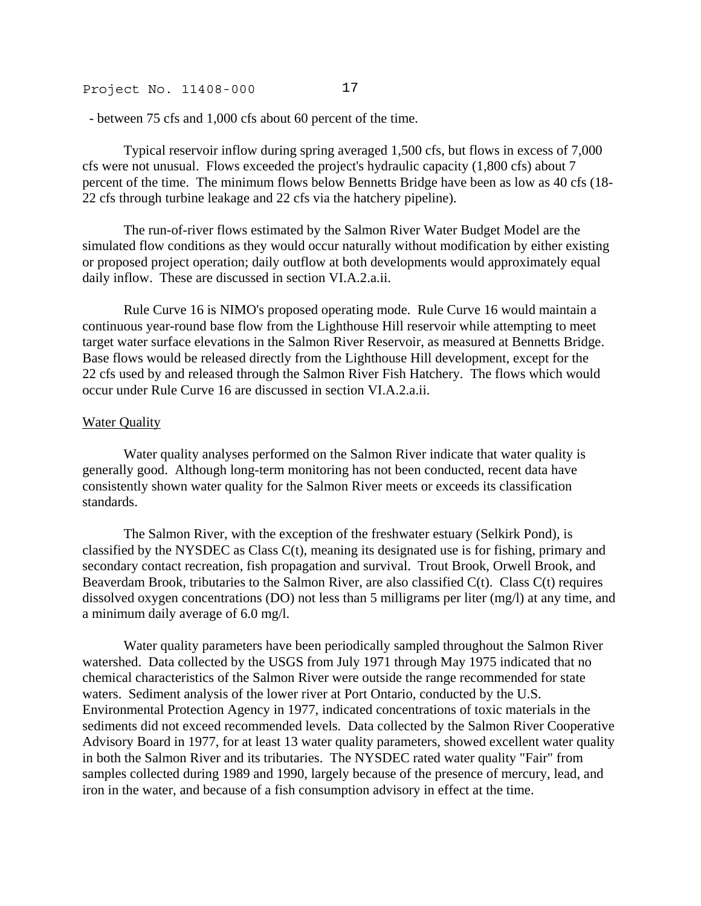- between 75 cfs and 1,000 cfs about 60 percent of the time.

Typical reservoir inflow during spring averaged 1,500 cfs, but flows in excess of 7,000 cfs were not unusual. Flows exceeded the project's hydraulic capacity (1,800 cfs) about 7 percent of the time. The minimum flows below Bennetts Bridge have been as low as 40 cfs (18-22 cfs through turbine leakage and 22 cfs via the hatchery pipeline).

The run-of-river flows estimated by the Salmon River Water Budget Model are the simulated flow conditions as they would occur naturally without modification by either existing or proposed project operation; daily outflow at both developments would approximately equal daily inflow. These are discussed in section VI.A.2.a.ii.

Rule Curve 16 is NIMO's proposed operating mode. Rule Curve 16 would maintain a continuous year-round base flow from the Lighthouse Hill reservoir while attempting to meet target water surface elevations in the Salmon River Reservoir, as measured at Bennetts Bridge. Base flows would be released directly from the Lighthouse Hill development, except for the 22 cfs used by and released through the Salmon River Fish Hatchery. The flows which would occur under Rule Curve 16 are discussed in section VI.A.2.a.ii.

Water Quality

Water quality analyses performed on the Salmon River indicate that water quality is generally good. Although long-term monitoring has not been conducted, recent data have consistently shown water quality for the Salmon River meets or exceeds its classification standards.

The Salmon River, with the exception of the freshwater estuary (Selkirk Pond), is classified by the NYSDEC as Class C(t), meaning its designated use is for fishing, primary and secondary contact recreation, fish propagation and survival. Trout Brook, Orwell Brook, and Beaverdam Brook, tributaries to the Salmon River, are also classified C(t). Class C(t) requires dissolved oxygen concentrations (DO) not less than 5 milligrams per liter (mg/l) at any time, and a minimum daily average of 6.0 mg/l.

Water quality parameters have been periodically sampled throughout the Salmon River watershed. Data collected by the USGS from July 1971 through May 1975 indicated that no chemical characteristics of the Salmon River were outside the range recommended for state waters. Sediment analysis of the lower river at Port Ontario, conducted by the U.S. Environmental Protection Agency in 1977, indicated concentrations of toxic materials in the sediments did not exceed recommended levels. Data collected by the Salmon River Cooperative Advisory Board in 1977, for at least 13 water quality parameters, showed excellent water quality in both the Salmon River and its tributaries. The NYSDEC rated water quality "Fair" from samples collected during 1989 and 1990, largely because of the presence of mercury, lead, and iron in the water, and because of a fish consumption advisory in effect at the time.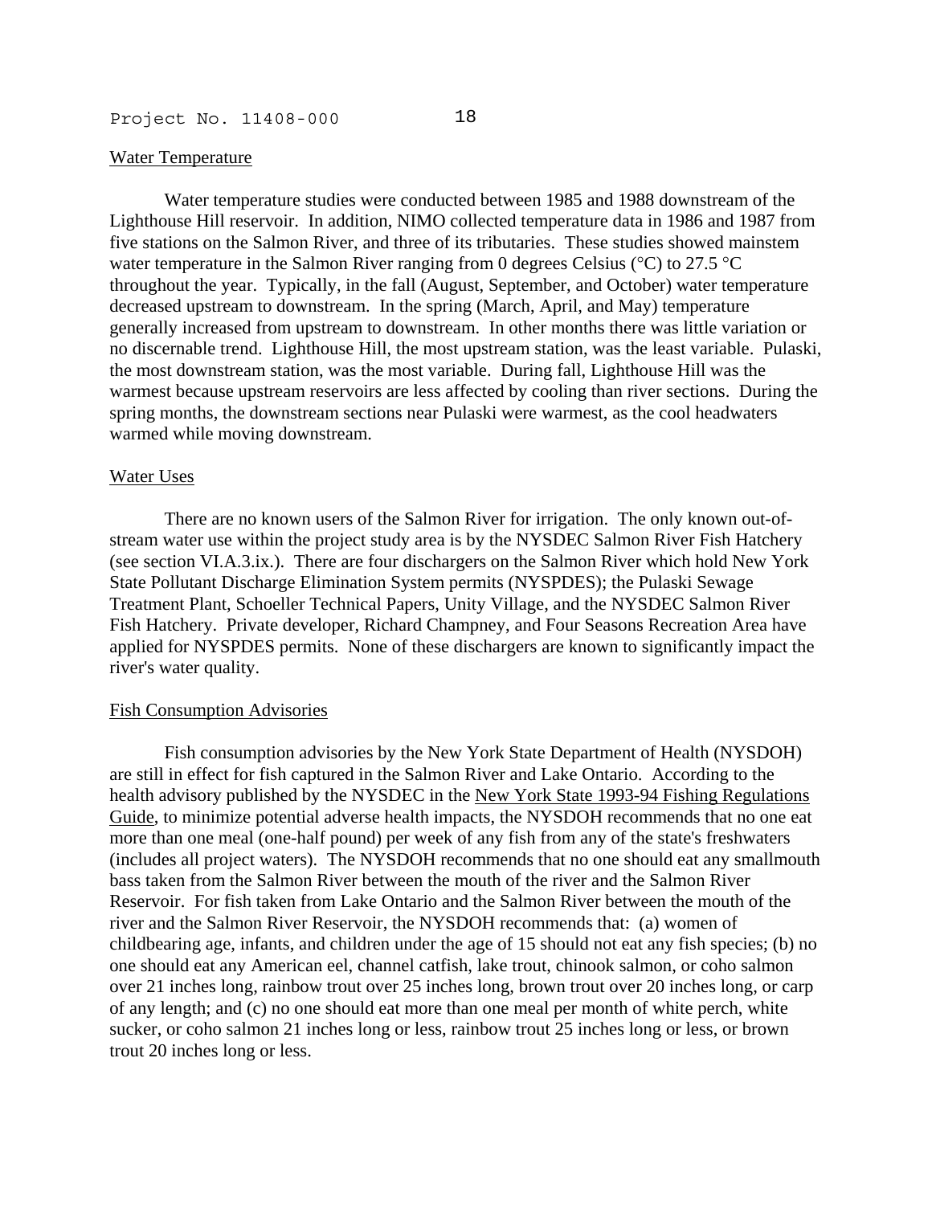## Water Temperature

Water temperature studies were conducted between 1985 and 1988 downstream of the Lighthouse Hill reservoir. In addition, NIMO collected temperature data in 1986 and 1987 from five stations on the Salmon River, and three of its tributaries. These studies showed mainstem water temperature in the Salmon River ranging from 0 degrees Celsius (°C) to 27.5 °C throughout the year. Typically, in the fall (August, September, and October) water temperature decreased upstream to downstream. In the spring (March, April, and May) temperature generally increased from upstream to downstream. In other months there was little variation or no discernable trend. Lighthouse Hill, the most upstream station, was the least variable. Pulaski, the most downstream station, was the most variable. During fall, Lighthouse Hill was the warmest because upstream reservoirs are less affected by cooling than river sections. During the spring months, the downstream sections near Pulaski were warmest, as the cool headwaters warmed while moving downstream.

## Water Uses

There are no known users of the Salmon River for irrigation. The only known out-of-stream water use within the project study area is by the NYSDEC Salmon River Fish Hatchery (see section VI.A.3.ix.). There are four dischargers on the Salmon River which hold New York State Pollutant Discharge Elimination System permits (NYSPDES); the Pulaski Sewage Treatment Plant, Schoeller Technical Papers, Unity Village, and the NYSDEC Salmon River Fish Hatchery. Private developer, Richard Champney, and Four Seasons Recreation Area have applied for NYSPDES permits. None of these dischargers are known to significantly impact the river's water quality.

## Fish Consumption Advisories

Fish consumption advisories by the New York State Department of Health (NYSDOH) are still in effect for fish captured in the Salmon River and Lake Ontario. According to the health advisory published by the NYSDEC in the New York State 1993-94 Fishing Regulations Guide, to minimize potential adverse health impacts, the NYSDOH recommends that no one eat more than one meal (one-half pound) per week of any fish from any of the state's freshwaters (includes all project waters). The NYSDOH recommends that no one should eat any smallmouth bass taken from the Salmon River between the mouth of the river and the Salmon River Reservoir. For fish taken from Lake Ontario and the Salmon River between the mouth of the river and the Salmon River Reservoir, the NYSDOH recommends that: (a) women of childbearing age, infants, and children under the age of 15 should not eat any fish species; (b) no one should eat any American eel, channel catfish, lake trout, chinook salmon, or coho salmon over 21 inches long, rainbow trout over 25 inches long, brown trout over 20 inches long, or carp of any length; and (c) no one should eat more than one meal per month of white perch, white sucker, or coho salmon 21 inches long or less, rainbow trout 25 inches long or less, or brown trout 20 inches long or less.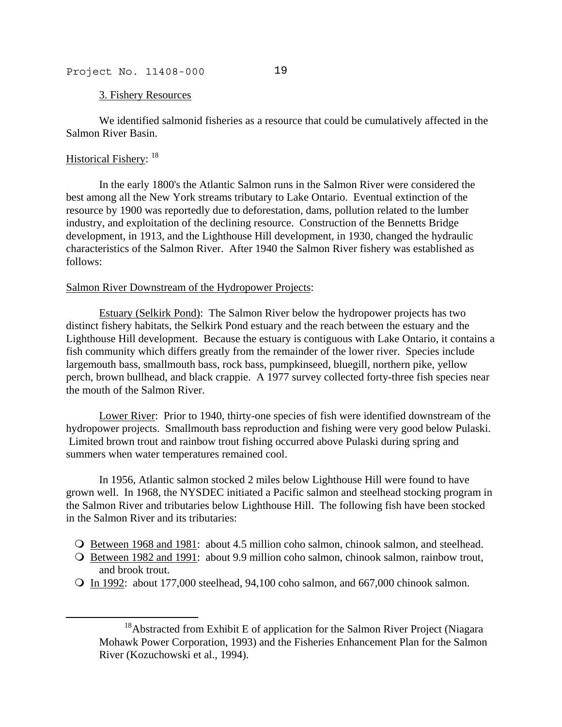3. Fishery Resources

We identified salmonid fisheries as a resource that could be cumulatively affected in the Salmon River Basin.

Historical Fishery: [18]

In the early 1800's the Atlantic Salmon runs in the Salmon River were considered the best among all the New York streams tributary to Lake Ontario. Eventual extinction of the resource by 1900 was reportedly due to deforestation, dams, pollution related to the lumber industry, and exploitation of the declining resource. Construction of the Bennetts Bridge development, in 1913, and the Lighthouse Hill development, in 1930, changed the hydraulic characteristics of the Salmon River. After 1940 the Salmon River fishery was established as follows:

Salmon River Downstream of the Hydropower Projects:

Estuary (Selkirk Pond): The Salmon River below the hydropower projects has two distinct fishery habitats, the Selkirk Pond estuary and the reach between the estuary and the Lighthouse Hill development. Because the estuary is contiguous with Lake Ontario, it contains a fish community which differs greatly from the remainder of the lower river. Species include largemouth bass, smallmouth bass, rock bass, pumpkinseed, bluegill, northern pike, yellow perch, brown bullhead, and black crappie. A 1977 survey collected forty-three fish species near the mouth of the Salmon River.

Lower River: Prior to 1940, thirty-one species of fish were identified downstream of the hydropower projects. Smallmouth bass reproduction and fishing were very good below Pulaski. Limited brown trout and rainbow trout fishing occurred above Pulaski during spring and summers when water temperatures remained cool.

In 1956, Atlantic salmon stocked 2 miles below Lighthouse Hill were found to have grown well. In 1968, the NYSDEC initiated a Pacific salmon and steelhead stocking program in the Salmon River and tributaries below Lighthouse Hill. The following fish have been stocked in the Salmon River and its tributaries:

- Between 1968 and 1981: about 4.5 million coho salmon, chinook salmon, and steelhead.
- Between 1982 and 1991: about 9.9 million coho salmon, chinook salmon, rainbow trout, and brook trout.
- In 1992: about 177,000 steelhead, 94,100 coho salmon, and 667,000 chinook salmon.

[18] Abstracted from Exhibit E of application for the Salmon River Project (Niagara Mohawk Power Corporation, 1993) and the Fisheries Enhancement Plan for the Salmon River (Kozuchowski et al., 1994).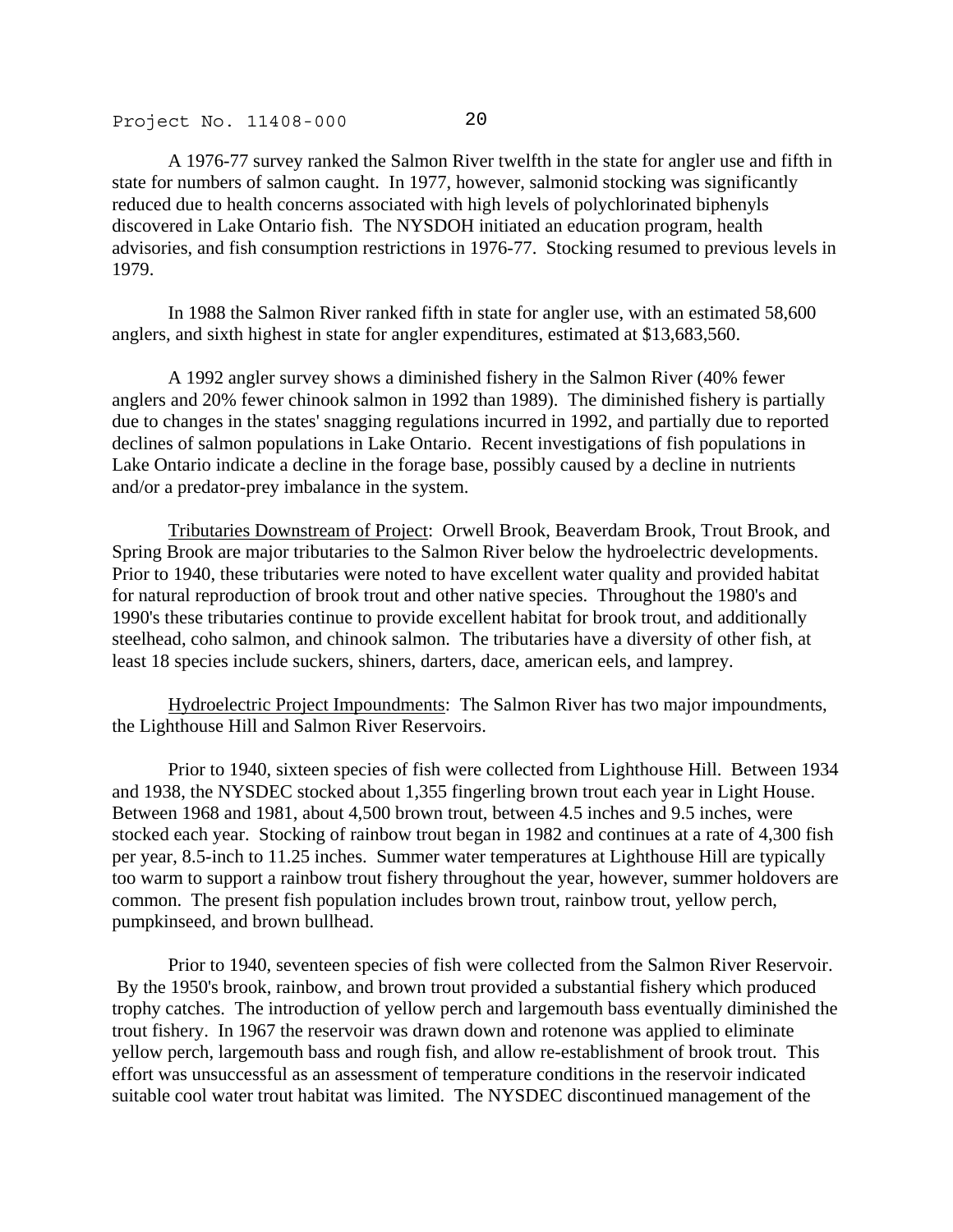A 1976-77 survey ranked the Salmon River twelfth in the state for angler use and fifth in state for numbers of salmon caught. In 1977, however, salmonid stocking was significantly reduced due to health concerns associated with high levels of polychlorinated biphenyls discovered in Lake Ontario fish. The NYSDOH initiated an education program, health advisories, and fish consumption restrictions in 1976-77. Stocking resumed to previous levels in 1979.

In 1988 the Salmon River ranked fifth in state for angler use, with an estimated 58,600 anglers, and sixth highest in state for angler expenditures, estimated at $13,683,560.

A 1992 angler survey shows a diminished fishery in the Salmon River (40% fewer anglers and 20% fewer chinook salmon in 1992 than 1989). The diminished fishery is partially due to changes in the states' snagging regulations incurred in 1992, and partially due to reported declines of salmon populations in Lake Ontario. Recent investigations of fish populations in Lake Ontario indicate a decline in the forage base, possibly caused by a decline in nutrients and/or a predator-prey imbalance in the system.

Tributaries Downstream of Project: Orwell Brook, Beaverdam Brook, Trout Brook, and Spring Brook are major tributaries to the Salmon River below the hydroelectric developments. Prior to 1940, these tributaries were noted to have excellent water quality and provided habitat for natural reproduction of brook trout and other native species. Throughout the 1980's and 1990's these tributaries continue to provide excellent habitat for brook trout, and additionally steelhead, coho salmon, and chinook salmon. The tributaries have a diversity of other fish, at least 18 species include suckers, shiners, darters, dace, american eels, and lamprey.

Hydroelectric Project Impoundments: The Salmon River has two major impoundments, the Lighthouse Hill and Salmon River Reservoirs.

Prior to 1940, sixteen species of fish were collected from Lighthouse Hill. Between 1934 and 1938, the NYSDEC stocked about 1,355 fingerling brown trout each year in Light House. Between 1968 and 1981, about 4,500 brown trout, between 4.5 inches and 9.5 inches, were stocked each year. Stocking of rainbow trout began in 1982 and continues at a rate of 4,300 fish per year, 8.5-inch to 11.25 inches. Summer water temperatures at Lighthouse Hill are typically too warm to support a rainbow trout fishery throughout the year, however, summer holdovers are common. The present fish population includes brown trout, rainbow trout, yellow perch, pumpkinseed, and brown bullhead.

Prior to 1940, seventeen species of fish were collected from the Salmon River Reservoir. By the 1950's brook, rainbow, and brown trout provided a substantial fishery which produced trophy catches. The introduction of yellow perch and largemouth bass eventually diminished the trout fishery. In 1967 the reservoir was drawn down and rotenone was applied to eliminate yellow perch, largemouth bass and rough fish, and allow re-establishment of brook trout. This effort was unsuccessful as an assessment of temperature conditions in the reservoir indicated suitable cool water trout habitat was limited. The NYSDEC discontinued management of the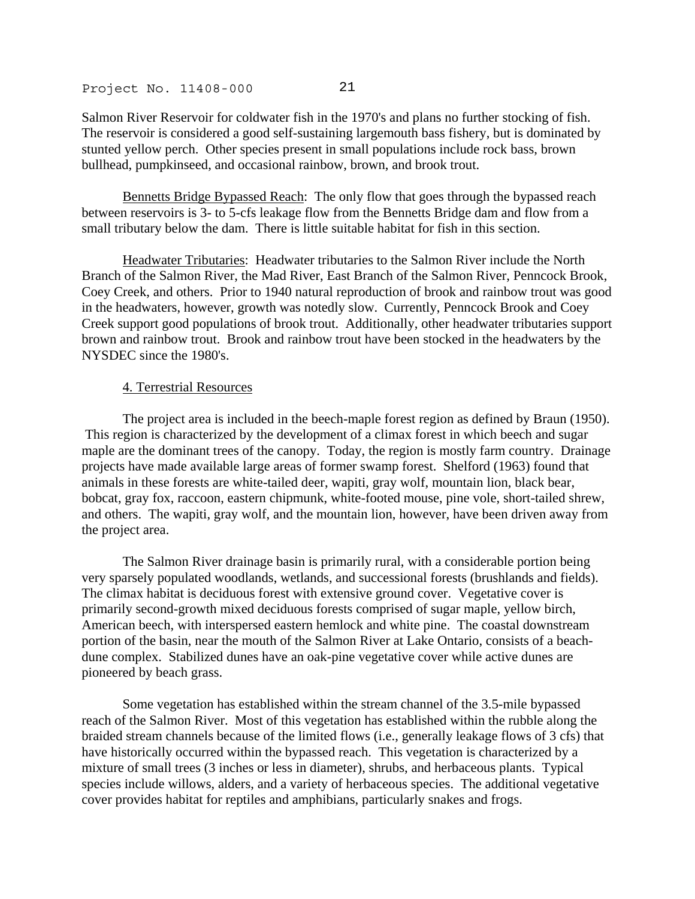Salmon River Reservoir for coldwater fish in the 1970's and plans no further stocking of fish. The reservoir is considered a good self-sustaining largemouth bass fishery, but is dominated by stunted yellow perch. Other species present in small populations include rock bass, brown bullhead, pumpkinseed, and occasional rainbow, brown, and brook trout.

Bennetts Bridge Bypassed Reach: The only flow that goes through the bypassed reach between reservoirs is 3- to 5-cfs leakage flow from the Bennetts Bridge dam and flow from a small tributary below the dam. There is little suitable habitat for fish in this section.

Headwater Tributaries: Headwater tributaries to the Salmon River include the North Branch of the Salmon River, the Mad River, East Branch of the Salmon River, Penncock Brook, Coey Creek, and others. Prior to 1940 natural reproduction of brook and rainbow trout was good in the headwaters, however, growth was notedly slow. Currently, Penncock Brook and Coey Creek support good populations of brook trout. Additionally, other headwater tributaries support brown and rainbow trout. Brook and rainbow trout have been stocked in the headwaters by the NYSDEC since the 1980's.

### 4. Terrestrial Resources

The project area is included in the beech-maple forest region as defined by Braun (1950). This region is characterized by the development of a climax forest in which beech and sugar maple are the dominant trees of the canopy. Today, the region is mostly farm country. Drainage projects have made available large areas of former swamp forest. Shelford (1963) found that animals in these forests are white-tailed deer, wapiti, gray wolf, mountain lion, black bear, bobcat, gray fox, raccoon, eastern chipmunk, white-footed mouse, pine vole, short-tailed shrew, and others. The wapiti, gray wolf, and the mountain lion, however, have been driven away from the project area.

The Salmon River drainage basin is primarily rural, with a considerable portion being very sparsely populated woodlands, wetlands, and successional forests (brushlands and fields). The climax habitat is deciduous forest with extensive ground cover. Vegetative cover is primarily second-growth mixed deciduous forests comprised of sugar maple, yellow birch, American beech, with interspersed eastern hemlock and white pine. The coastal downstream portion of the basin, near the mouth of the Salmon River at Lake Ontario, consists of a beach-dune complex. Stabilized dunes have an oak-pine vegetative cover while active dunes are pioneered by beach grass.

Some vegetation has established within the stream channel of the 3.5-mile bypassed reach of the Salmon River. Most of this vegetation has established within the rubble along the braided stream channels because of the limited flows (i.e., generally leakage flows of 3 cfs) that have historically occurred within the bypassed reach. This vegetation is characterized by a mixture of small trees (3 inches or less in diameter), shrubs, and herbaceous plants. Typical species include willows, alders, and a variety of herbaceous species. The additional vegetative cover provides habitat for reptiles and amphibians, particularly snakes and frogs.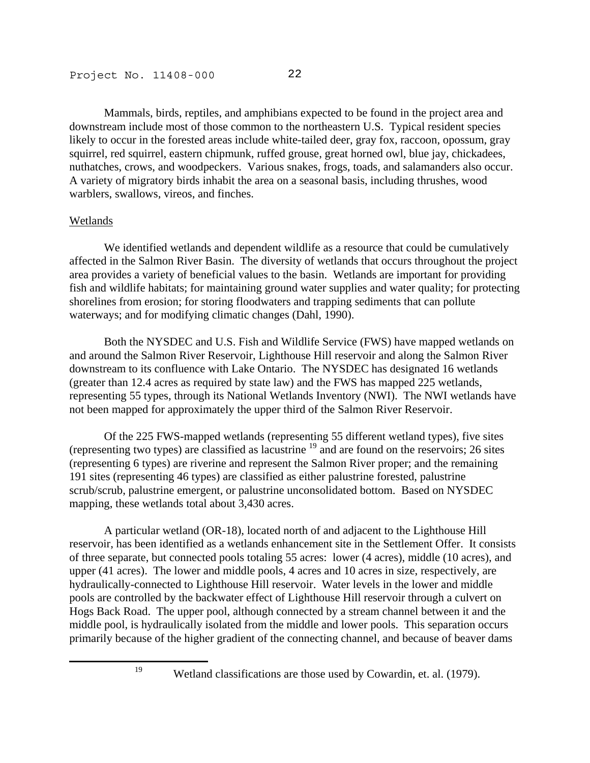Mammals, birds, reptiles, and amphibians expected to be found in the project area and downstream include most of those common to the northeastern U.S. Typical resident species likely to occur in the forested areas include white-tailed deer, gray fox, raccoon, opossum, gray squirrel, red squirrel, eastern chipmunk, ruffed grouse, great horned owl, blue jay, chickadees, nuthatches, crows, and woodpeckers. Various snakes, frogs, toads, and salamanders also occur. A variety of migratory birds inhabit the area on a seasonal basis, including thrushes, wood warblers, swallows, vireos, and finches.

Wetlands

We identified wetlands and dependent wildlife as a resource that could be cumulatively affected in the Salmon River Basin. The diversity of wetlands that occurs throughout the project area provides a variety of beneficial values to the basin. Wetlands are important for providing fish and wildlife habitats; for maintaining ground water supplies and water quality; for protecting shorelines from erosion; for storing floodwaters and trapping sediments that can pollute waterways; and for modifying climatic changes (Dahl, 1990).

Both the NYSDEC and U.S. Fish and Wildlife Service (FWS) have mapped wetlands on and around the Salmon River Reservoir, Lighthouse Hill reservoir and along the Salmon River downstream to its confluence with Lake Ontario. The NYSDEC has designated 16 wetlands (greater than 12.4 acres as required by state law) and the FWS has mapped 225 wetlands, representing 55 types, through its National Wetlands Inventory (NWI). The NWI wetlands have not been mapped for approximately the upper third of the Salmon River Reservoir.

Of the 225 FWS-mapped wetlands (representing 55 different wetland types), five sites (representing two types) are classified as lacustrine [19] and are found on the reservoirs; 26 sites (representing 6 types) are riverine and represent the Salmon River proper; and the remaining 191 sites (representing 46 types) are classified as either palustrine forested, palustrine scrub/scrub, palustrine emergent, or palustrine unconsolidated bottom. Based on NYSDEC mapping, these wetlands total about 3,430 acres.

A particular wetland (OR-18), located north of and adjacent to the Lighthouse Hill reservoir, has been identified as a wetlands enhancement site in the Settlement Offer. It consists of three separate, but connected pools totaling 55 acres: lower (4 acres), middle (10 acres), and upper (41 acres). The lower and middle pools, 4 acres and 10 acres in size, respectively, are hydraulically-connected to Lighthouse Hill reservoir. Water levels in the lower and middle pools are controlled by the backwater effect of Lighthouse Hill reservoir through a culvert on Hogs Back Road. The upper pool, although connected by a stream channel between it and the middle pool, is hydraulically isolated from the middle and lower pools. This separation occurs primarily because of the higher gradient of the connecting channel, and because of beaver dams

---

[19] Wetland classifications are those used by Cowardin, et. al. (1979).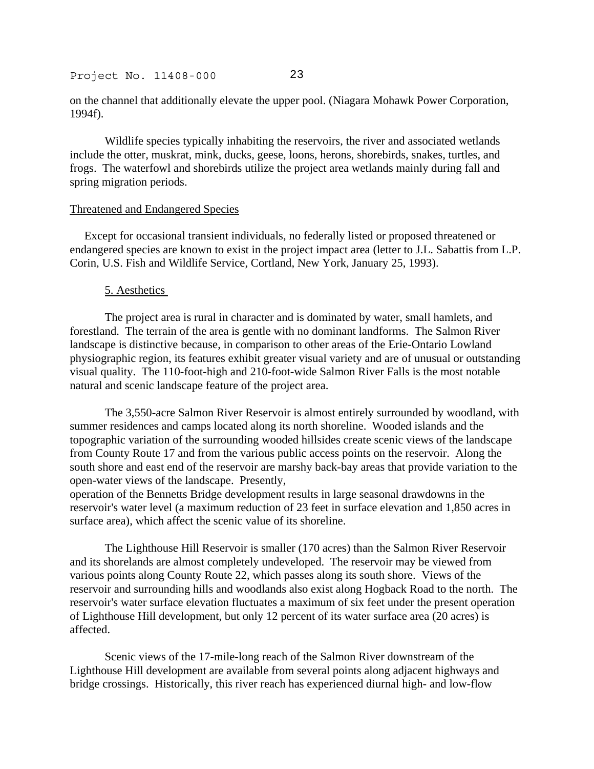on the channel that additionally elevate the upper pool. (Niagara Mohawk Power Corporation, 1994f).

Wildlife species typically inhabiting the reservoirs, the river and associated wetlands include the otter, muskrat, mink, ducks, geese, loons, herons, shorebirds, snakes, turtles, and frogs. The waterfowl and shorebirds utilize the project area wetlands mainly during fall and spring migration periods.

Threatened and Endangered Species

Except for occasional transient individuals, no federally listed or proposed threatened or endangered species are known to exist in the project impact area (letter to J.L. Sabattis from L.P. Corin, U.S. Fish and Wildlife Service, Cortland, New York, January 25, 1993).

5. Aesthetics

The project area is rural in character and is dominated by water, small hamlets, and forestland. The terrain of the area is gentle with no dominant landforms. The Salmon River landscape is distinctive because, in comparison to other areas of the Erie-Ontario Lowland physiographic region, its features exhibit greater visual variety and are of unusual or outstanding visual quality. The 110-foot-high and 210-foot-wide Salmon River Falls is the most notable natural and scenic landscape feature of the project area.

The 3,550-acre Salmon River Reservoir is almost entirely surrounded by woodland, with summer residences and camps located along its north shoreline. Wooded islands and the topographic variation of the surrounding wooded hillsides create scenic views of the landscape from County Route 17 and from the various public access points on the reservoir. Along the south shore and east end of the reservoir are marshy back-bay areas that provide variation to the open-water views of the landscape. Presently, operation of the Bennetts Bridge development results in large seasonal drawdowns in the reservoir's water level (a maximum reduction of 23 feet in surface elevation and 1,850 acres in surface area), which affect the scenic value of its shoreline.

The Lighthouse Hill Reservoir is smaller (170 acres) than the Salmon River Reservoir and its shorelands are almost completely undeveloped. The reservoir may be viewed from various points along County Route 22, which passes along its south shore. Views of the reservoir and surrounding hills and woodlands also exist along Hogback Road to the north. The reservoir's water surface elevation fluctuates a maximum of six feet under the present operation of Lighthouse Hill development, but only 12 percent of its water surface area (20 acres) is affected.

Scenic views of the 17-mile-long reach of the Salmon River downstream of the Lighthouse Hill development are available from several points along adjacent highways and bridge crossings. Historically, this river reach has experienced diurnal high- and low-flow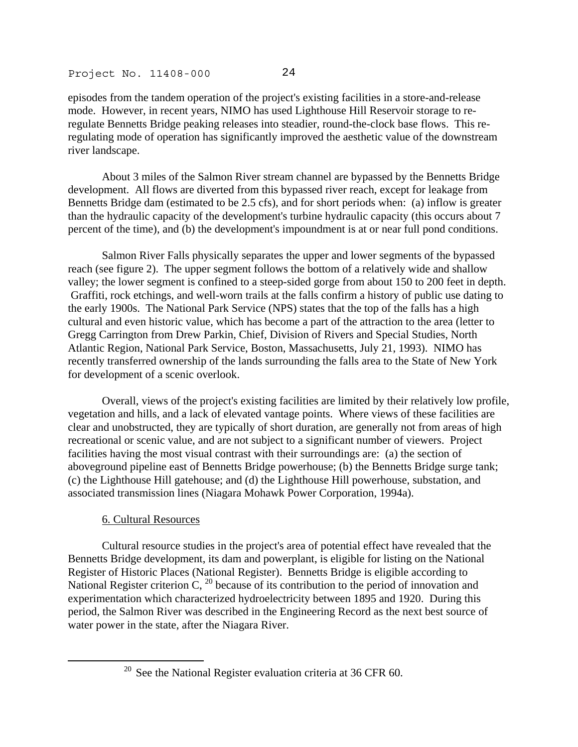episodes from the tandem operation of the project's existing facilities in a store-and-release mode. However, in recent years, NIMO has used Lighthouse Hill Reservoir storage to re-regulate Bennetts Bridge peaking releases into steadier, round-the-clock base flows. This re-regulating mode of operation has significantly improved the aesthetic value of the downstream river landscape.

About 3 miles of the Salmon River stream channel are bypassed by the Bennetts Bridge development. All flows are diverted from this bypassed river reach, except for leakage from Bennetts Bridge dam (estimated to be 2.5 cfs), and for short periods when: (a) inflow is greater than the hydraulic capacity of the development's turbine hydraulic capacity (this occurs about 7 percent of the time), and (b) the development's impoundment is at or near full pond conditions.

Salmon River Falls physically separates the upper and lower segments of the bypassed reach (see figure 2). The upper segment follows the bottom of a relatively wide and shallow valley; the lower segment is confined to a steep-sided gorge from about 150 to 200 feet in depth. Graffiti, rock etchings, and well-worn trails at the falls confirm a history of public use dating to the early 1900s. The National Park Service (NPS) states that the top of the falls has a high cultural and even historic value, which has become a part of the attraction to the area (letter to Gregg Carrington from Drew Parkin, Chief, Division of Rivers and Special Studies, North Atlantic Region, National Park Service, Boston, Massachusetts, July 21, 1993). NIMO has recently transferred ownership of the lands surrounding the falls area to the State of New York for development of a scenic overlook.

Overall, views of the project's existing facilities are limited by their relatively low profile, vegetation and hills, and a lack of elevated vantage points. Where views of these facilities are clear and unobstructed, they are typically of short duration, are generally not from areas of high recreational or scenic value, and are not subject to a significant number of viewers. Project facilities having the most visual contrast with their surroundings are: (a) the section of aboveground pipeline east of Bennetts Bridge powerhouse; (b) the Bennetts Bridge surge tank; (c) the Lighthouse Hill gatehouse; and (d) the Lighthouse Hill powerhouse, substation, and associated transmission lines (Niagara Mohawk Power Corporation, 1994a).

## 6. Cultural Resources

Cultural resource studies in the project's area of potential effect have revealed that the Bennetts Bridge development, its dam and powerplant, is eligible for listing on the National Register of Historic Places (National Register). Bennetts Bridge is eligible according to National Register criterion C, [20] because of its contribution to the period of innovation and experimentation which characterized hydroelectricity between 1895 and 1920. During this period, the Salmon River was described in the Engineering Record as the next best source of water power in the state, after the Niagara River.

[20] See the National Register evaluation criteria at 36 CFR 60.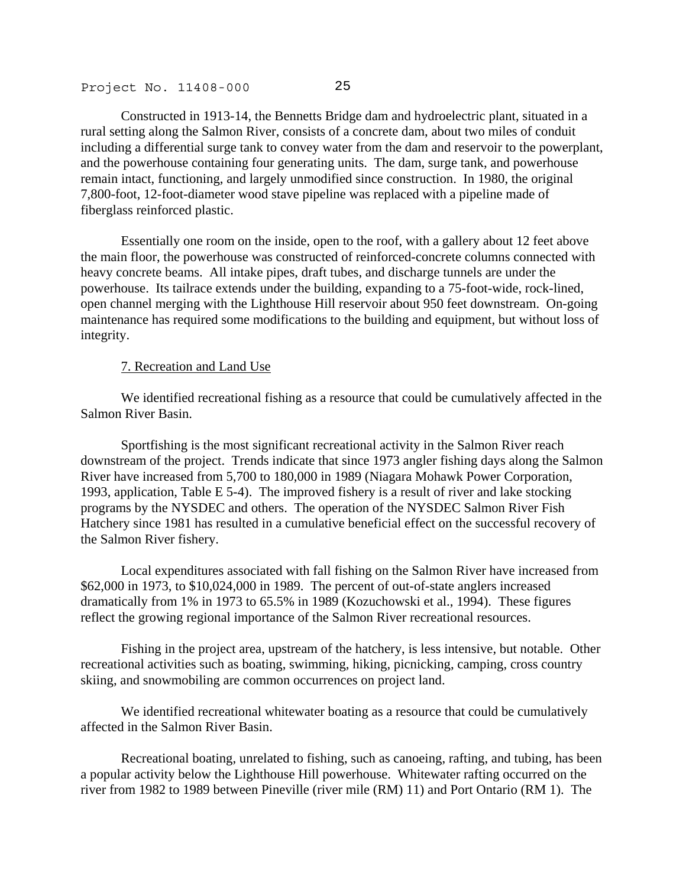Constructed in 1913-14, the Bennetts Bridge dam and hydroelectric plant, situated in a rural setting along the Salmon River, consists of a concrete dam, about two miles of conduit including a differential surge tank to convey water from the dam and reservoir to the powerplant, and the powerhouse containing four generating units. The dam, surge tank, and powerhouse remain intact, functioning, and largely unmodified since construction. In 1980, the original 7,800-foot, 12-foot-diameter wood stave pipeline was replaced with a pipeline made of fiberglass reinforced plastic.

Essentially one room on the inside, open to the roof, with a gallery about 12 feet above the main floor, the powerhouse was constructed of reinforced-concrete columns connected with heavy concrete beams. All intake pipes, draft tubes, and discharge tunnels are under the powerhouse. Its tailrace extends under the building, expanding to a 75-foot-wide, rock-lined, open channel merging with the Lighthouse Hill reservoir about 950 feet downstream. On-going maintenance has required some modifications to the building and equipment, but without loss of integrity.

7. Recreation and Land Use

We identified recreational fishing as a resource that could be cumulatively affected in the Salmon River Basin.

Sportfishing is the most significant recreational activity in the Salmon River reach downstream of the project. Trends indicate that since 1973 angler fishing days along the Salmon River have increased from 5,700 to 180,000 in 1989 (Niagara Mohawk Power Corporation, 1993, application, Table E 5-4). The improved fishery is a result of river and lake stocking programs by the NYSDEC and others. The operation of the NYSDEC Salmon River Fish Hatchery since 1981 has resulted in a cumulative beneficial effect on the successful recovery of the Salmon River fishery.

Local expenditures associated with fall fishing on the Salmon River have increased from $62,000 in 1973, to $10,024,000 in 1989. The percent of out-of-state anglers increased dramatically from 1% in 1973 to 65.5% in 1989 (Kozuchowski et al., 1994). These figures reflect the growing regional importance of the Salmon River recreational resources.

Fishing in the project area, upstream of the hatchery, is less intensive, but notable. Other recreational activities such as boating, swimming, hiking, picnicking, camping, cross country skiing, and snowmobiling are common occurrences on project land.

We identified recreational whitewater boating as a resource that could be cumulatively affected in the Salmon River Basin.

Recreational boating, unrelated to fishing, such as canoeing, rafting, and tubing, has been a popular activity below the Lighthouse Hill powerhouse. Whitewater rafting occurred on the river from 1982 to 1989 between Pineville (river mile (RM) 11) and Port Ontario (RM 1). The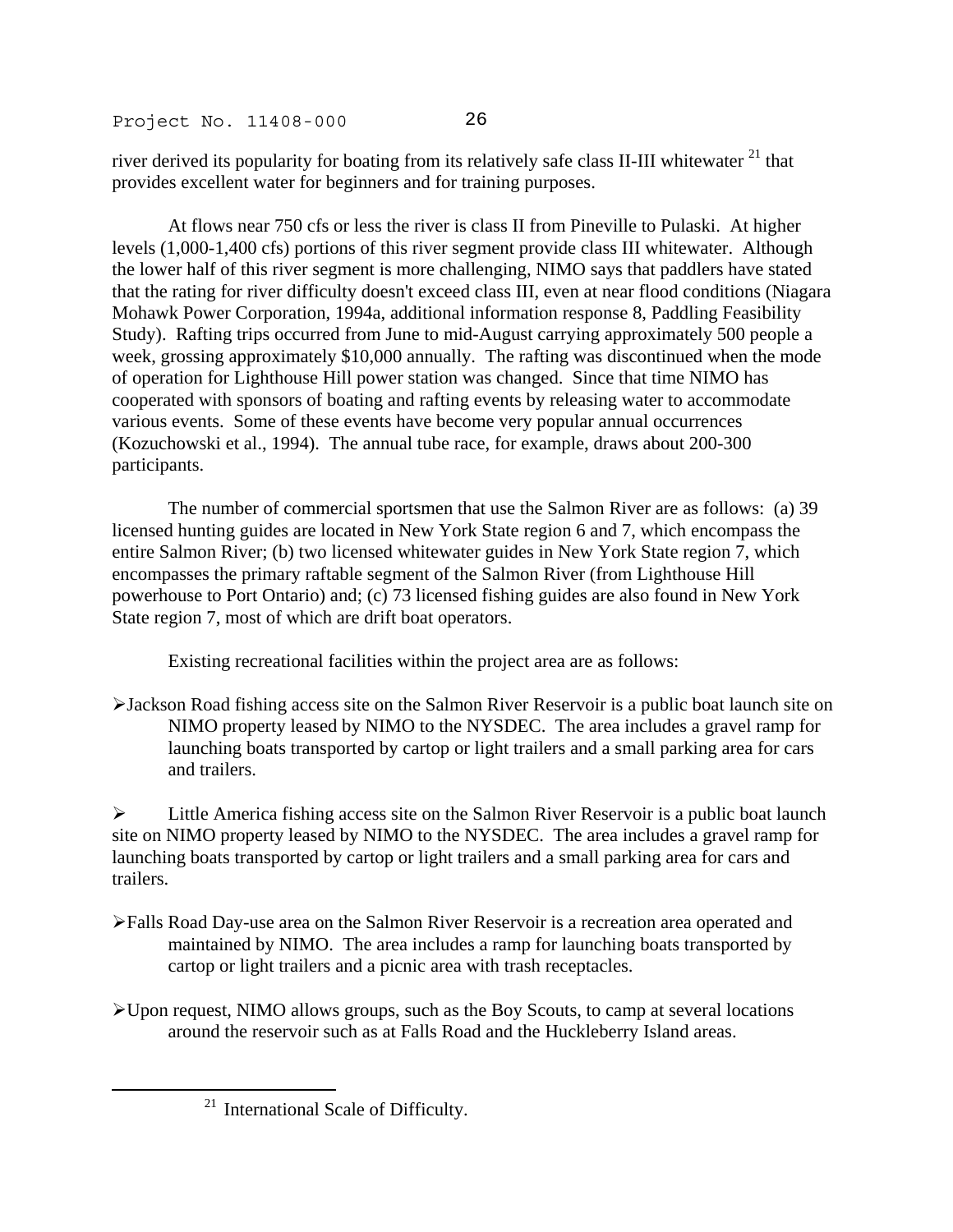river derived its popularity for boating from its relatively safe class II-III whitewater [21] that provides excellent water for beginners and for training purposes.

At flows near 750 cfs or less the river is class II from Pineville to Pulaski. At higher levels (1,000-1,400 cfs) portions of this river segment provide class III whitewater. Although the lower half of this river segment is more challenging, NIMO says that paddlers have stated that the rating for river difficulty doesn't exceed class III, even at near flood conditions (Niagara Mohawk Power Corporation, 1994a, additional information response 8, Paddling Feasibility Study). Rafting trips occurred from June to mid-August carrying approximately 500 people a week, grossing approximately $10,000 annually. The rafting was discontinued when the mode of operation for Lighthouse Hill power station was changed. Since that time NIMO has cooperated with sponsors of boating and rafting events by releasing water to accommodate various events. Some of these events have become very popular annual occurrences (Kozuchowski et al., 1994). The annual tube race, for example, draws about 200-300 participants.

The number of commercial sportsmen that use the Salmon River are as follows: (a) 39 licensed hunting guides are located in New York State region 6 and 7, which encompass the entire Salmon River; (b) two licensed whitewater guides in New York State region 7, which encompasses the primary raftable segment of the Salmon River (from Lighthouse Hill powerhouse to Port Ontario) and; (c) 73 licensed fishing guides are also found in New York State region 7, most of which are drift boat operators.

Existing recreational facilities within the project area are as follows:

- Jackson Road fishing access site on the Salmon River Reservoir is a public boat launch site on NIMO property leased by NIMO to the NYSDEC. The area includes a gravel ramp for launching boats transported by cartop or light trailers and a small parking area for cars and trailers.

- Little America fishing access site on the Salmon River Reservoir is a public boat launch site on NIMO property leased by NIMO to the NYSDEC. The area includes a gravel ramp for launching boats transported by cartop or light trailers and a small parking area for cars and trailers.

- Falls Road Day-use area on the Salmon River Reservoir is a recreation area operated and maintained by NIMO. The area includes a ramp for launching boats transported by cartop or light trailers and a picnic area with trash receptacles.

- Upon request, NIMO allows groups, such as the Boy Scouts, to camp at several locations around the reservoir such as at Falls Road and the Huckleberry Island areas.

---

[21] International Scale of Difficulty.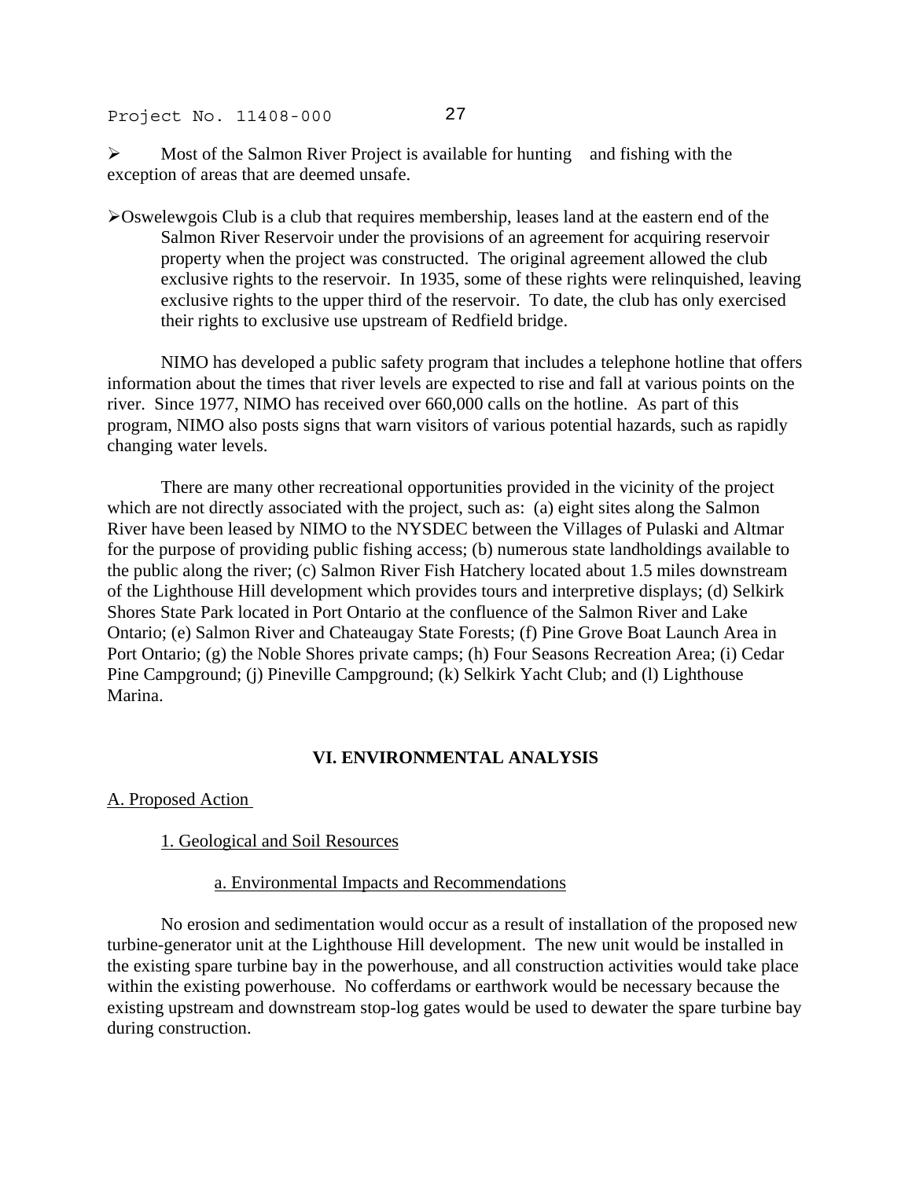- Most of the Salmon River Project is available for hunting and fishing with the exception of areas that are deemed unsafe.

- Oswelewgois Club is a club that requires membership, leases land at the eastern end of the Salmon River Reservoir under the provisions of an agreement for acquiring reservoir property when the project was constructed. The original agreement allowed the club exclusive rights to the reservoir. In 1935, some of these rights were relinquished, leaving exclusive rights to the upper third of the reservoir. To date, the club has only exercised their rights to exclusive use upstream of Redfield bridge.

NIMO has developed a public safety program that includes a telephone hotline that offers information about the times that river levels are expected to rise and fall at various points on the river. Since 1977, NIMO has received over 660,000 calls on the hotline. As part of this program, NIMO also posts signs that warn visitors of various potential hazards, such as rapidly changing water levels.

There are many other recreational opportunities provided in the vicinity of the project which are not directly associated with the project, such as: (a) eight sites along the Salmon River have been leased by NIMO to the NYSDEC between the Villages of Pulaski and Altmar for the purpose of providing public fishing access; (b) numerous state landholdings available to the public along the river; (c) Salmon River Fish Hatchery located about 1.5 miles downstream of the Lighthouse Hill development which provides tours and interpretive displays; (d) Selkirk Shores State Park located in Port Ontario at the confluence of the Salmon River and Lake Ontario; (e) Salmon River and Chateaugay State Forests; (f) Pine Grove Boat Launch Area in Port Ontario; (g) the Noble Shores private camps; (h) Four Seasons Recreation Area; (i) Cedar Pine Campground; (j) Pineville Campground; (k) Selkirk Yacht Club; and (l) Lighthouse Marina.

## VI. ENVIRONMENTAL ANALYSIS

### A. Proposed Action

#### 1. Geological and Soil Resources

##### a. Environmental Impacts and Recommendations

No erosion and sedimentation would occur as a result of installation of the proposed new turbine-generator unit at the Lighthouse Hill development. The new unit would be installed in the existing spare turbine bay in the powerhouse, and all construction activities would take place within the existing powerhouse. No cofferdams or earthwork would be necessary because the existing upstream and downstream stop-log gates would be used to dewater the spare turbine bay during construction.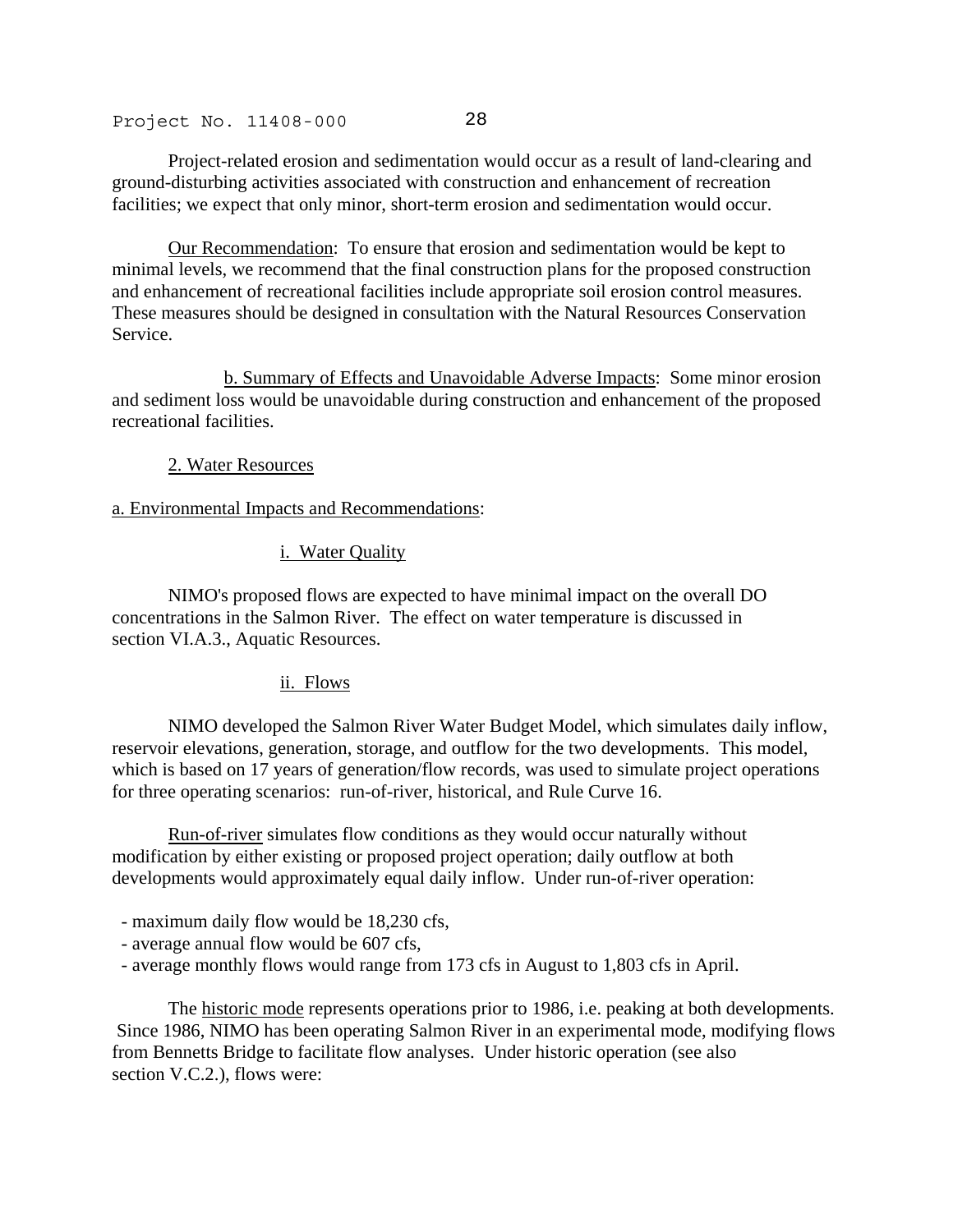Project-related erosion and sedimentation would occur as a result of land-clearing and ground-disturbing activities associated with construction and enhancement of recreation facilities; we expect that only minor, short-term erosion and sedimentation would occur.

Our Recommendation: To ensure that erosion and sedimentation would be kept to minimal levels, we recommend that the final construction plans for the proposed construction and enhancement of recreational facilities include appropriate soil erosion control measures. These measures should be designed in consultation with the Natural Resources Conservation Service.

b. Summary of Effects and Unavoidable Adverse Impacts: Some minor erosion and sediment loss would be unavoidable during construction and enhancement of the proposed recreational facilities.

2. Water Resources

a. Environmental Impacts and Recommendations:

i. Water Quality

NIMO's proposed flows are expected to have minimal impact on the overall DO concentrations in the Salmon River. The effect on water temperature is discussed in section VI.A.3., Aquatic Resources.

ii. Flows

NIMO developed the Salmon River Water Budget Model, which simulates daily inflow, reservoir elevations, generation, storage, and outflow for the two developments. This model, which is based on 17 years of generation/flow records, was used to simulate project operations for three operating scenarios: run-of-river, historical, and Rule Curve 16.

Run-of-river simulates flow conditions as they would occur naturally without modification by either existing or proposed project operation; daily outflow at both developments would approximately equal daily inflow. Under run-of-river operation:

- maximum daily flow would be 18,230 cfs,
- average annual flow would be 607 cfs,
- average monthly flows would range from 173 cfs in August to 1,803 cfs in April.

The historic mode represents operations prior to 1986, i.e. peaking at both developments. Since 1986, NIMO has been operating Salmon River in an experimental mode, modifying flows from Bennetts Bridge to facilitate flow analyses. Under historic operation (see also section V.C.2.), flows were: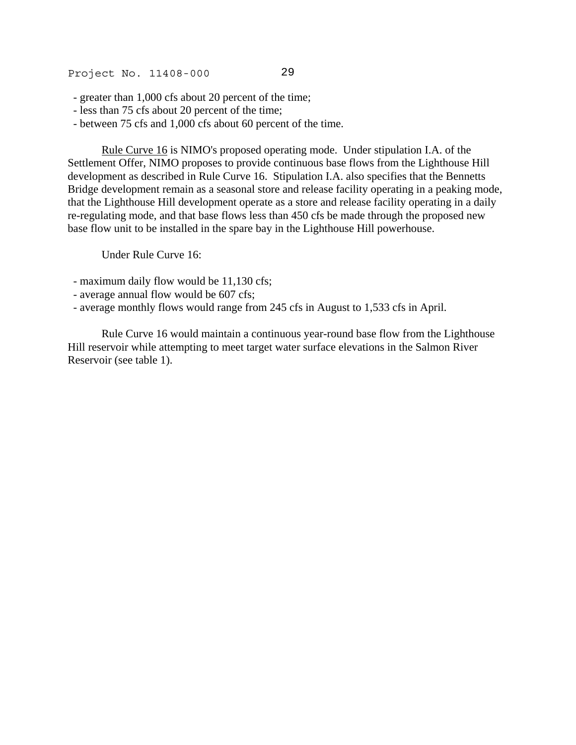- greater than 1,000 cfs about 20 percent of the time;
- less than 75 cfs about 20 percent of the time;
- between 75 cfs and 1,000 cfs about 60 percent of the time.

Rule Curve 16 is NIMO's proposed operating mode. Under stipulation I.A. of the Settlement Offer, NIMO proposes to provide continuous base flows from the Lighthouse Hill development as described in Rule Curve 16. Stipulation I.A. also specifies that the Bennetts Bridge development remain as a seasonal store and release facility operating in a peaking mode, that the Lighthouse Hill development operate as a store and release facility operating in a daily re-regulating mode, and that base flows less than 450 cfs be made through the proposed new base flow unit to be installed in the spare bay in the Lighthouse Hill powerhouse.

Under Rule Curve 16:

- maximum daily flow would be 11,130 cfs;
- average annual flow would be 607 cfs;
- average monthly flows would range from 245 cfs in August to 1,533 cfs in April.

Rule Curve 16 would maintain a continuous year-round base flow from the Lighthouse Hill reservoir while attempting to meet target water surface elevations in the Salmon River Reservoir (see table 1).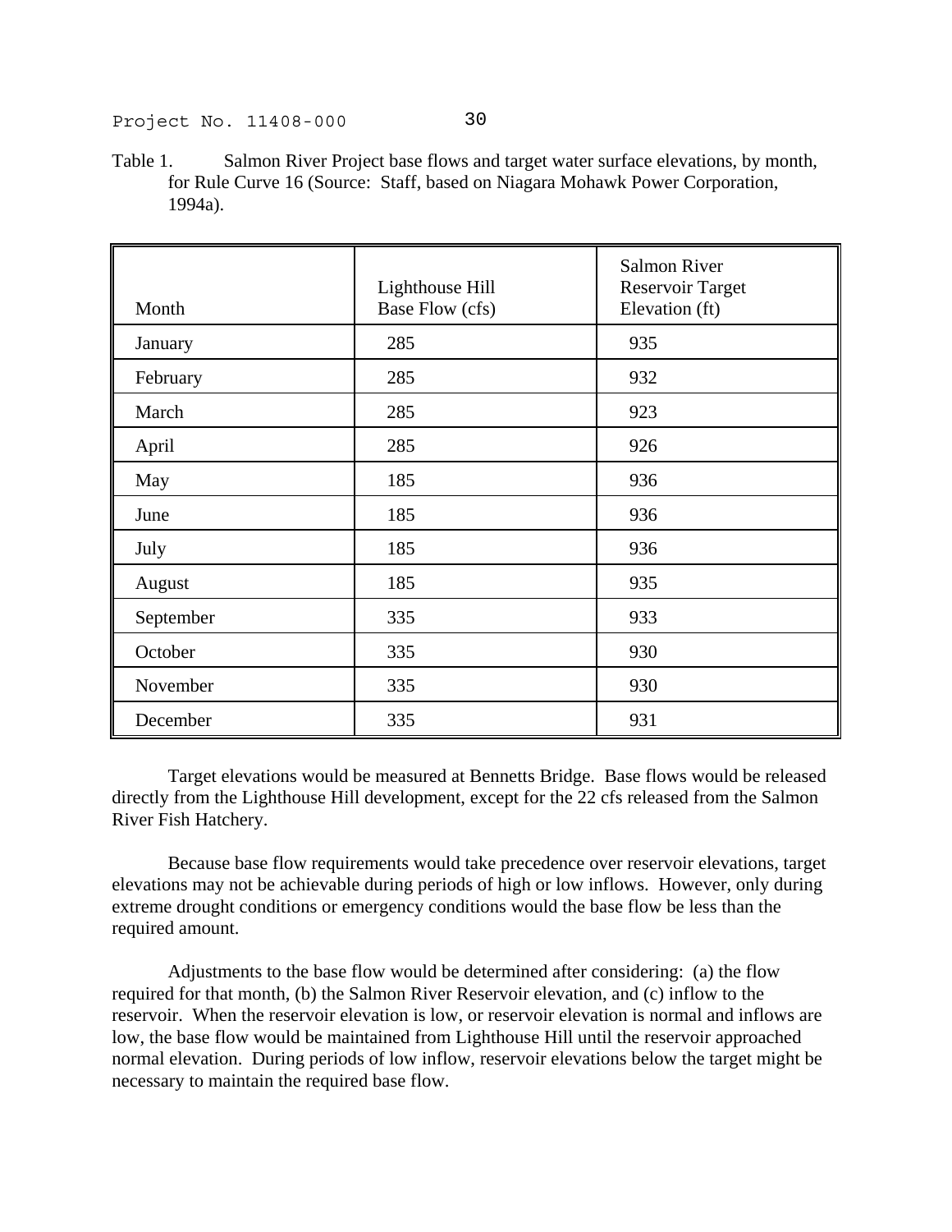Table 1. Salmon River Project base flows and target water surface elevations, by month, for Rule Curve 16 (Source: Staff, based on Niagara Mohawk Power Corporation, 1994a).

| Month | Lighthouse Hill Base Flow (cfs) | Salmon River Reservoir Target Elevation (ft) |
|---|---|---|
| January | 285 | 935 |
| February | 285 | 932 |
| March | 285 | 923 |
| April | 285 | 926 |
| May | 185 | 936 |
| June | 185 | 936 |
| July | 185 | 936 |
| August | 185 | 935 |
| September | 335 | 933 |
| October | 335 | 930 |
| November | 335 | 930 |
| December | 335 | 931 |

Target elevations would be measured at Bennetts Bridge. Base flows would be released directly from the Lighthouse Hill development, except for the 22 cfs released from the Salmon River Fish Hatchery.

Because base flow requirements would take precedence over reservoir elevations, target elevations may not be achievable during periods of high or low inflows. However, only during extreme drought conditions or emergency conditions would the base flow be less than the required amount.

Adjustments to the base flow would be determined after considering: (a) the flow required for that month, (b) the Salmon River Reservoir elevation, and (c) inflow to the reservoir. When the reservoir elevation is low, or reservoir elevation is normal and inflows are low, the base flow would be maintained from Lighthouse Hill until the reservoir approached normal elevation. During periods of low inflow, reservoir elevations below the target might be necessary to maintain the required base flow.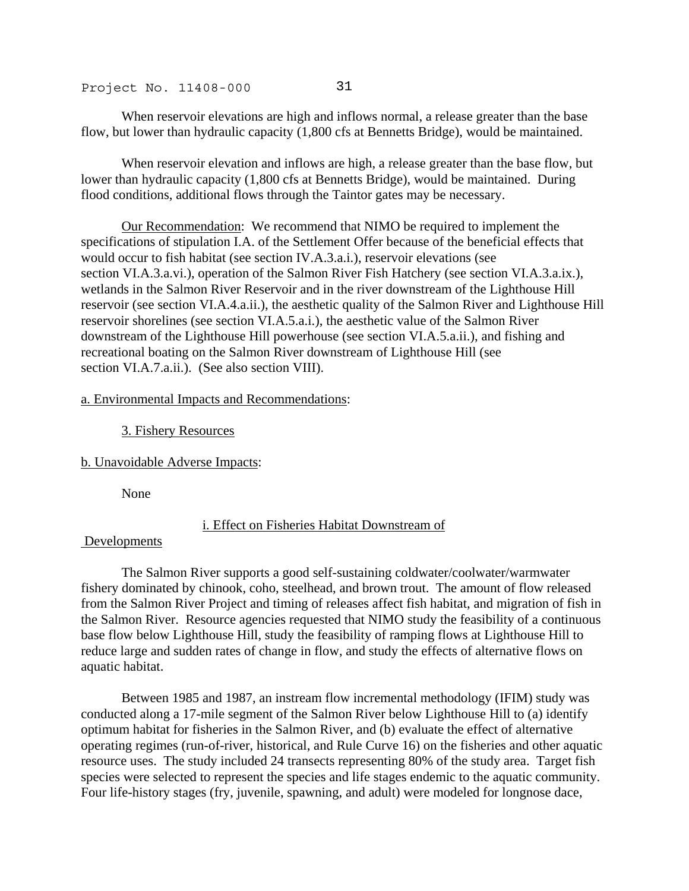When reservoir elevations are high and inflows normal, a release greater than the base flow, but lower than hydraulic capacity (1,800 cfs at Bennetts Bridge), would be maintained.

When reservoir elevation and inflows are high, a release greater than the base flow, but lower than hydraulic capacity (1,800 cfs at Bennetts Bridge), would be maintained. During flood conditions, additional flows through the Taintor gates may be necessary.

Our Recommendation: We recommend that NIMO be required to implement the specifications of stipulation I.A. of the Settlement Offer because of the beneficial effects that would occur to fish habitat (see section IV.A.3.a.i.), reservoir elevations (see section VI.A.3.a.vi.), operation of the Salmon River Fish Hatchery (see section VI.A.3.a.ix.), wetlands in the Salmon River Reservoir and in the river downstream of the Lighthouse Hill reservoir (see section VI.A.4.a.ii.), the aesthetic quality of the Salmon River and Lighthouse Hill reservoir shorelines (see section VI.A.5.a.i.), the aesthetic value of the Salmon River downstream of the Lighthouse Hill powerhouse (see section VI.A.5.a.ii.), and fishing and recreational boating on the Salmon River downstream of Lighthouse Hill (see section VI.A.7.a.ii.). (See also section VIII).

a. Environmental Impacts and Recommendations:

3. Fishery Resources

b. Unavoidable Adverse Impacts:

None

i. Effect on Fisheries Habitat Downstream of Developments

The Salmon River supports a good self-sustaining coldwater/coolwater/warmwater fishery dominated by chinook, coho, steelhead, and brown trout. The amount of flow released from the Salmon River Project and timing of releases affect fish habitat, and migration of fish in the Salmon River. Resource agencies requested that NIMO study the feasibility of a continuous base flow below Lighthouse Hill, study the feasibility of ramping flows at Lighthouse Hill to reduce large and sudden rates of change in flow, and study the effects of alternative flows on aquatic habitat.

Between 1985 and 1987, an instream flow incremental methodology (IFIM) study was conducted along a 17-mile segment of the Salmon River below Lighthouse Hill to (a) identify optimum habitat for fisheries in the Salmon River, and (b) evaluate the effect of alternative operating regimes (run-of-river, historical, and Rule Curve 16) on the fisheries and other aquatic resource uses. The study included 24 transects representing 80% of the study area. Target fish species were selected to represent the species and life stages endemic to the aquatic community. Four life-history stages (fry, juvenile, spawning, and adult) were modeled for longnose dace,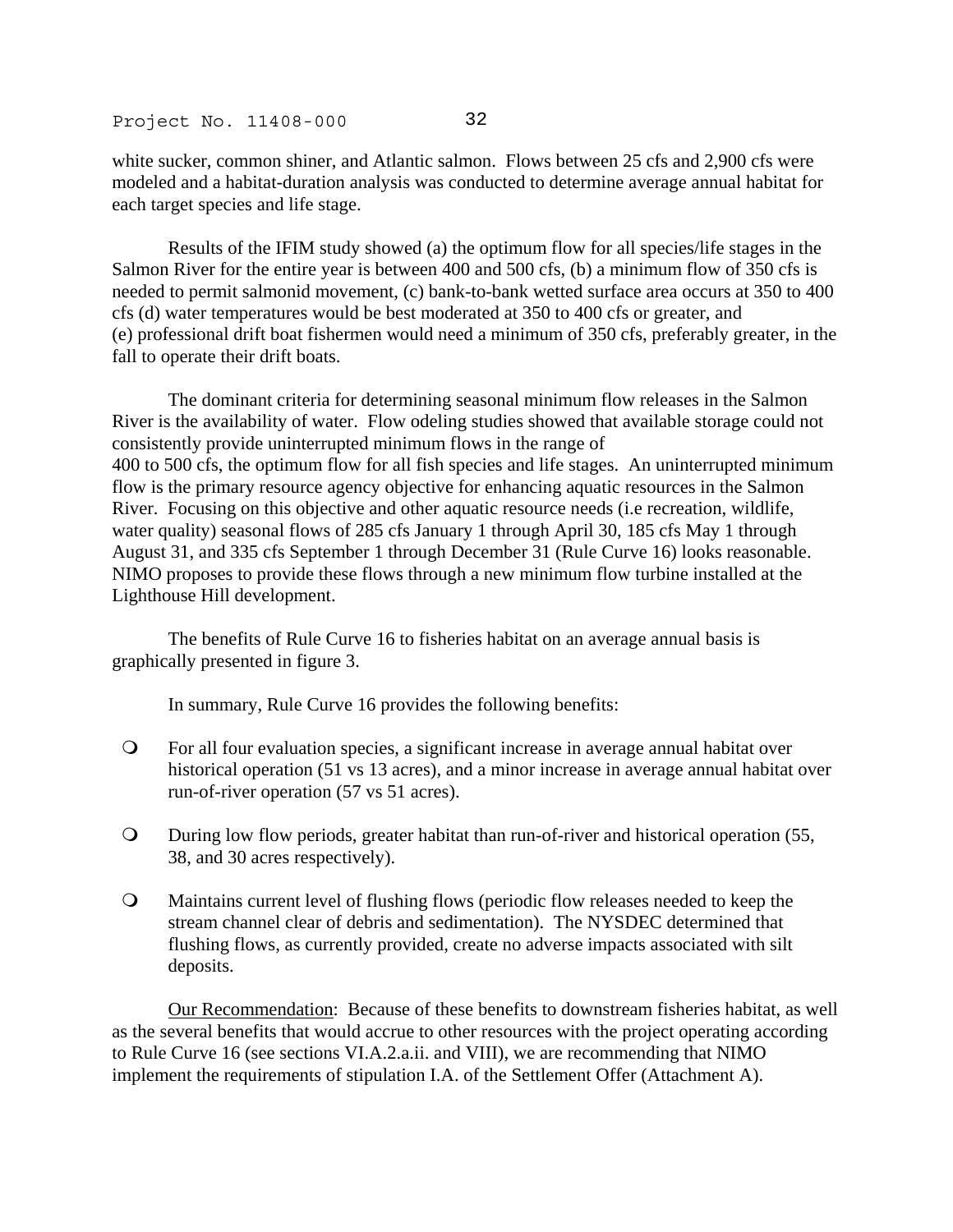white sucker, common shiner, and Atlantic salmon. Flows between 25 cfs and 2,900 cfs were modeled and a habitat-duration analysis was conducted to determine average annual habitat for each target species and life stage.

Results of the IFIM study showed (a) the optimum flow for all species/life stages in the Salmon River for the entire year is between 400 and 500 cfs, (b) a minimum flow of 350 cfs is needed to permit salmonid movement, (c) bank-to-bank wetted surface area occurs at 350 to 400 cfs (d) water temperatures would be best moderated at 350 to 400 cfs or greater, and (e) professional drift boat fishermen would need a minimum of 350 cfs, preferably greater, in the fall to operate their drift boats.

The dominant criteria for determining seasonal minimum flow releases in the Salmon River is the availability of water. Flow odeling studies showed that available storage could not consistently provide uninterrupted minimum flows in the range of 400 to 500 cfs, the optimum flow for all fish species and life stages. An uninterrupted minimum flow is the primary resource agency objective for enhancing aquatic resources in the Salmon River. Focusing on this objective and other aquatic resource needs (i.e recreation, wildlife, water quality) seasonal flows of 285 cfs January 1 through April 30, 185 cfs May 1 through August 31, and 335 cfs September 1 through December 31 (Rule Curve 16) looks reasonable. NIMO proposes to provide these flows through a new minimum flow turbine installed at the Lighthouse Hill development.

The benefits of Rule Curve 16 to fisheries habitat on an average annual basis is graphically presented in figure 3.

In summary, Rule Curve 16 provides the following benefits:

- For all four evaluation species, a significant increase in average annual habitat over historical operation (51 vs 13 acres), and a minor increase in average annual habitat over run-of-river operation (57 vs 51 acres).
- During low flow periods, greater habitat than run-of-river and historical operation (55, 38, and 30 acres respectively).
- Maintains current level of flushing flows (periodic flow releases needed to keep the stream channel clear of debris and sedimentation). The NYSDEC determined that flushing flows, as currently provided, create no adverse impacts associated with silt deposits.

Our Recommendation: Because of these benefits to downstream fisheries habitat, as well as the several benefits that would accrue to other resources with the project operating according to Rule Curve 16 (see sections VI.A.2.a.ii. and VIII), we are recommending that NIMO implement the requirements of stipulation I.A. of the Settlement Offer (Attachment A).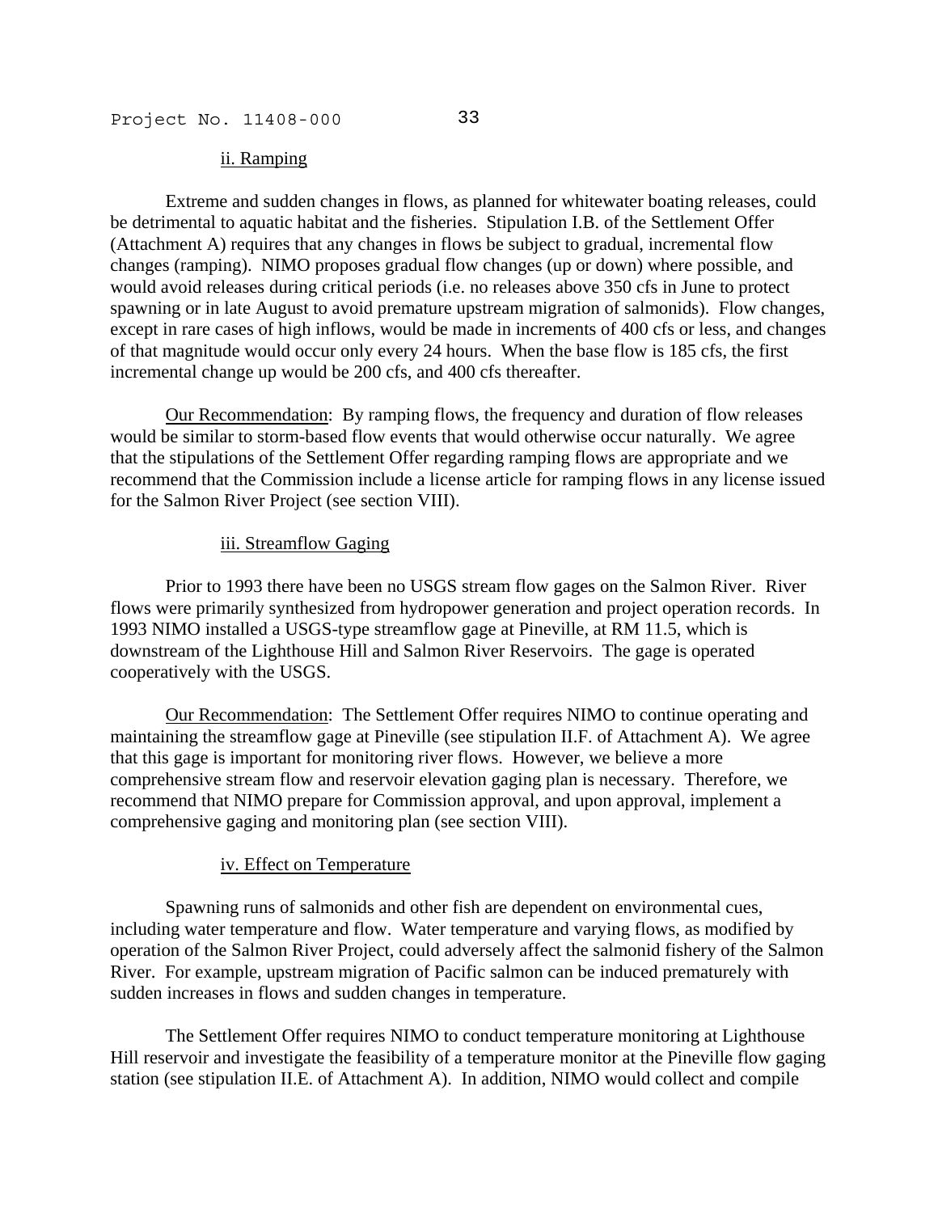ii. Ramping

Extreme and sudden changes in flows, as planned for whitewater boating releases, could be detrimental to aquatic habitat and the fisheries. Stipulation I.B. of the Settlement Offer (Attachment A) requires that any changes in flows be subject to gradual, incremental flow changes (ramping). NIMO proposes gradual flow changes (up or down) where possible, and would avoid releases during critical periods (i.e. no releases above 350 cfs in June to protect spawning or in late August to avoid premature upstream migration of salmonids). Flow changes, except in rare cases of high inflows, would be made in increments of 400 cfs or less, and changes of that magnitude would occur only every 24 hours. When the base flow is 185 cfs, the first incremental change up would be 200 cfs, and 400 cfs thereafter.

Our Recommendation: By ramping flows, the frequency and duration of flow releases would be similar to storm-based flow events that would otherwise occur naturally. We agree that the stipulations of the Settlement Offer regarding ramping flows are appropriate and we recommend that the Commission include a license article for ramping flows in any license issued for the Salmon River Project (see section VIII).

iii. Streamflow Gaging

Prior to 1993 there have been no USGS stream flow gages on the Salmon River. River flows were primarily synthesized from hydropower generation and project operation records. In 1993 NIMO installed a USGS-type streamflow gage at Pineville, at RM 11.5, which is downstream of the Lighthouse Hill and Salmon River Reservoirs. The gage is operated cooperatively with the USGS.

Our Recommendation: The Settlement Offer requires NIMO to continue operating and maintaining the streamflow gage at Pineville (see stipulation II.F. of Attachment A). We agree that this gage is important for monitoring river flows. However, we believe a more comprehensive stream flow and reservoir elevation gaging plan is necessary. Therefore, we recommend that NIMO prepare for Commission approval, and upon approval, implement a comprehensive gaging and monitoring plan (see section VIII).

iv. Effect on Temperature

Spawning runs of salmonids and other fish are dependent on environmental cues, including water temperature and flow. Water temperature and varying flows, as modified by operation of the Salmon River Project, could adversely affect the salmonid fishery of the Salmon River. For example, upstream migration of Pacific salmon can be induced prematurely with sudden increases in flows and sudden changes in temperature.

The Settlement Offer requires NIMO to conduct temperature monitoring at Lighthouse Hill reservoir and investigate the feasibility of a temperature monitor at the Pineville flow gaging station (see stipulation II.E. of Attachment A). In addition, NIMO would collect and compile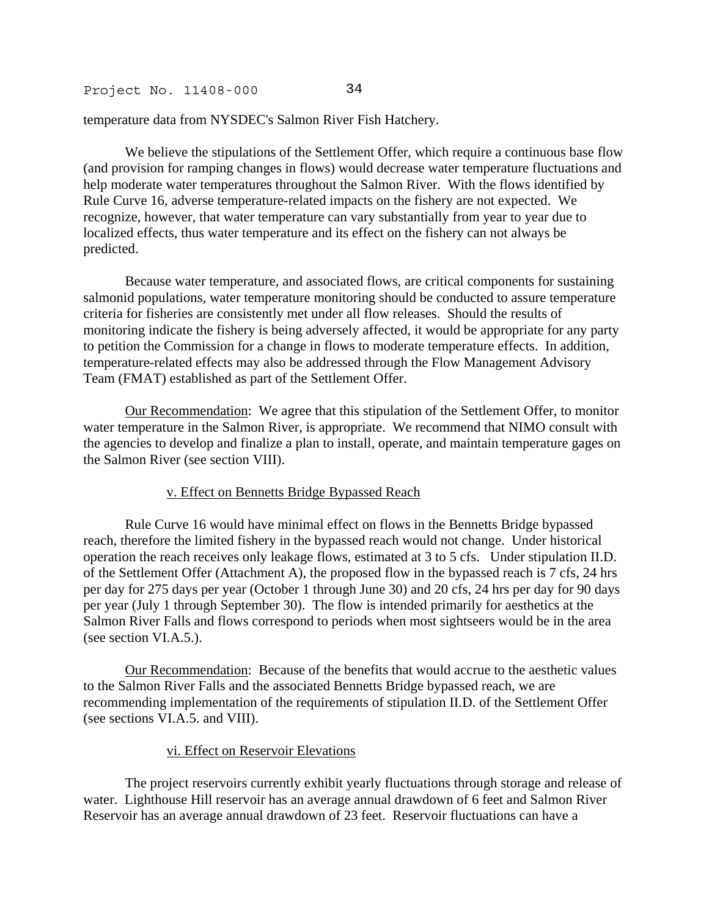temperature data from NYSDEC's Salmon River Fish Hatchery.

We believe the stipulations of the Settlement Offer, which require a continuous base flow (and provision for ramping changes in flows) would decrease water temperature fluctuations and help moderate water temperatures throughout the Salmon River. With the flows identified by Rule Curve 16, adverse temperature-related impacts on the fishery are not expected. We recognize, however, that water temperature can vary substantially from year to year due to localized effects, thus water temperature and its effect on the fishery can not always be predicted.

Because water temperature, and associated flows, are critical components for sustaining salmonid populations, water temperature monitoring should be conducted to assure temperature criteria for fisheries are consistently met under all flow releases. Should the results of monitoring indicate the fishery is being adversely affected, it would be appropriate for any party to petition the Commission for a change in flows to moderate temperature effects. In addition, temperature-related effects may also be addressed through the Flow Management Advisory Team (FMAT) established as part of the Settlement Offer.

Our Recommendation: We agree that this stipulation of the Settlement Offer, to monitor water temperature in the Salmon River, is appropriate. We recommend that NIMO consult with the agencies to develop and finalize a plan to install, operate, and maintain temperature gages on the Salmon River (see section VIII).

#### v. Effect on Bennetts Bridge Bypassed Reach

Rule Curve 16 would have minimal effect on flows in the Bennetts Bridge bypassed reach, therefore the limited fishery in the bypassed reach would not change. Under historical operation the reach receives only leakage flows, estimated at 3 to 5 cfs. Under stipulation II.D. of the Settlement Offer (Attachment A), the proposed flow in the bypassed reach is 7 cfs, 24 hrs per day for 275 days per year (October 1 through June 30) and 20 cfs, 24 hrs per day for 90 days per year (July 1 through September 30). The flow is intended primarily for aesthetics at the Salmon River Falls and flows correspond to periods when most sightseers would be in the area (see section VI.A.5.).

Our Recommendation: Because of the benefits that would accrue to the aesthetic values to the Salmon River Falls and the associated Bennetts Bridge bypassed reach, we are recommending implementation of the requirements of stipulation II.D. of the Settlement Offer (see sections VI.A.5. and VIII).

#### vi. Effect on Reservoir Elevations

The project reservoirs currently exhibit yearly fluctuations through storage and release of water. Lighthouse Hill reservoir has an average annual drawdown of 6 feet and Salmon River Reservoir has an average annual drawdown of 23 feet. Reservoir fluctuations can have a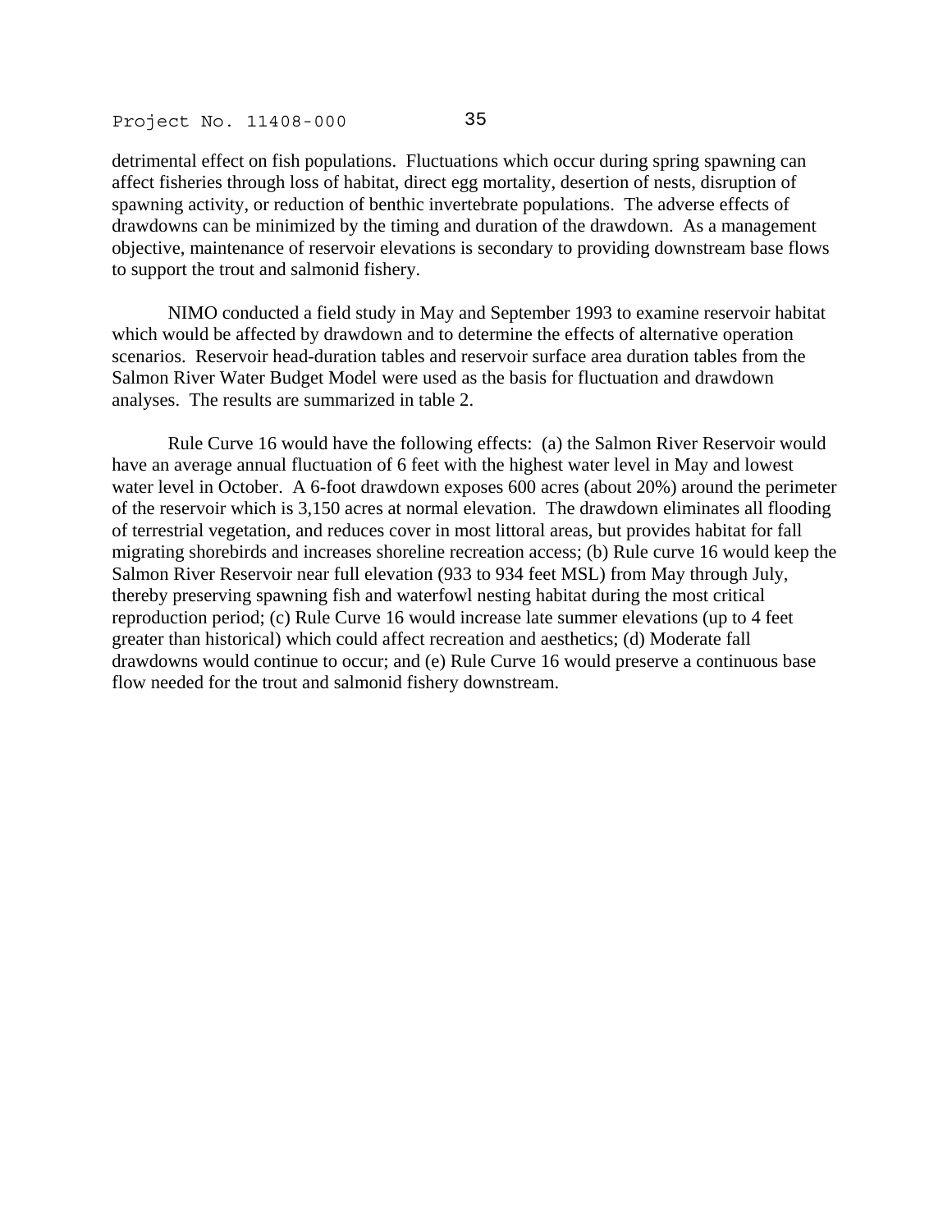detrimental effect on fish populations. Fluctuations which occur during spring spawning can affect fisheries through loss of habitat, direct egg mortality, desertion of nests, disruption of spawning activity, or reduction of benthic invertebrate populations. The adverse effects of drawdowns can be minimized by the timing and duration of the drawdown. As a management objective, maintenance of reservoir elevations is secondary to providing downstream base flows to support the trout and salmonid fishery.

NIMO conducted a field study in May and September 1993 to examine reservoir habitat which would be affected by drawdown and to determine the effects of alternative operation scenarios. Reservoir head-duration tables and reservoir surface area duration tables from the Salmon River Water Budget Model were used as the basis for fluctuation and drawdown analyses. The results are summarized in table 2.

Rule Curve 16 would have the following effects: (a) the Salmon River Reservoir would have an average annual fluctuation of 6 feet with the highest water level in May and lowest water level in October. A 6-foot drawdown exposes 600 acres (about 20%) around the perimeter of the reservoir which is 3,150 acres at normal elevation. The drawdown eliminates all flooding of terrestrial vegetation, and reduces cover in most littoral areas, but provides habitat for fall migrating shorebirds and increases shoreline recreation access; (b) Rule curve 16 would keep the Salmon River Reservoir near full elevation (933 to 934 feet MSL) from May through July, thereby preserving spawning fish and waterfowl nesting habitat during the most critical reproduction period; (c) Rule Curve 16 would increase late summer elevations (up to 4 feet greater than historical) which could affect recreation and aesthetics; (d) Moderate fall drawdowns would continue to occur; and (e) Rule Curve 16 would preserve a continuous base flow needed for the trout and salmonid fishery downstream.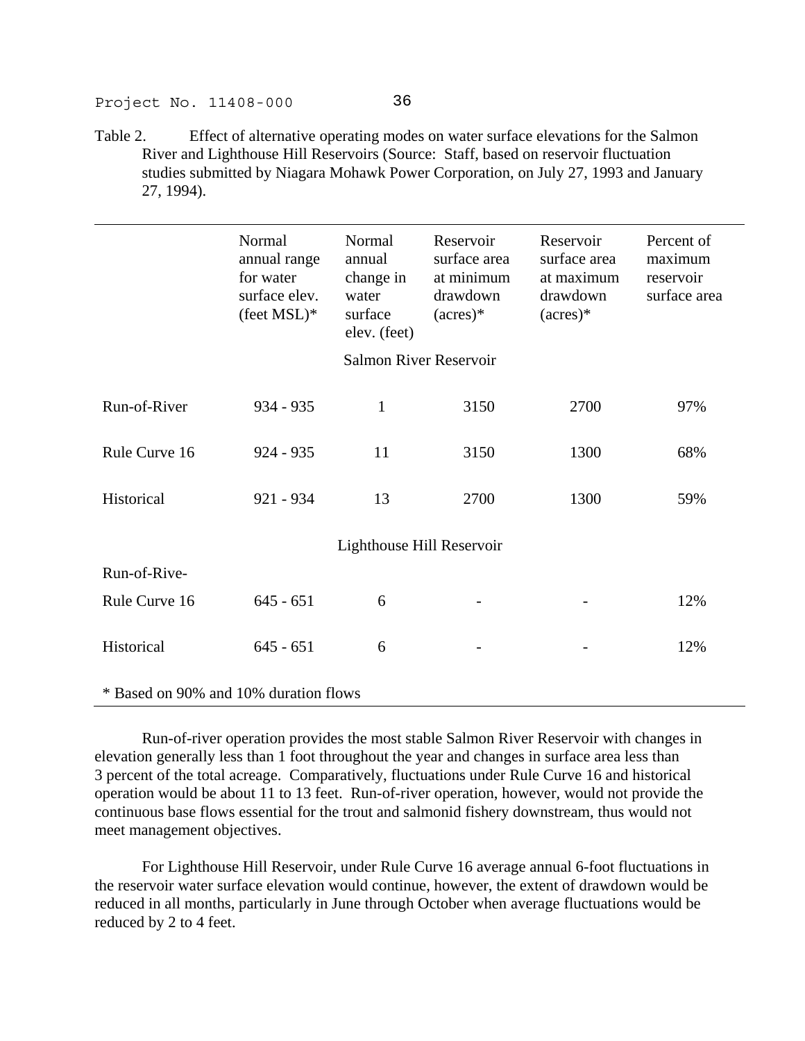Table 2. Effect of alternative operating modes on water surface elevations for the Salmon River and Lighthouse Hill Reservoirs (Source: Staff, based on reservoir fluctuation studies submitted by Niagara Mohawk Power Corporation, on July 27, 1993 and January 27, 1994).

| | Normal annual range for water surface elev. (feet MSL)* | Normal annual change in water surface elev. (feet) | Reservoir surface area at minimum drawdown (acres)* | Reservoir surface area at maximum drawdown (acres)* | Percent of maximum reservoir surface area |
|---|---|---|---|---|---|
| | | Salmon River Reservoir | | | |
| Run-of-River | 934 - 935 | 1 | 3150 | 2700 | 97% |
| Rule Curve 16 | 924 - 935 | 11 | 3150 | 1300 | 68% |
| Historical | 921 - 934 | 13 | 2700 | 1300 | 59% |
| | | Lighthouse Hill Reservoir | | | |
| Run-of-Rive- | | | | | |
| Rule Curve 16 | 645 - 651 | 6 | - | - | 12% |
| Historical | 645 - 651 | 6 | - | - | 12% |

\* Based on 90% and 10% duration flows

Run-of-river operation provides the most stable Salmon River Reservoir with changes in elevation generally less than 1 foot throughout the year and changes in surface area less than 3 percent of the total acreage. Comparatively, fluctuations under Rule Curve 16 and historical operation would be about 11 to 13 feet. Run-of-river operation, however, would not provide the continuous base flows essential for the trout and salmonid fishery downstream, thus would not meet management objectives.

For Lighthouse Hill Reservoir, under Rule Curve 16 average annual 6-foot fluctuations in the reservoir water surface elevation would continue, however, the extent of drawdown would be reduced in all months, particularly in June through October when average fluctuations would be reduced by 2 to 4 feet.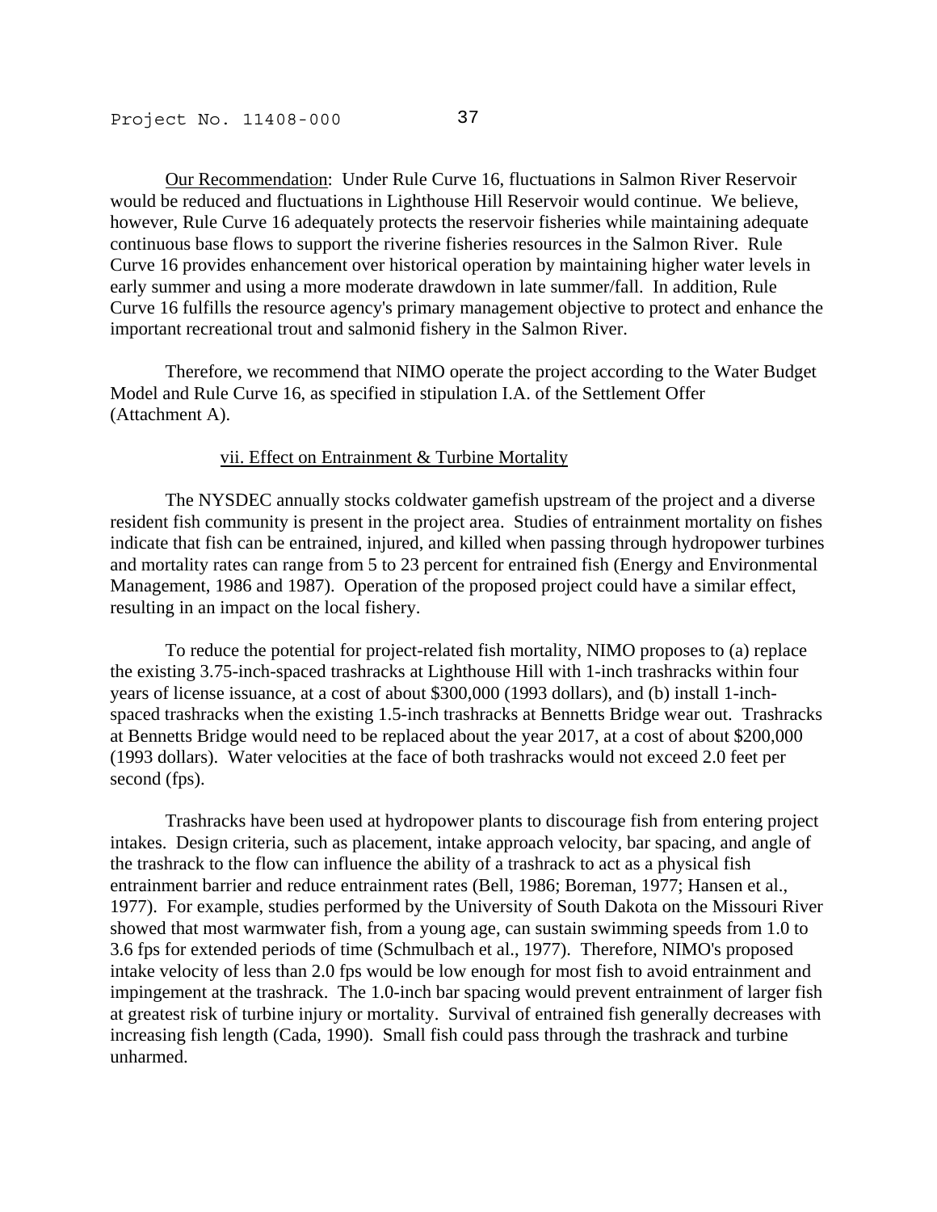Our Recommendation: Under Rule Curve 16, fluctuations in Salmon River Reservoir would be reduced and fluctuations in Lighthouse Hill Reservoir would continue. We believe, however, Rule Curve 16 adequately protects the reservoir fisheries while maintaining adequate continuous base flows to support the riverine fisheries resources in the Salmon River. Rule Curve 16 provides enhancement over historical operation by maintaining higher water levels in early summer and using a more moderate drawdown in late summer/fall. In addition, Rule Curve 16 fulfills the resource agency's primary management objective to protect and enhance the important recreational trout and salmonid fishery in the Salmon River.

Therefore, we recommend that NIMO operate the project according to the Water Budget Model and Rule Curve 16, as specified in stipulation I.A. of the Settlement Offer (Attachment A).

#### vii. Effect on Entrainment & Turbine Mortality

The NYSDEC annually stocks coldwater gamefish upstream of the project and a diverse resident fish community is present in the project area. Studies of entrainment mortality on fishes indicate that fish can be entrained, injured, and killed when passing through hydropower turbines and mortality rates can range from 5 to 23 percent for entrained fish (Energy and Environmental Management, 1986 and 1987). Operation of the proposed project could have a similar effect, resulting in an impact on the local fishery.

To reduce the potential for project-related fish mortality, NIMO proposes to (a) replace the existing 3.75-inch-spaced trashracks at Lighthouse Hill with 1-inch trashracks within four years of license issuance, at a cost of about $300,000 (1993 dollars), and (b) install 1-inch-spaced trashracks when the existing 1.5-inch trashracks at Bennetts Bridge wear out. Trashracks at Bennetts Bridge would need to be replaced about the year 2017, at a cost of about $200,000 (1993 dollars). Water velocities at the face of both trashracks would not exceed 2.0 feet per second (fps).

Trashracks have been used at hydropower plants to discourage fish from entering project intakes. Design criteria, such as placement, intake approach velocity, bar spacing, and angle of the trashrack to the flow can influence the ability of a trashrack to act as a physical fish entrainment barrier and reduce entrainment rates (Bell, 1986; Boreman, 1977; Hansen et al., 1977). For example, studies performed by the University of South Dakota on the Missouri River showed that most warmwater fish, from a young age, can sustain swimming speeds from 1.0 to 3.6 fps for extended periods of time (Schmulbach et al., 1977). Therefore, NIMO's proposed intake velocity of less than 2.0 fps would be low enough for most fish to avoid entrainment and impingement at the trashrack. The 1.0-inch bar spacing would prevent entrainment of larger fish at greatest risk of turbine injury or mortality. Survival of entrained fish generally decreases with increasing fish length (Cada, 1990). Small fish could pass through the trashrack and turbine unharmed.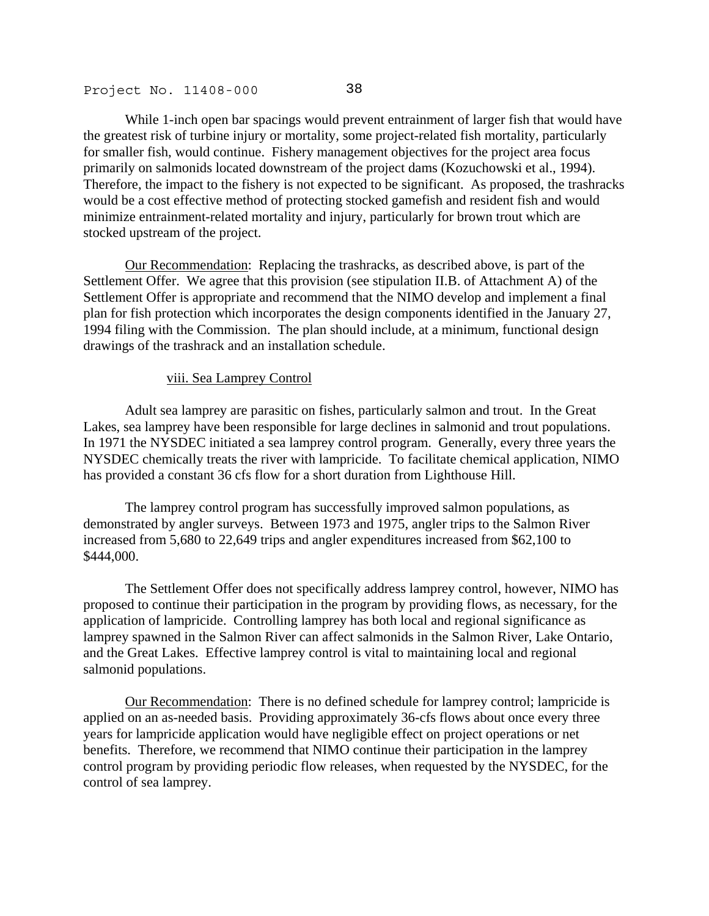While 1-inch open bar spacings would prevent entrainment of larger fish that would have the greatest risk of turbine injury or mortality, some project-related fish mortality, particularly for smaller fish, would continue. Fishery management objectives for the project area focus primarily on salmonids located downstream of the project dams (Kozuchowski et al., 1994). Therefore, the impact to the fishery is not expected to be significant. As proposed, the trashracks would be a cost effective method of protecting stocked gamefish and resident fish and would minimize entrainment-related mortality and injury, particularly for brown trout which are stocked upstream of the project.

Our Recommendation: Replacing the trashracks, as described above, is part of the Settlement Offer. We agree that this provision (see stipulation II.B. of Attachment A) of the Settlement Offer is appropriate and recommend that the NIMO develop and implement a final plan for fish protection which incorporates the design components identified in the January 27, 1994 filing with the Commission. The plan should include, at a minimum, functional design drawings of the trashrack and an installation schedule.

viii. Sea Lamprey Control

Adult sea lamprey are parasitic on fishes, particularly salmon and trout. In the Great Lakes, sea lamprey have been responsible for large declines in salmonid and trout populations. In 1971 the NYSDEC initiated a sea lamprey control program. Generally, every three years the NYSDEC chemically treats the river with lampricide. To facilitate chemical application, NIMO has provided a constant 36 cfs flow for a short duration from Lighthouse Hill.

The lamprey control program has successfully improved salmon populations, as demonstrated by angler surveys. Between 1973 and 1975, angler trips to the Salmon River increased from 5,680 to 22,649 trips and angler expenditures increased from $62,100 to $444,000.

The Settlement Offer does not specifically address lamprey control, however, NIMO has proposed to continue their participation in the program by providing flows, as necessary, for the application of lampricide. Controlling lamprey has both local and regional significance as lamprey spawned in the Salmon River can affect salmonids in the Salmon River, Lake Ontario, and the Great Lakes. Effective lamprey control is vital to maintaining local and regional salmonid populations.

Our Recommendation: There is no defined schedule for lamprey control; lampricide is applied on an as-needed basis. Providing approximately 36-cfs flows about once every three years for lampricide application would have negligible effect on project operations or net benefits. Therefore, we recommend that NIMO continue their participation in the lamprey control program by providing periodic flow releases, when requested by the NYSDEC, for the control of sea lamprey.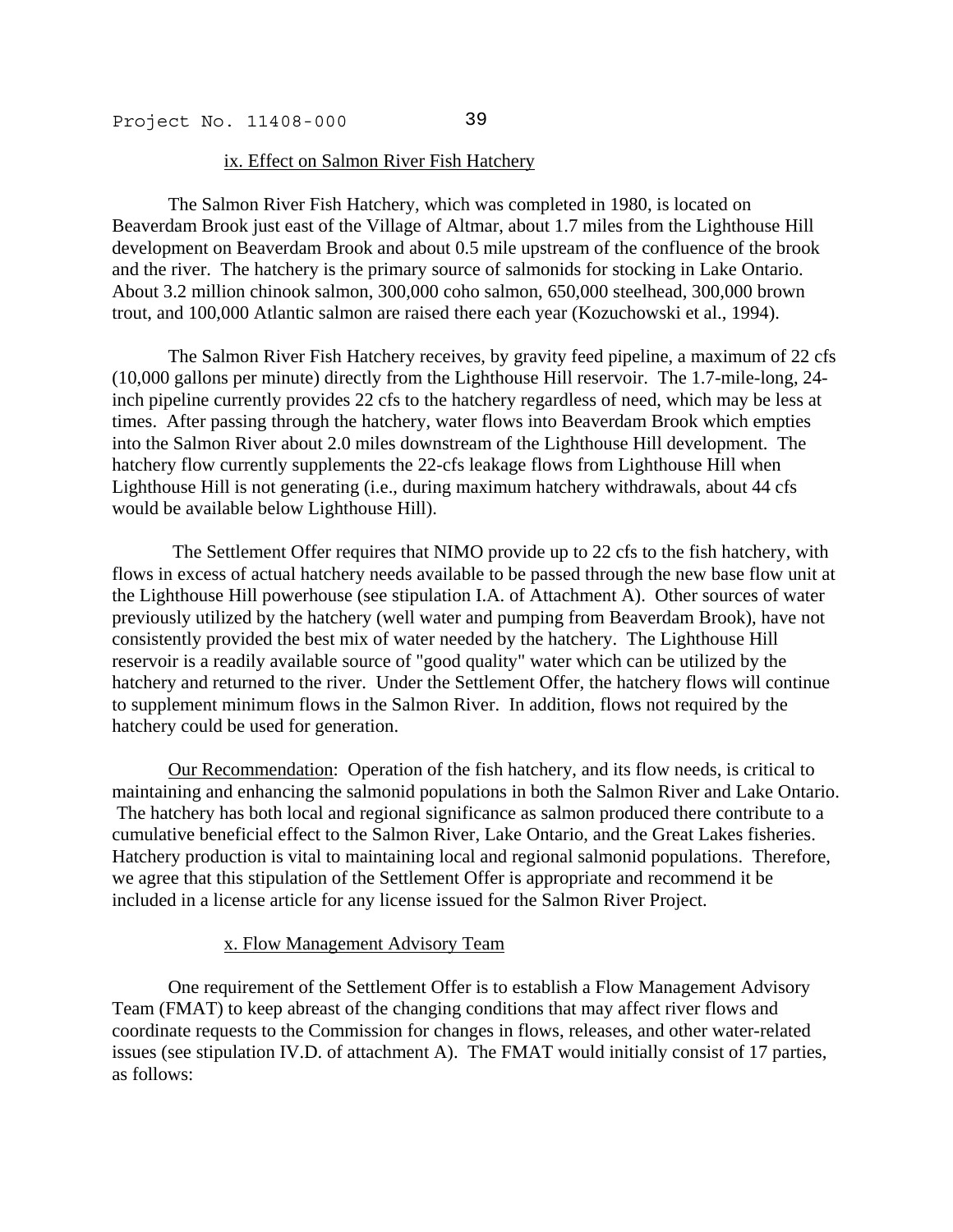ix. Effect on Salmon River Fish Hatchery

The Salmon River Fish Hatchery, which was completed in 1980, is located on Beaverdam Brook just east of the Village of Altmar, about 1.7 miles from the Lighthouse Hill development on Beaverdam Brook and about 0.5 mile upstream of the confluence of the brook and the river. The hatchery is the primary source of salmonids for stocking in Lake Ontario. About 3.2 million chinook salmon, 300,000 coho salmon, 650,000 steelhead, 300,000 brown trout, and 100,000 Atlantic salmon are raised there each year (Kozuchowski et al., 1994).

The Salmon River Fish Hatchery receives, by gravity feed pipeline, a maximum of 22 cfs (10,000 gallons per minute) directly from the Lighthouse Hill reservoir. The 1.7-mile-long, 24-inch pipeline currently provides 22 cfs to the hatchery regardless of need, which may be less at times. After passing through the hatchery, water flows into Beaverdam Brook which empties into the Salmon River about 2.0 miles downstream of the Lighthouse Hill development. The hatchery flow currently supplements the 22-cfs leakage flows from Lighthouse Hill when Lighthouse Hill is not generating (i.e., during maximum hatchery withdrawals, about 44 cfs would be available below Lighthouse Hill).

The Settlement Offer requires that NIMO provide up to 22 cfs to the fish hatchery, with flows in excess of actual hatchery needs available to be passed through the new base flow unit at the Lighthouse Hill powerhouse (see stipulation I.A. of Attachment A). Other sources of water previously utilized by the hatchery (well water and pumping from Beaverdam Brook), have not consistently provided the best mix of water needed by the hatchery. The Lighthouse Hill reservoir is a readily available source of "good quality" water which can be utilized by the hatchery and returned to the river. Under the Settlement Offer, the hatchery flows will continue to supplement minimum flows in the Salmon River. In addition, flows not required by the hatchery could be used for generation.

Our Recommendation: Operation of the fish hatchery, and its flow needs, is critical to maintaining and enhancing the salmonid populations in both the Salmon River and Lake Ontario. The hatchery has both local and regional significance as salmon produced there contribute to a cumulative beneficial effect to the Salmon River, Lake Ontario, and the Great Lakes fisheries. Hatchery production is vital to maintaining local and regional salmonid populations. Therefore, we agree that this stipulation of the Settlement Offer is appropriate and recommend it be included in a license article for any license issued for the Salmon River Project.

x. Flow Management Advisory Team

One requirement of the Settlement Offer is to establish a Flow Management Advisory Team (FMAT) to keep abreast of the changing conditions that may affect river flows and coordinate requests to the Commission for changes in flows, releases, and other water-related issues (see stipulation IV.D. of attachment A). The FMAT would initially consist of 17 parties, as follows: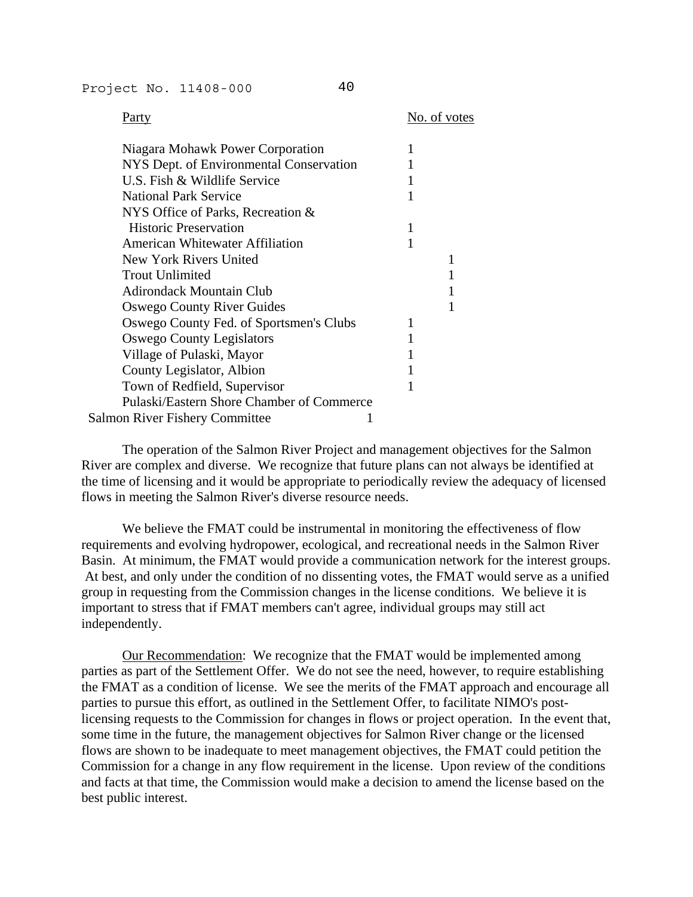| Party | No. of votes | |
|---|---|---|
| Niagara Mohawk Power Corporation | 1 | |
| NYS Dept. of Environmental Conservation | 1 | |
| U.S. Fish & Wildlife Service | 1 | |
| National Park Service | 1 | |
| NYS Office of Parks, Recreation & Historic Preservation | 1 | |
| American Whitewater Affiliation | 1 | |
| New York Rivers United | | 1 |
| Trout Unlimited | | 1 |
| Adirondack Mountain Club | | 1 |
| Oswego County River Guides | | 1 |
| Oswego County Fed. of Sportsmen's Clubs | 1 | |
| Oswego County Legislators | 1 | |
| Village of Pulaski, Mayor | 1 | |
| County Legislator, Albion | 1 | |
| Town of Redfield, Supervisor | 1 | |
| Pulaski/Eastern Shore Chamber of Commerce Salmon River Fishery Committee | 1 | |

The operation of the Salmon River Project and management objectives for the Salmon River are complex and diverse. We recognize that future plans can not always be identified at the time of licensing and it would be appropriate to periodically review the adequacy of licensed flows in meeting the Salmon River's diverse resource needs.

We believe the FMAT could be instrumental in monitoring the effectiveness of flow requirements and evolving hydropower, ecological, and recreational needs in the Salmon River Basin. At minimum, the FMAT would provide a communication network for the interest groups. At best, and only under the condition of no dissenting votes, the FMAT would serve as a unified group in requesting from the Commission changes in the license conditions. We believe it is important to stress that if FMAT members can't agree, individual groups may still act independently.

Our Recommendation: We recognize that the FMAT would be implemented among parties as part of the Settlement Offer. We do not see the need, however, to require establishing the FMAT as a condition of license. We see the merits of the FMAT approach and encourage all parties to pursue this effort, as outlined in the Settlement Offer, to facilitate NIMO's post-licensing requests to the Commission for changes in flows or project operation. In the event that, some time in the future, the management objectives for Salmon River change or the licensed flows are shown to be inadequate to meet management objectives, the FMAT could petition the Commission for a change in any flow requirement in the license. Upon review of the conditions and facts at that time, the Commission would make a decision to amend the license based on the best public interest.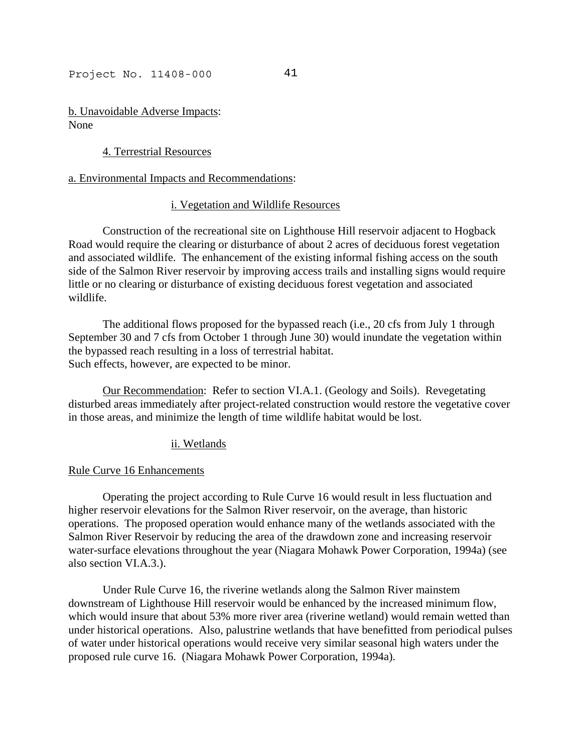b. Unavoidable Adverse Impacts:
None

4. Terrestrial Resources

a. Environmental Impacts and Recommendations:

i. Vegetation and Wildlife Resources

Construction of the recreational site on Lighthouse Hill reservoir adjacent to Hogback Road would require the clearing or disturbance of about 2 acres of deciduous forest vegetation and associated wildlife. The enhancement of the existing informal fishing access on the south side of the Salmon River reservoir by improving access trails and installing signs would require little or no clearing or disturbance of existing deciduous forest vegetation and associated wildlife.

The additional flows proposed for the bypassed reach (i.e., 20 cfs from July 1 through September 30 and 7 cfs from October 1 through June 30) would inundate the vegetation within the bypassed reach resulting in a loss of terrestrial habitat.
Such effects, however, are expected to be minor.

Our Recommendation: Refer to section VI.A.1. (Geology and Soils). Revegetating disturbed areas immediately after project-related construction would restore the vegetative cover in those areas, and minimize the length of time wildlife habitat would be lost.

ii. Wetlands

Rule Curve 16 Enhancements

Operating the project according to Rule Curve 16 would result in less fluctuation and higher reservoir elevations for the Salmon River reservoir, on the average, than historic operations. The proposed operation would enhance many of the wetlands associated with the Salmon River Reservoir by reducing the area of the drawdown zone and increasing reservoir water-surface elevations throughout the year (Niagara Mohawk Power Corporation, 1994a) (see also section VI.A.3.).

Under Rule Curve 16, the riverine wetlands along the Salmon River mainstem downstream of Lighthouse Hill reservoir would be enhanced by the increased minimum flow, which would insure that about 53% more river area (riverine wetland) would remain wetted than under historical operations. Also, palustrine wetlands that have benefitted from periodical pulses of water under historical operations would receive very similar seasonal high waters under the proposed rule curve 16. (Niagara Mohawk Power Corporation, 1994a).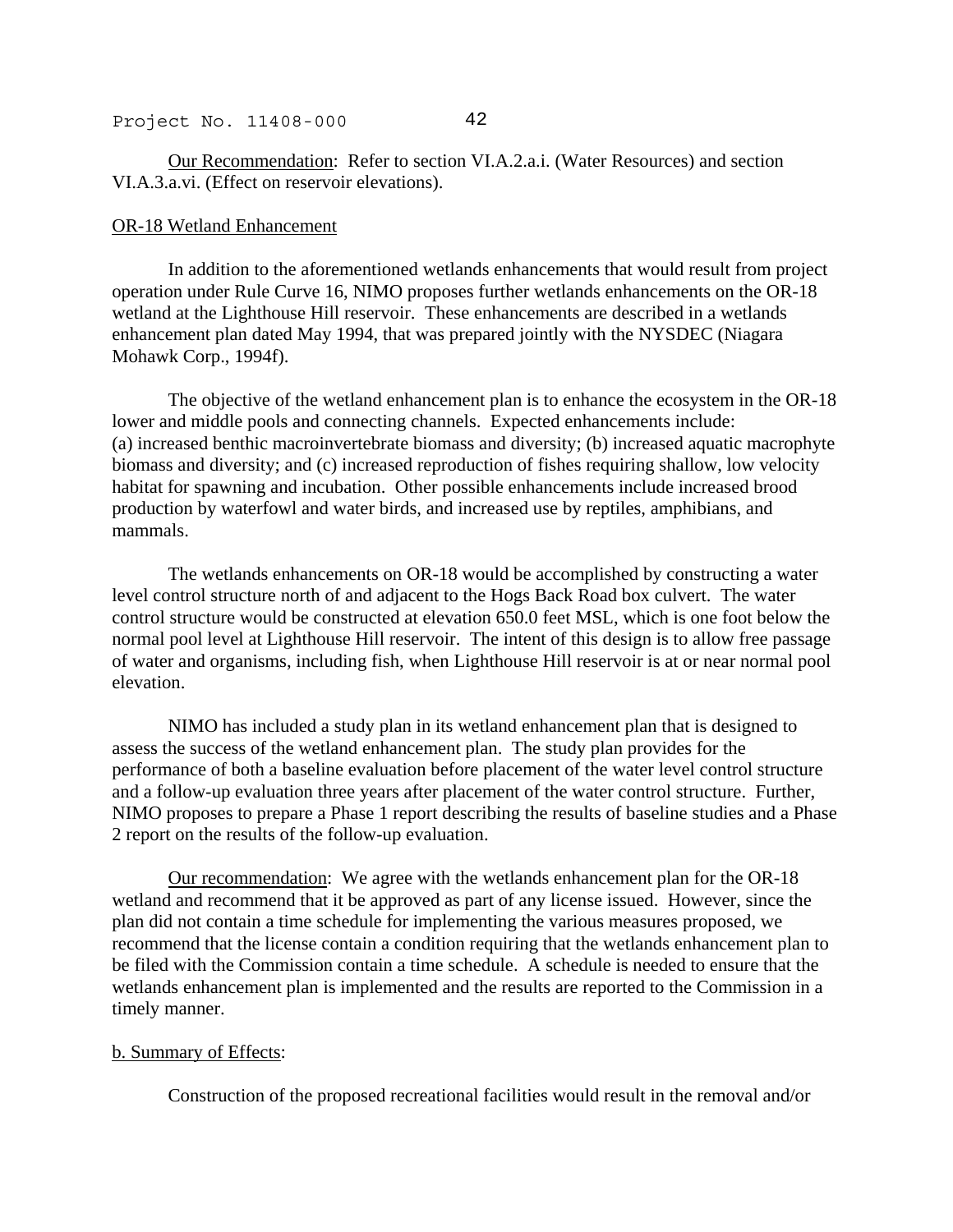Our Recommendation: Refer to section VI.A.2.a.i. (Water Resources) and section VI.A.3.a.vi. (Effect on reservoir elevations).

OR-18 Wetland Enhancement

In addition to the aforementioned wetlands enhancements that would result from project operation under Rule Curve 16, NIMO proposes further wetlands enhancements on the OR-18 wetland at the Lighthouse Hill reservoir. These enhancements are described in a wetlands enhancement plan dated May 1994, that was prepared jointly with the NYSDEC (Niagara Mohawk Corp., 1994f).

The objective of the wetland enhancement plan is to enhance the ecosystem in the OR-18 lower and middle pools and connecting channels. Expected enhancements include: (a) increased benthic macroinvertebrate biomass and diversity; (b) increased aquatic macrophyte biomass and diversity; and (c) increased reproduction of fishes requiring shallow, low velocity habitat for spawning and incubation. Other possible enhancements include increased brood production by waterfowl and water birds, and increased use by reptiles, amphibians, and mammals.

The wetlands enhancements on OR-18 would be accomplished by constructing a water level control structure north of and adjacent to the Hogs Back Road box culvert. The water control structure would be constructed at elevation 650.0 feet MSL, which is one foot below the normal pool level at Lighthouse Hill reservoir. The intent of this design is to allow free passage of water and organisms, including fish, when Lighthouse Hill reservoir is at or near normal pool elevation.

NIMO has included a study plan in its wetland enhancement plan that is designed to assess the success of the wetland enhancement plan. The study plan provides for the performance of both a baseline evaluation before placement of the water level control structure and a follow-up evaluation three years after placement of the water control structure. Further, NIMO proposes to prepare a Phase 1 report describing the results of baseline studies and a Phase 2 report on the results of the follow-up evaluation.

Our recommendation: We agree with the wetlands enhancement plan for the OR-18 wetland and recommend that it be approved as part of any license issued. However, since the plan did not contain a time schedule for implementing the various measures proposed, we recommend that the license contain a condition requiring that the wetlands enhancement plan to be filed with the Commission contain a time schedule. A schedule is needed to ensure that the wetlands enhancement plan is implemented and the results are reported to the Commission in a timely manner.

b. Summary of Effects:

Construction of the proposed recreational facilities would result in the removal and/or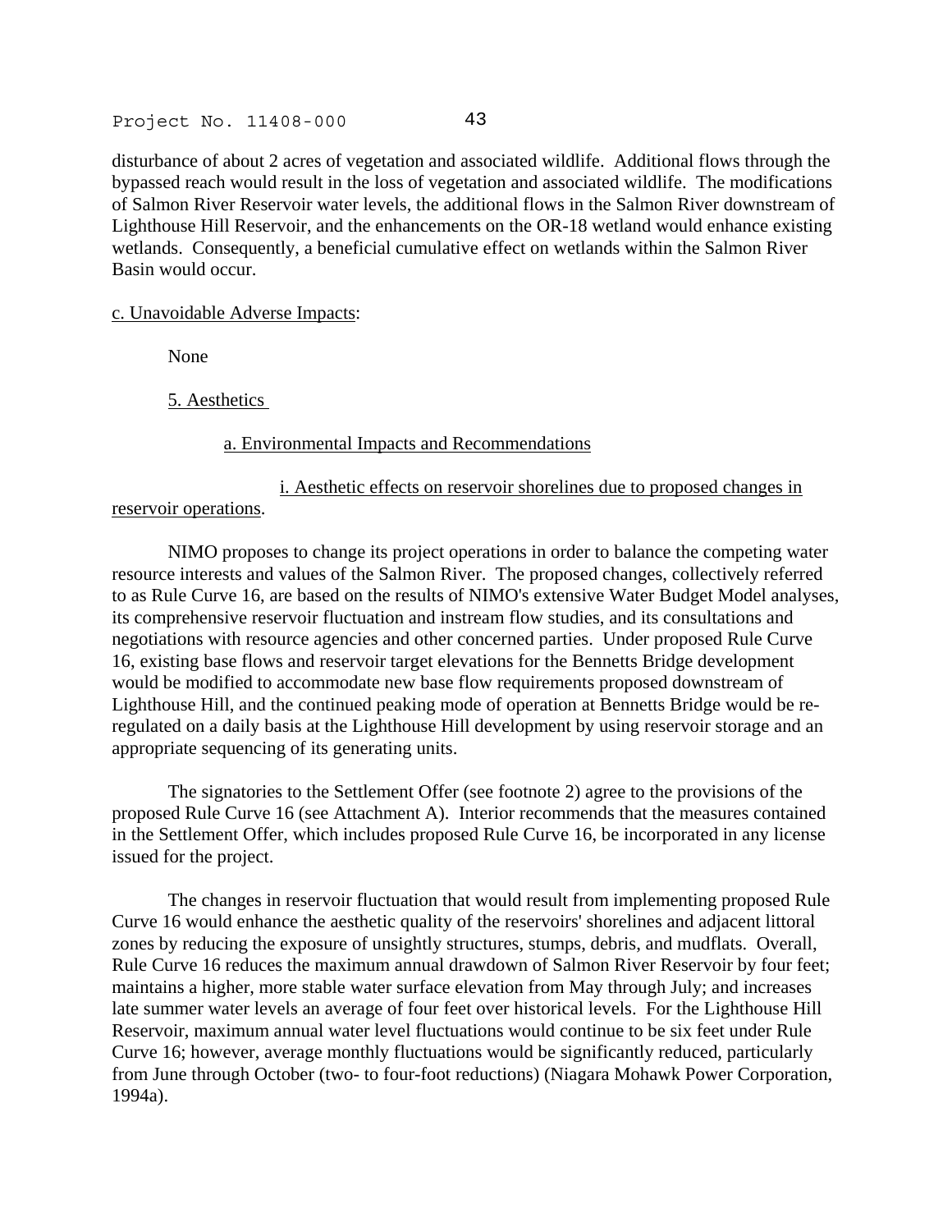disturbance of about 2 acres of vegetation and associated wildlife. Additional flows through the bypassed reach would result in the loss of vegetation and associated wildlife. The modifications of Salmon River Reservoir water levels, the additional flows in the Salmon River downstream of Lighthouse Hill Reservoir, and the enhancements on the OR-18 wetland would enhance existing wetlands. Consequently, a beneficial cumulative effect on wetlands within the Salmon River Basin would occur.

c. Unavoidable Adverse Impacts:

None

5. Aesthetics

a. Environmental Impacts and Recommendations

i. Aesthetic effects on reservoir shorelines due to proposed changes in reservoir operations.

NIMO proposes to change its project operations in order to balance the competing water resource interests and values of the Salmon River. The proposed changes, collectively referred to as Rule Curve 16, are based on the results of NIMO's extensive Water Budget Model analyses, its comprehensive reservoir fluctuation and instream flow studies, and its consultations and negotiations with resource agencies and other concerned parties. Under proposed Rule Curve 16, existing base flows and reservoir target elevations for the Bennetts Bridge development would be modified to accommodate new base flow requirements proposed downstream of Lighthouse Hill, and the continued peaking mode of operation at Bennetts Bridge would be re-regulated on a daily basis at the Lighthouse Hill development by using reservoir storage and an appropriate sequencing of its generating units.

The signatories to the Settlement Offer (see footnote 2) agree to the provisions of the proposed Rule Curve 16 (see Attachment A). Interior recommends that the measures contained in the Settlement Offer, which includes proposed Rule Curve 16, be incorporated in any license issued for the project.

The changes in reservoir fluctuation that would result from implementing proposed Rule Curve 16 would enhance the aesthetic quality of the reservoirs' shorelines and adjacent littoral zones by reducing the exposure of unsightly structures, stumps, debris, and mudflats. Overall, Rule Curve 16 reduces the maximum annual drawdown of Salmon River Reservoir by four feet; maintains a higher, more stable water surface elevation from May through July; and increases late summer water levels an average of four feet over historical levels. For the Lighthouse Hill Reservoir, maximum annual water level fluctuations would continue to be six feet under Rule Curve 16; however, average monthly fluctuations would be significantly reduced, particularly from June through October (two- to four-foot reductions) (Niagara Mohawk Power Corporation, 1994a).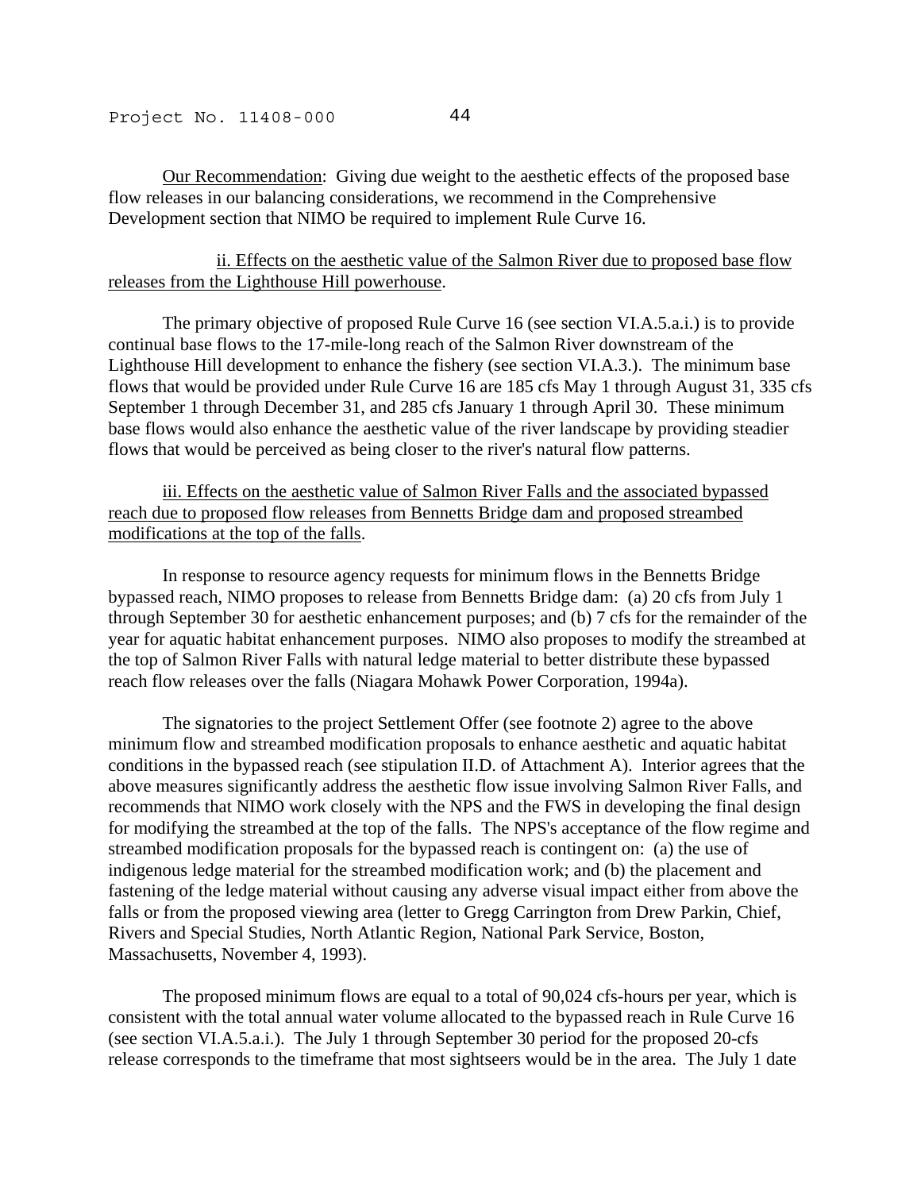Our Recommendation: Giving due weight to the aesthetic effects of the proposed base flow releases in our balancing considerations, we recommend in the Comprehensive Development section that NIMO be required to implement Rule Curve 16.

ii. Effects on the aesthetic value of the Salmon River due to proposed base flow releases from the Lighthouse Hill powerhouse.

The primary objective of proposed Rule Curve 16 (see section VI.A.5.a.i.) is to provide continual base flows to the 17-mile-long reach of the Salmon River downstream of the Lighthouse Hill development to enhance the fishery (see section VI.A.3.). The minimum base flows that would be provided under Rule Curve 16 are 185 cfs May 1 through August 31, 335 cfs September 1 through December 31, and 285 cfs January 1 through April 30. These minimum base flows would also enhance the aesthetic value of the river landscape by providing steadier flows that would be perceived as being closer to the river's natural flow patterns.

iii. Effects on the aesthetic value of Salmon River Falls and the associated bypassed reach due to proposed flow releases from Bennetts Bridge dam and proposed streambed modifications at the top of the falls.

In response to resource agency requests for minimum flows in the Bennetts Bridge bypassed reach, NIMO proposes to release from Bennetts Bridge dam: (a) 20 cfs from July 1 through September 30 for aesthetic enhancement purposes; and (b) 7 cfs for the remainder of the year for aquatic habitat enhancement purposes. NIMO also proposes to modify the streambed at the top of Salmon River Falls with natural ledge material to better distribute these bypassed reach flow releases over the falls (Niagara Mohawk Power Corporation, 1994a).

The signatories to the project Settlement Offer (see footnote 2) agree to the above minimum flow and streambed modification proposals to enhance aesthetic and aquatic habitat conditions in the bypassed reach (see stipulation II.D. of Attachment A). Interior agrees that the above measures significantly address the aesthetic flow issue involving Salmon River Falls, and recommends that NIMO work closely with the NPS and the FWS in developing the final design for modifying the streambed at the top of the falls. The NPS's acceptance of the flow regime and streambed modification proposals for the bypassed reach is contingent on: (a) the use of indigenous ledge material for the streambed modification work; and (b) the placement and fastening of the ledge material without causing any adverse visual impact either from above the falls or from the proposed viewing area (letter to Gregg Carrington from Drew Parkin, Chief, Rivers and Special Studies, North Atlantic Region, National Park Service, Boston, Massachusetts, November 4, 1993).

The proposed minimum flows are equal to a total of 90,024 cfs-hours per year, which is consistent with the total annual water volume allocated to the bypassed reach in Rule Curve 16 (see section VI.A.5.a.i.). The July 1 through September 30 period for the proposed 20-cfs release corresponds to the timeframe that most sightseers would be in the area. The July 1 date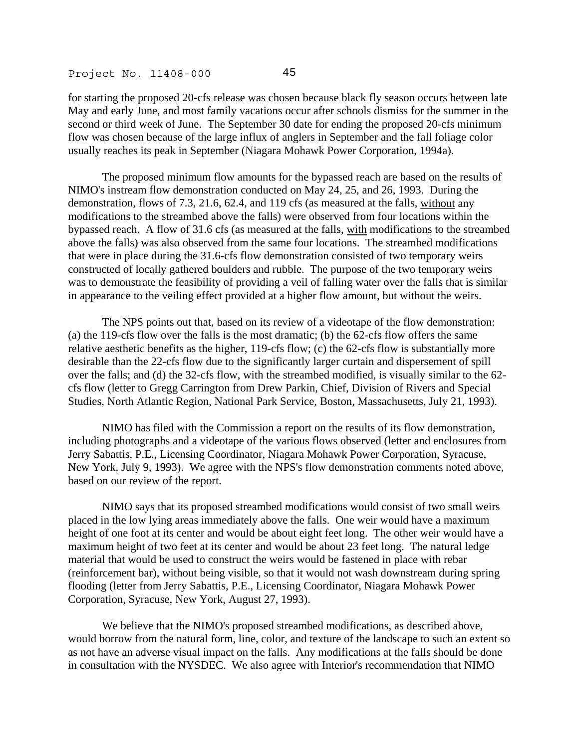for starting the proposed 20-cfs release was chosen because black fly season occurs between late May and early June, and most family vacations occur after schools dismiss for the summer in the second or third week of June. The September 30 date for ending the proposed 20-cfs minimum flow was chosen because of the large influx of anglers in September and the fall foliage color usually reaches its peak in September (Niagara Mohawk Power Corporation, 1994a).

The proposed minimum flow amounts for the bypassed reach are based on the results of NIMO's instream flow demonstration conducted on May 24, 25, and 26, 1993. During the demonstration, flows of 7.3, 21.6, 62.4, and 119 cfs (as measured at the falls, without any modifications to the streambed above the falls) were observed from four locations within the bypassed reach. A flow of 31.6 cfs (as measured at the falls, with modifications to the streambed above the falls) was also observed from the same four locations. The streambed modifications that were in place during the 31.6-cfs flow demonstration consisted of two temporary weirs constructed of locally gathered boulders and rubble. The purpose of the two temporary weirs was to demonstrate the feasibility of providing a veil of falling water over the falls that is similar in appearance to the veiling effect provided at a higher flow amount, but without the weirs.

The NPS points out that, based on its review of a videotape of the flow demonstration: (a) the 119-cfs flow over the falls is the most dramatic; (b) the 62-cfs flow offers the same relative aesthetic benefits as the higher, 119-cfs flow; (c) the 62-cfs flow is substantially more desirable than the 22-cfs flow due to the significantly larger curtain and dispersement of spill over the falls; and (d) the 32-cfs flow, with the streambed modified, is visually similar to the 62-cfs flow (letter to Gregg Carrington from Drew Parkin, Chief, Division of Rivers and Special Studies, North Atlantic Region, National Park Service, Boston, Massachusetts, July 21, 1993).

NIMO has filed with the Commission a report on the results of its flow demonstration, including photographs and a videotape of the various flows observed (letter and enclosures from Jerry Sabattis, P.E., Licensing Coordinator, Niagara Mohawk Power Corporation, Syracuse, New York, July 9, 1993). We agree with the NPS's flow demonstration comments noted above, based on our review of the report.

NIMO says that its proposed streambed modifications would consist of two small weirs placed in the low lying areas immediately above the falls. One weir would have a maximum height of one foot at its center and would be about eight feet long. The other weir would have a maximum height of two feet at its center and would be about 23 feet long. The natural ledge material that would be used to construct the weirs would be fastened in place with rebar (reinforcement bar), without being visible, so that it would not wash downstream during spring flooding (letter from Jerry Sabattis, P.E., Licensing Coordinator, Niagara Mohawk Power Corporation, Syracuse, New York, August 27, 1993).

We believe that the NIMO's proposed streambed modifications, as described above, would borrow from the natural form, line, color, and texture of the landscape to such an extent so as not have an adverse visual impact on the falls. Any modifications at the falls should be done in consultation with the NYSDEC. We also agree with Interior's recommendation that NIMO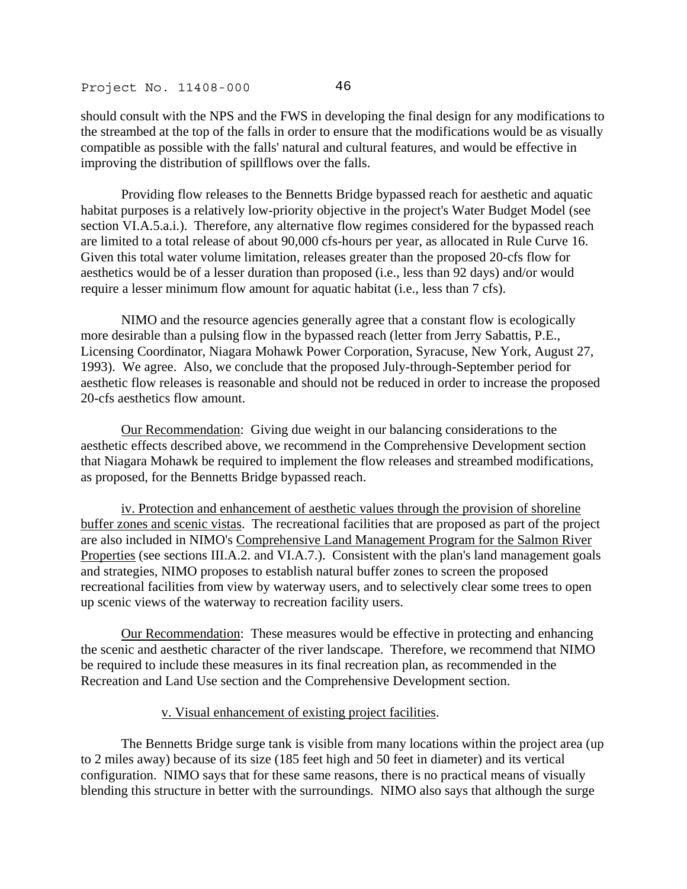should consult with the NPS and the FWS in developing the final design for any modifications to the streambed at the top of the falls in order to ensure that the modifications would be as visually compatible as possible with the falls' natural and cultural features, and would be effective in improving the distribution of spillflows over the falls.

Providing flow releases to the Bennetts Bridge bypassed reach for aesthetic and aquatic habitat purposes is a relatively low-priority objective in the project's Water Budget Model (see section VI.A.5.a.i.). Therefore, any alternative flow regimes considered for the bypassed reach are limited to a total release of about 90,000 cfs-hours per year, as allocated in Rule Curve 16. Given this total water volume limitation, releases greater than the proposed 20-cfs flow for aesthetics would be of a lesser duration than proposed (i.e., less than 92 days) and/or would require a lesser minimum flow amount for aquatic habitat (i.e., less than 7 cfs).

NIMO and the resource agencies generally agree that a constant flow is ecologically more desirable than a pulsing flow in the bypassed reach (letter from Jerry Sabattis, P.E., Licensing Coordinator, Niagara Mohawk Power Corporation, Syracuse, New York, August 27, 1993). We agree. Also, we conclude that the proposed July-through-September period for aesthetic flow releases is reasonable and should not be reduced in order to increase the proposed 20-cfs aesthetics flow amount.

Our Recommendation: Giving due weight in our balancing considerations to the aesthetic effects described above, we recommend in the Comprehensive Development section that Niagara Mohawk be required to implement the flow releases and streambed modifications, as proposed, for the Bennetts Bridge bypassed reach.

iv. Protection and enhancement of aesthetic values through the provision of shoreline buffer zones and scenic vistas. The recreational facilities that are proposed as part of the project are also included in NIMO's Comprehensive Land Management Program for the Salmon River Properties (see sections III.A.2. and VI.A.7.). Consistent with the plan's land management goals and strategies, NIMO proposes to establish natural buffer zones to screen the proposed recreational facilities from view by waterway users, and to selectively clear some trees to open up scenic views of the waterway to recreation facility users.

Our Recommendation: These measures would be effective in protecting and enhancing the scenic and aesthetic character of the river landscape. Therefore, we recommend that NIMO be required to include these measures in its final recreation plan, as recommended in the Recreation and Land Use section and the Comprehensive Development section.

v. Visual enhancement of existing project facilities.

The Bennetts Bridge surge tank is visible from many locations within the project area (up to 2 miles away) because of its size (185 feet high and 50 feet in diameter) and its vertical configuration. NIMO says that for these same reasons, there is no practical means of visually blending this structure in better with the surroundings. NIMO also says that although the surge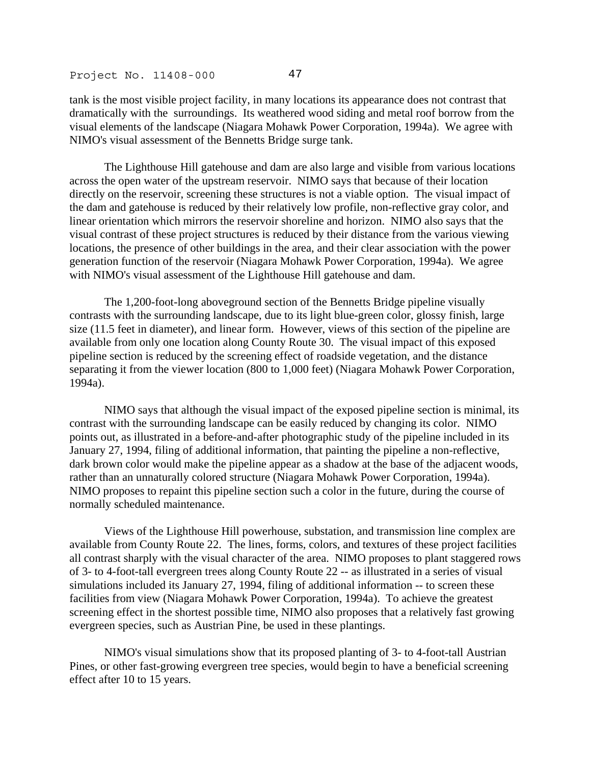tank is the most visible project facility, in many locations its appearance does not contrast that dramatically with the surroundings. Its weathered wood siding and metal roof borrow from the visual elements of the landscape (Niagara Mohawk Power Corporation, 1994a). We agree with NIMO's visual assessment of the Bennetts Bridge surge tank.

The Lighthouse Hill gatehouse and dam are also large and visible from various locations across the open water of the upstream reservoir. NIMO says that because of their location directly on the reservoir, screening these structures is not a viable option. The visual impact of the dam and gatehouse is reduced by their relatively low profile, non-reflective gray color, and linear orientation which mirrors the reservoir shoreline and horizon. NIMO also says that the visual contrast of these project structures is reduced by their distance from the various viewing locations, the presence of other buildings in the area, and their clear association with the power generation function of the reservoir (Niagara Mohawk Power Corporation, 1994a). We agree with NIMO's visual assessment of the Lighthouse Hill gatehouse and dam.

The 1,200-foot-long aboveground section of the Bennetts Bridge pipeline visually contrasts with the surrounding landscape, due to its light blue-green color, glossy finish, large size (11.5 feet in diameter), and linear form. However, views of this section of the pipeline are available from only one location along County Route 30. The visual impact of this exposed pipeline section is reduced by the screening effect of roadside vegetation, and the distance separating it from the viewer location (800 to 1,000 feet) (Niagara Mohawk Power Corporation, 1994a).

NIMO says that although the visual impact of the exposed pipeline section is minimal, its contrast with the surrounding landscape can be easily reduced by changing its color. NIMO points out, as illustrated in a before-and-after photographic study of the pipeline included in its January 27, 1994, filing of additional information, that painting the pipeline a non-reflective, dark brown color would make the pipeline appear as a shadow at the base of the adjacent woods, rather than an unnaturally colored structure (Niagara Mohawk Power Corporation, 1994a). NIMO proposes to repaint this pipeline section such a color in the future, during the course of normally scheduled maintenance.

Views of the Lighthouse Hill powerhouse, substation, and transmission line complex are available from County Route 22. The lines, forms, colors, and textures of these project facilities all contrast sharply with the visual character of the area. NIMO proposes to plant staggered rows of 3- to 4-foot-tall evergreen trees along County Route 22 -- as illustrated in a series of visual simulations included its January 27, 1994, filing of additional information -- to screen these facilities from view (Niagara Mohawk Power Corporation, 1994a). To achieve the greatest screening effect in the shortest possible time, NIMO also proposes that a relatively fast growing evergreen species, such as Austrian Pine, be used in these plantings.

NIMO's visual simulations show that its proposed planting of 3- to 4-foot-tall Austrian Pines, or other fast-growing evergreen tree species, would begin to have a beneficial screening effect after 10 to 15 years.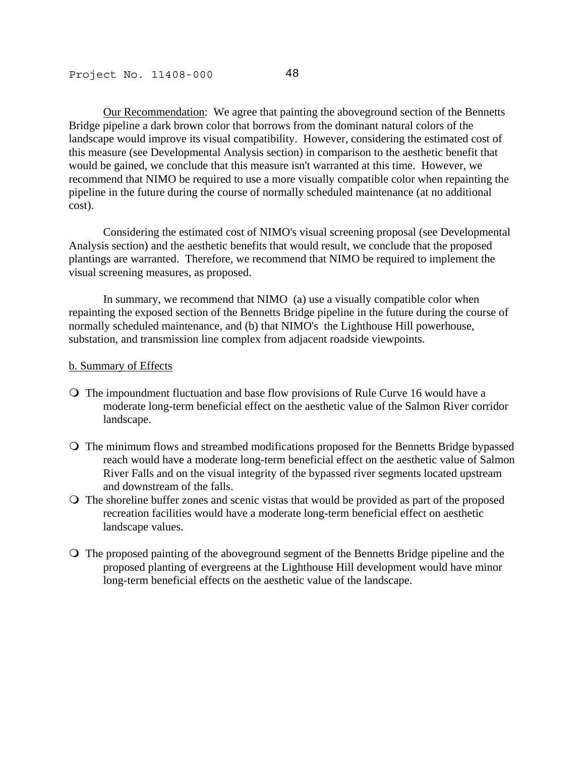Our Recommendation: We agree that painting the aboveground section of the Bennetts Bridge pipeline a dark brown color that borrows from the dominant natural colors of the landscape would improve its visual compatibility. However, considering the estimated cost of this measure (see Developmental Analysis section) in comparison to the aesthetic benefit that would be gained, we conclude that this measure isn't warranted at this time. However, we recommend that NIMO be required to use a more visually compatible color when repainting the pipeline in the future during the course of normally scheduled maintenance (at no additional cost).

Considering the estimated cost of NIMO's visual screening proposal (see Developmental Analysis section) and the aesthetic benefits that would result, we conclude that the proposed plantings are warranted. Therefore, we recommend that NIMO be required to implement the visual screening measures, as proposed.

In summary, we recommend that NIMO (a) use a visually compatible color when repainting the exposed section of the Bennetts Bridge pipeline in the future during the course of normally scheduled maintenance, and (b) that NIMO's the Lighthouse Hill powerhouse, substation, and transmission line complex from adjacent roadside viewpoints.

b. Summary of Effects

- The impoundment fluctuation and base flow provisions of Rule Curve 16 would have a moderate long-term beneficial effect on the aesthetic value of the Salmon River corridor landscape.

- The minimum flows and streambed modifications proposed for the Bennetts Bridge bypassed reach would have a moderate long-term beneficial effect on the aesthetic value of Salmon River Falls and on the visual integrity of the bypassed river segments located upstream and downstream of the falls.
- The shoreline buffer zones and scenic vistas that would be provided as part of the proposed recreation facilities would have a moderate long-term beneficial effect on aesthetic landscape values.

- The proposed painting of the aboveground segment of the Bennetts Bridge pipeline and the proposed planting of evergreens at the Lighthouse Hill development would have minor long-term beneficial effects on the aesthetic value of the landscape.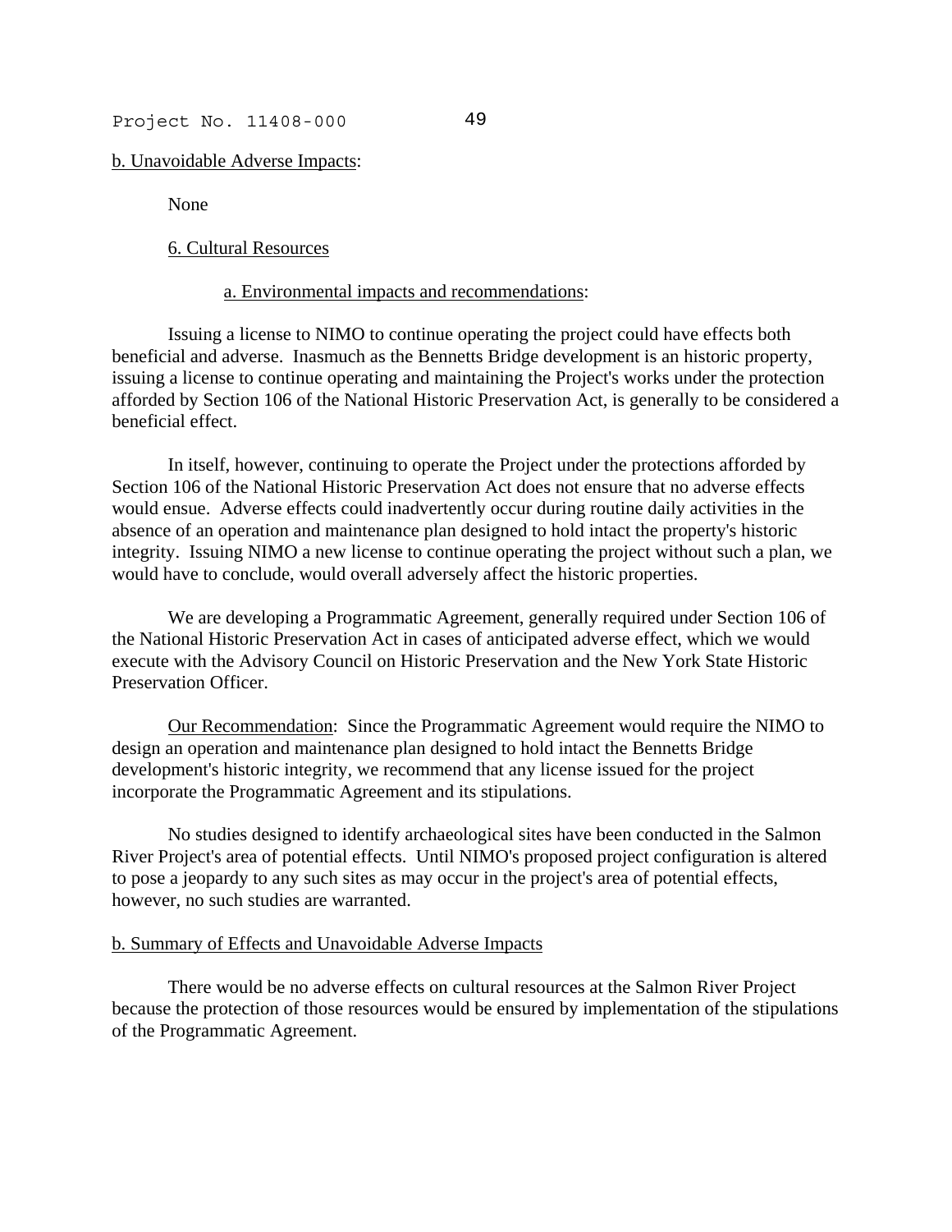b. Unavoidable Adverse Impacts:

None

6. Cultural Resources

a. Environmental impacts and recommendations:

Issuing a license to NIMO to continue operating the project could have effects both beneficial and adverse. Inasmuch as the Bennetts Bridge development is an historic property, issuing a license to continue operating and maintaining the Project's works under the protection afforded by Section 106 of the National Historic Preservation Act, is generally to be considered a beneficial effect.

In itself, however, continuing to operate the Project under the protections afforded by Section 106 of the National Historic Preservation Act does not ensure that no adverse effects would ensue. Adverse effects could inadvertently occur during routine daily activities in the absence of an operation and maintenance plan designed to hold intact the property's historic integrity. Issuing NIMO a new license to continue operating the project without such a plan, we would have to conclude, would overall adversely affect the historic properties.

We are developing a Programmatic Agreement, generally required under Section 106 of the National Historic Preservation Act in cases of anticipated adverse effect, which we would execute with the Advisory Council on Historic Preservation and the New York State Historic Preservation Officer.

Our Recommendation: Since the Programmatic Agreement would require the NIMO to design an operation and maintenance plan designed to hold intact the Bennetts Bridge development's historic integrity, we recommend that any license issued for the project incorporate the Programmatic Agreement and its stipulations.

No studies designed to identify archaeological sites have been conducted in the Salmon River Project's area of potential effects. Until NIMO's proposed project configuration is altered to pose a jeopardy to any such sites as may occur in the project's area of potential effects, however, no such studies are warranted.

b. Summary of Effects and Unavoidable Adverse Impacts

There would be no adverse effects on cultural resources at the Salmon River Project because the protection of those resources would be ensured by implementation of the stipulations of the Programmatic Agreement.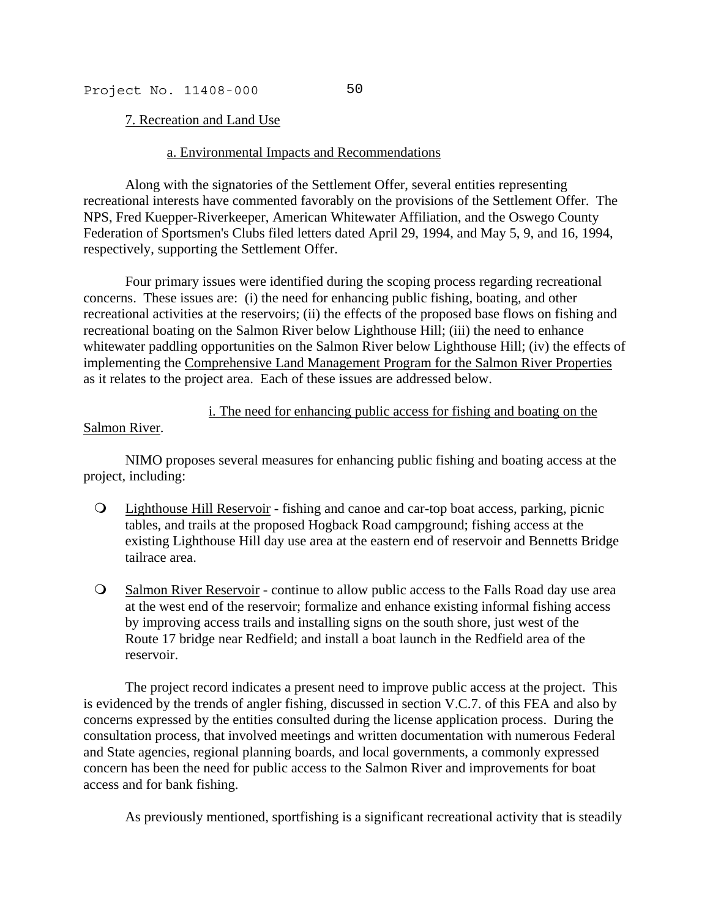7. Recreation and Land Use

a. Environmental Impacts and Recommendations

Along with the signatories of the Settlement Offer, several entities representing recreational interests have commented favorably on the provisions of the Settlement Offer. The NPS, Fred Kuepper-Riverkeeper, American Whitewater Affiliation, and the Oswego County Federation of Sportsmen's Clubs filed letters dated April 29, 1994, and May 5, 9, and 16, 1994, respectively, supporting the Settlement Offer.

Four primary issues were identified during the scoping process regarding recreational concerns. These issues are: (i) the need for enhancing public fishing, boating, and other recreational activities at the reservoirs; (ii) the effects of the proposed base flows on fishing and recreational boating on the Salmon River below Lighthouse Hill; (iii) the need to enhance whitewater paddling opportunities on the Salmon River below Lighthouse Hill; (iv) the effects of implementing the Comprehensive Land Management Program for the Salmon River Properties as it relates to the project area. Each of these issues are addressed below.

i. The need for enhancing public access for fishing and boating on the Salmon River.

NIMO proposes several measures for enhancing public fishing and boating access at the project, including:

- Lighthouse Hill Reservoir - fishing and canoe and car-top boat access, parking, picnic tables, and trails at the proposed Hogback Road campground; fishing access at the existing Lighthouse Hill day use area at the eastern end of reservoir and Bennetts Bridge tailrace area.
- Salmon River Reservoir - continue to allow public access to the Falls Road day use area at the west end of the reservoir; formalize and enhance existing informal fishing access by improving access trails and installing signs on the south shore, just west of the Route 17 bridge near Redfield; and install a boat launch in the Redfield area of the reservoir.

The project record indicates a present need to improve public access at the project. This is evidenced by the trends of angler fishing, discussed in section V.C.7. of this FEA and also by concerns expressed by the entities consulted during the license application process. During the consultation process, that involved meetings and written documentation with numerous Federal and State agencies, regional planning boards, and local governments, a commonly expressed concern has been the need for public access to the Salmon River and improvements for boat access and for bank fishing.

As previously mentioned, sportfishing is a significant recreational activity that is steadily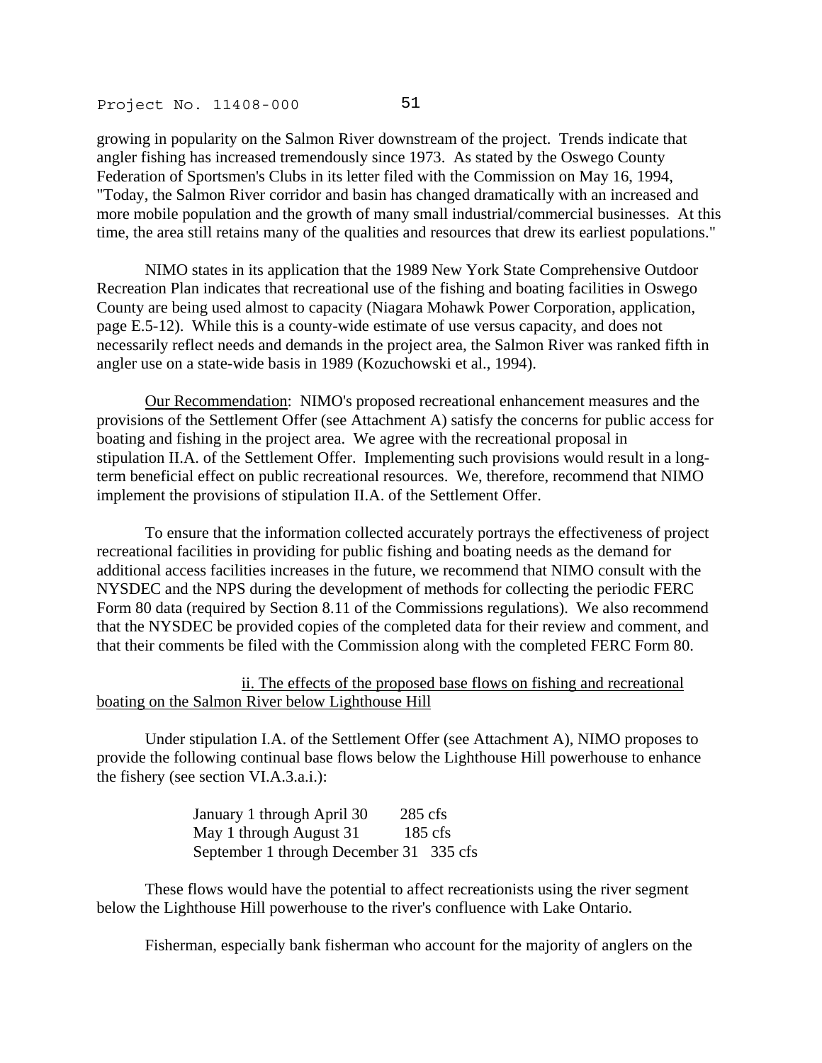growing in popularity on the Salmon River downstream of the project. Trends indicate that angler fishing has increased tremendously since 1973. As stated by the Oswego County Federation of Sportsmen's Clubs in its letter filed with the Commission on May 16, 1994, "Today, the Salmon River corridor and basin has changed dramatically with an increased and more mobile population and the growth of many small industrial/commercial businesses. At this time, the area still retains many of the qualities and resources that drew its earliest populations."

NIMO states in its application that the 1989 New York State Comprehensive Outdoor Recreation Plan indicates that recreational use of the fishing and boating facilities in Oswego County are being used almost to capacity (Niagara Mohawk Power Corporation, application, page E.5-12). While this is a county-wide estimate of use versus capacity, and does not necessarily reflect needs and demands in the project area, the Salmon River was ranked fifth in angler use on a state-wide basis in 1989 (Kozuchowski et al., 1994).

Our Recommendation: NIMO's proposed recreational enhancement measures and the provisions of the Settlement Offer (see Attachment A) satisfy the concerns for public access for boating and fishing in the project area. We agree with the recreational proposal in stipulation II.A. of the Settlement Offer. Implementing such provisions would result in a long-term beneficial effect on public recreational resources. We, therefore, recommend that NIMO implement the provisions of stipulation II.A. of the Settlement Offer.

To ensure that the information collected accurately portrays the effectiveness of project recreational facilities in providing for public fishing and boating needs as the demand for additional access facilities increases in the future, we recommend that NIMO consult with the NYSDEC and the NPS during the development of methods for collecting the periodic FERC Form 80 data (required by Section 8.11 of the Commissions regulations). We also recommend that the NYSDEC be provided copies of the completed data for their review and comment, and that their comments be filed with the Commission along with the completed FERC Form 80.

ii. The effects of the proposed base flows on fishing and recreational boating on the Salmon River below Lighthouse Hill

Under stipulation I.A. of the Settlement Offer (see Attachment A), NIMO proposes to provide the following continual base flows below the Lighthouse Hill powerhouse to enhance the fishery (see section VI.A.3.a.i.):

| | |
|---|---|
| January 1 through April 30 | 285 cfs |
| May 1 through August 31 | 185 cfs |
| September 1 through December 31 | 335 cfs |

These flows would have the potential to affect recreationists using the river segment below the Lighthouse Hill powerhouse to the river's confluence with Lake Ontario.

Fisherman, especially bank fisherman who account for the majority of anglers on the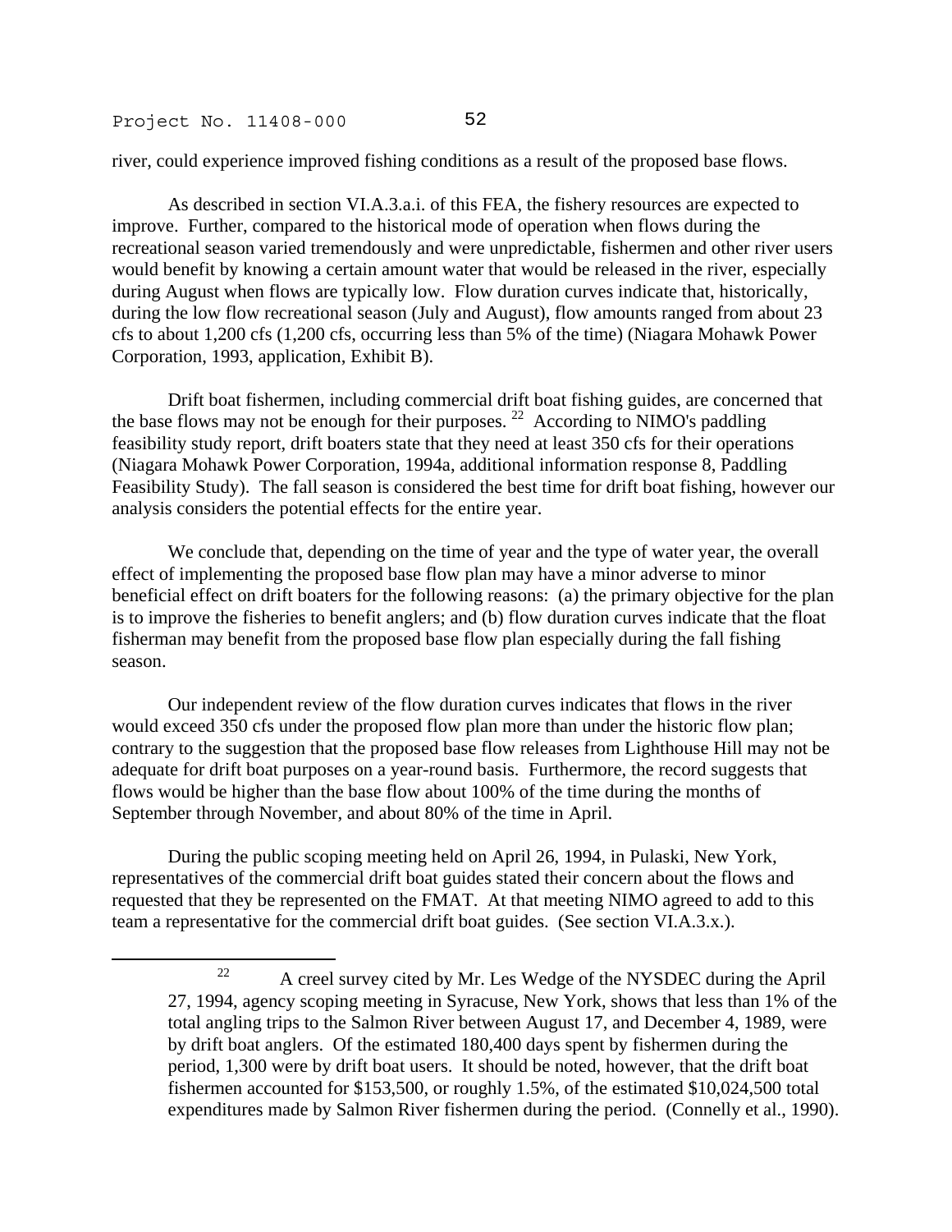river, could experience improved fishing conditions as a result of the proposed base flows.

As described in section VI.A.3.a.i. of this FEA, the fishery resources are expected to improve. Further, compared to the historical mode of operation when flows during the recreational season varied tremendously and were unpredictable, fishermen and other river users would benefit by knowing a certain amount water that would be released in the river, especially during August when flows are typically low. Flow duration curves indicate that, historically, during the low flow recreational season (July and August), flow amounts ranged from about 23 cfs to about 1,200 cfs (1,200 cfs, occurring less than 5% of the time) (Niagara Mohawk Power Corporation, 1993, application, Exhibit B).

Drift boat fishermen, including commercial drift boat fishing guides, are concerned that the base flows may not be enough for their purposes. [22] According to NIMO's paddling feasibility study report, drift boaters state that they need at least 350 cfs for their operations (Niagara Mohawk Power Corporation, 1994a, additional information response 8, Paddling Feasibility Study). The fall season is considered the best time for drift boat fishing, however our analysis considers the potential effects for the entire year.

We conclude that, depending on the time of year and the type of water year, the overall effect of implementing the proposed base flow plan may have a minor adverse to minor beneficial effect on drift boaters for the following reasons: (a) the primary objective for the plan is to improve the fisheries to benefit anglers; and (b) flow duration curves indicate that the float fisherman may benefit from the proposed base flow plan especially during the fall fishing season.

Our independent review of the flow duration curves indicates that flows in the river would exceed 350 cfs under the proposed flow plan more than under the historic flow plan; contrary to the suggestion that the proposed base flow releases from Lighthouse Hill may not be adequate for drift boat purposes on a year-round basis. Furthermore, the record suggests that flows would be higher than the base flow about 100% of the time during the months of September through November, and about 80% of the time in April.

During the public scoping meeting held on April 26, 1994, in Pulaski, New York, representatives of the commercial drift boat guides stated their concern about the flows and requested that they be represented on the FMAT. At that meeting NIMO agreed to add to this team a representative for the commercial drift boat guides. (See section VI.A.3.x.).

---

[22] A creel survey cited by Mr. Les Wedge of the NYSDEC during the April 27, 1994, agency scoping meeting in Syracuse, New York, shows that less than 1% of the total angling trips to the Salmon River between August 17, and December 4, 1989, were by drift boat anglers. Of the estimated 180,400 days spent by fishermen during the period, 1,300 were by drift boat users. It should be noted, however, that the drift boat fishermen accounted for $153,500, or roughly 1.5%, of the estimated $10,024,500 total expenditures made by Salmon River fishermen during the period. (Connelly et al., 1990).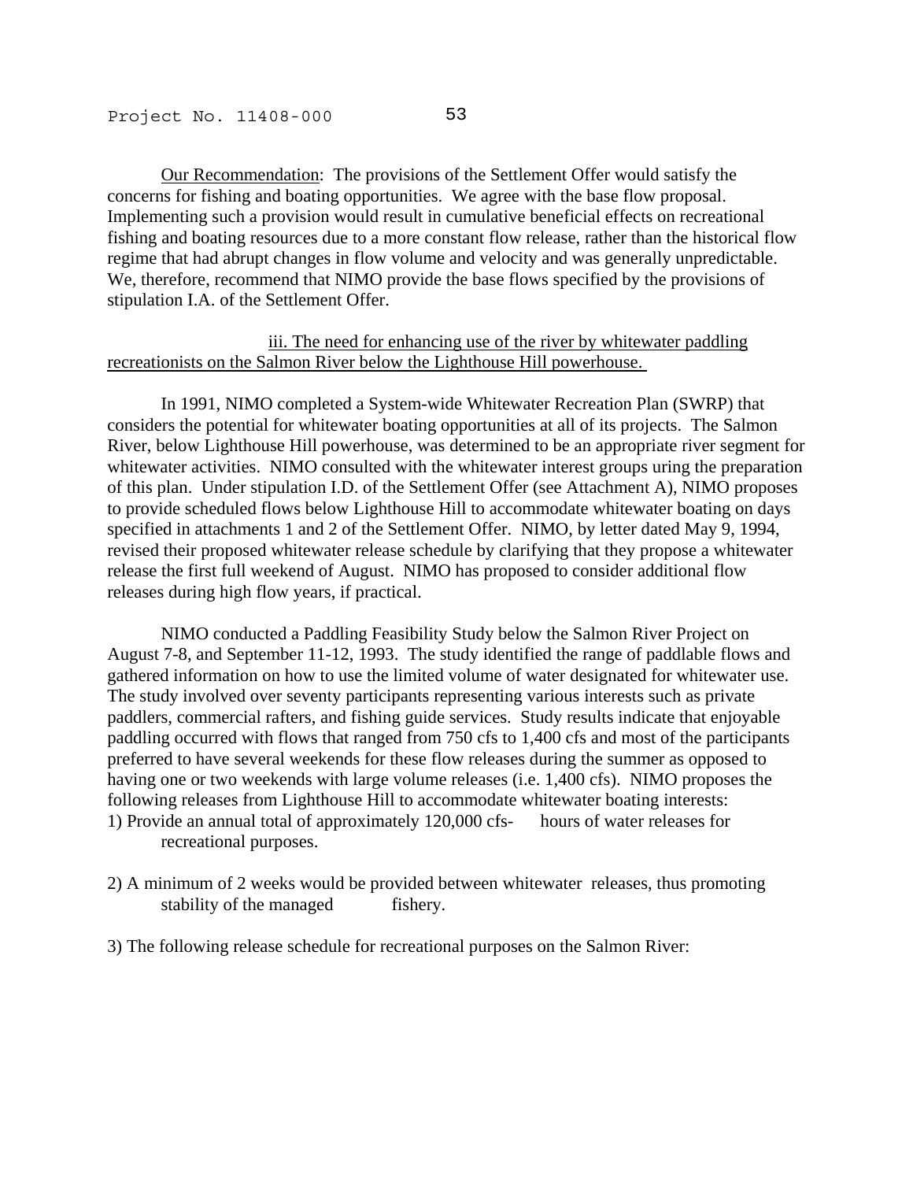Our Recommendation: The provisions of the Settlement Offer would satisfy the concerns for fishing and boating opportunities. We agree with the base flow proposal. Implementing such a provision would result in cumulative beneficial effects on recreational fishing and boating resources due to a more constant flow release, rather than the historical flow regime that had abrupt changes in flow volume and velocity and was generally unpredictable. We, therefore, recommend that NIMO provide the base flows specified by the provisions of stipulation I.A. of the Settlement Offer.

iii. The need for enhancing use of the river by whitewater paddling recreationists on the Salmon River below the Lighthouse Hill powerhouse.

In 1991, NIMO completed a System-wide Whitewater Recreation Plan (SWRP) that considers the potential for whitewater boating opportunities at all of its projects. The Salmon River, below Lighthouse Hill powerhouse, was determined to be an appropriate river segment for whitewater activities. NIMO consulted with the whitewater interest groups uring the preparation of this plan. Under stipulation I.D. of the Settlement Offer (see Attachment A), NIMO proposes to provide scheduled flows below Lighthouse Hill to accommodate whitewater boating on days specified in attachments 1 and 2 of the Settlement Offer. NIMO, by letter dated May 9, 1994, revised their proposed whitewater release schedule by clarifying that they propose a whitewater release the first full weekend of August. NIMO has proposed to consider additional flow releases during high flow years, if practical.

NIMO conducted a Paddling Feasibility Study below the Salmon River Project on August 7-8, and September 11-12, 1993. The study identified the range of paddlable flows and gathered information on how to use the limited volume of water designated for whitewater use. The study involved over seventy participants representing various interests such as private paddlers, commercial rafters, and fishing guide services. Study results indicate that enjoyable paddling occurred with flows that ranged from 750 cfs to 1,400 cfs and most of the participants preferred to have several weekends for these flow releases during the summer as opposed to having one or two weekends with large volume releases (i.e. 1,400 cfs). NIMO proposes the following releases from Lighthouse Hill to accommodate whitewater boating interests:

1) Provide an annual total of approximately 120,000 cfs- hours of water releases for recreational purposes.

2) A minimum of 2 weeks would be provided between whitewater releases, thus promoting stability of the managed fishery.

3) The following release schedule for recreational purposes on the Salmon River: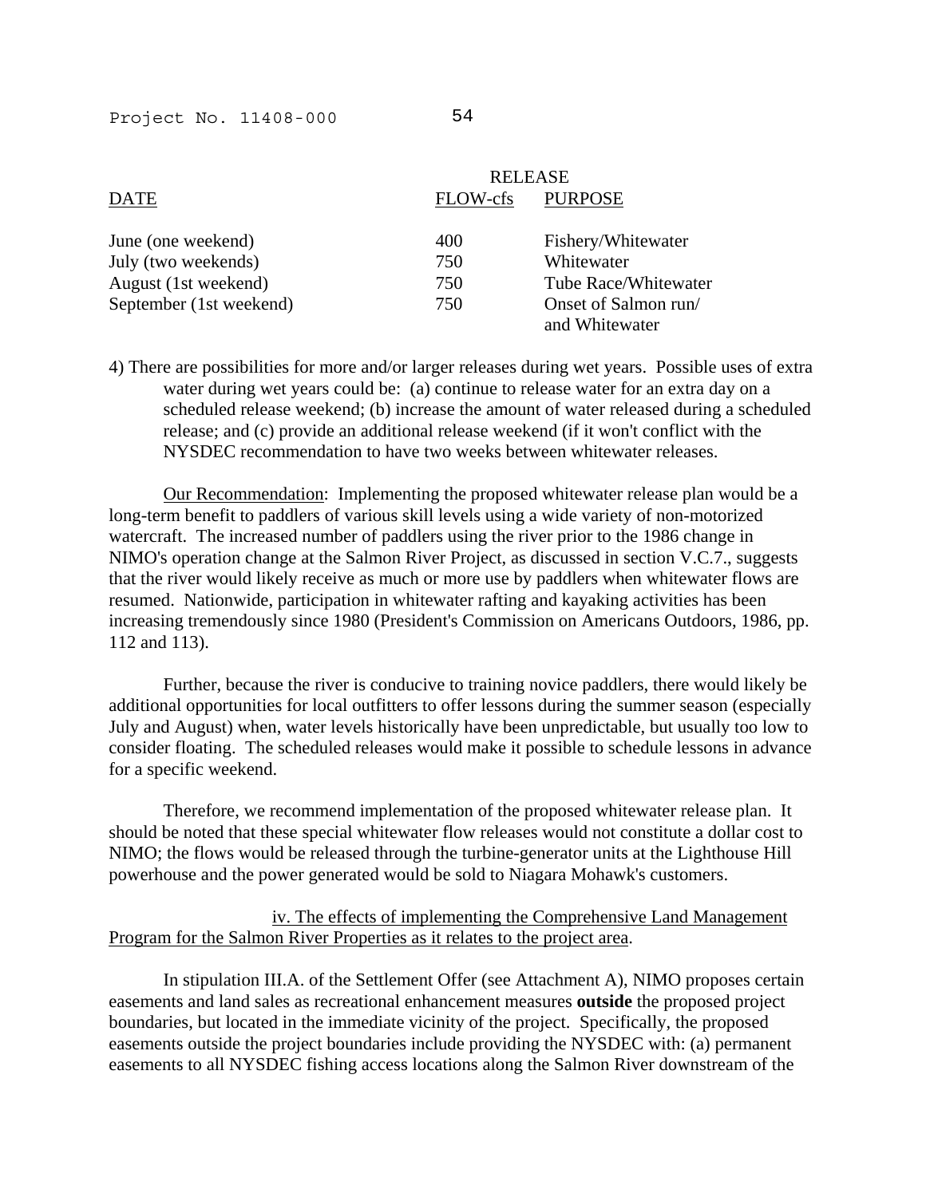| DATE | RELEASE FLOW-cfs | PURPOSE |
|---|---|---|
| June (one weekend) | 400 | Fishery/Whitewater |
| July (two weekends) | 750 | Whitewater |
| August (1st weekend) | 750 | Tube Race/Whitewater |
| September (1st weekend) | 750 | Onset of Salmon run/ and Whitewater |

4) There are possibilities for more and/or larger releases during wet years. Possible uses of extra water during wet years could be: (a) continue to release water for an extra day on a scheduled release weekend; (b) increase the amount of water released during a scheduled release; and (c) provide an additional release weekend (if it won't conflict with the NYSDEC recommendation to have two weeks between whitewater releases.

Our Recommendation: Implementing the proposed whitewater release plan would be a long-term benefit to paddlers of various skill levels using a wide variety of non-motorized watercraft. The increased number of paddlers using the river prior to the 1986 change in NIMO's operation change at the Salmon River Project, as discussed in section V.C.7., suggests that the river would likely receive as much or more use by paddlers when whitewater flows are resumed. Nationwide, participation in whitewater rafting and kayaking activities has been increasing tremendously since 1980 (President's Commission on Americans Outdoors, 1986, pp. 112 and 113).

Further, because the river is conducive to training novice paddlers, there would likely be additional opportunities for local outfitters to offer lessons during the summer season (especially July and August) when, water levels historically have been unpredictable, but usually too low to consider floating. The scheduled releases would make it possible to schedule lessons in advance for a specific weekend.

Therefore, we recommend implementation of the proposed whitewater release plan. It should be noted that these special whitewater flow releases would not constitute a dollar cost to NIMO; the flows would be released through the turbine-generator units at the Lighthouse Hill powerhouse and the power generated would be sold to Niagara Mohawk's customers.

iv. The effects of implementing the Comprehensive Land Management Program for the Salmon River Properties as it relates to the project area.

In stipulation III.A. of the Settlement Offer (see Attachment A), NIMO proposes certain easements and land sales as recreational enhancement measures **outside** the proposed project boundaries, but located in the immediate vicinity of the project. Specifically, the proposed easements outside the project boundaries include providing the NYSDEC with: (a) permanent easements to all NYSDEC fishing access locations along the Salmon River downstream of the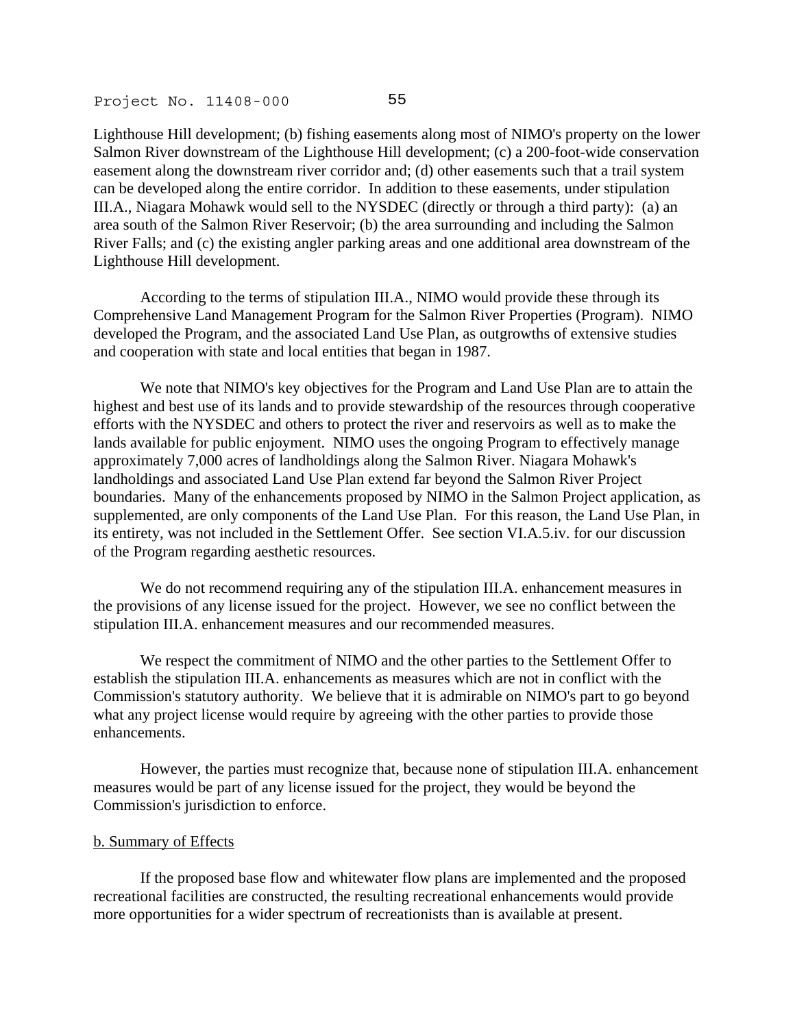Lighthouse Hill development; (b) fishing easements along most of NIMO's property on the lower Salmon River downstream of the Lighthouse Hill development; (c) a 200-foot-wide conservation easement along the downstream river corridor and; (d) other easements such that a trail system can be developed along the entire corridor. In addition to these easements, under stipulation III.A., Niagara Mohawk would sell to the NYSDEC (directly or through a third party): (a) an area south of the Salmon River Reservoir; (b) the area surrounding and including the Salmon River Falls; and (c) the existing angler parking areas and one additional area downstream of the Lighthouse Hill development.

According to the terms of stipulation III.A., NIMO would provide these through its Comprehensive Land Management Program for the Salmon River Properties (Program). NIMO developed the Program, and the associated Land Use Plan, as outgrowths of extensive studies and cooperation with state and local entities that began in 1987.

We note that NIMO's key objectives for the Program and Land Use Plan are to attain the highest and best use of its lands and to provide stewardship of the resources through cooperative efforts with the NYSDEC and others to protect the river and reservoirs as well as to make the lands available for public enjoyment. NIMO uses the ongoing Program to effectively manage approximately 7,000 acres of landholdings along the Salmon River. Niagara Mohawk's landholdings and associated Land Use Plan extend far beyond the Salmon River Project boundaries. Many of the enhancements proposed by NIMO in the Salmon Project application, as supplemented, are only components of the Land Use Plan. For this reason, the Land Use Plan, in its entirety, was not included in the Settlement Offer. See section VI.A.5.iv. for our discussion of the Program regarding aesthetic resources.

We do not recommend requiring any of the stipulation III.A. enhancement measures in the provisions of any license issued for the project. However, we see no conflict between the stipulation III.A. enhancement measures and our recommended measures.

We respect the commitment of NIMO and the other parties to the Settlement Offer to establish the stipulation III.A. enhancements as measures which are not in conflict with the Commission's statutory authority. We believe that it is admirable on NIMO's part to go beyond what any project license would require by agreeing with the other parties to provide those enhancements.

However, the parties must recognize that, because none of stipulation III.A. enhancement measures would be part of any license issued for the project, they would be beyond the Commission's jurisdiction to enforce.

b. Summary of Effects

If the proposed base flow and whitewater flow plans are implemented and the proposed recreational facilities are constructed, the resulting recreational enhancements would provide more opportunities for a wider spectrum of recreationists than is available at present.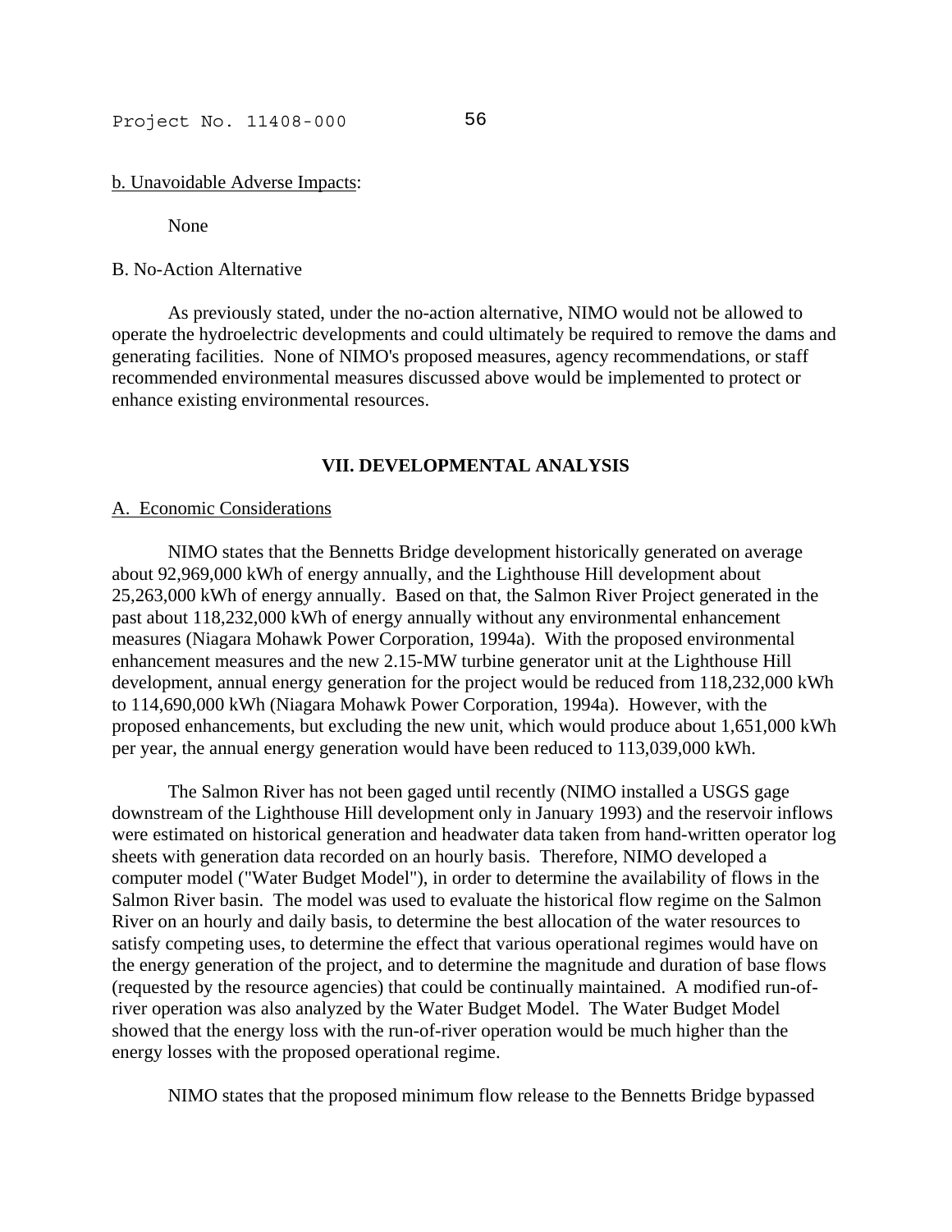b. Unavoidable Adverse Impacts:

None

B. No-Action Alternative

As previously stated, under the no-action alternative, NIMO would not be allowed to operate the hydroelectric developments and could ultimately be required to remove the dams and generating facilities. None of NIMO's proposed measures, agency recommendations, or staff recommended environmental measures discussed above would be implemented to protect or enhance existing environmental resources.

## VII. DEVELOPMENTAL ANALYSIS

A. Economic Considerations

NIMO states that the Bennetts Bridge development historically generated on average about 92,969,000 kWh of energy annually, and the Lighthouse Hill development about 25,263,000 kWh of energy annually. Based on that, the Salmon River Project generated in the past about 118,232,000 kWh of energy annually without any environmental enhancement measures (Niagara Mohawk Power Corporation, 1994a). With the proposed environmental enhancement measures and the new 2.15-MW turbine generator unit at the Lighthouse Hill development, annual energy generation for the project would be reduced from 118,232,000 kWh to 114,690,000 kWh (Niagara Mohawk Power Corporation, 1994a). However, with the proposed enhancements, but excluding the new unit, which would produce about 1,651,000 kWh per year, the annual energy generation would have been reduced to 113,039,000 kWh.

The Salmon River has not been gaged until recently (NIMO installed a USGS gage downstream of the Lighthouse Hill development only in January 1993) and the reservoir inflows were estimated on historical generation and headwater data taken from hand-written operator log sheets with generation data recorded on an hourly basis. Therefore, NIMO developed a computer model ("Water Budget Model"), in order to determine the availability of flows in the Salmon River basin. The model was used to evaluate the historical flow regime on the Salmon River on an hourly and daily basis, to determine the best allocation of the water resources to satisfy competing uses, to determine the effect that various operational regimes would have on the energy generation of the project, and to determine the magnitude and duration of base flows (requested by the resource agencies) that could be continually maintained. A modified run-of-river operation was also analyzed by the Water Budget Model. The Water Budget Model showed that the energy loss with the run-of-river operation would be much higher than the energy losses with the proposed operational regime.

NIMO states that the proposed minimum flow release to the Bennetts Bridge bypassed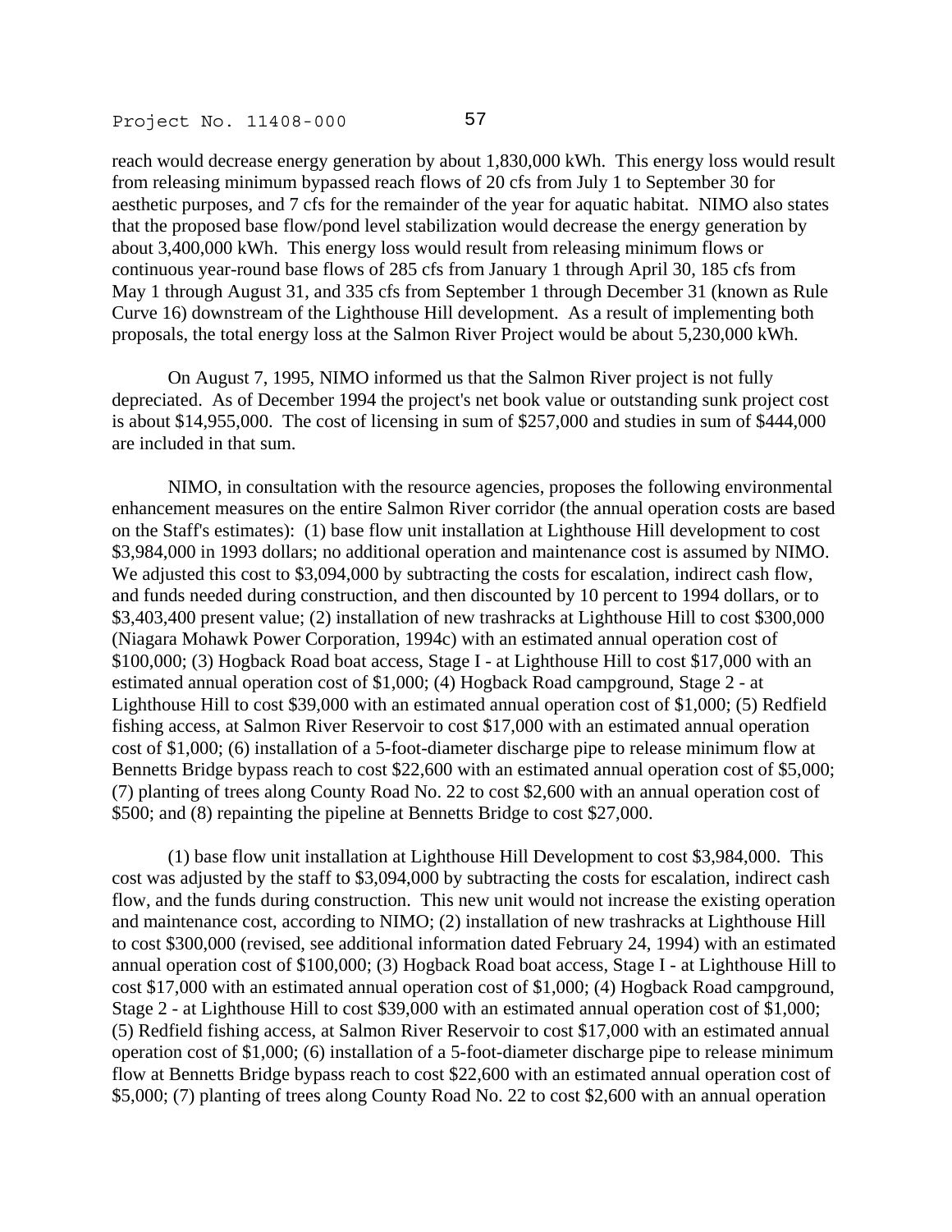reach would decrease energy generation by about 1,830,000 kWh. This energy loss would result from releasing minimum bypassed reach flows of 20 cfs from July 1 to September 30 for aesthetic purposes, and 7 cfs for the remainder of the year for aquatic habitat. NIMO also states that the proposed base flow/pond level stabilization would decrease the energy generation by about 3,400,000 kWh. This energy loss would result from releasing minimum flows or continuous year-round base flows of 285 cfs from January 1 through April 30, 185 cfs from May 1 through August 31, and 335 cfs from September 1 through December 31 (known as Rule Curve 16) downstream of the Lighthouse Hill development. As a result of implementing both proposals, the total energy loss at the Salmon River Project would be about 5,230,000 kWh.

On August 7, 1995, NIMO informed us that the Salmon River project is not fully depreciated. As of December 1994 the project's net book value or outstanding sunk project cost is about $14,955,000. The cost of licensing in sum of $257,000 and studies in sum of $444,000 are included in that sum.

NIMO, in consultation with the resource agencies, proposes the following environmental enhancement measures on the entire Salmon River corridor (the annual operation costs are based on the Staff's estimates): (1) base flow unit installation at Lighthouse Hill development to cost $3,984,000 in 1993 dollars; no additional operation and maintenance cost is assumed by NIMO. We adjusted this cost to $3,094,000 by subtracting the costs for escalation, indirect cash flow, and funds needed during construction, and then discounted by 10 percent to 1994 dollars, or to $3,403,400 present value; (2) installation of new trashracks at Lighthouse Hill to cost $300,000 (Niagara Mohawk Power Corporation, 1994c) with an estimated annual operation cost of $100,000; (3) Hogback Road boat access, Stage I - at Lighthouse Hill to cost $17,000 with an estimated annual operation cost of $1,000; (4) Hogback Road campground, Stage 2 - at Lighthouse Hill to cost $39,000 with an estimated annual operation cost of $1,000; (5) Redfield fishing access, at Salmon River Reservoir to cost $17,000 with an estimated annual operation cost of $1,000; (6) installation of a 5-foot-diameter discharge pipe to release minimum flow at Bennetts Bridge bypass reach to cost $22,600 with an estimated annual operation cost of $5,000; (7) planting of trees along County Road No. 22 to cost $2,600 with an annual operation cost of $500; and (8) repainting the pipeline at Bennetts Bridge to cost $27,000.

(1) base flow unit installation at Lighthouse Hill Development to cost $3,984,000. This cost was adjusted by the staff to $3,094,000 by subtracting the costs for escalation, indirect cash flow, and the funds during construction. This new unit would not increase the existing operation and maintenance cost, according to NIMO; (2) installation of new trashracks at Lighthouse Hill to cost $300,000 (revised, see additional information dated February 24, 1994) with an estimated annual operation cost of $100,000; (3) Hogback Road boat access, Stage I - at Lighthouse Hill to cost $17,000 with an estimated annual operation cost of $1,000; (4) Hogback Road campground, Stage 2 - at Lighthouse Hill to cost $39,000 with an estimated annual operation cost of $1,000; (5) Redfield fishing access, at Salmon River Reservoir to cost $17,000 with an estimated annual operation cost of $1,000; (6) installation of a 5-foot-diameter discharge pipe to release minimum flow at Bennetts Bridge bypass reach to cost $22,600 with an estimated annual operation cost of $5,000; (7) planting of trees along County Road No. 22 to cost $2,600 with an annual operation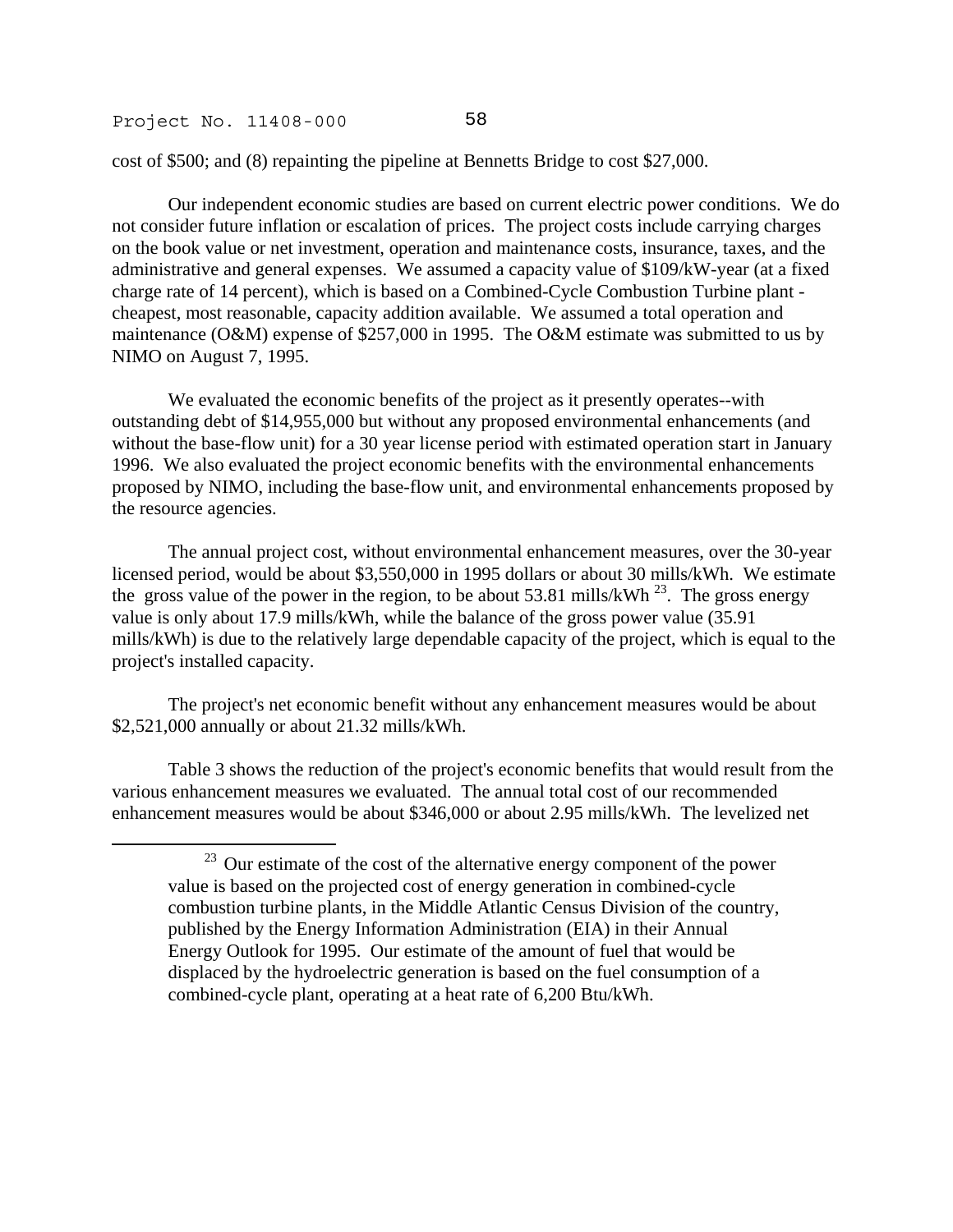cost of $500; and (8) repainting the pipeline at Bennetts Bridge to cost $27,000.

Our independent economic studies are based on current electric power conditions. We do not consider future inflation or escalation of prices. The project costs include carrying charges on the book value or net investment, operation and maintenance costs, insurance, taxes, and the administrative and general expenses. We assumed a capacity value of $109/kW-year (at a fixed charge rate of 14 percent), which is based on a Combined-Cycle Combustion Turbine plant - cheapest, most reasonable, capacity addition available. We assumed a total operation and maintenance (O&M) expense of $257,000 in 1995. The O&M estimate was submitted to us by NIMO on August 7, 1995.

We evaluated the economic benefits of the project as it presently operates--with outstanding debt of $14,955,000 but without any proposed environmental enhancements (and without the base-flow unit) for a 30 year license period with estimated operation start in January 1996. We also evaluated the project economic benefits with the environmental enhancements proposed by NIMO, including the base-flow unit, and environmental enhancements proposed by the resource agencies.

The annual project cost, without environmental enhancement measures, over the 30-year licensed period, would be about $3,550,000 in 1995 dollars or about 30 mills/kWh. We estimate the gross value of the power in the region, to be about 53.81 mills/kWh [23]. The gross energy value is only about 17.9 mills/kWh, while the balance of the gross power value (35.91 mills/kWh) is due to the relatively large dependable capacity of the project, which is equal to the project's installed capacity.

The project's net economic benefit without any enhancement measures would be about $2,521,000 annually or about 21.32 mills/kWh.

Table 3 shows the reduction of the project's economic benefits that would result from the various enhancement measures we evaluated. The annual total cost of our recommended enhancement measures would be about $346,000 or about 2.95 mills/kWh. The levelized net

---

[23] Our estimate of the cost of the alternative energy component of the power value is based on the projected cost of energy generation in combined-cycle combustion turbine plants, in the Middle Atlantic Census Division of the country, published by the Energy Information Administration (EIA) in their Annual Energy Outlook for 1995. Our estimate of the amount of fuel that would be displaced by the hydroelectric generation is based on the fuel consumption of a combined-cycle plant, operating at a heat rate of 6,200 Btu/kWh.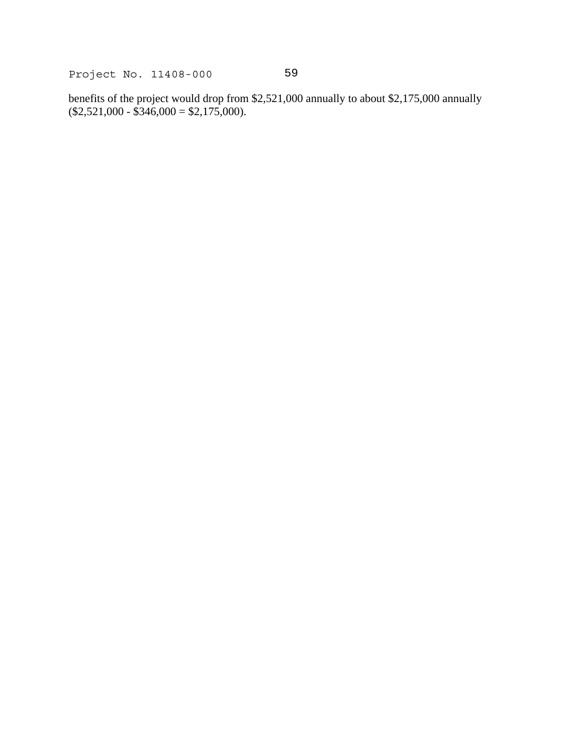benefits of the project would drop from $2,521,000 annually to about $2,175,000 annually ($2,521,000 - $346,000 = $2,175,000).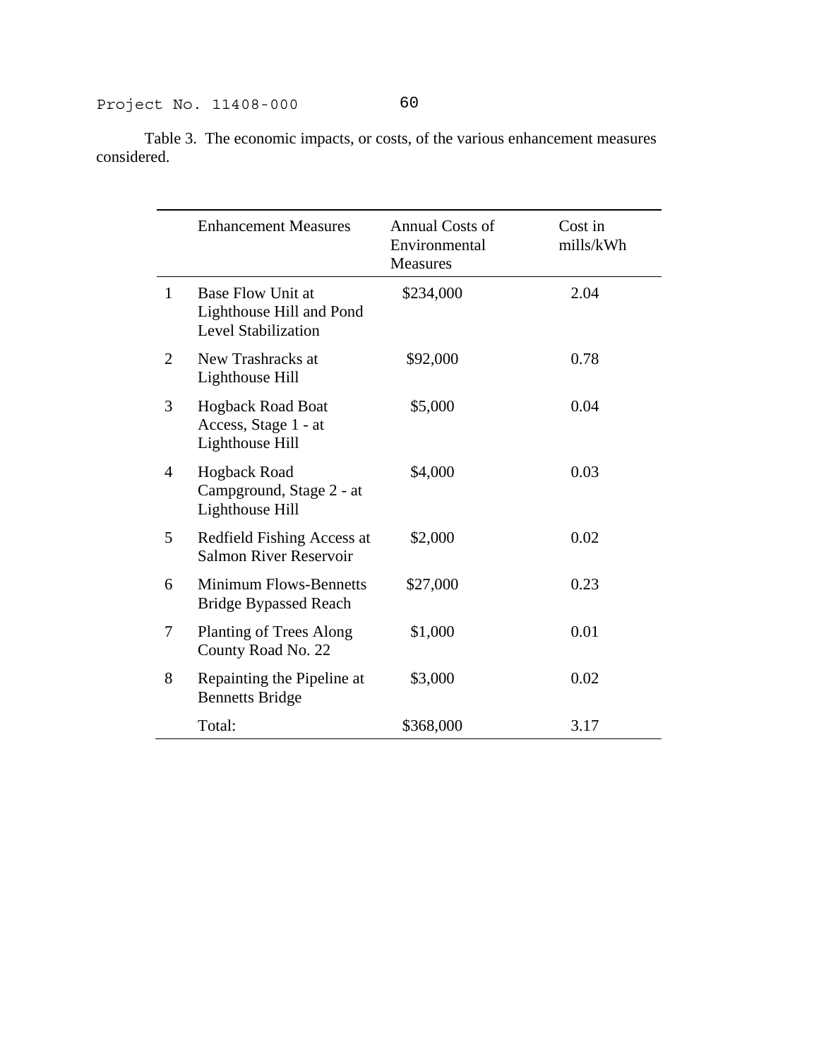Table 3. The economic impacts, or costs, of the various enhancement measures considered.

| | Enhancement Measures | Annual Costs of Environmental Measures | Cost in mills/kWh |
|---|---|---|---|
| 1 | Base Flow Unit at Lighthouse Hill and Pond Level Stabilization | $234,000 | 2.04 |
| 2 | New Trashracks at Lighthouse Hill | $92,000 | 0.78 |
| 3 | Hogback Road Boat Access, Stage 1 - at Lighthouse Hill | $5,000 | 0.04 |
| 4 | Hogback Road Campground, Stage 2 - at Lighthouse Hill | $4,000 | 0.03 |
| 5 | Redfield Fishing Access at Salmon River Reservoir | $2,000 | 0.02 |
| 6 | Minimum Flows-Bennetts Bridge Bypassed Reach | $27,000 | 0.23 |
| 7 | Planting of Trees Along County Road No. 22 | $1,000 | 0.01 |
| 8 | Repainting the Pipeline at Bennetts Bridge | $3,000 | 0.02 |
| | Total: | $368,000 | 3.17 |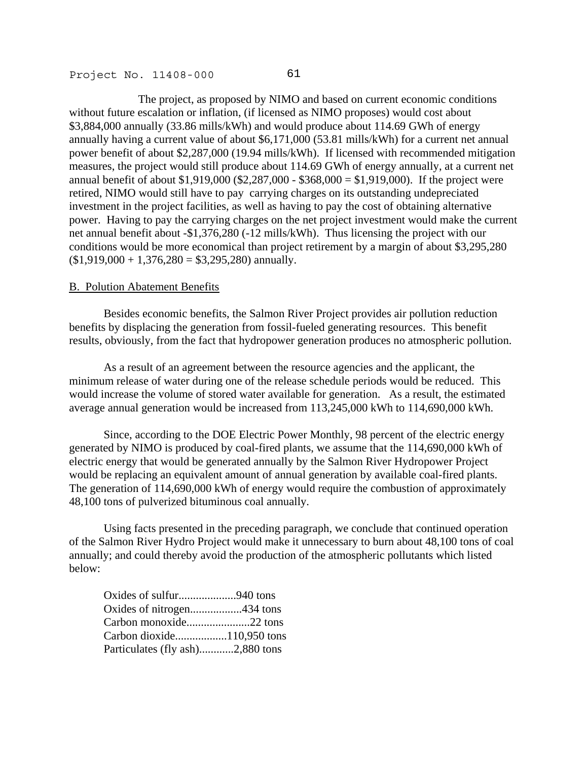The project, as proposed by NIMO and based on current economic conditions without future escalation or inflation, (if licensed as NIMO proposes) would cost about $3,884,000 annually (33.86 mills/kWh) and would produce about 114.69 GWh of energy annually having a current value of about $6,171,000 (53.81 mills/kWh) for a current net annual power benefit of about $2,287,000 (19.94 mills/kWh). If licensed with recommended mitigation measures, the project would still produce about 114.69 GWh of energy annually, at a current net annual benefit of about $1,919,000 ($2,287,000 - $368,000 = $1,919,000). If the project were retired, NIMO would still have to pay carrying charges on its outstanding undepreciated investment in the project facilities, as well as having to pay the cost of obtaining alternative power. Having to pay the carrying charges on the net project investment would make the current net annual benefit about -$1,376,280 (-12 mills/kWh). Thus licensing the project with our conditions would be more economical than project retirement by a margin of about $3,295,280 ($1,919,000 + 1,376,280 = $3,295,280) annually.

B. Polution Abatement Benefits

Besides economic benefits, the Salmon River Project provides air pollution reduction benefits by displacing the generation from fossil-fueled generating resources. This benefit results, obviously, from the fact that hydropower generation produces no atmospheric pollution.

As a result of an agreement between the resource agencies and the applicant, the minimum release of water during one of the release schedule periods would be reduced. This would increase the volume of stored water available for generation. As a result, the estimated average annual generation would be increased from 113,245,000 kWh to 114,690,000 kWh.

Since, according to the DOE Electric Power Monthly, 98 percent of the electric energy generated by NIMO is produced by coal-fired plants, we assume that the 114,690,000 kWh of electric energy that would be generated annually by the Salmon River Hydropower Project would be replacing an equivalent amount of annual generation by available coal-fired plants. The generation of 114,690,000 kWh of energy would require the combustion of approximately 48,100 tons of pulverized bituminous coal annually.

Using facts presented in the preceding paragraph, we conclude that continued operation of the Salmon River Hydro Project would make it unnecessary to burn about 48,100 tons of coal annually; and could thereby avoid the production of the atmospheric pollutants which listed below:

Oxides of sulfur....................940 tons
Oxides of nitrogen..................434 tons
Carbon monoxide......................22 tons
Carbon dioxide..................110,950 tons
Particulates (fly ash)............2,880 tons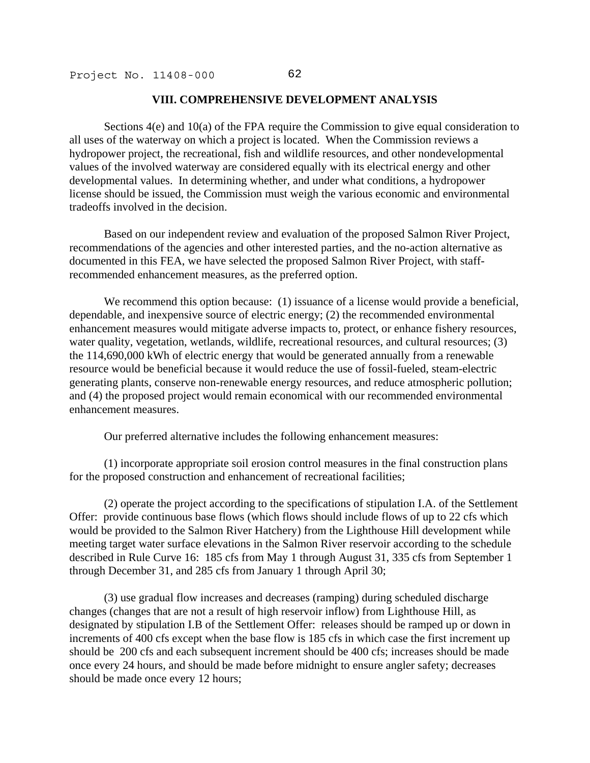## VIII. COMPREHENSIVE DEVELOPMENT ANALYSIS

Sections 4(e) and 10(a) of the FPA require the Commission to give equal consideration to all uses of the waterway on which a project is located. When the Commission reviews a hydropower project, the recreational, fish and wildlife resources, and other nondevelopmental values of the involved waterway are considered equally with its electrical energy and other developmental values. In determining whether, and under what conditions, a hydropower license should be issued, the Commission must weigh the various economic and environmental tradeoffs involved in the decision.

Based on our independent review and evaluation of the proposed Salmon River Project, recommendations of the agencies and other interested parties, and the no-action alternative as documented in this FEA, we have selected the proposed Salmon River Project, with staff-recommended enhancement measures, as the preferred option.

We recommend this option because: (1) issuance of a license would provide a beneficial, dependable, and inexpensive source of electric energy; (2) the recommended environmental enhancement measures would mitigate adverse impacts to, protect, or enhance fishery resources, water quality, vegetation, wetlands, wildlife, recreational resources, and cultural resources; (3) the 114,690,000 kWh of electric energy that would be generated annually from a renewable resource would be beneficial because it would reduce the use of fossil-fueled, steam-electric generating plants, conserve non-renewable energy resources, and reduce atmospheric pollution; and (4) the proposed project would remain economical with our recommended environmental enhancement measures.

Our preferred alternative includes the following enhancement measures:

(1) incorporate appropriate soil erosion control measures in the final construction plans for the proposed construction and enhancement of recreational facilities;

(2) operate the project according to the specifications of stipulation I.A. of the Settlement Offer: provide continuous base flows (which flows should include flows of up to 22 cfs which would be provided to the Salmon River Hatchery) from the Lighthouse Hill development while meeting target water surface elevations in the Salmon River reservoir according to the schedule described in Rule Curve 16: 185 cfs from May 1 through August 31, 335 cfs from September 1 through December 31, and 285 cfs from January 1 through April 30;

(3) use gradual flow increases and decreases (ramping) during scheduled discharge changes (changes that are not a result of high reservoir inflow) from Lighthouse Hill, as designated by stipulation I.B of the Settlement Offer: releases should be ramped up or down in increments of 400 cfs except when the base flow is 185 cfs in which case the first increment up should be 200 cfs and each subsequent increment should be 400 cfs; increases should be made once every 24 hours, and should be made before midnight to ensure angler safety; decreases should be made once every 12 hours;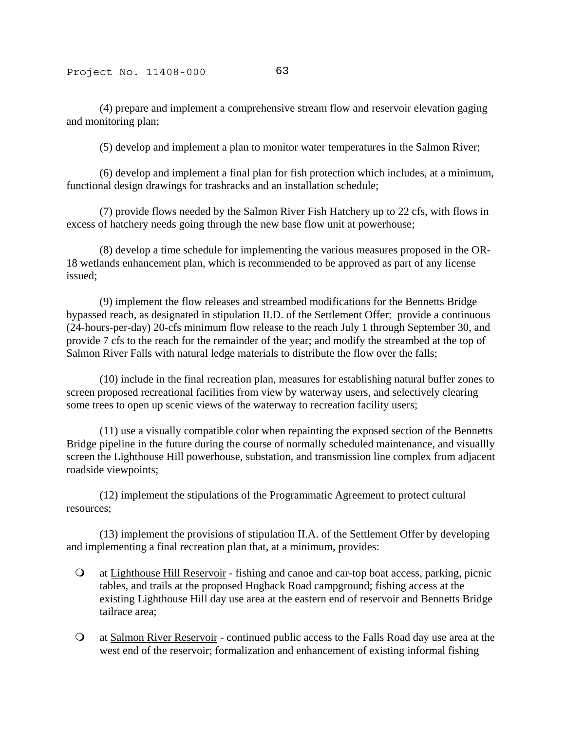(4) prepare and implement a comprehensive stream flow and reservoir elevation gaging and monitoring plan;

(5) develop and implement a plan to monitor water temperatures in the Salmon River;

(6) develop and implement a final plan for fish protection which includes, at a minimum, functional design drawings for trashracks and an installation schedule;

(7) provide flows needed by the Salmon River Fish Hatchery up to 22 cfs, with flows in excess of hatchery needs going through the new base flow unit at powerhouse;

(8) develop a time schedule for implementing the various measures proposed in the OR-18 wetlands enhancement plan, which is recommended to be approved as part of any license issued;

(9) implement the flow releases and streambed modifications for the Bennetts Bridge bypassed reach, as designated in stipulation II.D. of the Settlement Offer: provide a continuous (24-hours-per-day) 20-cfs minimum flow release to the reach July 1 through September 30, and provide 7 cfs to the reach for the remainder of the year; and modify the streambed at the top of Salmon River Falls with natural ledge materials to distribute the flow over the falls;

(10) include in the final recreation plan, measures for establishing natural buffer zones to screen proposed recreational facilities from view by waterway users, and selectively clearing some trees to open up scenic views of the waterway to recreation facility users;

(11) use a visually compatible color when repainting the exposed section of the Bennetts Bridge pipeline in the future during the course of normally scheduled maintenance, and visuallly screen the Lighthouse Hill powerhouse, substation, and transmission line complex from adjacent roadside viewpoints;

(12) implement the stipulations of the Programmatic Agreement to protect cultural resources;

(13) implement the provisions of stipulation II.A. of the Settlement Offer by developing and implementing a final recreation plan that, at a minimum, provides:

- at <u>Lighthouse Hill Reservoir</u> - fishing and canoe and car-top boat access, parking, picnic tables, and trails at the proposed Hogback Road campground; fishing access at the existing Lighthouse Hill day use area at the eastern end of reservoir and Bennetts Bridge tailrace area;
- at <u>Salmon River Reservoir</u> - continued public access to the Falls Road day use area at the west end of the reservoir; formalization and enhancement of existing informal fishing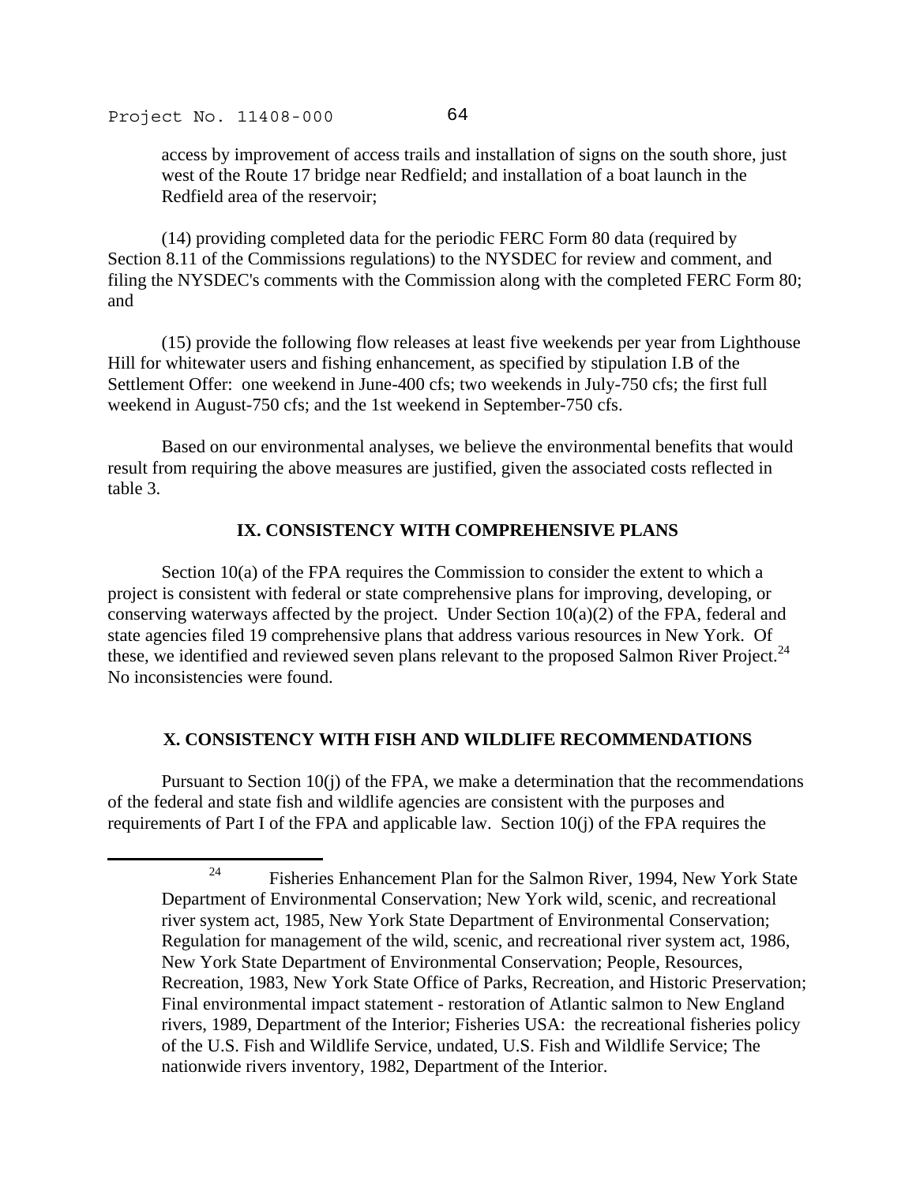access by improvement of access trails and installation of signs on the south shore, just west of the Route 17 bridge near Redfield; and installation of a boat launch in the Redfield area of the reservoir;

(14) providing completed data for the periodic FERC Form 80 data (required by Section 8.11 of the Commissions regulations) to the NYSDEC for review and comment, and filing the NYSDEC's comments with the Commission along with the completed FERC Form 80; and

(15) provide the following flow releases at least five weekends per year from Lighthouse Hill for whitewater users and fishing enhancement, as specified by stipulation I.B of the Settlement Offer: one weekend in June-400 cfs; two weekends in July-750 cfs; the first full weekend in August-750 cfs; and the 1st weekend in September-750 cfs.

Based on our environmental analyses, we believe the environmental benefits that would result from requiring the above measures are justified, given the associated costs reflected in table 3.

## IX. CONSISTENCY WITH COMPREHENSIVE PLANS

Section 10(a) of the FPA requires the Commission to consider the extent to which a project is consistent with federal or state comprehensive plans for improving, developing, or conserving waterways affected by the project. Under Section 10(a)(2) of the FPA, federal and state agencies filed 19 comprehensive plans that address various resources in New York. Of these, we identified and reviewed seven plans relevant to the proposed Salmon River Project.[24] No inconsistencies were found.

## X. CONSISTENCY WITH FISH AND WILDLIFE RECOMMENDATIONS

Pursuant to Section 10(j) of the FPA, we make a determination that the recommendations of the federal and state fish and wildlife agencies are consistent with the purposes and requirements of Part I of the FPA and applicable law. Section 10(j) of the FPA requires the

---

[24] Fisheries Enhancement Plan for the Salmon River, 1994, New York State Department of Environmental Conservation; New York wild, scenic, and recreational river system act, 1985, New York State Department of Environmental Conservation; Regulation for management of the wild, scenic, and recreational river system act, 1986, New York State Department of Environmental Conservation; People, Resources, Recreation, 1983, New York State Office of Parks, Recreation, and Historic Preservation; Final environmental impact statement - restoration of Atlantic salmon to New England rivers, 1989, Department of the Interior; Fisheries USA: the recreational fisheries policy of the U.S. Fish and Wildlife Service, undated, U.S. Fish and Wildlife Service; The nationwide rivers inventory, 1982, Department of the Interior.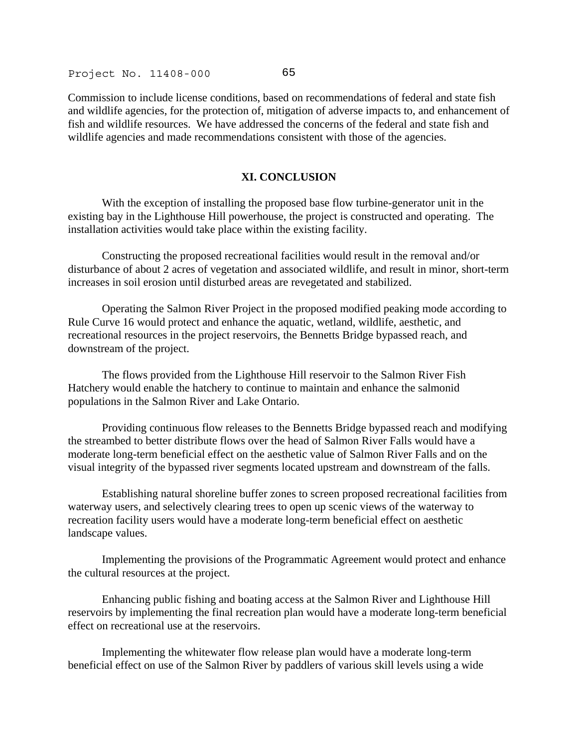Commission to include license conditions, based on recommendations of federal and state fish and wildlife agencies, for the protection of, mitigation of adverse impacts to, and enhancement of fish and wildlife resources. We have addressed the concerns of the federal and state fish and wildlife agencies and made recommendations consistent with those of the agencies.

## XI. CONCLUSION

With the exception of installing the proposed base flow turbine-generator unit in the existing bay in the Lighthouse Hill powerhouse, the project is constructed and operating. The installation activities would take place within the existing facility.

Constructing the proposed recreational facilities would result in the removal and/or disturbance of about 2 acres of vegetation and associated wildlife, and result in minor, short-term increases in soil erosion until disturbed areas are revegetated and stabilized.

Operating the Salmon River Project in the proposed modified peaking mode according to Rule Curve 16 would protect and enhance the aquatic, wetland, wildlife, aesthetic, and recreational resources in the project reservoirs, the Bennetts Bridge bypassed reach, and downstream of the project.

The flows provided from the Lighthouse Hill reservoir to the Salmon River Fish Hatchery would enable the hatchery to continue to maintain and enhance the salmonid populations in the Salmon River and Lake Ontario.

Providing continuous flow releases to the Bennetts Bridge bypassed reach and modifying the streambed to better distribute flows over the head of Salmon River Falls would have a moderate long-term beneficial effect on the aesthetic value of Salmon River Falls and on the visual integrity of the bypassed river segments located upstream and downstream of the falls.

Establishing natural shoreline buffer zones to screen proposed recreational facilities from waterway users, and selectively clearing trees to open up scenic views of the waterway to recreation facility users would have a moderate long-term beneficial effect on aesthetic landscape values.

Implementing the provisions of the Programmatic Agreement would protect and enhance the cultural resources at the project.

Enhancing public fishing and boating access at the Salmon River and Lighthouse Hill reservoirs by implementing the final recreation plan would have a moderate long-term beneficial effect on recreational use at the reservoirs.

Implementing the whitewater flow release plan would have a moderate long-term beneficial effect on use of the Salmon River by paddlers of various skill levels using a wide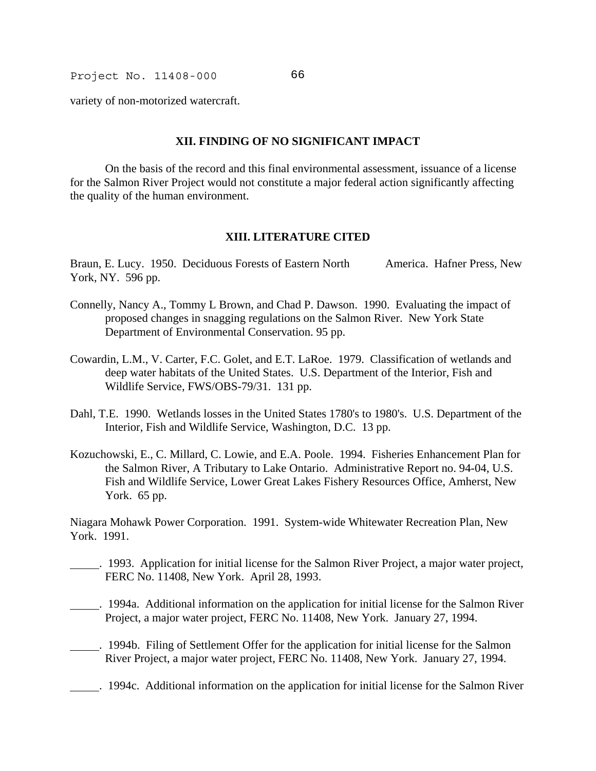variety of non-motorized watercraft.

## XII. FINDING OF NO SIGNIFICANT IMPACT

On the basis of the record and this final environmental assessment, issuance of a license for the Salmon River Project would not constitute a major federal action significantly affecting the quality of the human environment.

## XIII. LITERATURE CITED

Braun, E. Lucy. 1950. Deciduous Forests of Eastern North America. Hafner Press, New York, NY. 596 pp.

Connelly, Nancy A., Tommy L Brown, and Chad P. Dawson. 1990. Evaluating the impact of proposed changes in snagging regulations on the Salmon River. New York State Department of Environmental Conservation. 95 pp.

Cowardin, L.M., V. Carter, F.C. Golet, and E.T. LaRoe. 1979. Classification of wetlands and deep water habitats of the United States. U.S. Department of the Interior, Fish and Wildlife Service, FWS/OBS-79/31. 131 pp.

Dahl, T.E. 1990. Wetlands losses in the United States 1780's to 1980's. U.S. Department of the Interior, Fish and Wildlife Service, Washington, D.C. 13 pp.

Kozuchowski, E., C. Millard, C. Lowie, and E.A. Poole. 1994. Fisheries Enhancement Plan for the Salmon River, A Tributary to Lake Ontario. Administrative Report no. 94-04, U.S. Fish and Wildlife Service, Lower Great Lakes Fishery Resources Office, Amherst, New York. 65 pp.

Niagara Mohawk Power Corporation. 1991. System-wide Whitewater Recreation Plan, New York. 1991.

\_\_\_\_\_. 1993. Application for initial license for the Salmon River Project, a major water project, FERC No. 11408, New York. April 28, 1993.

\_\_\_\_\_. 1994a. Additional information on the application for initial license for the Salmon River Project, a major water project, FERC No. 11408, New York. January 27, 1994.

\_\_\_\_\_. 1994b. Filing of Settlement Offer for the application for initial license for the Salmon River Project, a major water project, FERC No. 11408, New York. January 27, 1994.

\_\_\_\_\_. 1994c. Additional information on the application for initial license for the Salmon River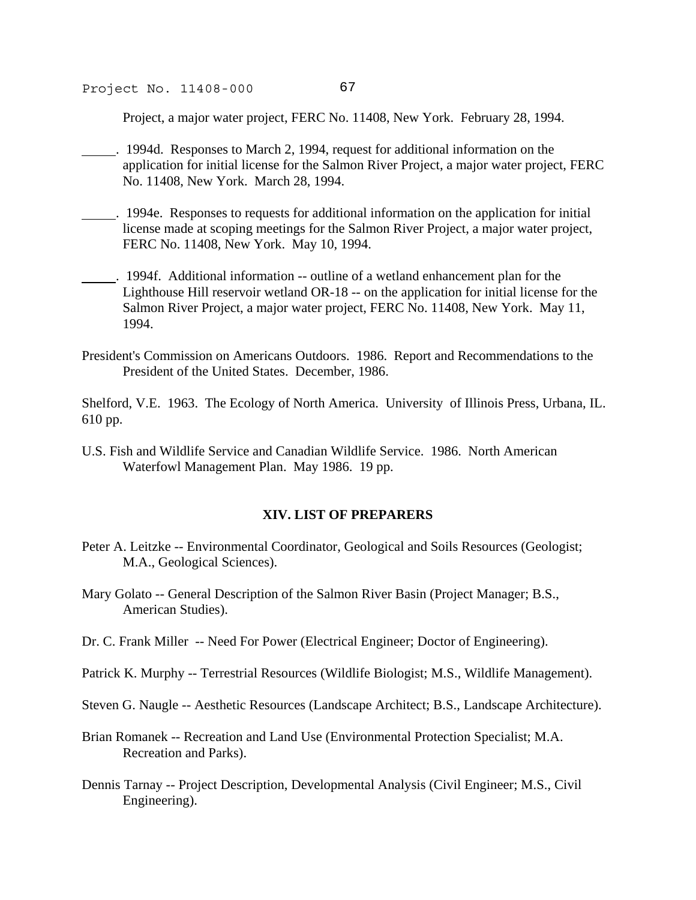Project, a major water project, FERC No. 11408, New York. February 28, 1994.

_____. 1994d. Responses to March 2, 1994, request for additional information on the application for initial license for the Salmon River Project, a major water project, FERC No. 11408, New York. March 28, 1994.

_____. 1994e. Responses to requests for additional information on the application for initial license made at scoping meetings for the Salmon River Project, a major water project, FERC No. 11408, New York. May 10, 1994.

_____. 1994f. Additional information -- outline of a wetland enhancement plan for the Lighthouse Hill reservoir wetland OR-18 -- on the application for initial license for the Salmon River Project, a major water project, FERC No. 11408, New York. May 11, 1994.

President's Commission on Americans Outdoors. 1986. Report and Recommendations to the President of the United States. December, 1986.

Shelford, V.E. 1963. The Ecology of North America. University of Illinois Press, Urbana, IL. 610 pp.

U.S. Fish and Wildlife Service and Canadian Wildlife Service. 1986. North American Waterfowl Management Plan. May 1986. 19 pp.

## XIV. LIST OF PREPARERS

Peter A. Leitzke -- Environmental Coordinator, Geological and Soils Resources (Geologist; M.A., Geological Sciences).

Mary Golato -- General Description of the Salmon River Basin (Project Manager; B.S., American Studies).

Dr. C. Frank Miller -- Need For Power (Electrical Engineer; Doctor of Engineering).

Patrick K. Murphy -- Terrestrial Resources (Wildlife Biologist; M.S., Wildlife Management).

Steven G. Naugle -- Aesthetic Resources (Landscape Architect; B.S., Landscape Architecture).

Brian Romanek -- Recreation and Land Use (Environmental Protection Specialist; M.A. Recreation and Parks).

Dennis Tarnay -- Project Description, Developmental Analysis (Civil Engineer; M.S., Civil Engineering).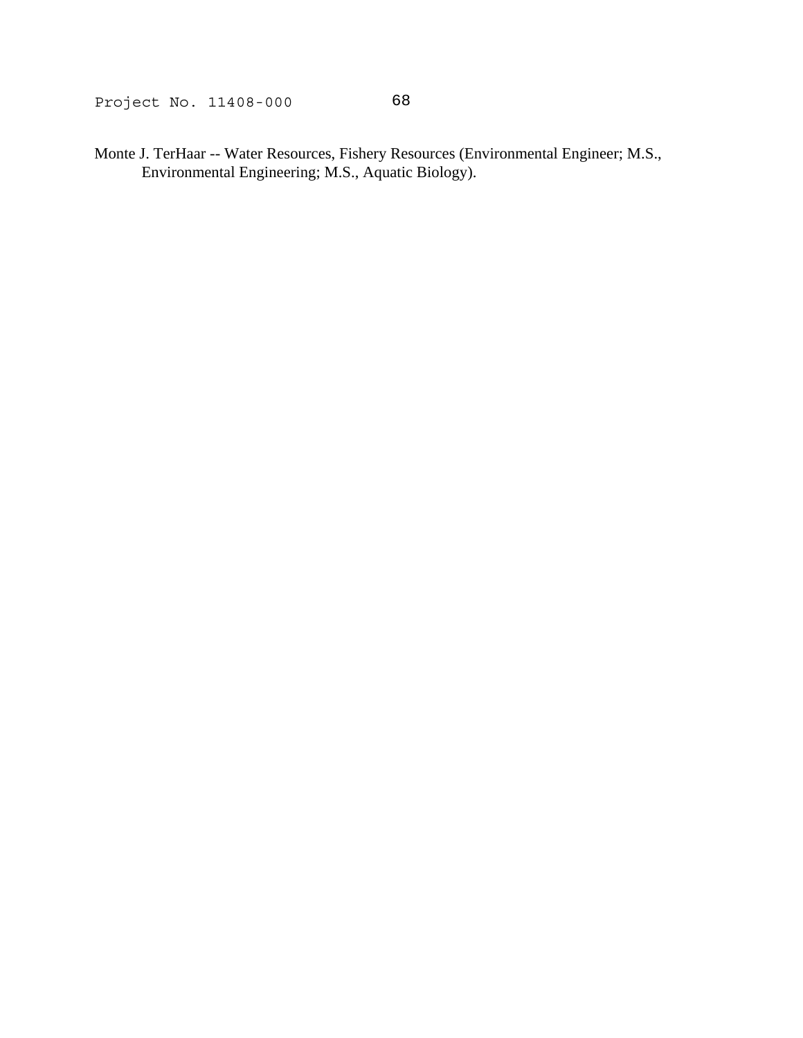Monte J. TerHaar -- Water Resources, Fishery Resources (Environmental Engineer; M.S., Environmental Engineering; M.S., Aquatic Biology).